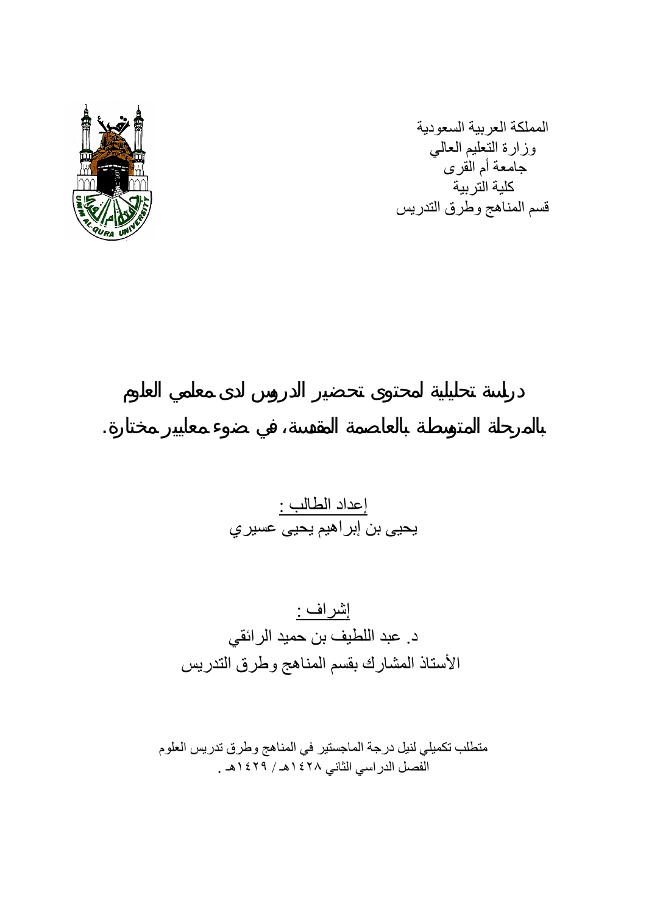المملكة العربية السعودية
وزارة التعليم العالي
جامعة أم القرى
كلية التربية
قسم المناهج وطرق التدريس

# دراسة تحليلية لمحتوى تحضير الدروس لدى معلمي العلوم بالمرحلة المتوسطة بالعاصمة المقدسة، في ضوء معايير مختارة.

إعداد الطالب :
يحيى بن إبراهيم يحيى عسيري

إشراف :
د. عبد اللطيف بن حميد الرائقي
الأستاذ المشارك بقسم المناهج وطرق التدريس

متطلب تكميلي لنيل درجة الماجستير في المناهج وطرق تدريس العلوم
الفصل الدراسي الثاني ١٤٢٨هـ / ١٤٢٩هـ .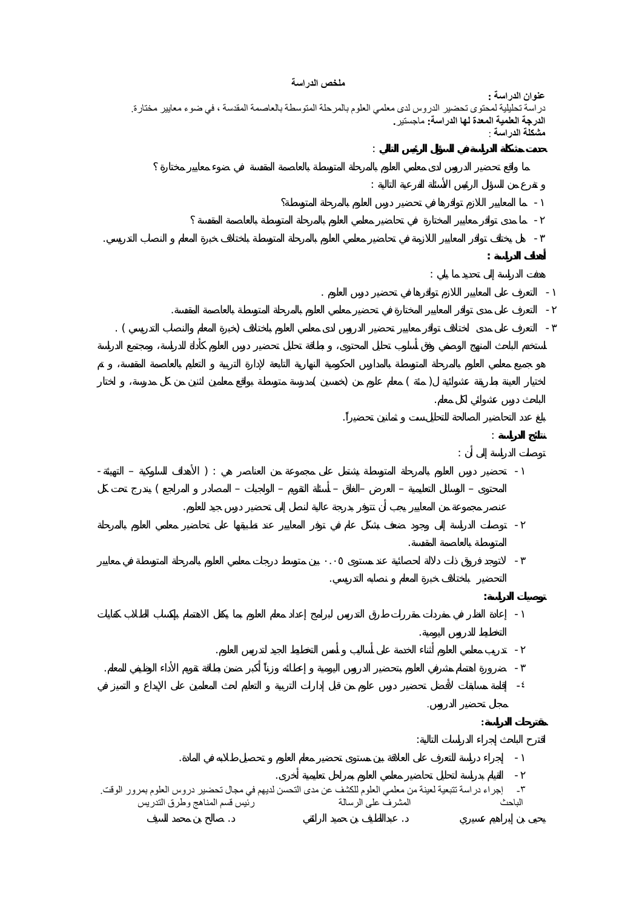## ملخص الدراسة

**عنوان الدراسة :**
دراسة تحليلية لمحتوى تحضير الدروس لدى معلمي العلوم بالمرحلة المتوسطة بالعاصمة المقدسة ، في ضوء معايير مختارة.

**الدرجة العلمية المعدة لها الدراسة:** ماجستير.

**مشكلة الدراسة :**

**حددت مشكلة الدراسة في السؤال الرئيس التالي :**

ما واقع تحضير الدروس لدى معلمي العلوم بالمرحلة المتوسطة بالعاصمة المقدسة في ضوء معايير مختارة ؟

و تفرع من السؤال الرئيس الأسئلة الفرعية التالية :

١ - ما المعايير اللازم توافرها في تحضير دروس العلوم بالمرحلة المتوسطة؟

٢ - ما مدى توافر معايير المختارة في تحاضير معلمي العلوم بالمرحلة المتوسطة بالعاصمة المقدسة ؟

٣ - هل يختلف توافر المعايير اللازمة في تحاضير معلمي العلوم بالمرحلة المتوسطة باختلاف خبرة المعلم و النصاب التدريسي.

**أهداف الدراسة :**

هدفت الدراسة إلى تحديد ما يلي :

١ - التعرف على المعايير اللازم توافرها في تحضير دروس العلوم .

٢ - التعرف على مدى توافر المعايير المختارة في تحضير معلمي العلوم بالمرحلة المتوسطة بالعاصمة المقدسة.

٣ - التعرف على مدى اختلاف توافر معايير تحضير الدروس لدى معلمي العلوم باختلاف (خبرة المعلم والنصاب التدريسي ) .

استخدم الباحث المنهج الوصفي وفق أسلوب تحليل المحتوى، و بطاقة تحليل تحضير دروس العلوم كأداة للدراسة، ومجتمع الدراسة هو جميع معلمي العلوم بالمرحلة المتوسطة بالمدارس الحكومية النهارية التابعة لإدارة التربية و التعليم بالعاصمة المقدسة، و تم اختيار العينة بطريقة عشوائية ل( مئة ) معلم علوم من (خمسين )مدرسة متوسطة بواقع معلمين اثنين من كل مدرسة، و اختار الباحث درس عشوائي لكل معلم.

بلغ عدد التحاضير الصالحة للتحليل ست و ثمانين تحضيراً.

**نتائج الدراسة :**

توصلت الدراسة إلى أن :

١ - تحضير دروس العلوم بالمرحلة المتوسطة يشتمل على مجموعة من العناصر هي : ( الأهداف السلوكية – التهيئة - المحتوى – الوسائل التعليمية – العرض –الغلق – أسئلة التقويم – الواجبات – المصادر و المراجع ) يندرج تحت كل عنصر مجموعة من المعايير يجب أن تتوفر بدرجة عالية لنصل إلى تحضير درس جيد للعلوم.

٢ - توصلت الدراسة إلى وجود ضعف بشكل عام في توفر المعايير عند تطبيقها على تحاضير معلمي العلوم بالمرحلة المتوسطة بالعاصمة المقدسة.

٣ - لاتوجد فروق ذات دلالة لحصائية عند مستوى ٠.٠٥ بين متوسط درجات معلمي العلوم بالمرحلة المتوسطة في معايير التحضير باختلاف خبرة المعلم و نصابه التدريسي.

**توصيات الدراسة:**

١ - إعادة النظر في مفردات مقررات طرق التدريس لبرامج إعداد معلم العلوم بما يكفل الاهتمام بإكساب الطلاب كفايات التخطيط للدروس اليومية.

٢ - تدريب معلمي العلوم أثناء الخدمة على أساليب و أسس التخطيط الجيد لتدريس العلوم.

٣ - ضرورة اهتمام مشرفي العلوم بتحضير الدروس اليومية و إعطائه وزناً أكبر ضمن بطاقة تقويم الأداء الوظيفي للمعلم.

٤ - إقامة مسابقات لأفضل تحضير دروس علوم من قبل إدارات التربية و التعليم لحث المعلمين على الإبداع و التميز في مجال تحضير الدروس.

**مقترحات الدراسة:**

اقترح الباحث إجراء الدراسات التالية:

١ - إجراء دراسة للتعرف على العلاقة بين مستوى تحضير معلم العلوم و تحصيل طلابه في المادة.

٢ - القيام بدراسة لتحليل تحاضير معلمي العلوم بمراحل تعليمية أخرى.

٣ - إجراء دراسة تتبعية لعينة من معلمي العلوم للكشف عن مدى التحسن لديهم في مجال تحضير دروس العلوم بمرور الوقت.

| الباحث | المشرف على الرسالة | رئيس قسم المناهج وطرق التدريس |
|---|---|---|
| يحيى بن إبراهيم عسيري | د. عبداللطيف بن حميد الرايقي | د. صالح بن محمد السيف |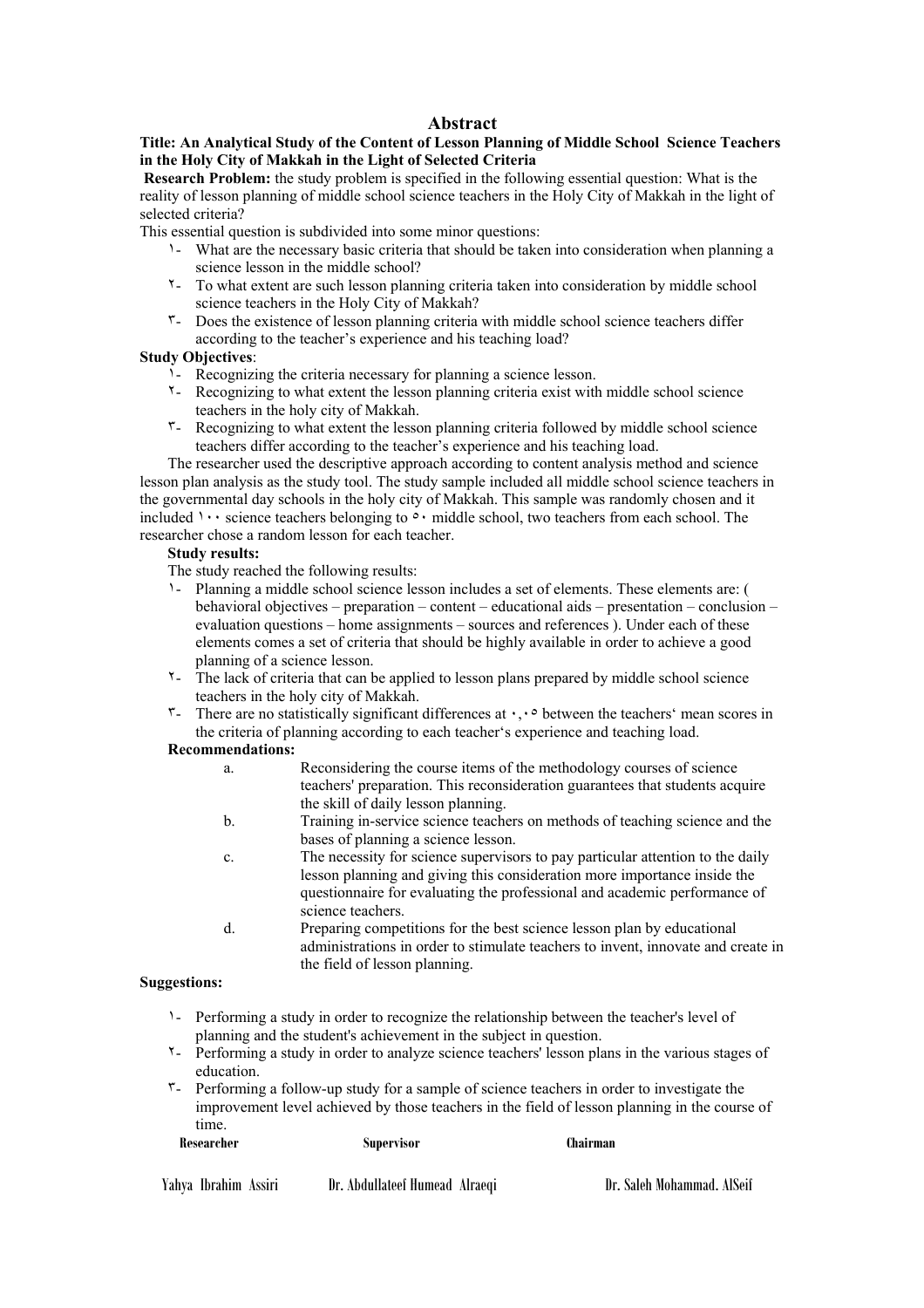# Abstract

**Title: An Analytical Study of the Content of Lesson Planning of Middle School Science Teachers in the Holy City of Makkah in the Light of Selected Criteria**

**Research Problem:** the study problem is specified in the following essential question: What is the reality of lesson planning of middle school science teachers in the Holy City of Makkah in the light of selected criteria?

This essential question is subdivided into some minor questions:

١- What are the necessary basic criteria that should be taken into consideration when planning a science lesson in the middle school?

٢- To what extent are such lesson planning criteria taken into consideration by middle school science teachers in the Holy City of Makkah?

٣- Does the existence of lesson planning criteria with middle school science teachers differ according to the teacher's experience and his teaching load?

**Study Objectives**:

١- Recognizing the criteria necessary for planning a science lesson.

٢- Recognizing to what extent the lesson planning criteria exist with middle school science teachers in the holy city of Makkah.

٣- Recognizing to what extent the lesson planning criteria followed by middle school science teachers differ according to the teacher's experience and his teaching load.

The researcher used the descriptive approach according to content analysis method and science lesson plan analysis as the study tool. The study sample included all middle school science teachers in the governmental day schools in the holy city of Makkah. This sample was randomly chosen and it included ١٠٠ science teachers belonging to ٥٠ middle school, two teachers from each school. The researcher chose a random lesson for each teacher.

**Study results:**

The study reached the following results:

١- Planning a middle school science lesson includes a set of elements. These elements are: ( behavioral objectives – preparation – content – educational aids – presentation – conclusion – evaluation questions – home assignments – sources and references ). Under each of these elements comes a set of criteria that should be highly available in order to achieve a good planning of a science lesson.

٢- The lack of criteria that can be applied to lesson plans prepared by middle school science teachers in the holy city of Makkah.

٣- There are no statistically significant differences at ٠,٠٥ between the teachers' mean scores in the criteria of planning according to each teacher's experience and teaching load.

**Recommendations:**

a. Reconsidering the course items of the methodology courses of science teachers' preparation. This reconsideration guarantees that students acquire the skill of daily lesson planning.

b. Training in-service science teachers on methods of teaching science and the bases of planning a science lesson.

c. The necessity for science supervisors to pay particular attention to the daily lesson planning and giving this consideration more importance inside the questionnaire for evaluating the professional and academic performance of science teachers.

d. Preparing competitions for the best science lesson plan by educational administrations in order to stimulate teachers to invent, innovate and create in the field of lesson planning.

**Suggestions:**

١- Performing a study in order to recognize the relationship between the teacher's level of planning and the student's achievement in the subject in question.

٢- Performing a study in order to analyze science teachers' lesson plans in the various stages of education.

٣- Performing a follow-up study for a sample of science teachers in order to investigate the improvement level achieved by those teachers in the field of lesson planning in the course of time.

| Researcher | Supervisor | Chairman |
|---|---|---|
| Yahya Ibrahim Assiri | Dr. Abdullateef Humead Alraeqi | Dr. Saleh Mohammad. AlSeif |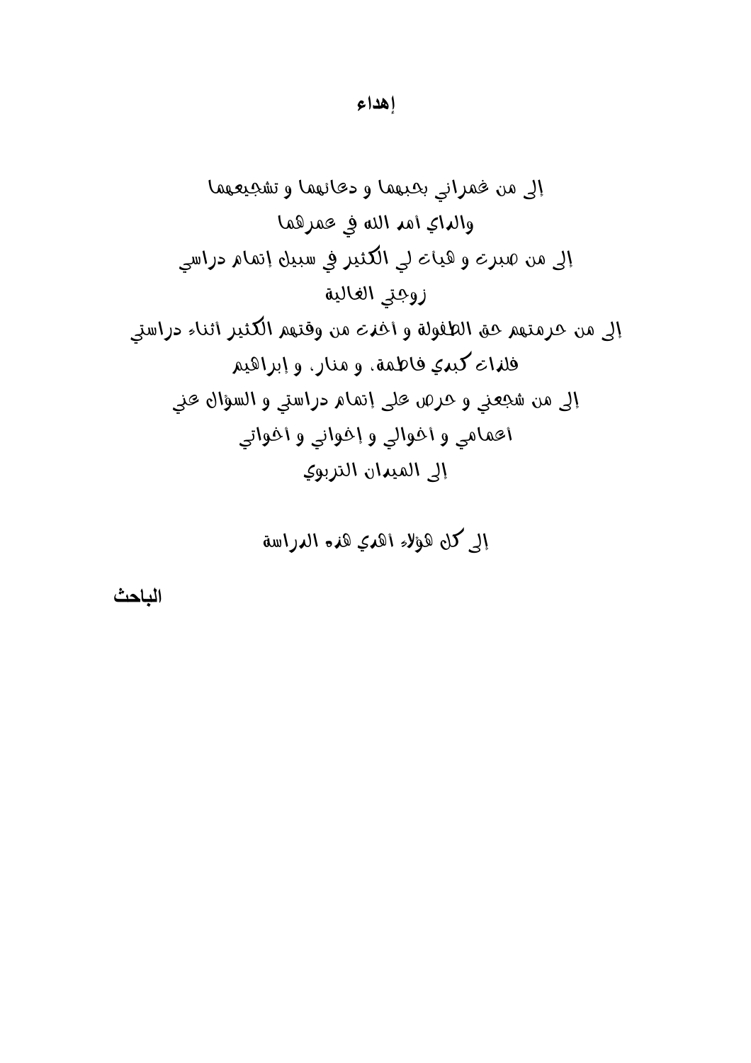# إهداء

إلى من غمراني بحبهما و دعائهما و تشجيعهما

والداي أمد الله في عمرهما

إلى من صبرت و هيأت لي الكثير في سبيل إتمام دراسي

زوجتي الغالية

إلى من حرمتهم حق الطفولة و أخذت من وقتهم الكثير أثناء دراستي

فلذات كبدي فاطمة، و منار، و إبراهيم

إلى من شجعني و حرص على إتمام دراستي و السؤال عني

أعمامي و أخوالي و إخواني و أخواتي

إلى الميدان التربوي

إلى كل هؤلاء أهدي هذه الدراسة

**الباحث**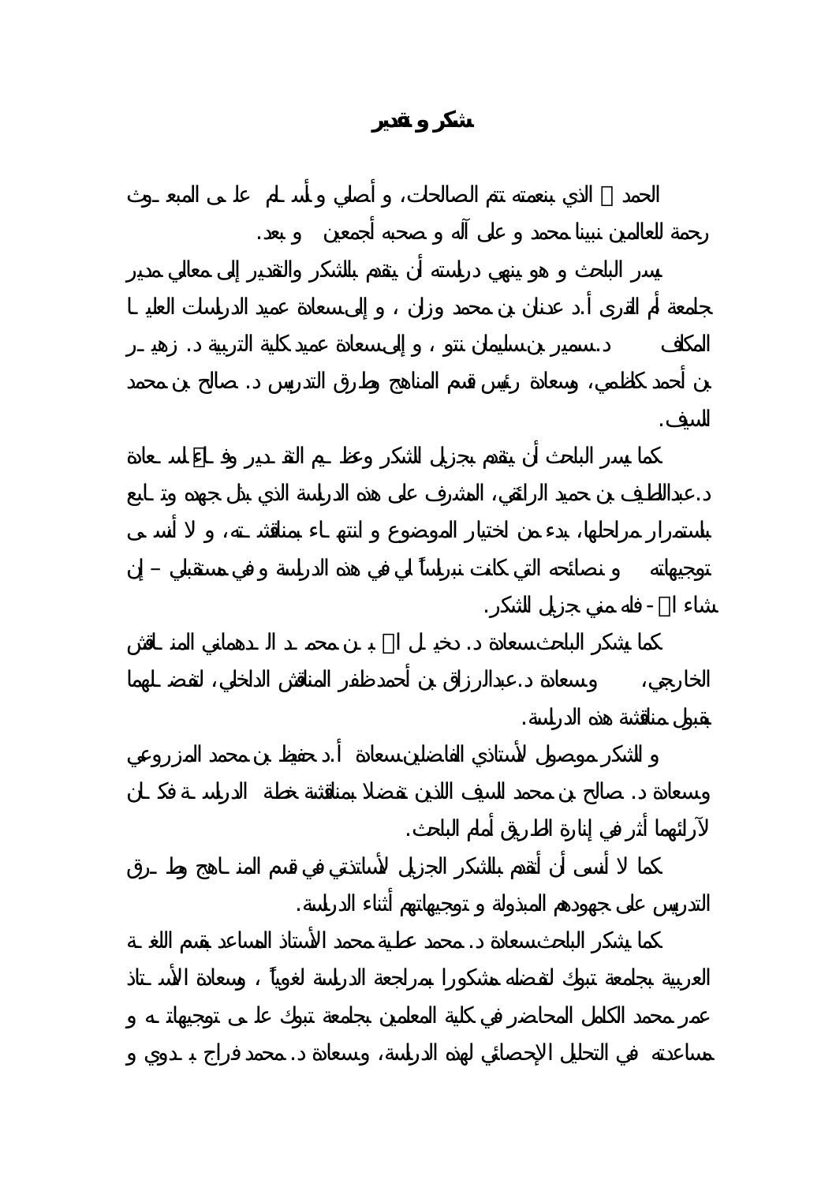# شكر و تقدير

الحمد لله الذي بنعمته تتم الصالحات، و أصلي و أسلم على المبعوث رحمة للعالمين نبينا محمد و على آله و صحبه أجمعين و بعد.

يسر الباحث و هو ينهي دراسته أن يتقدم بالشكر والتقدير إلى معالي مدير جامعة أم القرى أ.د عدنان بن محمد وزان ، و إلى سعادة عميد الدراسات العليا المكلف د.سمير بن سليمان نتو ، و إلى سعادة عميد كلية التربية د. زهير بن أحمد كاظمي، وسعادة رئيس قسم المناهج وطرق التدريس د. صالح بن محمد السيف.

كما يسر الباحث أن يتقدم بجزيل الشكر وعظيم التقدير وفائق الامتنان لسعادة د.عبداللطيف بن حميد الرايقي، المشرف على هذه الدراسة الذي بذل جهده وتابع باستمرار مراحلها، بدءً من اختيار الموضوع و انتهاءً بمناقشته، و لا أنسى توجيهاته و نصائحه التي كانت نبراساً لي في هذه الدراسة و في مستقبلي – إن شاء الله - فله مني جزيل الشكر.

كما يشكر الباحث سعادة د. دخيل الله بن محمد الدهماني المناقش الخارجي، وسعادة د.عبدالرزاق بن أحمد ظفر المناقش الداخلي، لتفضلهما بقبول مناقشة هذه الدراسة.

و الشكر موصول لأستاذي الفاضلين سعادة أ.د حفيظ بن محمد المزروعي وسعادة د. صالح بن محمد السيف اللذين تفضلا بمناقشة خطة الدراسة فكان لآرائهما أثر في إنارة الطريق أمام الباحث.

كما لا أنسى أن أتقدم بالشكر الجزيل لأساتذتي في قسم المناهج وطرق التدريس على جهودهم المبذولة و توجيهاتهم أثناء الدراسة.

كما يشكر الباحث سعادة د. محمد عطية محمد الأستاذ المساعد بقسم اللغة العربية بجامعة تبوك لتفضله مشكورا بمراجعة الدراسة لغوياً ، وسعادة الأستاذ عمر محمد الكامل المحاضر في كلية المعلمين بجامعة تبوك على توجيهاته و مساعدته في التحليل الإحصائي لهذه الدراسة، وسعادة د. محمد فراج بدوي و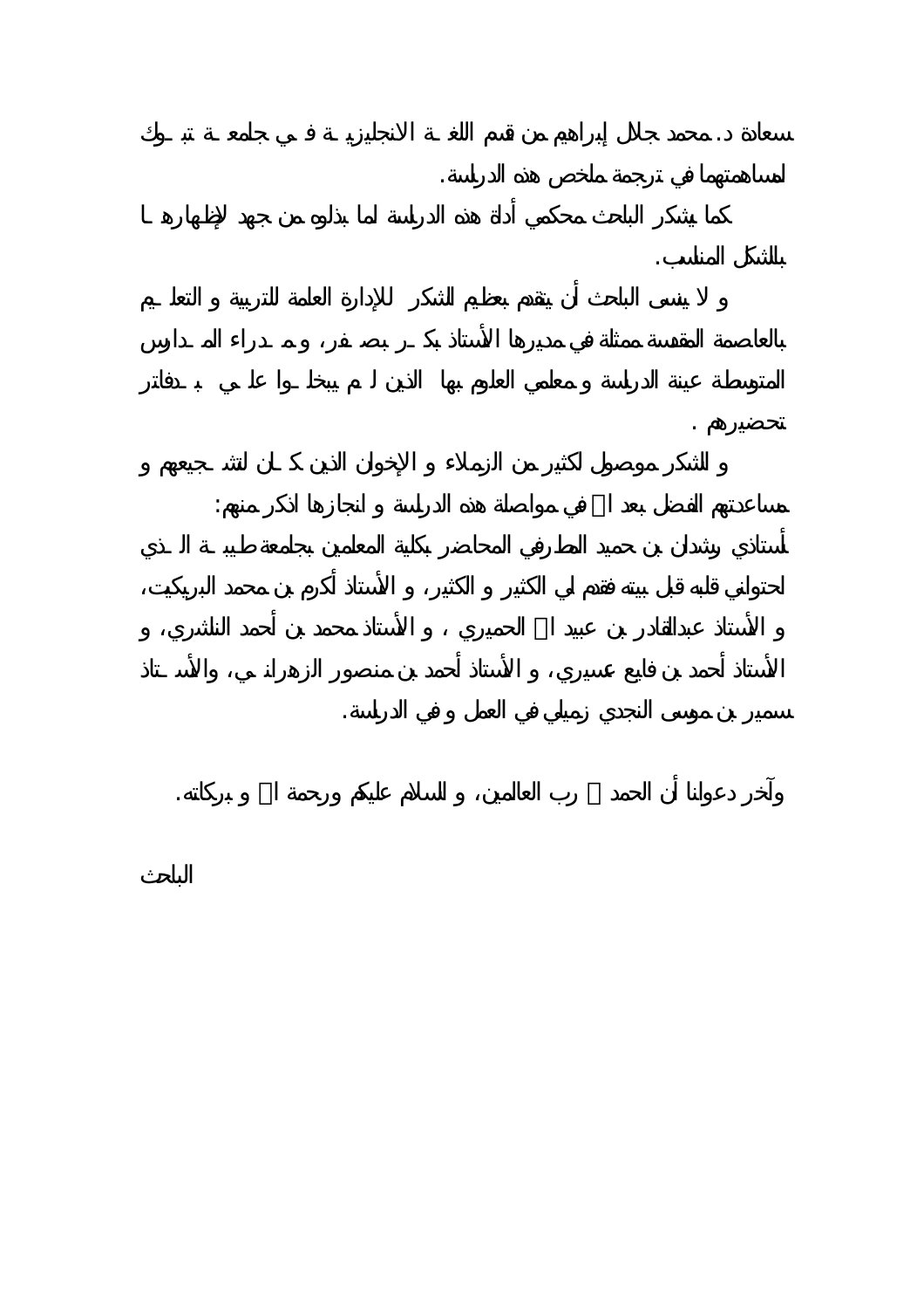سعادة د. محمد جلال إبراهيم من قسم اللغـة الانجليزيـة فـي جامعـة تبـوك لمساهمتهما في ترجمة ملخص هذه الدراسة.

كما يشكر الباحث محكمي أداة هذه الدراسة لما بذلوه من جهد لإظهارهـا بالشكل المناسب.

و لا ينسى الباحث أن يتقدم بعظيم الشكر للإدارة العامة للتربية و التعليـم بالعاصمة المقدسة ممثلة في مديرها الأستاذ بكـر بصـفر، و مـدراء المـدارس المتوسطة عينة الدراسة و معلمي العلوم بها الذين لـم يبخلـوا علـي بـدفاتر تحضيرهم .

و الشكر موصول لكثير من الزملاء و الإخوان الذين كـان لتشـجيعهم و مساعدتهم الفضل بعد الله في مواصلة هذه الدراسة و انجازها اذكر منهم:
أستاذي ريشدان بن حميد المطرفي المحاضر بكلية المعلمين بجامعة طيبـة الـذي احتواني قلبه قبل بيته فقدم لي الكثير و الكثير، و الأستاذ أكرم بن محمد البريكيت، و الأستاذ عبدالقادر بن عبيد الله الحميري ، و الأستاذ محمد بن أحمد النشري، و الأستاذ أحمد بن فايع عسيري، و الأستاذ أحمد بن منصور الزهرانـي، والأسـتاذ سمير بن موسى النجدي زميلي في العمل و في الدراسة.

وآخر دعوانا أن الحمد لله رب العالمين، و السلام عليكم ورحمة الله و بركاته.

الباحث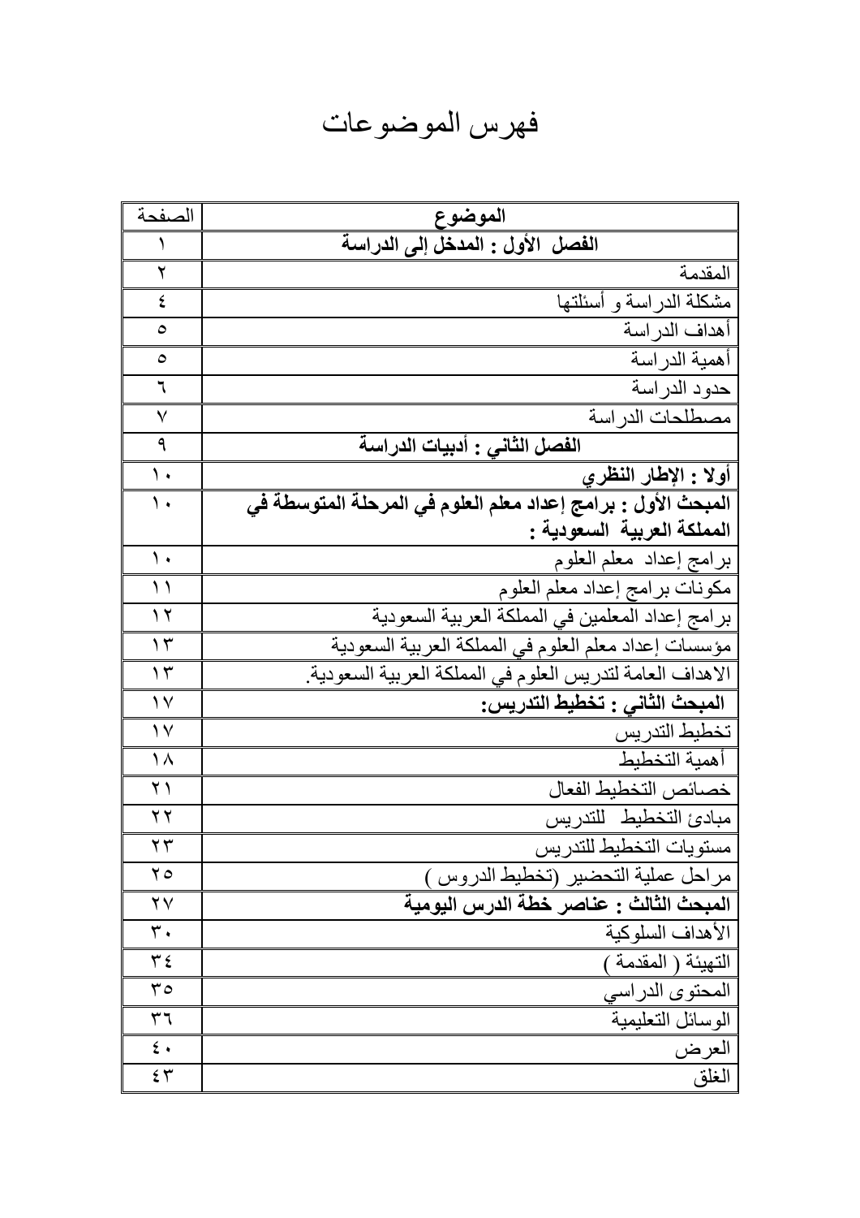# فهرس الموضوعات

| الموضوع | الصفحة |
|---|---|
| **الفصل الأول : المدخل إلى الدراسة** | ١ |
| المقدمة | ٢ |
| مشكلة الدراسة و أسئلتها | ٤ |
| أهداف الدراسة | ٥ |
| أهمية الدراسة | ٥ |
| حدود الدراسة | ٦ |
| مصطلحات الدراسة | ٧ |
| **الفصل الثاني : أدبيات الدراسة** | ٩ |
| **أولا : الإطار النظري** | ١٠ |
| **المبحث الأول : برامج إعداد معلم العلوم في المرحلة المتوسطة في المملكة العربية السعودية :** | ١٠ |
| برامج إعداد معلم العلوم | ١٠ |
| مكونات برامج إعداد معلم العلوم | ١١ |
| برامج إعداد المعلمين في المملكة العربية السعودية | ١٢ |
| مؤسسات إعداد معلم العلوم في المملكة العربية السعودية | ١٣ |
| الاهداف العامة لتدريس العلوم في المملكة العربية السعودية. | ١٣ |
| **المبحث الثاني : تخطيط التدريس:** | ١٧ |
| تخطيط التدريس | ١٧ |
| أهمية التخطيط | ١٨ |
| خصائص التخطيط الفعال | ٢١ |
| مبادئ التخطيط للتدريس | ٢٢ |
| مستويات التخطيط للتدريس | ٢٣ |
| مراحل عملية التحضير (تخطيط الدروس ) | ٢٥ |
| **المبحث الثالث : عناصر خطة الدرس اليومية** | ٢٧ |
| الأهداف السلوكية | ٣٠ |
| التهيئة ( المقدمة ) | ٣٤ |
| المحتوى الدراسي | ٣٥ |
| الوسائل التعليمية | ٣٦ |
| العرض | ٤٠ |
| الغلق | ٤٣ |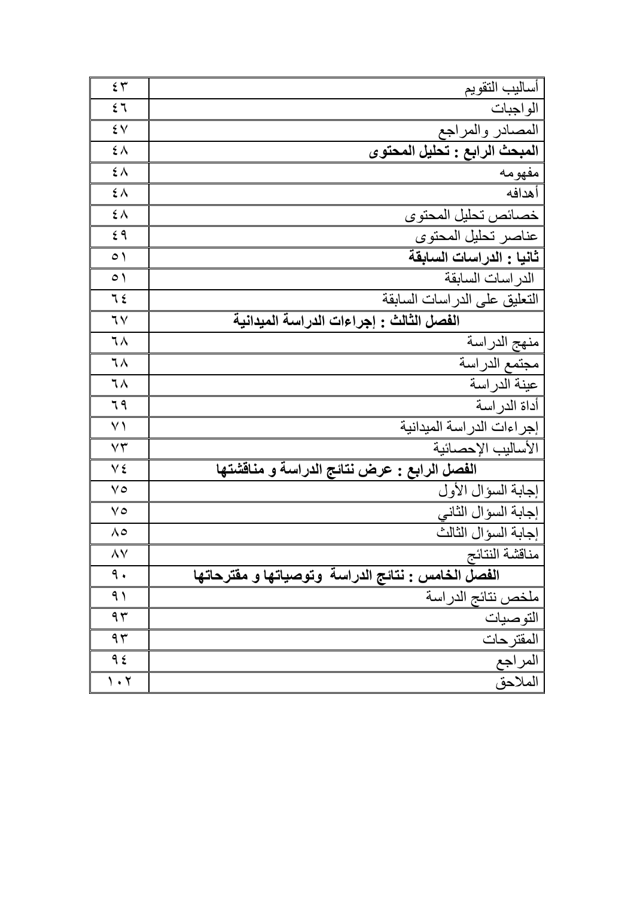| | |
|---|---|
| أساليب التقويم | ٤٣ |
| الواجبات | ٤٦ |
| المصادر والمراجع | ٤٧ |
| **المبحث الرابع : تحليل المحتوى** | ٤٨ |
| مفهومه | ٤٨ |
| أهدافه | ٤٨ |
| خصائص تحليل المحتوى | ٤٨ |
| عناصر تحليل المحتوى | ٤٩ |
| **ثانيا : الدراسات السابقة** | ٥١ |
| الدراسات السابقة | ٥١ |
| التعليق على الدراسات السابقة | ٦٤ |
| **الفصل الثالث : إجراءات الدراسة الميدانية** | ٦٧ |
| منهج الدراسة | ٦٨ |
| مجتمع الدراسة | ٦٨ |
| عينة الدراسة | ٦٨ |
| أداة الدراسة | ٦٩ |
| إجراءات الدراسة الميدانية | ٧١ |
| الأساليب الإحصائية | ٧٣ |
| **الفصل الرابع : عرض نتائج الدراسة و مناقشتها** | ٧٤ |
| إجابة السؤال الأول | ٧٥ |
| إجابة السؤال الثاني | ٧٥ |
| إجابة السؤال الثالث | ٨٥ |
| مناقشة النتائج | ٨٧ |
| **الفصل الخامس : نتائج الدراسة وتوصياتها و مقترحاتها** | ٩٠ |
| ملخص نتائج الدراسة | ٩١ |
| التوصيات | ٩٣ |
| المقترحات | ٩٣ |
| المراجع | ٩٤ |
| الملاحق | ١٠٢ |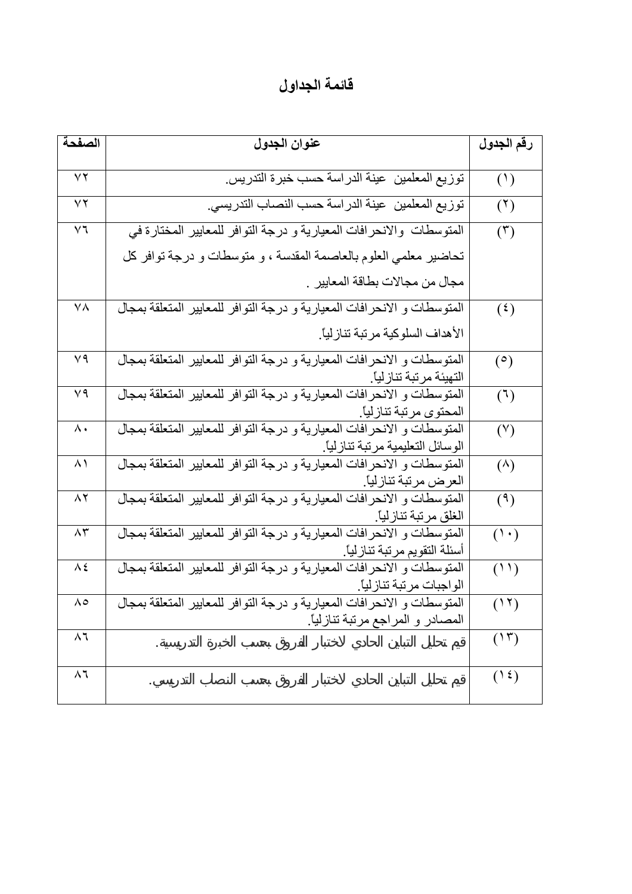# قائمة الجداول

| رقم الجدول | عنوان الجدول | الصفحة |
|---|---|---|
| (١) | توزيع المعلمين عينة الدراسة حسب خبرة التدريس. | ٧٢ |
| (٢) | توزيع المعلمين عينة الدراسة حسب النصاب التدريسي. | ٧٢ |
| (٣) | المتوسطات والانحرافات المعيارية و درجة التوافر للمعايير المختارة في تحاضير معلمي العلوم بالعاصمة المقدسة ، و متوسطات و درجة توافر كل مجال من مجالات بطاقة المعايير . | ٧٦ |
| (٤) | المتوسطات و الانحرافات المعيارية و درجة التوافر للمعايير المتعلقة بمجال الأهداف السلوكية مرتبة تنازلياً. | ٧٨ |
| (٥) | المتوسطات و الانحرافات المعيارية و درجة التوافر للمعايير المتعلقة بمجال التهيئة مرتبة تنازلياً. | ٧٩ |
| (٦) | المتوسطات و الانحرافات المعيارية و درجة التوافر للمعايير المتعلقة بمجال المحتوى مرتبة تنازلياً. | ٧٩ |
| (٧) | المتوسطات و الانحرافات المعيارية و درجة التوافر للمعايير المتعلقة بمجال الوسائل التعليمية مرتبة تنازلياً. | ٨٠ |
| (٨) | المتوسطات و الانحرافات المعيارية و درجة التوافر للمعايير المتعلقة بمجال العرض مرتبة تنازلياً. | ٨١ |
| (٩) | المتوسطات و الانحرافات المعيارية و درجة التوافر للمعايير المتعلقة بمجال الغلق مرتبة تنازلياً. | ٨٢ |
| (١٠) | المتوسطات و الانحرافات المعيارية و درجة التوافر للمعايير المتعلقة بمجال أسئلة التقويم مرتبة تنازلياً. | ٨٣ |
| (١١) | المتوسطات و الانحرافات المعيارية و درجة التوافر للمعايير المتعلقة بمجال الواجبات مرتبة تنازلياً. | ٨٤ |
| (١٢) | المتوسطات و الانحرافات المعيارية و درجة التوافر للمعايير المتعلقة بمجال المصادر و المراجع مرتبة تنازلياً. | ٨٥ |
| (١٣) | قيم تحليل التباين الحادي لاختبار الفروق بحسب الخبرة التدريسية. | ٨٦ |
| (١٤) | قيم تحليل التباين الحادي لاختبار الفروق بحسب النصاب التدريسي. | ٨٦ |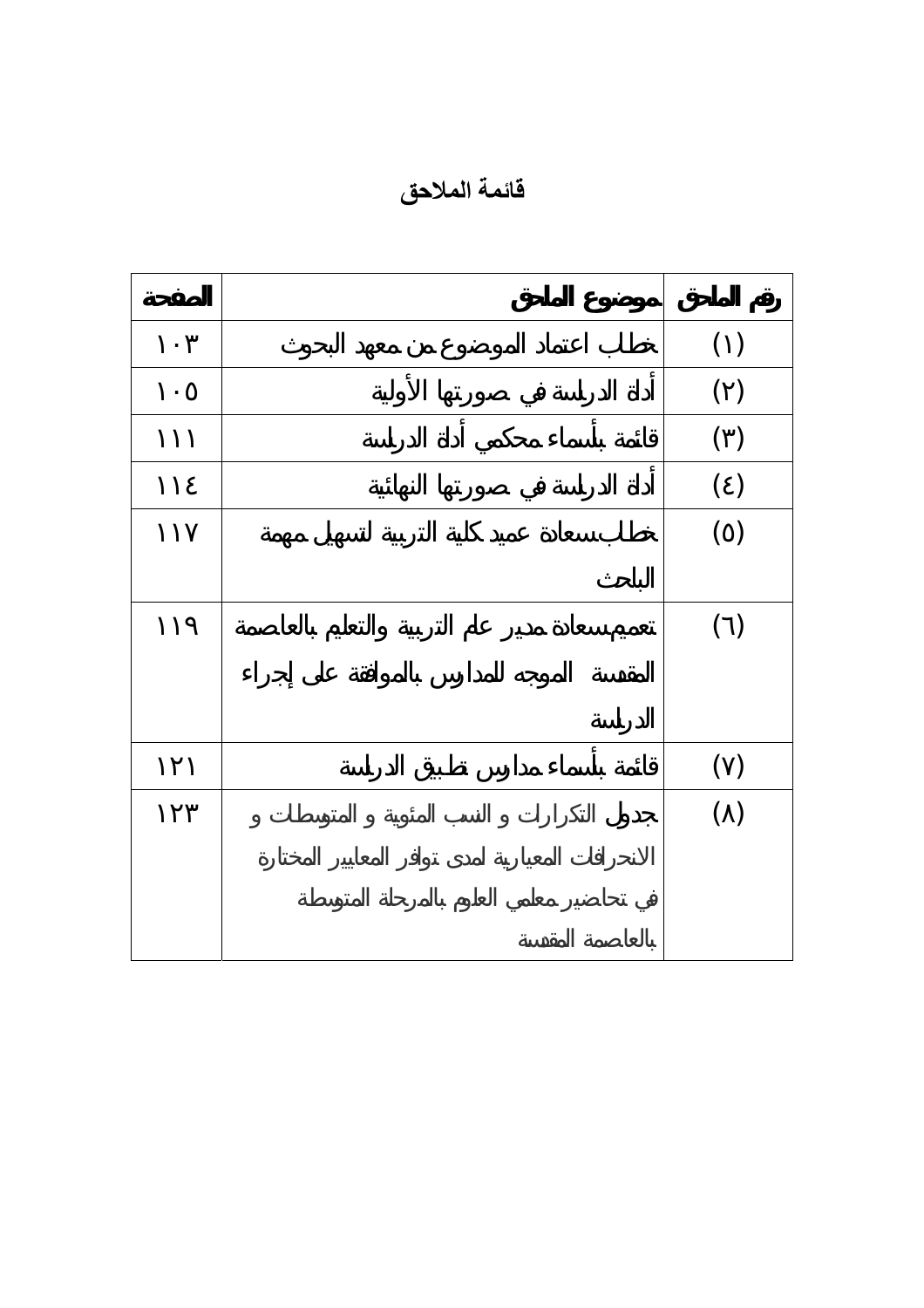# قائمة الملاحق

| رقم الملحق | موضوع الملحق | الصفحة |
|---|---|---|
| (١) | خطاب اعتماد الموضوع من معهد البحوث | ١٠٣ |
| (٢) | أداة الدراسة في صورتها الأولية | ١٠٥ |
| (٣) | قائمة بأسماء محكمي أداة الدراسة | ١١١ |
| (٤) | أداة الدراسة في صورتها النهائية | ١١٤ |
| (٥) | خطاب سعادة عميد كلية التربية لتسهيل مهمة الباحث | ١١٧ |
| (٦) | تعميم سعادة مدير عام التربية والتعليم بالعاصمة المقدسة الموجه للمدارس بالموافقة على إجراء الدراسة | ١١٩ |
| (٧) | قائمة بأسماء مدارس تطبيق الدراسة | ١٢١ |
| (٨) | جدول التكرارات و النسب المئوية و المتوسطات و الانحرافات المعيارية لمدى توافر المعايير المختارة في تحاضير معلمي العلوم بالمرحلة المتوسطة بالعاصمة المقدسة | ١٢٣ |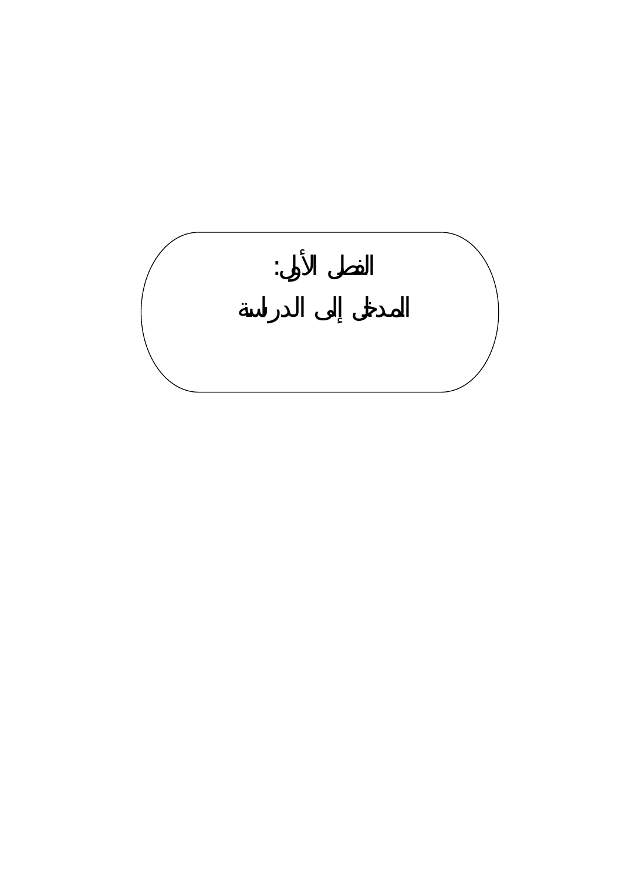# الفصل الأول:

# المدخل إلى الدراسة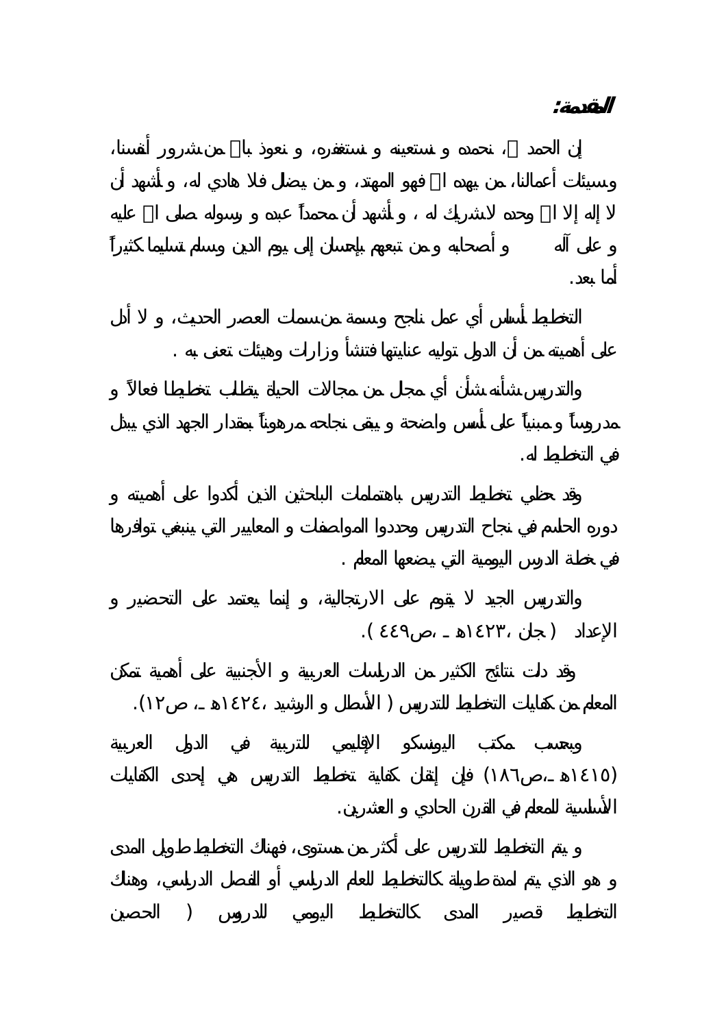## المقدمة:

إن الحمد لله، نحمده و نستعينه و نستغفره، و نعوذ بالله من شرور أنفسنا، وسيئات أعمالنا، من يهده الله فهو المهتد، و من يضلل فلا هادي له، و أشهد أن لا إله إلا الله وحده لاشريك له ، و أشهد أن محمداً عبده و رسوله صلى الله عليه و على آله و أصحابه و من تبعهم بإحسان إلى يوم الدين وسلم تسليما كثيراً أما بعد.

التخطيط أساس أي عمل ناجح وسمة من سمات العصر الحديث، و لا أدل على أهميته من أن الدول توليه عنايتها فتنشأ وزارات وهيئات تعنى به .

والتدريس شأنه شأن أي مجل من مجالات الحياة يتطلب تخطيطا فعالاً و مدروساً و مبنياً على أسس واضحة و يبقى نجاحه مرهوناً بمقدار الجهد الذي يبذل في التخطيط له.

وقد حظي تخطيط التدريس باهتمامات الباحثين الذين أكدوا على أهميته و دوره الحاسم في نجاح التدريس وحددوا المواصفات و المعايير التي ينبغي توافرها في خطة الدرس اليومية التي يضعها المعلم .

والتدريس الجيد لا يقوم على الارتجالية، و إنما يعتمد على التحضير و الإعداد ( جان ،١٤٢٣هـ ،ص٤٤٩ ).

وقد دلت نتائج الكثير من الدراسات العربية و الأجنبية على أهمية تمكن المعلم من كفايات التخطيط للتدريس ( الأسطل و الرشيد ،١٤٢٤هـ ، ص١٢).

وبحسب مكتب اليونسكو الإقليمي للتربية في الدول العربية (١٤١٥هـ ،ص١٨٦) فإن إتقان كفاية تخطيط التدريس هي إحدى الكفايات الأساسية للمعلم في القرن الحادي و العشرين.

و يتم التخطيط للتدريس على أكثر من مستوى، فهناك التخطيط طويل المدى و هو الذي يتم لمدة طويلة كالتخطيط للعام الدراسي أو الفصل الدراسي، وهناك التخطيط قصير المدى كالتخطيط اليومي للدروس ( الحصين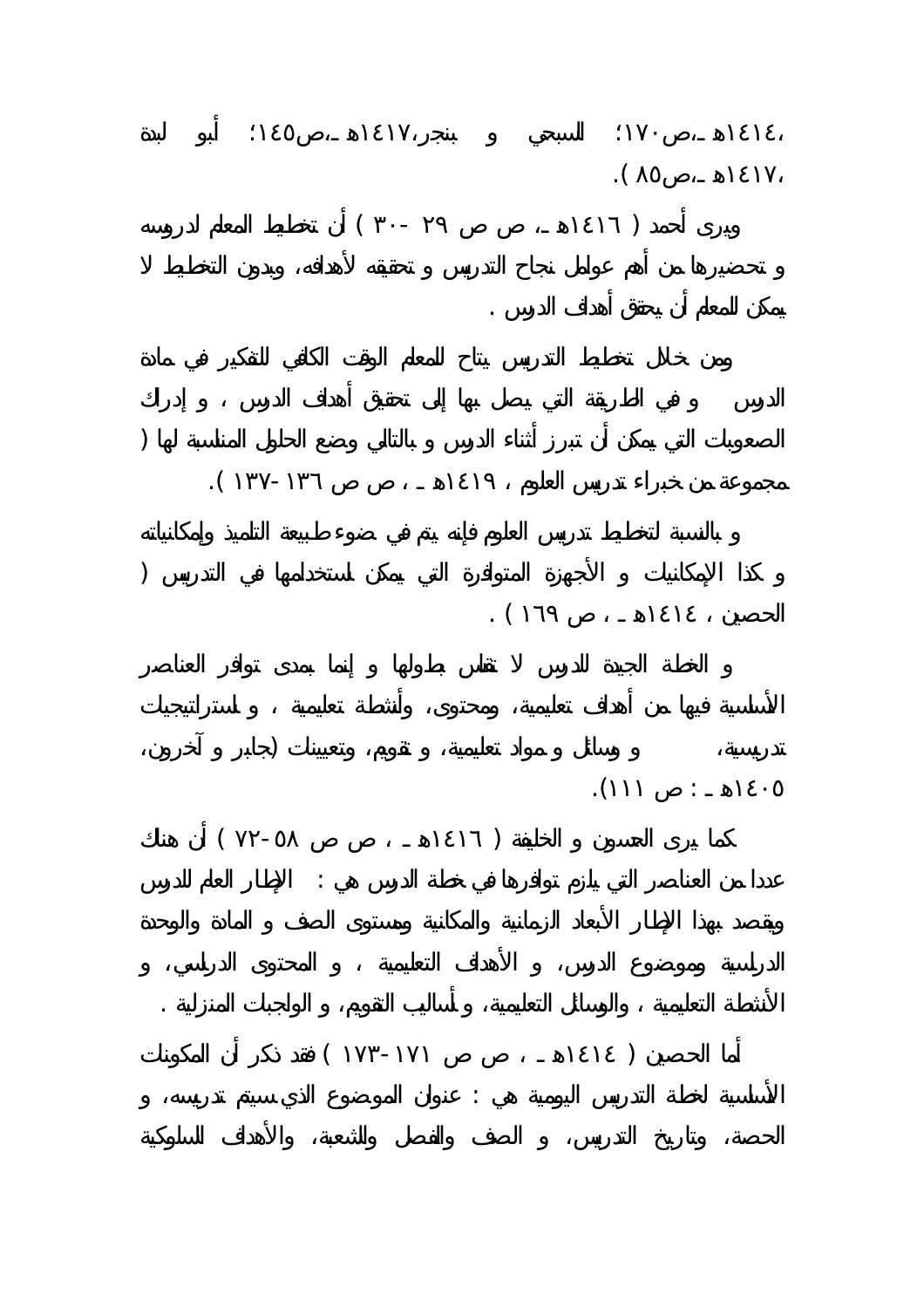،١٤١٤هـ،ص١٧٠؛ السبحي و بنجر،١٤١٧هـ،ص١٤٥؛ أبو لبدة ،١٤١٧هـ،ص٨٥ ).

ويرى أحمد ( ١٤١٦هـ، ص ص ٢٩ -٣٠ ) أن تخطيط المعلم لدروسه و تحضيرها من أهم عوامل نجاح التدريس و تحقيقه لأهدافه، وبدون التخطيط لا يمكن للمعلم أن يحقق أهداف الدرس .

ومن خلال تخطيط التدريس يتاح للمعلم الوقت الكافي للتفكير في مادة الدرس و في الطريقة التي يصل بها إلى تحقيق أهداف الدرس ، و إدراك الصعوبات التي يمكن أن تبرز أثناء الدرس و بالتالي وضع الحلول المناسبة لها ( مجموعة من خبراء تدريس العلوم ، ١٤١٩هـ ، ص ص ١٣٦ -١٣٧ ).

و بالنسبة لتخطيط تدريس العلوم فإنه يتم في ضوء طبيعة التلميذ وإمكانياته و كذا الإمكانيات و الأجهزة المتوافرة التي يمكن استخدامها في التدريس ( الحصين ، ١٤١٤هـ ، ص ١٦٩ ) .

و الخطة الجيدة للدرس لا تقاس بطولها و إنما بمدى توافر العناصر الأساسية فيها من أهداف تعليمية، ومحتوى، وأنشطة تعليمية ، و استراتيجيات تدريسية، و وسائل و مواد تعليمية، و تقويم، وتعيينات (جابر و آخرون، ١٤٠٥هـ : ص ١١١).

كما يرى العسون و الخليفة ( ١٤١٦هـ ، ص ص ٥٨ -٧٢ ) أن هناك عددا من العناصر التي يلزم توافرها في خطة الدرس هي : الإطار العام للدرس ويقصد بهذا الإطار الأبعاد الزمانية والمكانية ومستوى الصف و المادة والوحدة الدراسية وموضوع الدرس، و الأهداف التعليمية ، و المحتوى الدراسي، و الأنشطة التعليمية ، والوسائل التعليمية، و أساليب التقويم، و الواجبات المنزلية .

أما الحصين ( ١٤١٤هـ ، ص ص ١٧١ -١٧٣ ) فقد ذكر أن المكونات الأساسية لخطة التدريس اليومية هي : عنوان الموضوع الذي سيتم تدريسه، و الحصة، وتاريخ التدريس، و الصف والفصل والشعبة، والأهداف السلوكية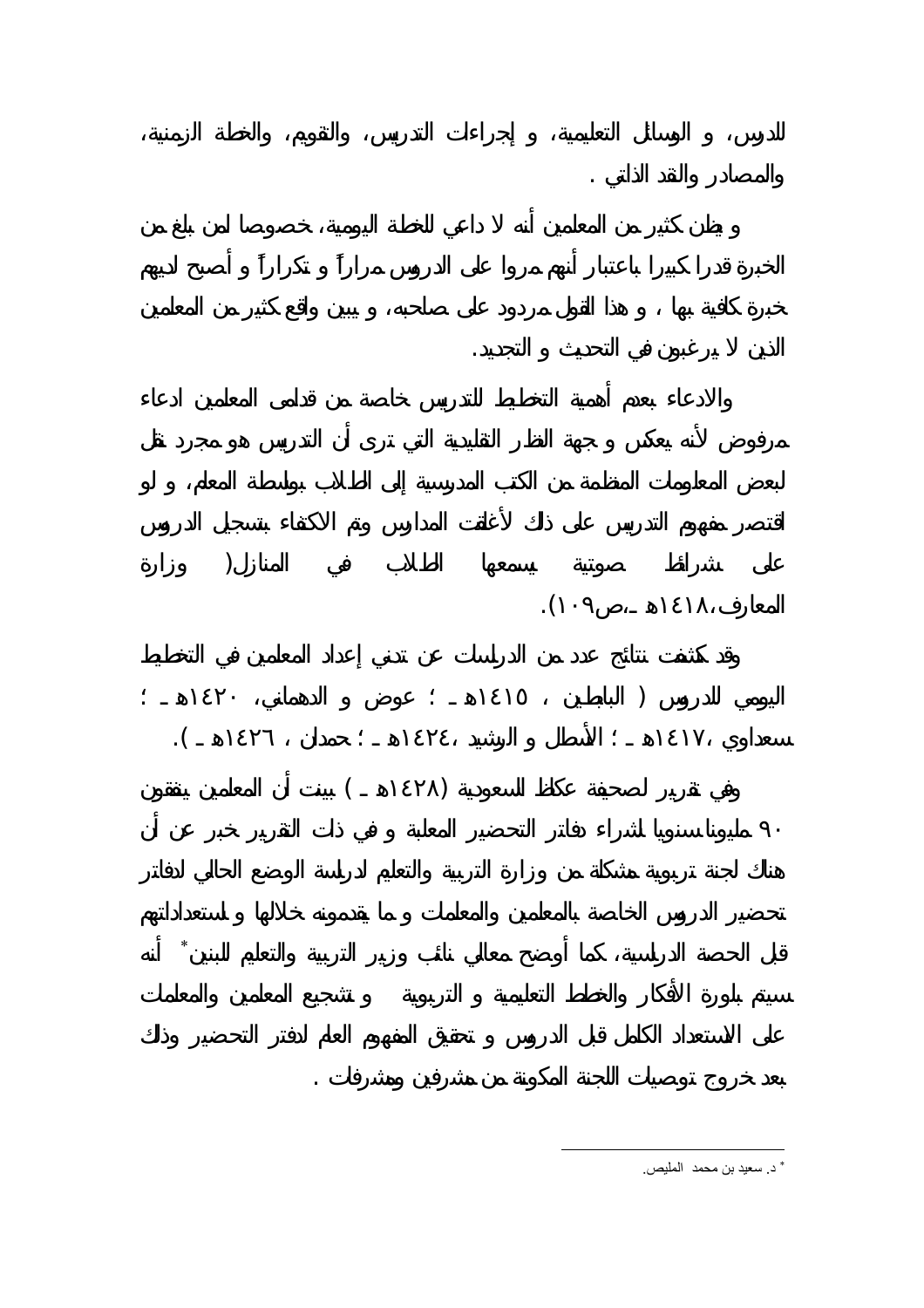للدرس، و الوسائل التعليمية، و إجراءات التدريس، والتقويم، والخطة الزمنية، والمصادر والنقد الذاتي .

و يظن كثير من المعلمين أنه لا داعي للخطة اليومية، خصوصا لمن بلغ من الخبرة قدرا كبيرا باعتبار أنهم مروا على الدروس مراراً و تكراراً و أصبح لديهم خبرة كافية بها ، و هذا القول مردود على صاحبه، و يبين واقع كثير من المعلمين الذين لا يرغبون في التحديث و التجديد.

والادعاء بعدم أهمية التخطيط للتدريس خاصة من قدامى المعلمين ادعاء مرفوض لأنه يعكس وجهة النظر التقليدية التي ترى أن التدريس هو مجرد نقل لبعض المعلومات المنظمة من الكتب المدرسية إلى الطلاب بواسطة المعلم، و لو اقتصر مفهوم التدريس على ذلك لأغلقت المدارس وتم الاكتفاء بتسجيل الدروس على شرائط صوتية يسمعها الطلاب في المنازل( وزارة المعارف،١٤١٨هـ ،ص١٠٩).

وقد كشفت نتائج عدد من الدراسات عن تدني إعداد المعلمين في التخطيط اليومي للدروس ( البابطين ، ١٤١٥هـ ؛ عوض و الدهماني، ١٤٢٠هـ ؛ سعداوي ،١٤١٧هـ ؛ الأسطل و الرشيد ،١٤٢٤هـ ؛ حمدان ، ١٤٢٦هـ ).

وفي تقرير لصحيفة عكاظ السعودية (١٤٢٨هـ ) بينت أن المعلمين ينفقون ٩٠ مليونا سنويا لشراء دفاتر التحضير المعلبة و في ذات التقرير خبر عن أن هناك لجنة تربوية مشكلة من وزارة التربية والتعليم لدراسة الوضع الحالي لدفاتر تحضير الدروس الخاصة بالمعلمين والمعلمات و ما يقدمونه خلالها و استعداداتهم قبل الحصة الدراسية، كما أوضح معالي نائب وزير التربية والتعليم للبنين* أنه سيتم بلورة الأفكار والخطط التعليمية و التربوية و تشجيع المعلمين والمعلمات على الاستعداد الكامل قبل الدروس و تحقيق المفهوم العام لدفتر التحضير وذلك بعد خروج توصيات اللجنة المكونة من مشرفين ومشرفات .

---

* د. سعيد بن محمد المليص.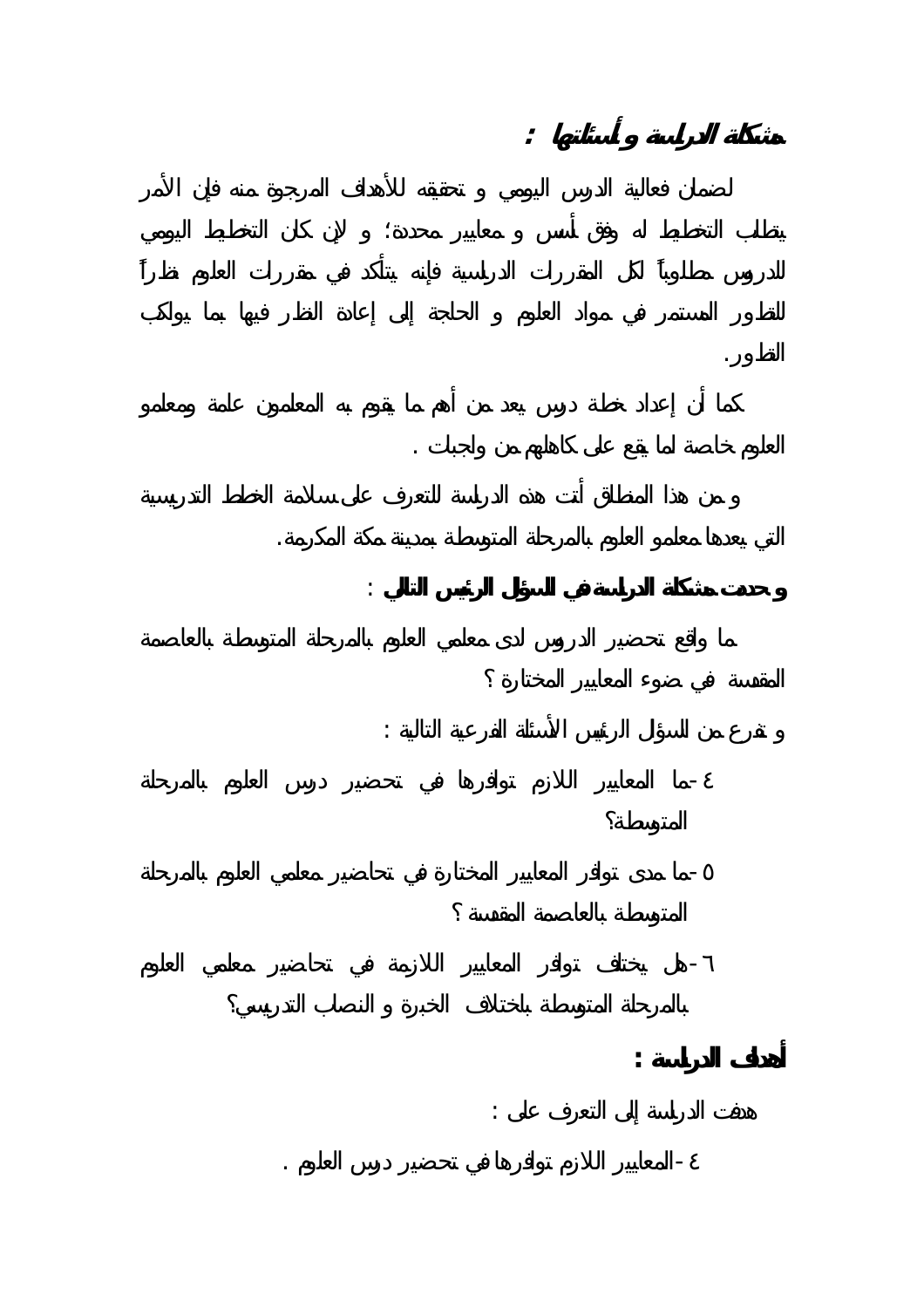## مشكلة الدراسة و أسئلتها :

لضمان فعالية الدرس اليومي و تحقيقه للأهداف المرجوة منه فإن الأمر يتطلب التخطيط له وفق أسس و معايير محددة؛ و لإن كان التخطيط اليومي للدروس مطلوباً لكل المقررات الدراسية فإنه يتأكد في مقررات العلوم نظراً للتطور المستمر في مواد العلوم و الحاجة إلى إعادة النظر فيها بما يواكب التطور.

كما أن إعداد خطة درس يعد من أهم ما يقوم به المعلمون عامة ومعلمو العلوم خاصة لما يقع على كاهلهم من واجبات .

و من هذا المنطلق أتت هذه الدراسة للتعرف على سلامة الخطط التدريسية التي يعدها معلمو العلوم بالمرحلة المتوسطة بمدينة مكة المكرمة.

**و حددت مشكلة الدراسة في السؤال الرئيس التالي :**

ما واقع تحضير الدروس لدى معلمي العلوم بالمرحلة المتوسطة بالعاصمة المقدسة في ضوء المعايير المختارة ؟

و تفرع من السؤال الرئيس الأسئلة الفرعية التالية :

٤- ما المعايير اللازم توافرها في تحضير درس العلوم بالمرحلة المتوسطة؟

٥- ما مدى توافر المعايير المختارة في تحاضير معلمي العلوم بالمرحلة المتوسطة بالعاصمة المقدسة ؟

٦- هل يختلف توافر المعايير اللازمة في تحاضير معلمي العلوم بالمرحلة المتوسطة باختلاف الخبرة و النصاب التدريسي؟

## أهداف الدراسة :

هدفت الدراسة إلى التعرف على :

٤- المعايير اللازم توافرها في تحضير درس العلوم .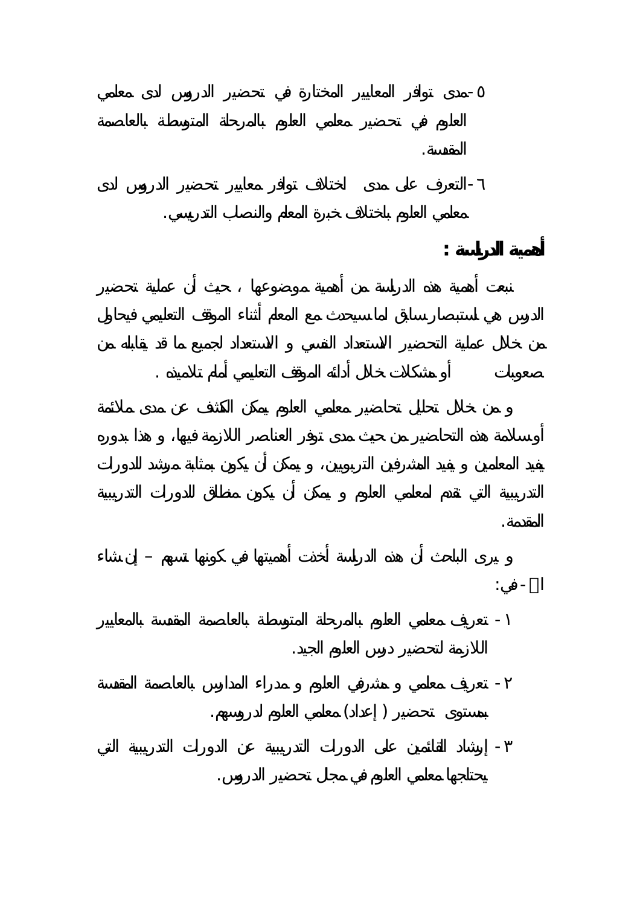٥- مدى توافر المعايير المختارة في تحضير الدروس لدى معلمي العلوم في تحضير معلمي العلوم بالمرحلة المتوسطة بالعاصمة المقدسة.

٦- التعرف على مدى اختلاف توافر معايير تحضير الدروس لدى معلمي العلوم باختلاف خبرة المعلم والنصب التدريسي.

## أهمية الدراسة :

نبعت أهمية هذه الدراسة من أهمية موضوعها ، حيث أن عملية تحضير الدرس هي استبصار سابق لما سيحدث مع المعلم أثناء الموقف التعليمي فيحاول من خلال عملية التحضير الاستعداد النفسي و الاستعداد لجميع ما قد يقابله من صعوبات أو مشكلات خلال أدائه الموقف التعليمي أمام تلاميذه .

و من خلال تحليل تحاضير معلمي العلوم يمكن الكشف عن مدى ملائمة أو سلامة هذه التحاضير من حيث مدى توفر العناصر اللازمة فيها، و هذا بدوره يفيد المعلمين و يفيد المشرفين التربويين، و يمكن أن يكون بمثابة مرشد للدورات التدريبية التي تقدم لمعلمي العلوم و يمكن أن يكون منطلق للدورات التدريبية المقدمة.

و يرى الباحث أن هذه الدراسة أخذت أهميتها في كونها تسهم – إن شاء الله - في:

١- تعريف معلمي العلوم بالمرحلة المتوسطة بالعاصمة المقدسة بالمعايير اللازمة لتحضير درس العلوم الجيد.

٢- تعريف معلمي و مشرفي العلوم و مدراء المدارس بالعاصمة المقدسة بمستوى تحضير ( إعداد) معلمي العلوم لدروسهم.

٣- إرشاد القائمين على الدورات التدريبية عن الدورات التدريبية التي يحتاجها معلمي العلوم في مجال تحضير الدروس.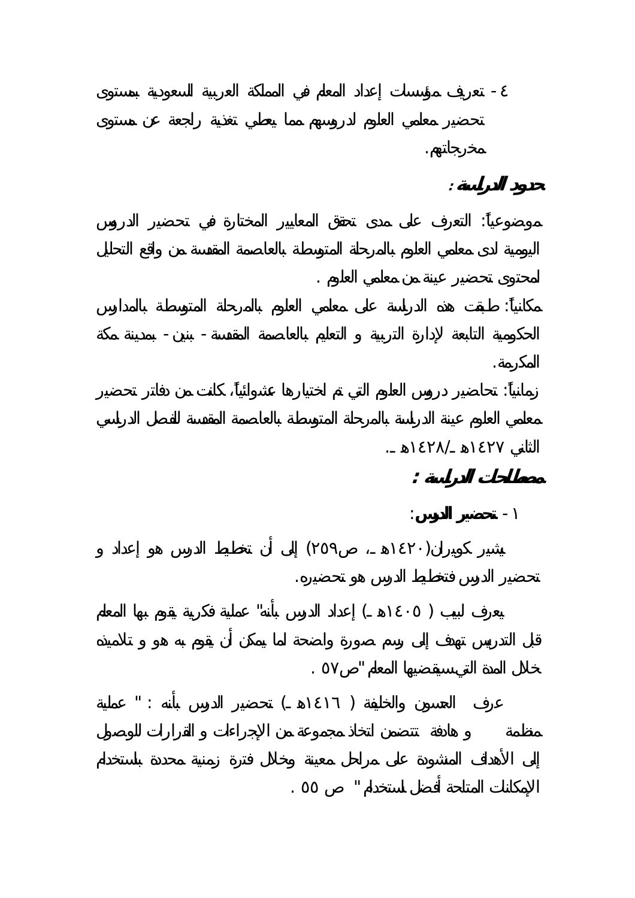٤ - تعريف مؤسسات إعداد المعلم في المملكة العربية السعودية بمستوى تحضير معلمي العلوم لدروسهم مما يعطي تغذية راجعة عن مستوى مخرجاتهم.

**حدود الدراسة :**

موضوعياً: التعرف على مدى تحقق المعايير المختارة في تحضير الدروس اليومية لدى معلمي العلوم بالمرحلة المتوسطة بالعاصمة المقدسة من واقع التحليل لمحتوى تحضير عينة من معلمي العلوم .

مكانياً: طبقت هذه الدراسة على معلمي العلوم بالمرحلة المتوسطة بالمدارس الحكومية التابعة لإدارة التربية و التعليم بالعاصمة المقدسة - بنين - بمدينة مكة المكرمة.

زمانياً: تحاضير دروس العلوم التي تم اختيارها عشوائياً، كانت من دفاتر تحضير معلمي العلوم عينة الدراسة بالمرحلة المتوسطة بالعاصمة المقدسة للفصل الدراسي الثاني ١٤٢٧هـ /١٤٢٨هـ.

**مصطلحات الدراسة :**

١ - **تحضير الدرس:**

يشير كوبران(١٤٢٠هـ، ص٢٥٩) إلى أن تخطيط الدرس هو إعداد و تحضير الدرس فتخطيط الدرس هو تحضيره.

يعرف لبيب ( ١٤٠٥هـ) إعداد الدرس بأنه" عملية فكرية يقوم بها المعلم قبل التدريس تهدف إلى رسم صورة واضحة لما يمكن أن يقوم به هو و تلاميذه خلال المدة التي سيقضيها المعلم "ص٥٧ .

عرف العسون والخليفة ( ١٤١٦هـ) تحضير الدرس بأنه : " عملية منظمة و هادفة تتضمن اتخاذ مجموعة من الإجراءات و القرارات للوصول إلى الأهداف المنشودة على مراحل معينة وخلال فترة زمنية محددة باستخدام الإمكانات المتاحة أفضل استخدام " ص ٥٥ .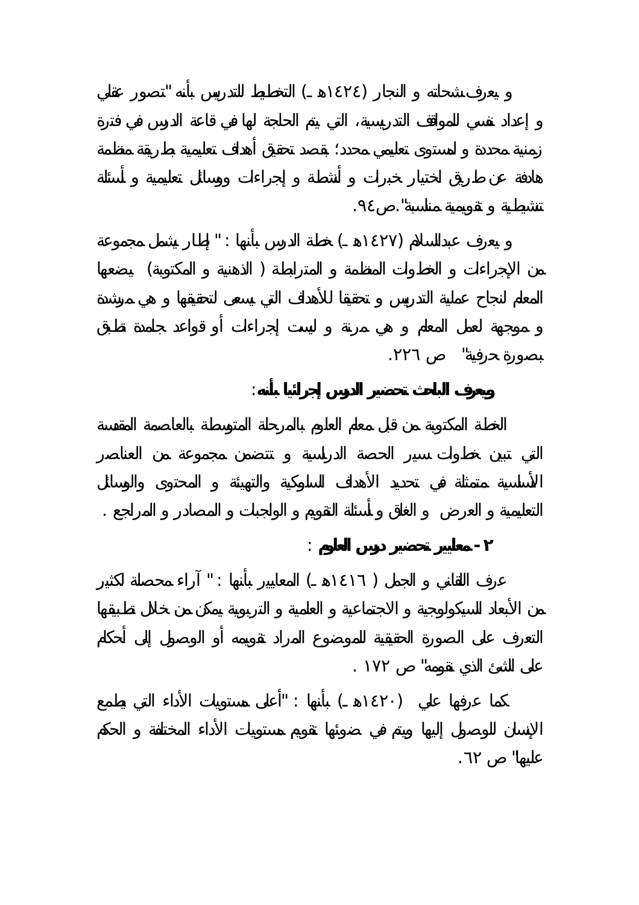و يعرف شحاته و النجار (١٤٢٤هـ) التخطيط للتدريس بأنه "تصور عقلي و إعداد نفسي للمواقف التدريسية، التي يتم الحاجة لها في قاعة الدرس في فترة زمنية محددة و لمستوى تعليمي محدد؛ بقصد تحقيق أهداف تعليمية بطريقة منظمة هادفة عن طريق اختيار خبرات و أنشطة و إجراءات ووسائل تعليمية و أسئلة تنشيطية و تقويمية مناسبة".ص٩٤.

و يعرف عبدالسلام (١٤٢٧هـ) خطة الدرس بأنها : " إطار يشمل مجموعة من الإجراءات و الخطوات المنظمة و المترابطة ( الذهنية و المكتوبة) يضعها المعلم لنجاح عملية التدريس و تحقيقا للأهداف التي يسعى لتحقيقها و هي مرشدة و موجهة لعمل المعلم و هي مرنة و ليست إجراءات أو قواعد جامدة تطبق بصورة حرفية" ص ٢٢٦.

**ويعرف الباحث تحضير الدرس إجرائيا بأنه:**

الخطة المكتوبة من قبل معلم العلوم بالمرحلة المتوسطة بالعاصمة المقدسة التي تبين خطوات سير الحصة الدراسية و تتضمن مجموعة من العناصر الأساسية متمثلة في تحديد الأهداف السلوكية والتهيئة و المحتوى والوسائل التعليمية و العرض و الغلق و أسئلة التقويم و الواجبات و المصادر و المراجع .

**٢- معايير تحضير دروس العلوم :**

عرف اللقاني و الجمل ( ١٤١٦هـ) المعايير بأنها : " آراء محصلة لكثير من الأبعاد السيكولوجية و الاجتماعية و العلمية و التربوية يمكن من خلال تطبيقها التعرف على الصورة الحقيقية للموضوع المراد تقويمه أو الوصول إلى أحكام على الشئ الذي نقومه" ص ١٧٢ .

كما عرفها علي (١٤٢٠هـ) بأنها : "أعلى مستويات الأداء التي يطمع الإنسان للوصول إليها ويتم في ضوئها تقويم مستويات الأداء المختلفة و الحكم عليها" ص ٦٢.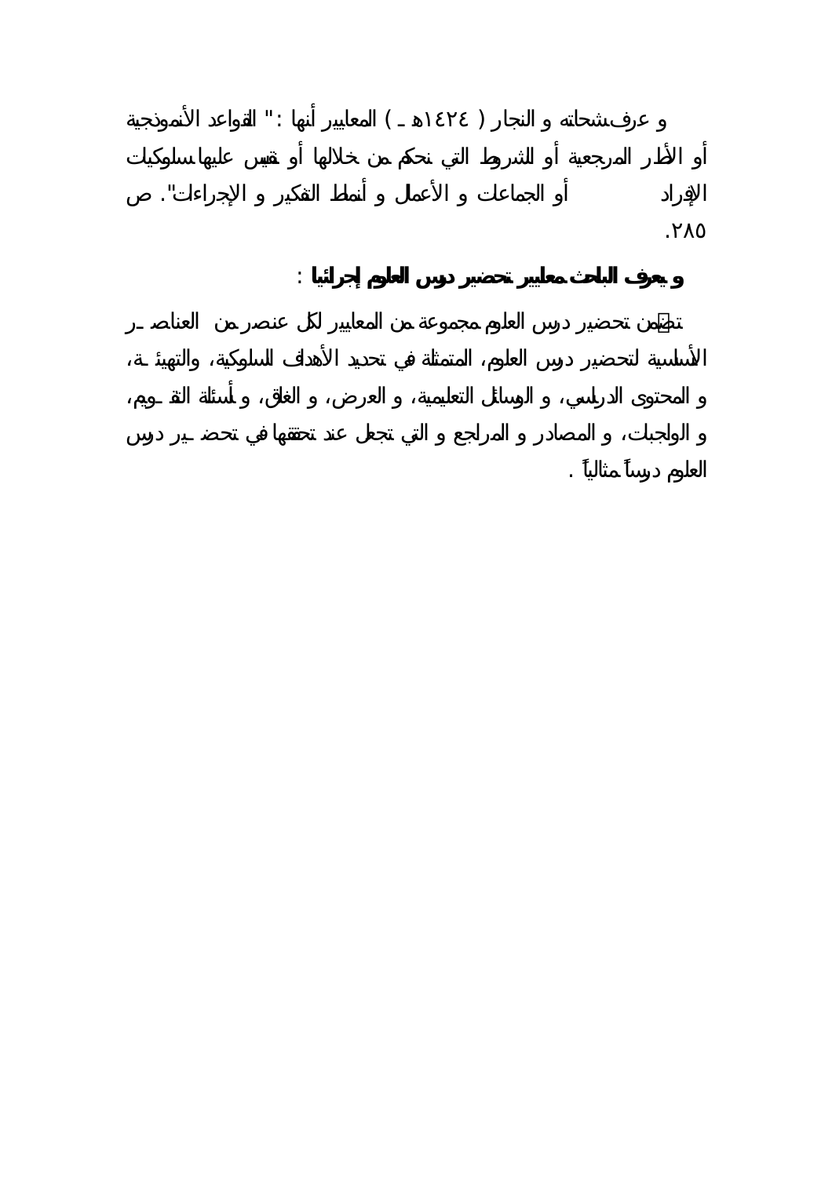و عرف شحاته و النجار ( ١٤٢٤هـ ) المعايير أنها : " القواعد الأنموذجية أو الأطر المرجعية أو الشروط التي نحكم من خلالها أو نقيس عليها سلوكيات الأفراد أو الجماعات و الأعمال و أنماط التفكير و الإجراءات". ص ٢٨٥.

**و يعرف الباحث معايير تحضير دروس العلوم إجرائيا :**

تتضمن تحضير درس العلوم مجموعة من المعايير لكل عنصر من العناصر الأساسية لتحضير درس العلوم، المتمثلة في تحديد الأهداف السلوكية، والتهيئة، و المحتوى الدراسي، و الوسائل التعليمية، و العرض، و الغلق، و أسئلة التقويم، و الواجبات، و المصادر و المراجع و التي تجعل عند تحققها في تحضير درس العلوم درساً مثالياً .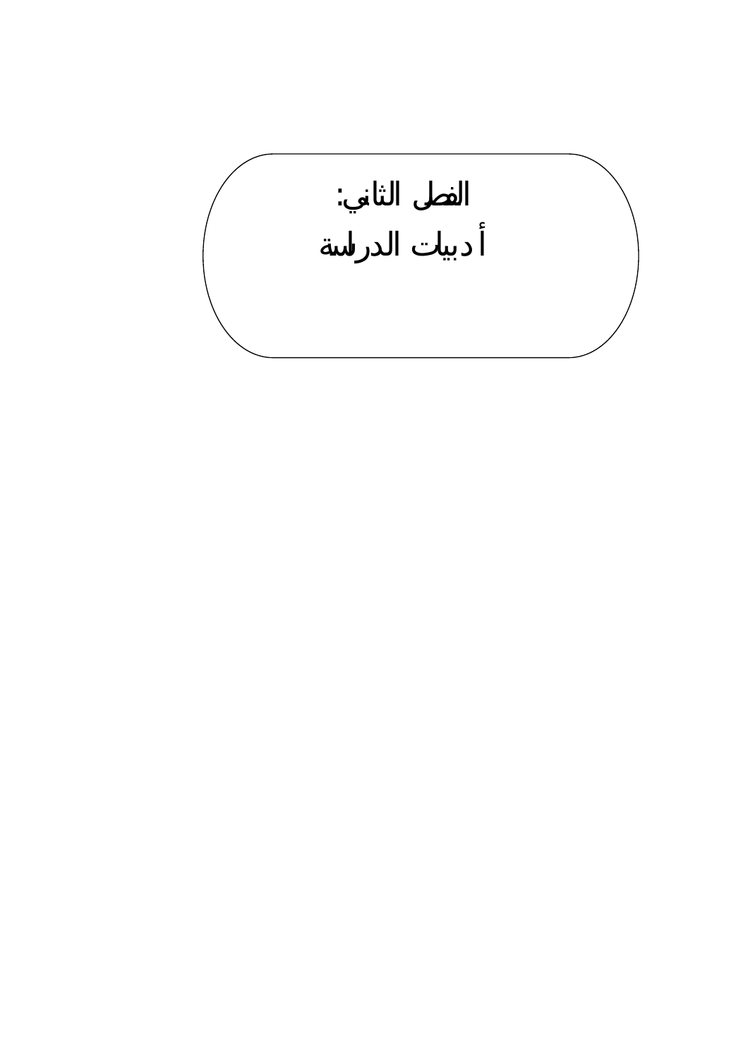# الفصل الثاني:

# أدبيات الدراسة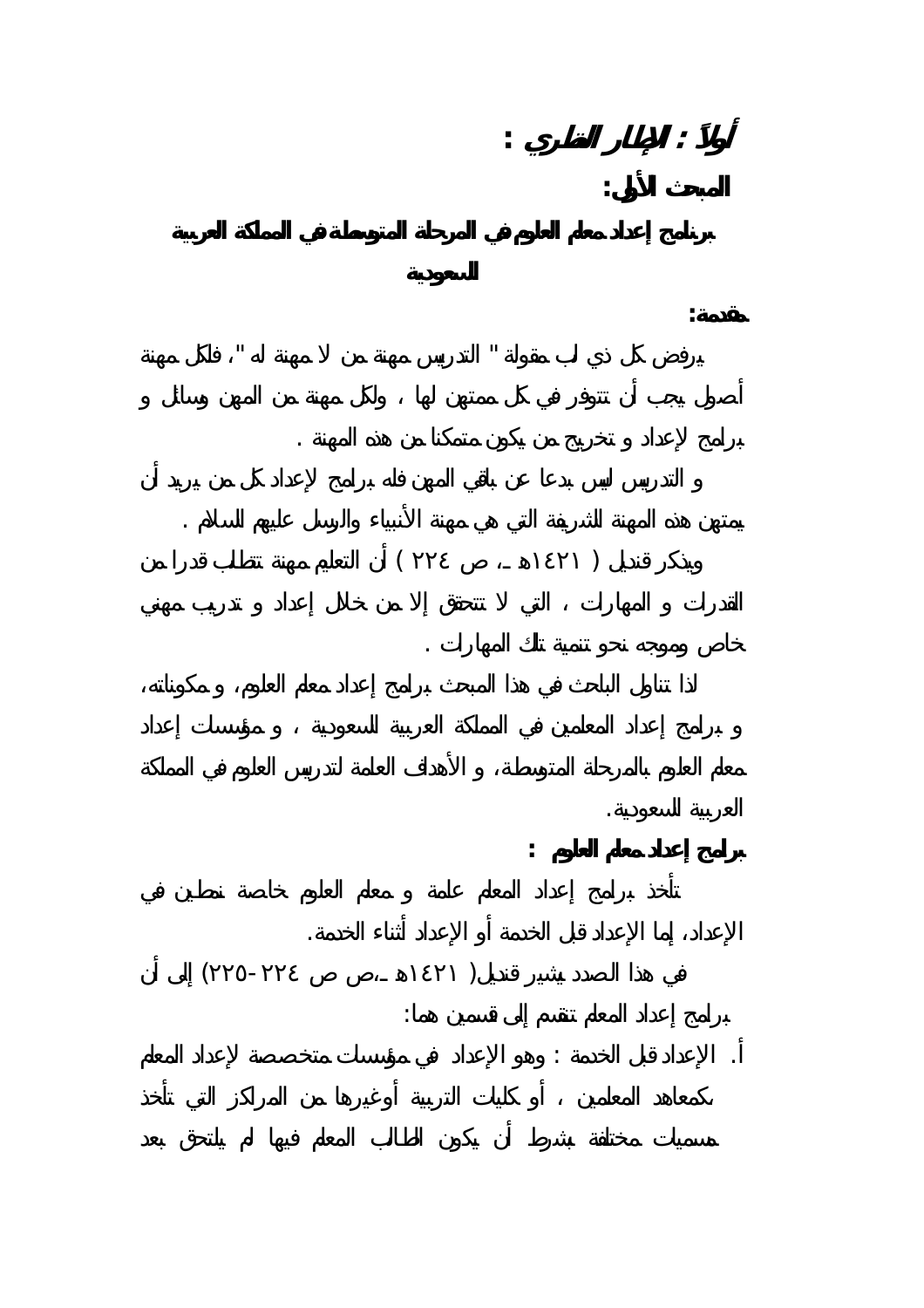# أولاً : الإطار النظري :

## المبحث الأول:

## برنامج إعداد معلم العلوم في المرحلة المتوسطة في المملكة العربية السعودية

### مقدمة:

يرفض كل ذي لب مقولة " التدريس مهنة من لا مهنة له "، فلكل مهنة أصول يجب أن تتوفر في كل ممتهن لها ، ولكل مهنة من المهن وسائل و برامج لإعداد و تخريج من يكون متمكنا من هذه المهنة .

و التدريس ليس بدعا عن باقي المهن فله برامج لإعداد كل من يريد أن يمتهن هذه المهنة الشريفة التي هي مهنة الأنبياء والرسل عليهم السلام .

ويذكر قنديل ( ١٤٢١هـ ، ص ٢٢٤ ) أن التعليم مهنة تتطلب قدرا من القدرات و المهارات ، التي لا تتحقق إلا من خلال إعداد و تدريب مهني خاص وموجه نحو تنمية تلك المهارات .

لذا تناول الباحث في هذا المبحث برامج إعداد معلم العلوم، و مكوناته، و برامج إعداد المعلمين في المملكة العربية السعودية ، و مؤسسات إعداد معلم العلوم بالمرحلة المتوسطة، و الأهداف العامة لتدريس العلوم في المملكة العربية السعودية.

### برامج إعداد معلم العلوم :

تأخذ برامج إعداد المعلم عامة و معلم العلوم خاصة نمطين في الإعداد، إما الإعداد قبل الخدمة أو الإعداد أثناء الخدمة.

في هذا الصدد يشير قنديل( ١٤٢١هـ ،ص ص ٢٢٤-٢٢٥) إلى أن برامج إعداد المعلم تنقسم إلى قسمين هما:

أ. الإعداد قبل الخدمة : وهو الإعداد في مؤسسات متخصصة لإعداد المعلم كمعاهد المعلمين ، أو كليات التربية أوغيرها من المراكز التي تأخذ مسميات مختلفة بشرط أن يكون الطالب المعلم فيها لم يلتحق بعد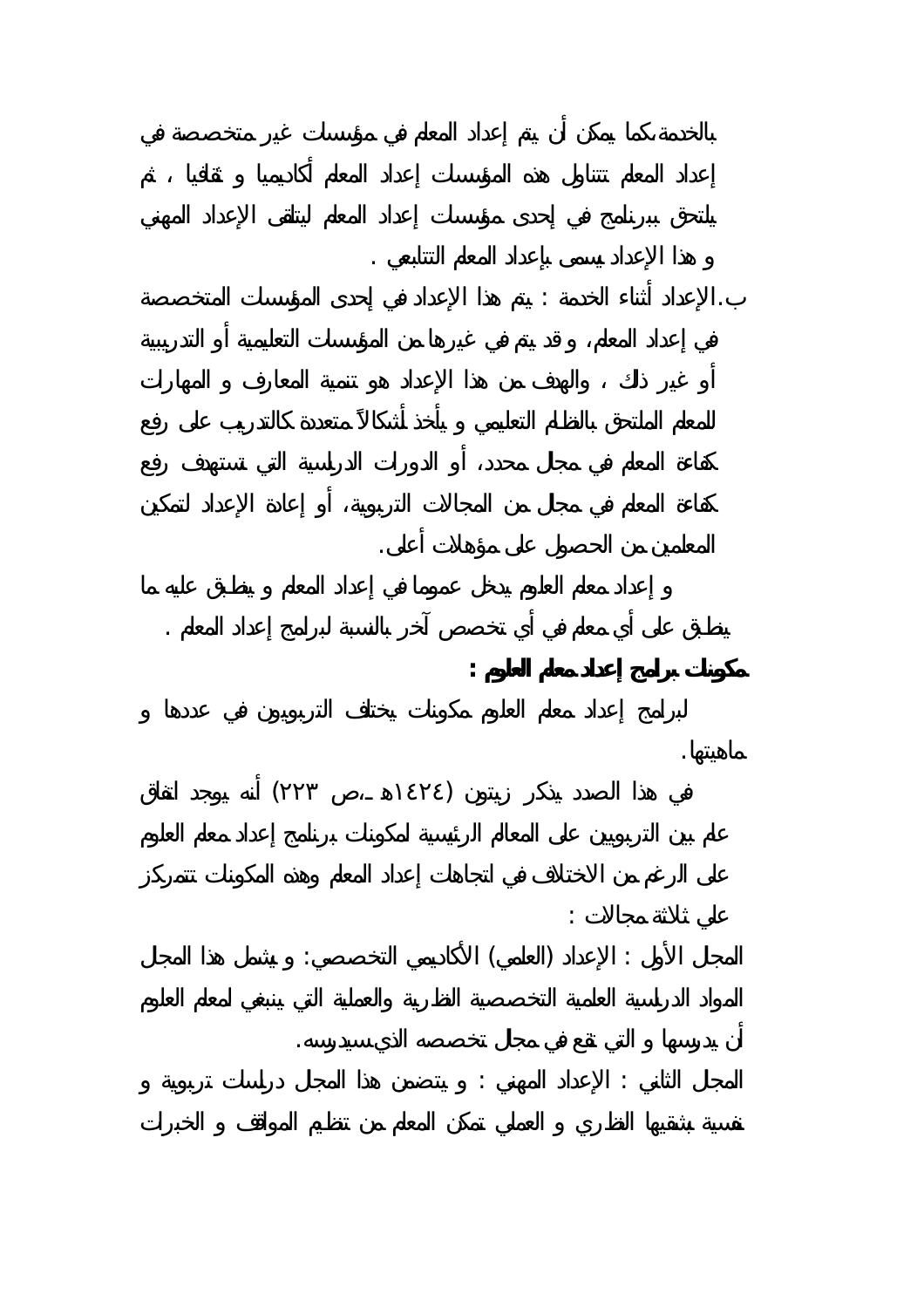بالخدمة،كما يمكن أن يتم إعداد المعلم في مؤسسات غير متخصصة في إعداد المعلم، تتناول هذه المؤسسات إعداد المعلم أكاديميا و ثقافيا ، ثم يلتحق ببرنامج في إحدى مؤسسات إعداد المعلم ليتلقى الإعداد المهني و هذا الإعداد يسمى بإعداد المعلم التتابعي .

ب. الإعداد أثناء الخدمة : يتم هذا الإعداد في إحدى المؤسسات المتخصصة في إعداد المعلم، و قد يتم في غيرها من المؤسسات التعليمية أو التدريبية أو غير ذلك ، والهدف من هذا الإعداد هو تنمية المعارف و المهارات للمعلم الملتحق بالنظام التعليمي و يأخذ أشكالاً متعددة كالتدريب على رفع كفاءة المعلم في مجال محدد، أو الدورات الدراسية التي تستهدف رفع كفاءة المعلم في مجال من المجالات التربوية، أو إعادة الإعداد لتمكين المعلمين من الحصول على مؤهلات أعلى.

و إعداد معلم العلوم يدخل عموما في إعداد المعلم و ينطبق عليه ما ينطبق على أي معلم في أي تخصص آخر بالنسبة لبرامج إعداد المعلم .

**مكونات برامج إعداد معلم العلوم :**

لبرامج إعداد معلم العلوم مكونات يختلف التربويون في عددها و ماهيتها.

في هذا الصدد يذكر زيتون (١٤٢٤هـ ،ص ٢٢٣) أنه يوجد اتفاق عام بين التربويين على المعالم الرئيسية لمكونات برنامج إعداد معلم العلوم على الرغم من الاختلاف في اتجاهات إعداد المعلم وهذه المكونات تتمركز على ثلاثة مجالات :

المجال الأول : الإعداد (العلمي) الأكاديمي التخصصي: و يشمل هذا المجال المواد الدراسية العلمية التخصصية النظرية والعملية التي ينبغي لمعلم العلوم أن يدرسها و التي تقع في مجال تخصصه الذي سيدرسه.

المجال الثاني : الإعداد المهني : و يتضمن هذا المجال دراسات تربوية و نفسية بشقيها النظري و العملي تمكن المعلم من تنظيم المواقف و الخبرات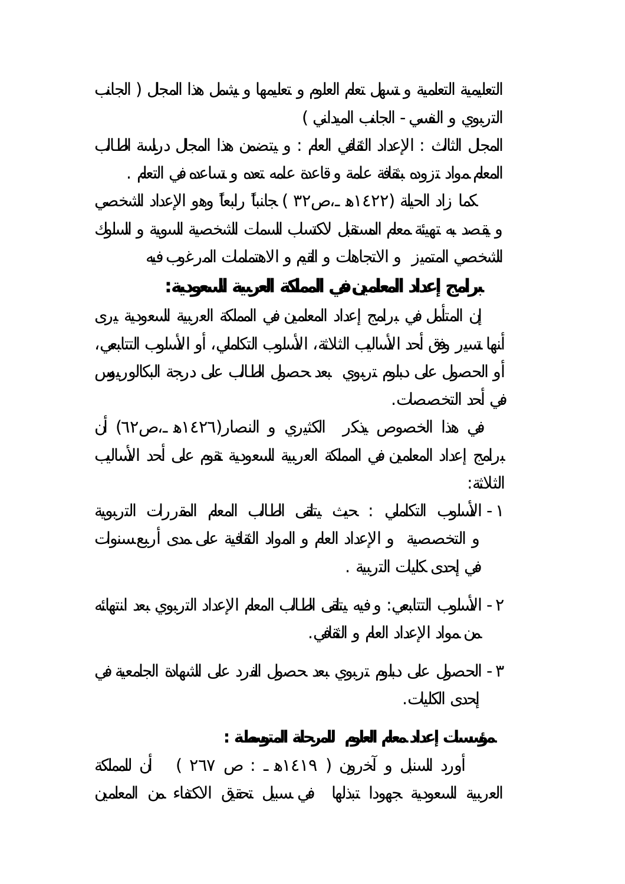التعليمية التعلمية و تسهل تعلم العلوم و تعليمها و يشمل هذا المجال ( الجانب التربوي و النفسي - الجانب الميداني )

المجال الثالث : الإعداد الثقافي العام : و يتضمن هذا المجال دراسة الطالب المعلم مواد تزوده بثقافة عامة و قاعدة علمه تعده و تساعده في التعلم .

كما زاد الحيلة (١٤٢٢هـ ،ص٣٢ ) جانباً رابعاً وهو الإعداد الشخصي و يقصد به تهيئة معلم المستقبل لاكتساب السمات الشخصية السوية و السلوك الشخصي المتميز و الاتجاهات و القيم و الاهتمامات المرغوب فيه

## برامج إعداد المعلمين في المملكة العربية السعودية:

إن المتأمل في برامج إعداد المعلمين في المملكة العربية السعودية يرى أنها تسير وفق أحد الأساليب الثلاثة، الأسلوب التكاملي، أو الأسلوب التتابعي، أو الحصول على دبلوم تربوي بعد حصول الطالب على درجة البكالوريوس في أحد التخصصات.

في هذا الخصوص يذكر الكثيري و النصار(١٤٢٦هـ ،ص٦٢) أن برامج إعداد المعلمين في المملكة العربية السعودية تقوم على أحد الأساليب الثلاثة:

١- الأسلوب التكاملي : حيث يتلقى الطالب المعلم المقررات التربوية و التخصصية و الإعداد العام و المواد الثقافية على مدى أربع سنوات في إحدى كليات التربية .

٢- الأسلوب التتابعي: و فيه يتلقى الطالب المعلم الإعداد التربوي بعد انتهائه من مواد الإعداد العام و الثقافي.

٣- الحصول على دبلوم تربوي بعد حصول الفرد على الشهادة الجامعية في إحدى الكليات.

## مؤسسات إعداد معلم العلوم للمرحلة المتوسطة :

أورد السنبل و آخرون ( ١٤١٩هـ : ص ٢٦٧ ) أن للمملكة العربية السعودية جهودا تبذلها في سبيل تحقيق الاكتفاء من المعلمين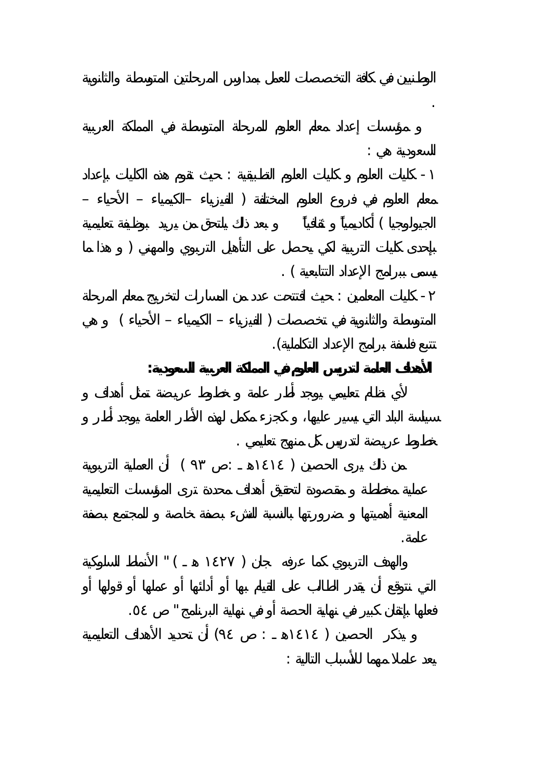الوطنيين في كافة التخصصات للعمل بمدارس المرحلتين المتوسطة والثانوية .

و مؤسسات إعداد معلم العلوم للمرحلة المتوسطة في المملكة العربية السعودية هي :

١ - كليات العلوم و كليات العلوم التطبيقية : حيث تقوم هذه الكليات بإعداد معلم العلوم في فروع العلوم المختلفة ( الفيزياء –الكيمياء – الأحياء – الجيولوجيا ) أكاديمياً و ثقافياً و بعد ذلك يلتحق من يريد بوظيفة تعليمية بإحدى كليات التربية لكي يحصل على التأهيل التربوي والمهني ( و هذا ما يسمى ببرامج الإعداد التتابعية ) .

٢ - كليات المعلمين : حيث افتتحت عدد من المسارات لتخريج معلم المرحلة المتوسطة والثانوية في تخصصات ( الفيزياء – الكيمياء – الأحياء ) و هي تتبع فلسفة برامج الإعداد التكاملية).

**الأهداف العامة لتدريس العلوم في المملكة العربية السعودية:**

لأي نظام تعليمي يوجد أطر عامة و خطوط عريضة تمثل أهداف و سياسة البلد التي يسير عليها، و كجزء مكمل لهذه الأطر العامة يوجد أطر و خطوط عريضة لتدريس كل منهج تعليمي .

من ذلك يرى الحصين ( ١٤١٤هـ :ص ٩٣ ) أن العملية التربوية عملية مخططة و مقصودة لتحقيق أهداف محددة ترى المؤسسات التعليمية المعنية أهميتها و ضرورتها بالنسبة للنشء بصفة خاصة و للمجتمع بصفة عامة.

والهدف التربوي كما عرفه جان ( ١٤٢٧ هـ ) " الأنماط السلوكية التي نتوقع أن يقدر الطالب على القيام بها أو أدائها أو عملها أو قولها أو فعلها بإتقان كبير في نهاية الحصة أو في نهاية البرنامج " ص ٥٤.

و يذكر الحصين ( ١٤١٤هـ : ص ٩٤) أن تحديد الأهداف التعليمية يعد عاملا مهما للأسباب التالية :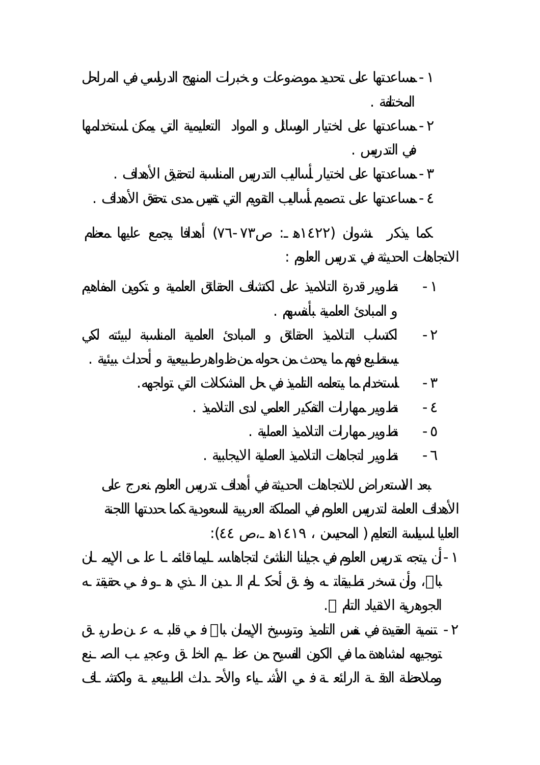١- مساعدتها على تحديد موضوعات و خبرات المنهج الدراسي في المراحل المختلفة .

٢- مساعدتها على اختيار الوسائل و المواد التعليمية التي يمكن استخدامها في التدريس .

٣- مساعدتها على اختيار أساليب التدريس المناسبة لتحقيق الأهداف .

٤- مساعدتها على تصميم أساليب التقويم التي تقيس مدى تحقق الأهداف .

كما يذكر نشوان (١٤٢٢هـ : ص٧٣-٧٦) أهدافا يجمع عليها معظم الاتجاهات الحديثة في تدريس العلوم :

١- تطوير قدرة التلاميذ على اكتشاف الحقائق العلمية و تكوين المفاهيم و المبادئ العلمية بأنفسهم .

٢- اكتساب التلاميذ الحقائق و المبادئ العلمية المناسبة لبيئته لكي يستطيع فهم ما يحدث من حوله من ظواهر طبيعية و أحداث بيئية .

٣- استخدام ما يتعلمه التلميذ في حل المشكلات التي تواجهه.

٤- تطوير مهارات التفكير العلمي لدى التلاميذ .

٥- تطوير مهارات التلاميذ العملية .

٦- تطوير اتجاهات التلاميذ العملية الايجابية .

بعد الاستعراض للاتجاهات الحديثة في أهداف تدريس العلوم نعرج على الأهداف العامة لتدريس العلوم في المملكة العربية السعودية كما حددتها اللجنة العليا لسياسة التعليم ( المحيسن ، ١٤١٩هـ ،ص ٤٤):

١- أن يتجه تدريس العلوم في جيلنا الناشئ اتجاها سليما قائما على الإيمان بالله، وأن تسخر تطبيقاته وفق أحكام الدين الذي هو في حقيقته الجوهرية الانقياد التام لله.

٢- تنمية العقيدة في نفس التلميذ وترسيخ الإيمان بالله في قلبه عن طريق توجيهه لمشاهدة ما في الكون الفسيح من عظيم الخالق وعجيب الصنع وملاحظة الدقة الرائعة في الأشياء والأحداث الطبيعية واكتشاف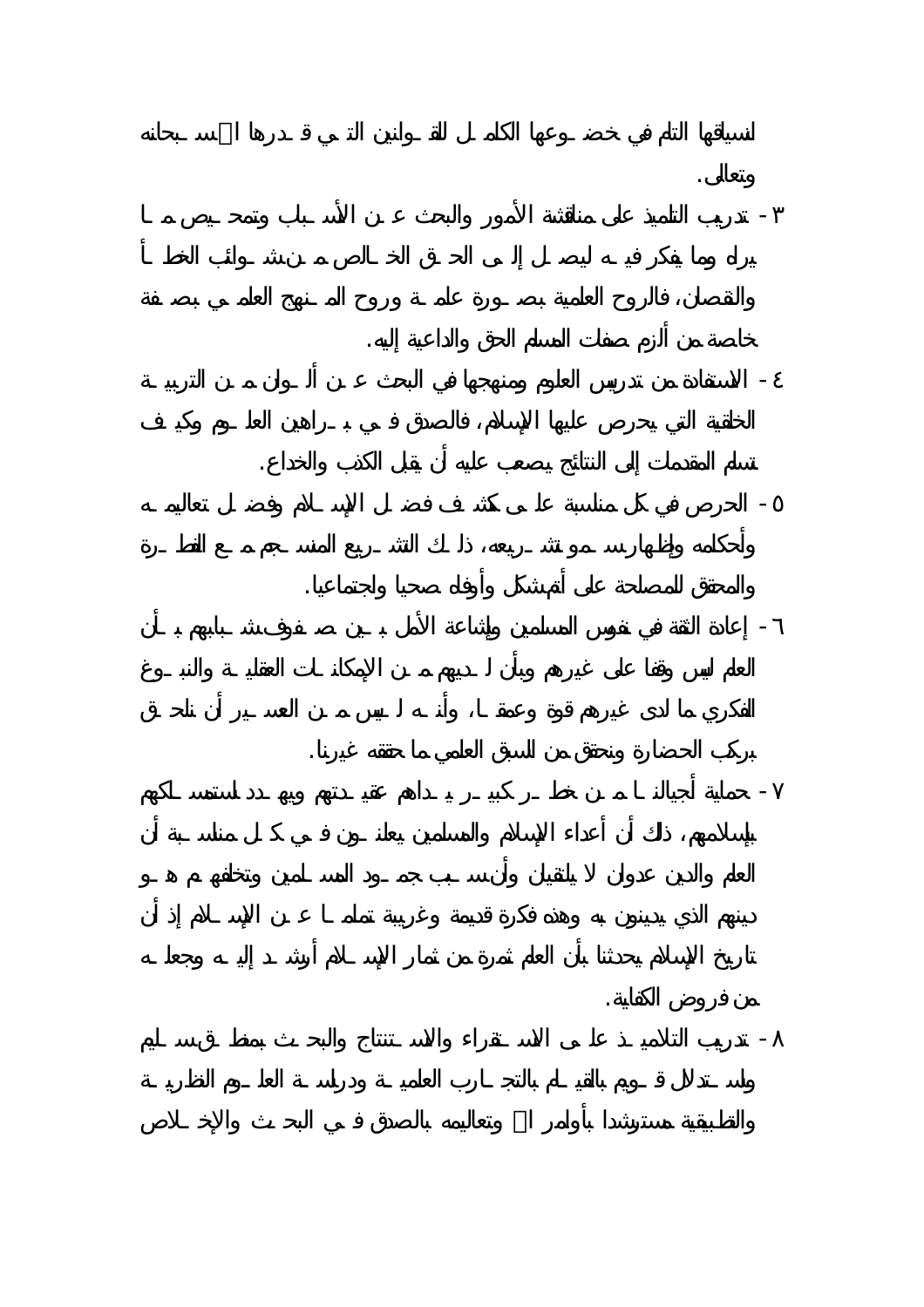لنسياقها التام في خضوعها الكامل للقوانين التي قدرها الله سبحانه وتعالى.

٣- تدريب التلميذ على مناقشة الأمور والبحث عن الأسباب وتمحيص ما يراه وما يفكر فيه ليصل إلى الحق الخالص من شوائب الخطأ والنقصان، فالروح العلمية بصورة عامة وروح المنهج العلمي بصفة خاصة من ألزم صفات المسلم الحق والداعية إليه.

٤- الاستفادة من تدريس العلوم ومنهجها في البحث عن ألوان من التربية الخلقية التي يحرص عليها الإسلام، فالصدق في براهين العلوم وكيف تسلم المقدمات إلى النتائج يصعب عليه أن يقبل الكذب والخداع.

٥- الحرص في كل مناسبة على كشف فضل الإسلام وفضل تعاليمه وأحكامه وإظهار سمو تشريعه، ذلك التشريع المنسجم مع الفطرة والمحقق للمصلحة على أتم شكل وأوفاه صحيا واجتماعيا.

٦- إعادة الثقة في نفوس المسلمين وإشاعة الأمل بين صفوف شبابهم بأن العلم ليس وقفا على غيرهم وبأن لديهم من الإمكانات العقلية والنبوغ الفكري ما لدى غيرهم قوة وعمقا، وأنه ليس من العسير أن نلحق بركب الحضارة ونحقق من السبق العلمي ما حققه غيرنا.

٧- حماية أجيالنا من خطر كبير يتهدد عقيدتهم ويهدد استمساكهم بإسلامهم، ذلك أن أعداء الإسلام والمسلمين يعلنون في كل مناسبة أن العلم والدين عدوان لا يلتقيان وأن سبب جمود المسلمين وتخلفهم هو دينهم الذي يدينون به وهذه فكرة قديمة وغريبة تماما عن الإسلام إذ أن تاريخ الإسلام يحدثنا بأن العلم ثمرة من ثمار الإسلام أرشد إليه وجعله من فروض الكفاية.

٨- تدريب التلاميذ على الاستقراء والاستنتاج والبحث بمنطق سليم واستدلال قويم بالقيام بالتجارب العلمية ودراسة العلوم النظرية والتطبيقية مسترشدا بأوامر الله وتعاليمه بالصدق في البحث والإخلاص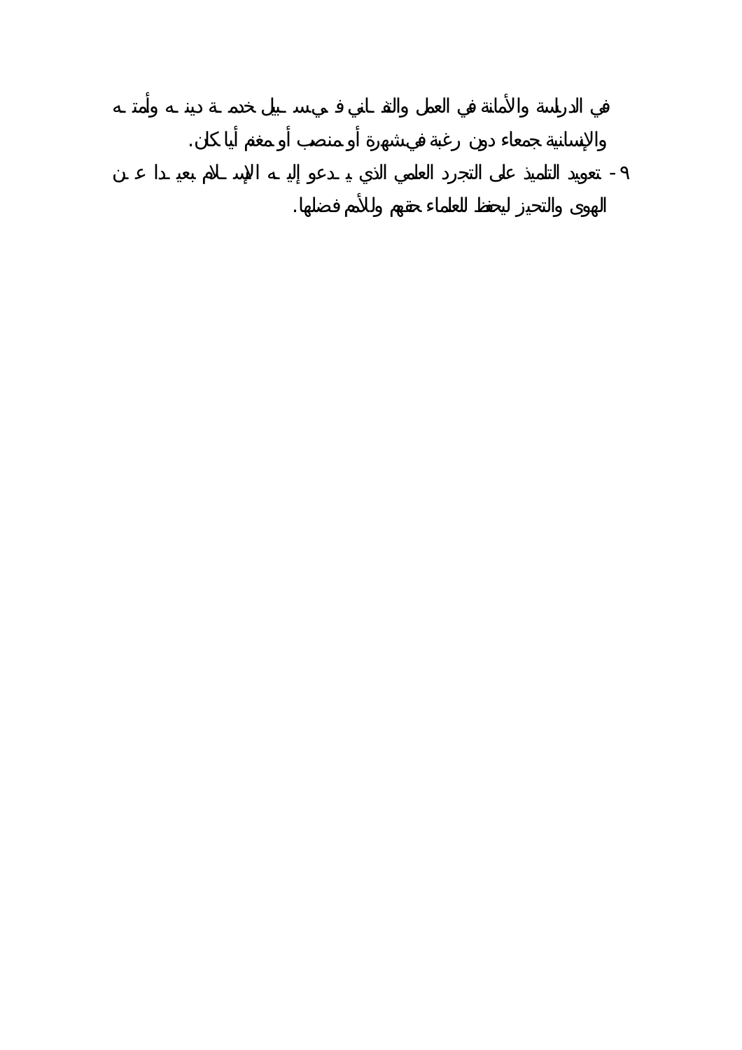في الدراسة والأمانة في العمل والتفاني في سبيل خدمة دينه وأمته والإنسانية جمعاء دون رغبة في شهرة أو منصب أو مغنم أياً كان.

٩- تعويد التلميذ على التجرد العلمي الذي يدعو إليه الإسلام بعيداً عن الهوى والتحيز ليحفظ للعلماء حقهم وللأمم فضلها.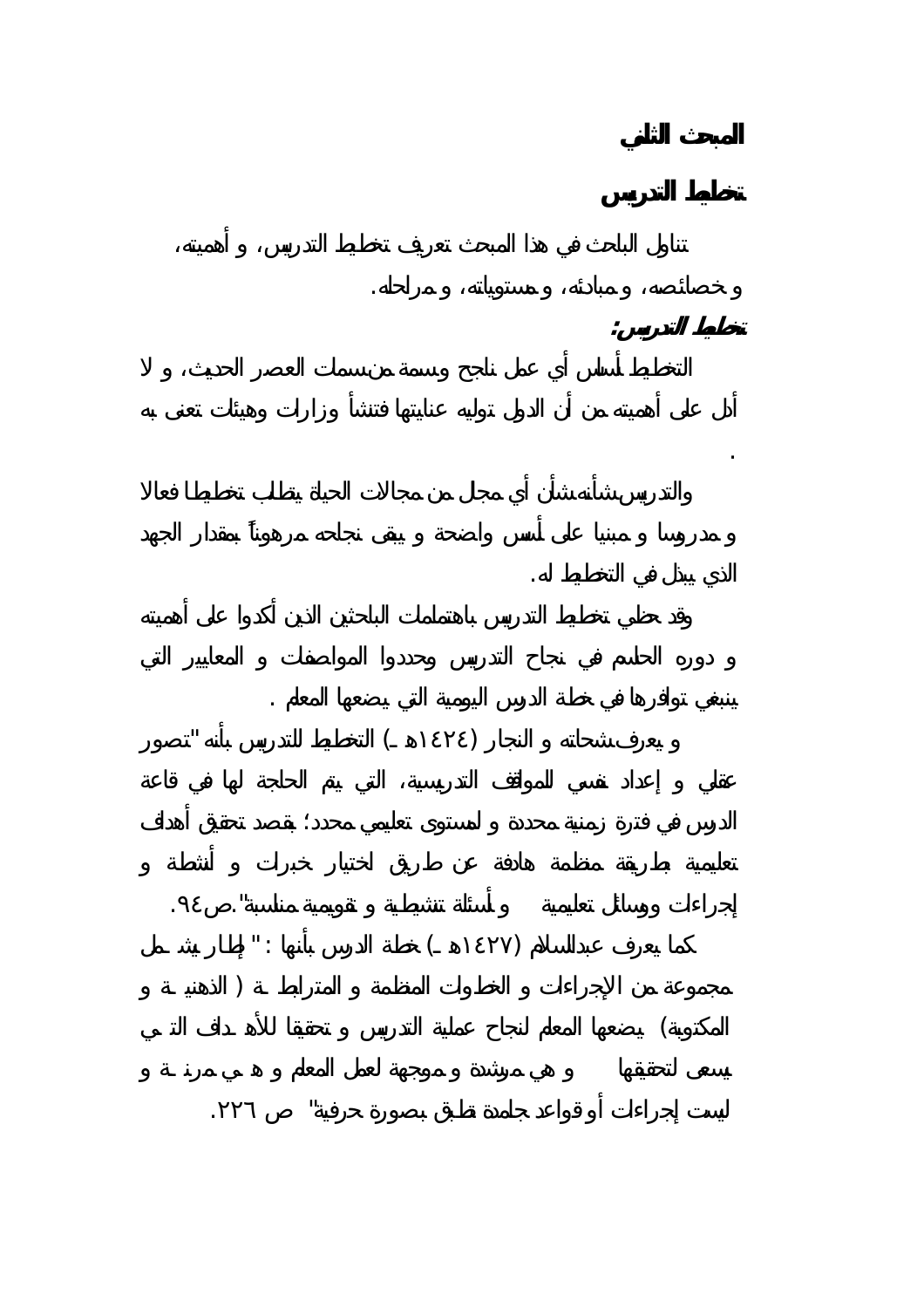## المبحث الثاني

## تخطيط التدريس

تناول الباحث في هذا المبحث تعريف تخطيط التدريس، و أهميته، و خصائصه، و مبادئه، و مستوياته، و مراحله.

***تخطيط التدريس:***

التخطيط أساس أي عمل ناجح وسمة من سمات العصر الحديث، و لا أدل على أهميته من أن الدول توليه عنايتها فتنشأ وزارات وهيئات تعنى به .

والتدريس شأنه شأن أي مجال من مجالات الحياة يتطلب تخطيطا فعالا و مدروسا و مبنيا على أسس واضحة و يبقى نجاحه مرهوناً بمقدار الجهد الذي يبذل في التخطيط له.

وقد حظي تخطيط التدريس باهتمامات الباحثين الذين أكدوا على أهميته و دوره الحاسم في نجاح التدريس وحددوا المواصفات و المعايير التي ينبغي توافرها في خطة الدرس اليومية التي يضعها المعلم .

و يعرف شحاته و النجار (١٤٢٤هـ) التخطيط للتدريس بأنه "تصور عقلي و إعداد نفسي للمواقف التدريسية، التي يتم الحاجة لها في قاعة الدرس في فترة زمنية محددة و لمستوى تعليمي محدد؛ بقصد تحقيق أهداف تعليمية بطريقة منظمة هادفة عن طريق اختيار خبرات و أنشطة و إجراءات ووسائل تعليمية و أسئلة تنشيطية و تقويمية مناسبة".ص٩٤.

كما يعرف عبدالسلام (١٤٢٧هـ) خطة الدرس بأنها : " إطار يشمل مجموعة من الإجراءات و الخطوات المنظمة و المترابطة ( الذهنية و المكتوبة) يضعها المعلم لنجاح عملية التدريس و تحقيقا للأهداف التي يسعى لتحقيقها و هي مرشدة و موجهة لعمل المعلم و هي مرنة و ليست إجراءات أو قواعد جامدة تطبق بصورة حرفية" ص ٢٢٦.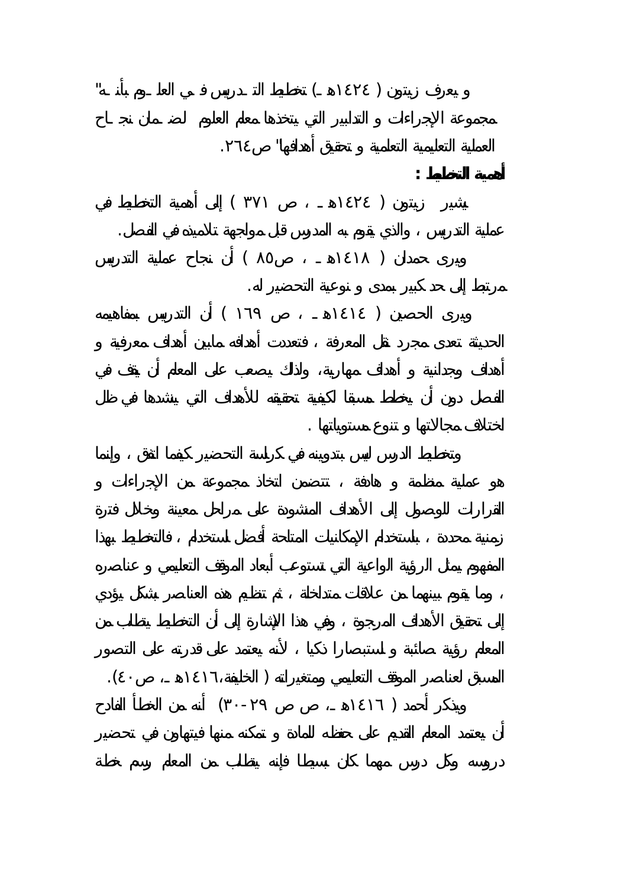و يعرف زيتون ( ١٤٢٤هـ) تخطيط التدريس في العلوم بأنه "مجموعة الإجراءات و التدابير التي يتخذها معلم العلوم لضمان نجاح العملية التعليمية التعلمية و تحقيق أهدافها" ص٢٦٤.

**أهمية التخطيط :**

يشير زيتون ( ١٤٢٤هـ ، ص ٣٧١ ) إلى أهمية التخطيط في عملية التدريس ، والذي يقوم به المدرس قبل مواجهة تلاميذه في الفصل.

ويرى حمدان ( ١٤١٨هـ ، ص٨٥ ) أن نجاح عملية التدريس مرتبط إلى حد كبير بمدى و نوعية التحضير له.

ويرى الحصين ( ١٤١٤هـ ، ص ١٦٩ ) أن التدريس بمفاهيمه الحديثة تعدى مجرد نقل المعرفة ، فتعددت أهدافه مابين أهداف معرفية و أهداف وجدانية و أهداف مهارية، ولذلك يصعب على المعلم أن يقف في الفصل دون أن يخطط مسبقا لكيفية تحقيقه للأهداف التي ينشدها في ظل اختلاف مجالاتها و تنوع مستوياتها .

وتخطيط الدرس ليس بتدوينه في كراسة التحضير كيفما اتفق ، وإنما هو عملية منظمة و هادفة ، تتضمن اتخاذ مجموعة من الإجراءات و القرارات للوصول إلى الأهداف المنشودة على مراحل معينة وخلال فترة زمنية محددة ، باستخدام الإمكانيات المتاحة أفضل استخدام ، فالتخطيط بهذا المفهوم يمثل الرؤية الواعية التي تستوعب أبعاد الموقف التعليمي و عناصره ، وما يقوم بينهما من علاقات متداخلة ، ثم تنظيم هذه العناصر بشكل يؤدي إلى تحقيق الأهداف المرجوة ، وفي هذا الإشارة إلى أن التخطيط يتطلب من المعلم رؤية صائبة و استبصارا ذكيا ، لأنه يعتمد على قدرته على التصور المسبق لعناصر الموقف التعليمي ومتغيراته ( الخليفة،١٤١٦هـ، ص٤٠).

ويذكر أحمد ( ١٤١٦هـ، ص ص ٢٩-٣٠) أنه من الخطأ الفادح أن يعتمد المعلم القديم على حفظه للمادة و تمكنه منها فيتهاون في تحضير دروسه وكل درس مهما كان بسيطا فإنه يتطلب من المعلم رسم خطة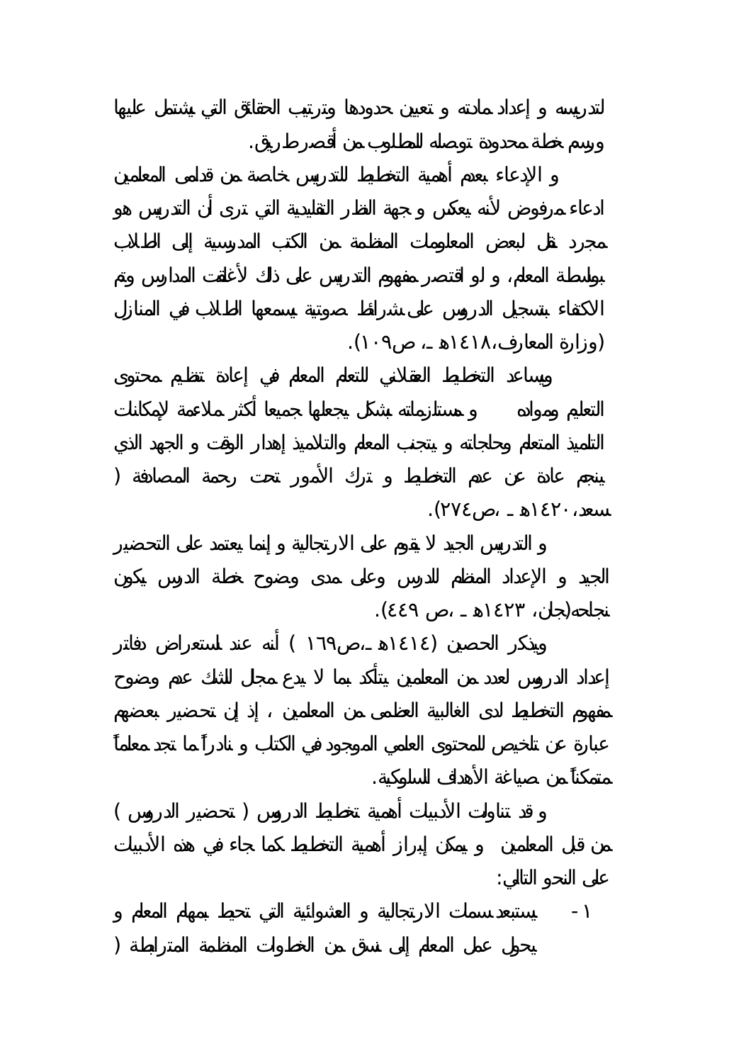لتدريسه و إعداد مادته و تعيين حدودها وترتيب الحقائق التي يشتمل عليها ورسم خطة محدودة توصله للمطلوب من أقصر طريق.

و الإدعاء بعدم أهمية التخطيط للتدريس خاصة من قدامى المعلمين ادعاء مرفوض لأنه يعكس و جهة النظر التقليدية التي ترى أن التدريس هو مجرد نقل لبعض المعلومات المنظمة من الكتب المدرسية إلى الطلاب بواسطة المعلم، و لو اقتصر مفهوم التدريس على ذلك لأغلقت المدارس وتم الاكتفاء بتسجيل الدروس على شرائط صوتية يسمعها الطلاب في المنازل (وزارة المعارف،١٤١٨هـ ، ص١٠٩).

ويساعد التخطيط العقلاني للتعلم المعلم في إعادة تنظيم محتوى التعليم ومواده و مستلزماته بشكل يجعلها جميعا لأكثر ملاءمة لإمكانات التلميذ المتعلم وحاجاته و يتجنب المعلم والتلاميذ إهدار الوقت و الجهد الذي ينجم عادة عن عدم التخطيط و ترك الأمور تحت رحمة المصادفة ( سعد،١٤٢٠هـ ،ص٢٧٤).

و التدريس الجيد لا يقوم على الارتجالية و إنما يعتمد على التحضير الجيد و الإعداد المنظم للدرس وعلى مدى وضوح خطة الدرس يكون نجاحه(جان، ١٤٢٣هـ ،ص ٤٤٩).

ويذكر الحصين (١٤١٤هـ ،ص١٦٩ ) أنه عند استعراض دفاتر إعداد الدروس لعدد من المعلمين يتأكد بما لا يدع مجال للشك عدم وضوح مفهوم التخطيط لدى الغالبية العظمى من المعلمين ، إذ إن تحضير بعضهم عبارة عن تلخيص للمحتوى العلمي الموجود في الكتاب و نادراً ما تجد معلماً متمكناً من صياغة الأهداف السلوكية.

و قد تناولت الأدبيات أهمية تخطيط الدروس ( تحضير الدروس ) من قبل المعلمين و يمكن إبراز أهمية التخطيط كما جاء في هذه الأدبيات على النحو التالي:

١- يستبعد سمات الارتجالية و العشوائية التي تحيط بمهام المعلم و يحول عمل المعلم إلى نسق من الخطوات المنظمة المترابطة (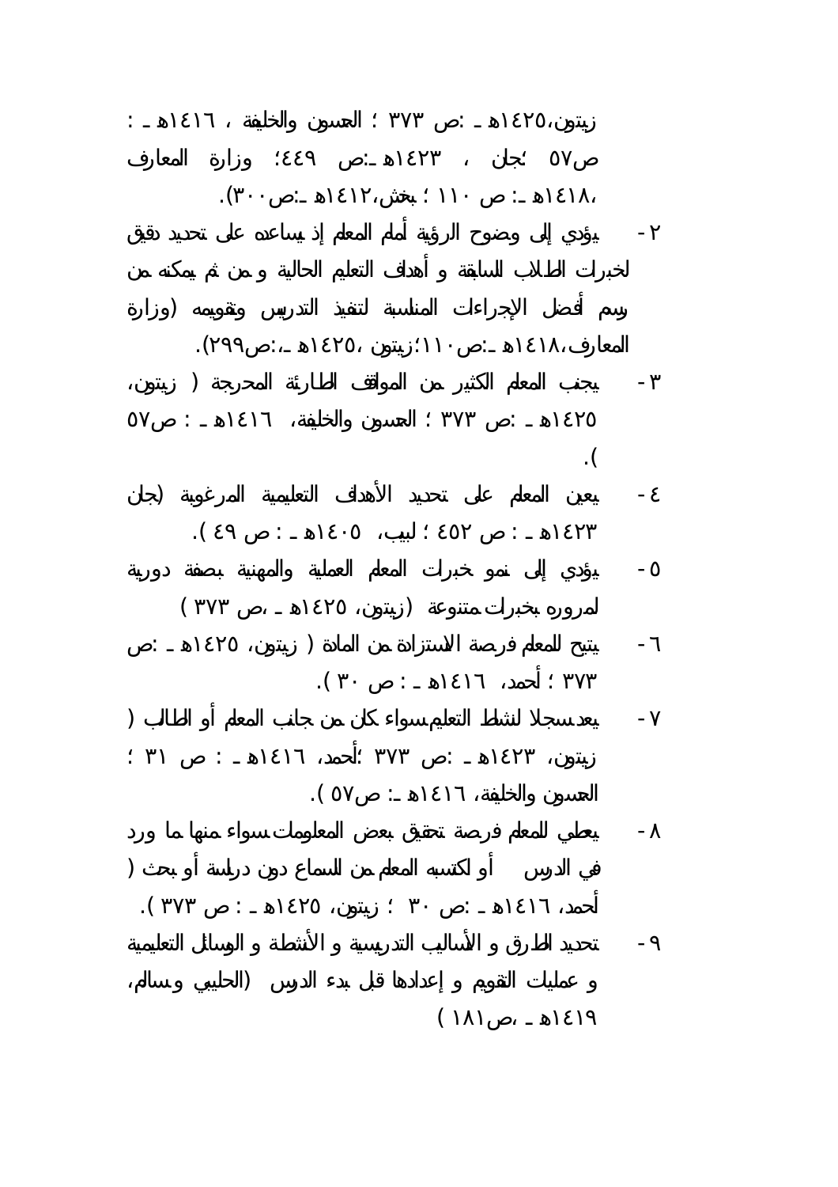زيتون،١٤٢٥هـ :ص ٣٧٣ ؛ العسون والخليفة ، ١٤١٦هـ : ص٥٧ ؛جان ، ١٤٢٣هـ :ص ٤٤٩؛ وزارة المعارف ،١٤١٨هـ : ص ١١٠ ؛ بخش،١٤١٢هـ :ص٣٠٠).

٢- يؤدي إلى وضوح الرؤية أمام المعلم إذ يساعده على تحديد دقيق لخبرات الطلاب السابقة و أهداف التعليم الحالية و من ثم يمكنه من رسم أفضل الإجراءات المناسبة لتنفيذ التدريس وتقويمه (وزارة المعارف،١٤١٨هـ :ص١١٠؛زيتون ،١٤٢٥هـ :ص٢٩٩).

٣- يجنب المعلم الكثير من المواقف الطارئة المحرجة ( زيتون، ١٤٢٥هـ :ص ٣٧٣ ؛ العسون والخليفة، ١٤١٦هـ : ص٥٧ ).

٤- يعين المعلم على تحديد الأهداف التعليمية المرغوبة (جان ١٤٢٣هـ : ص ٤٥٢ ؛ لبيب، ١٤٠٥هـ : ص ٤٩ ).

٥- يؤدي إلى نمو خبرات المعلم العملية والمهنية بصفة دورية لمروره بخبرات متنوعة (زيتون، ١٤٢٥هـ ،ص ٣٧٣ )

٦- يتيح للمعلم فرصة الاستزادة من المادة ( زيتون، ١٤٢٥هـ :ص ٣٧٣ ؛ أحمد، ١٤١٦هـ : ص ٣٠ ).

٧- يعد سجلا لنشاط التعليم سواء كان من جانب المعلم أو الطالب ( زيتون، ١٤٢٣هـ :ص ٣٧٣ ؛أحمد، ١٤١٦هـ : ص ٣١ ؛ العسون والخليفة، ١٤١٦هـ : ص٥٧ ).

٨- يعطي للمعلم فرصة تحقيق بعض المعلومات سواء منها ما ورد في الدرس أو اكتسبه المعلم من السماع دون دراسة أو بحث ( أحمد، ١٤١٦هـ :ص ٣٠ ؛ زيتون، ١٤٢٥هـ : ص ٣٧٣ ).

٩- تحديد الطرق و الأساليب التدريسية و الأنشطة و الوسائل التعليمية و عمليات التقويم و إعدادها قبل بدء الدرس (الحليبي وسالم، ١٤١٩هـ ،ص١٨١ )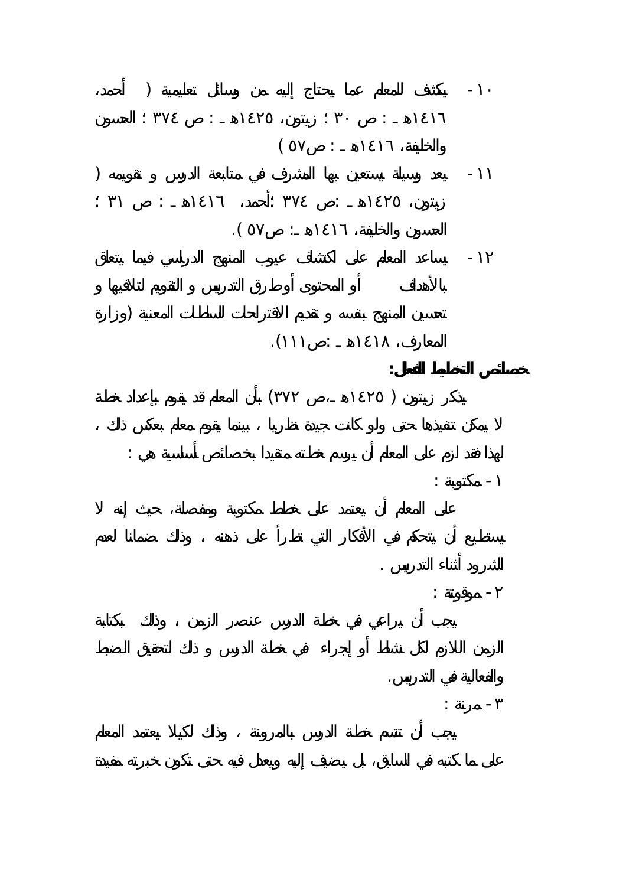١٠- يكشف للمعلم عما يحتاج إليه من وسائل تعليمية ( أحمد، ١٤١٦هـ : ص ٣٠ ؛ زيتون، ١٤٢٥هـ : ص ٣٧٤ ؛ الحسون والخليفة، ١٤١٦هـ : ص٥٧ )

١١- يعد وسيلة يستعين بها المشرف في متابعة الدرس و تقويمه ( زيتون، ١٤٢٥هـ :ص ٣٧٤ ؛أحمد، ١٤١٦هـ : ص ٣١ ؛ الحسون والخليفة، ١٤١٦هـ : ص٥٧ ).

١٢- يساعد المعلم على اكتشاف عيوب المنهج الدراسي فيما يتعلق بالأهداف أو المحتوى أوطرق التدريس و التقويم لتلافيها و تحسين المنهج بنفسه و تقديم الاقتراحات للسلطات المعنية (وزارة المعارف، ١٤١٨هـ :ص١١١).

**خصائص التخطيط الفعال:**

يذكر زيتون ( ١٤٢٥هـ،ص ٣٧٢) بأن المعلم قد يقوم بإعداد خطة لا يمكن تنفيذها حتى ولو كانت جيدة نظريا ، بينما يقوم معلم بعكس ذلك ، لهذا فقد لزم على المعلم أن يرسم خطته متقيدا بخصائص أساسية هي :

١- مكتوبة :

على المعلم أن يعتمد على خطط مكتوبة ومفصلة، حيث إنه لا يستطيع أن يتحكم في الأفكار التي تطرأ على ذهنه ، وذلك ضمانا لعدم الشرود أثناء التدريس .

٢- موقوتة :

يجب أن يراعي في خطة الدرس عنصر الزمن ، وذلك بكتابة الزمن اللازم لكل نشاط أو إجراء في خطة الدرس و ذلك لتحقيق الضبط والفعالية في التدريس.

٣- مرنة :

يجب أن تتسم خطة الدرس بالمرونة ، وذلك لكيلا يعتمد المعلم على ما كتبه في السابق، بل يضيف إليه ويعدل فيه حتى تكون خبرته مفيدة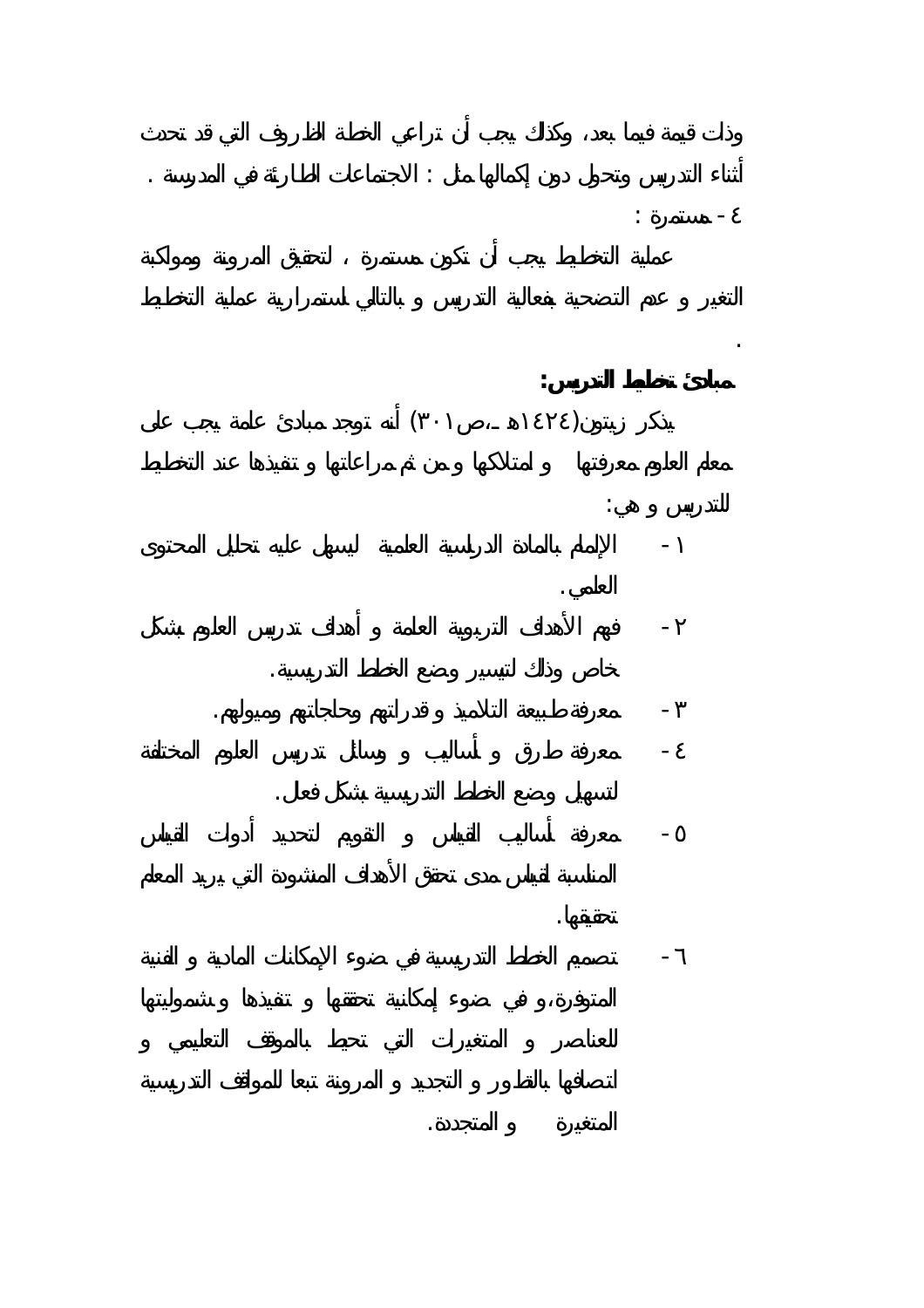وذات قيمة فيما بعد، وكذلك يجب أن تراعي الخطة الظروف التي قد تحدث أثناء التدريس وتحول دون إكمالها مثل : الاجتماعات الطارئة في المدرسة .

٤ - مستمرة :

عملية التخطيط يجب أن تكون مستمرة ، لتحقيق المرونة ومواكبة التغير و عدم التضحية بفعالية التدريس و بالتالي لاستمرارية عملية التخطيط .

**مبادئ تخطيط التدريس:**

يذكر زيتون(١٤٢٤هـ،ص٣٠١) أنه توجد مبادئ عامة يجب على معلم العلوم معرفتها و امتلاكها ومن ثم مراعاتها و تنفيذها عند التخطيط للتدريس و هي:

١ - الإلمام بالمادة الدراسية العلمية ليسهل عليه تحليل المحتوى العلمي.

٢ - فهم الأهداف التربوية العامة و أهداف تدريس العلوم بشكل خاص وذلك لتيسير وضع الخطط التدريسية.

٣ - معرفة طبيعة التلاميذ و قدراتهم وحاجاتهم وميولهم.

٤ - معرفة طرق و أساليب و وسائل تدريس العلوم المختلفة لتسهيل وضع الخطط التدريسية بشكل فعال.

٥ - معرفة أساليب القياس و التقويم لتحديد أدوات القياس المناسبة لقياس مدى تحقق الأهداف المنشودة التي يريد المعلم تحقيقها.

٦ - تصميم الخطط التدريسية في ضوء الإمكانات المادية و الفنية المتوفرة،و في ضوء إمكانية تحققها و تنفيذها و شموليتها للعناصر و المتغيرات التي تحيط بالموقف التعليمي و اتصافها بالتطور و التجديد و المرونة تبعا للمواقف التدريسية المتغيرة و المتجددة.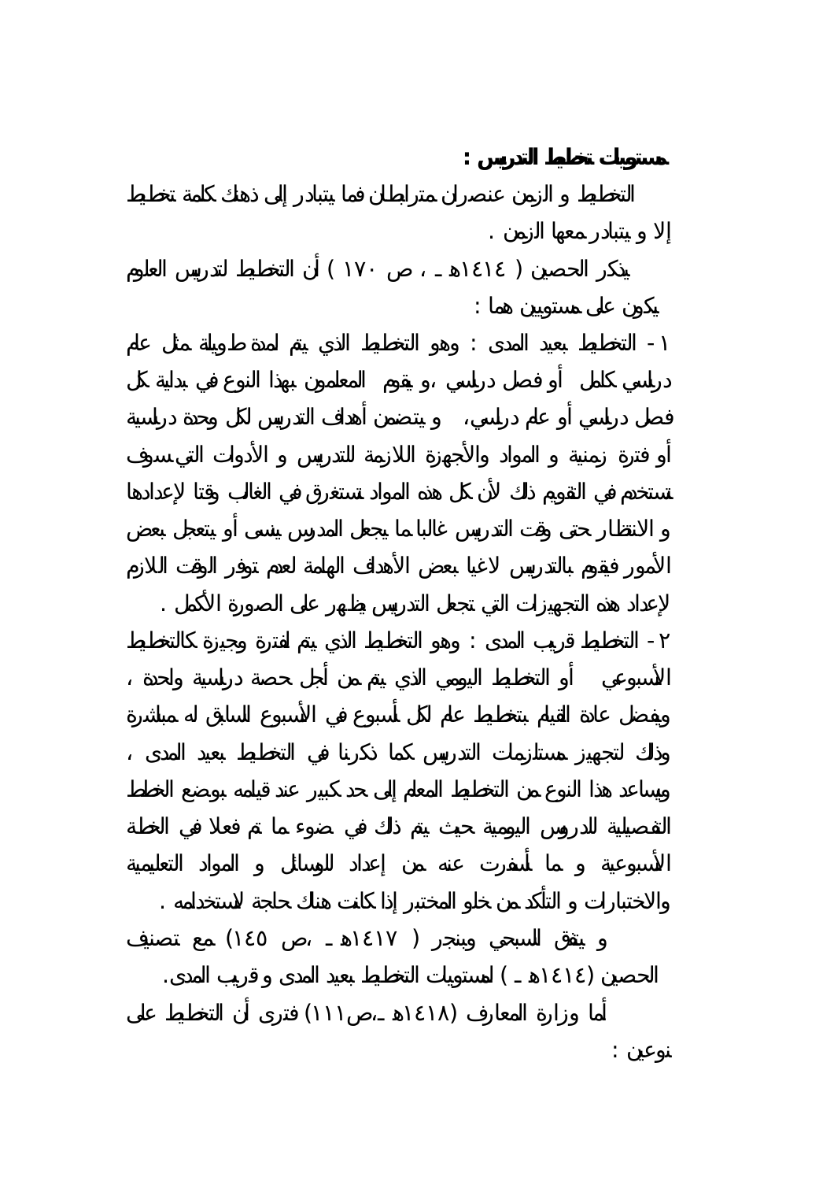**مستويات تخطيط التدريس :**

التخطيط و الزمن عنصران مترابطان فما يتبادر إلى ذهنك كلمة تخطيط إلا و يتبادر معها الزمن .

يذكر الحصين ( ١٤١٤هـ ، ص ١٧٠ ) أن التخطيط لتدريس العلوم يكون على مستويين هما :

١- التخطيط بعيد المدى : وهو التخطيط الذي يتم لمدة طويلة مثل عام دراسي كامل أو فصل دراسي ،و يقوم المعلمون بهذا النوع في بداية كل فصل دراسي أو عام دراسي، و يتضمن أهداف التدريس لكل وحدة دراسية أو فترة زمنية و المواد والأجهزة اللازمة للتدريس و الأدوات التي سوف تستخدم في التقويم ذلك لأن كل هذه المواد تستغرق في الغالب وقتا لإعدادها و الانتظار حتى وقت التدريس غالبا ما يجعل المدرس ينسى أو يتعجل بعض الأمور فيقوم بالتدريس لاغيا بعض الأهداف الهامة لعدم توفر الوقت اللازم لإعداد هذه التجهيزات التي تجعل التدريس يظهر على الصورة الأكمل .

٢- التخطيط قريب المدى : وهو التخطيط الذي يتم لفترة وجيزة كالتخطيط الأسبوعي أو التخطيط اليومي الذي يتم من أجل حصة دراسية واحدة ، ويفضل عادة القيام بتخطيط عام لكل أسبوع في الأسبوع السابق له مباشرة وذلك لتجهيز مستلزمات التدريس كما ذكرنا في التخطيط بعيد المدى ، ويساعد هذا النوع من التخطيط المعلم إلى حد كبير عند قيامه بوضع الخطط التفصيلية للدروس اليومية حيث يتم ذلك في ضوء ما تم فعلا في الخطة الأسبوعية و ما أسفرت عنه من إعداد للوسائل و المواد التعليمية والاختبارات و التأكد من خلو المختبر إذا كانت هناك حاجة لاستخدامه .

و يتفق السبحي وبنجر ( ١٤١٧هـ ،ص ١٤٥) مع تصنيف الحصين (١٤١٤هـ ) لمستويات التخطيط بعيد المدى و قريب المدى.

أما وزارة المعارف (١٤١٨هـ ،ص١١١) فترى أن التخطيط على نوعين :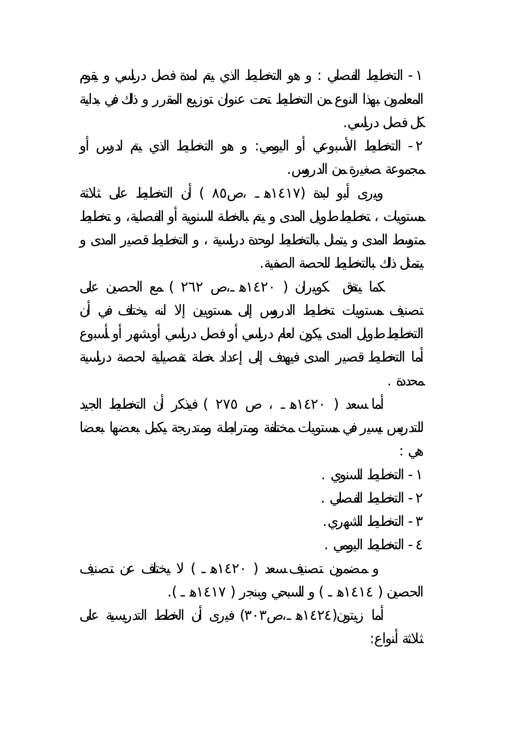١ - التخطيط الفصلي : و هو التخطيط الذي يتم لمدة فصل دراسي و يقوم المعلمون بهذا النوع من التخطيط تحت عنوان توزيع المقرر و ذلك في بداية كل فصل دراسي.

٢ - التخطيط الأسبوعي أو اليومي: و هو التخطيط الذي يتم لدرس أو مجموعة صغيرة من الدروس.

ويرى أبو لبدة (١٤١٧هـ ـ ،ص٨٥ ) أن التخطيط على ثلاثة مستويات ، تخطيط طويل المدى و يتم بالخطة السنوية أو الفصلية، و تخطيط متوسط المدى و يتمثل بالتخطيط لوحدة دراسية ، و التخطيط قصير المدى و يتمثل ذلك بالتخطيط للحصة الصفية.

كما يتفق كوبران ( ١٤٢٠هـ ـ،ص ٢٦٢ ) مع الحصين على تصنيف مستويات تخطيط الدروس إلى مستويين إلا انه يختلف في أن التخطيط طويل المدى يكون لعام دراسي أو فصل دراسي أوشهر أو أسبوع أما التخطيط قصير المدى فيهدف إلى إعداد خطة تفصيلية لحصة دراسية محددة .

أما سعد ( ١٤٢٠هـ ـ ، ص ٢٧٥ ) فيذكر أن التخطيط الجيد للتدريس يسير في مستويات مختلفة ومترابطة ومتدرجة يكمل بعضها بعضا هي :

١ - التخطيط السنوي .

٢ - التخطيط الفصلي .

٣ - التخطيط الشهري.

٤ - التخطيط اليومي .

و مضمون تصنيف سعد ( ١٤٢٠هـ ـ ) لا يختلف عن تصنيف الحصين ( ١٤١٤هـ ـ ) و للسبحي وبنجر ( ١٤١٧هـ ـ ).

أما زيتون(١٤٢٤هـ ـ،ص٣٠٣) فيرى أن الخطط التدريسية على ثلاثة أنواع: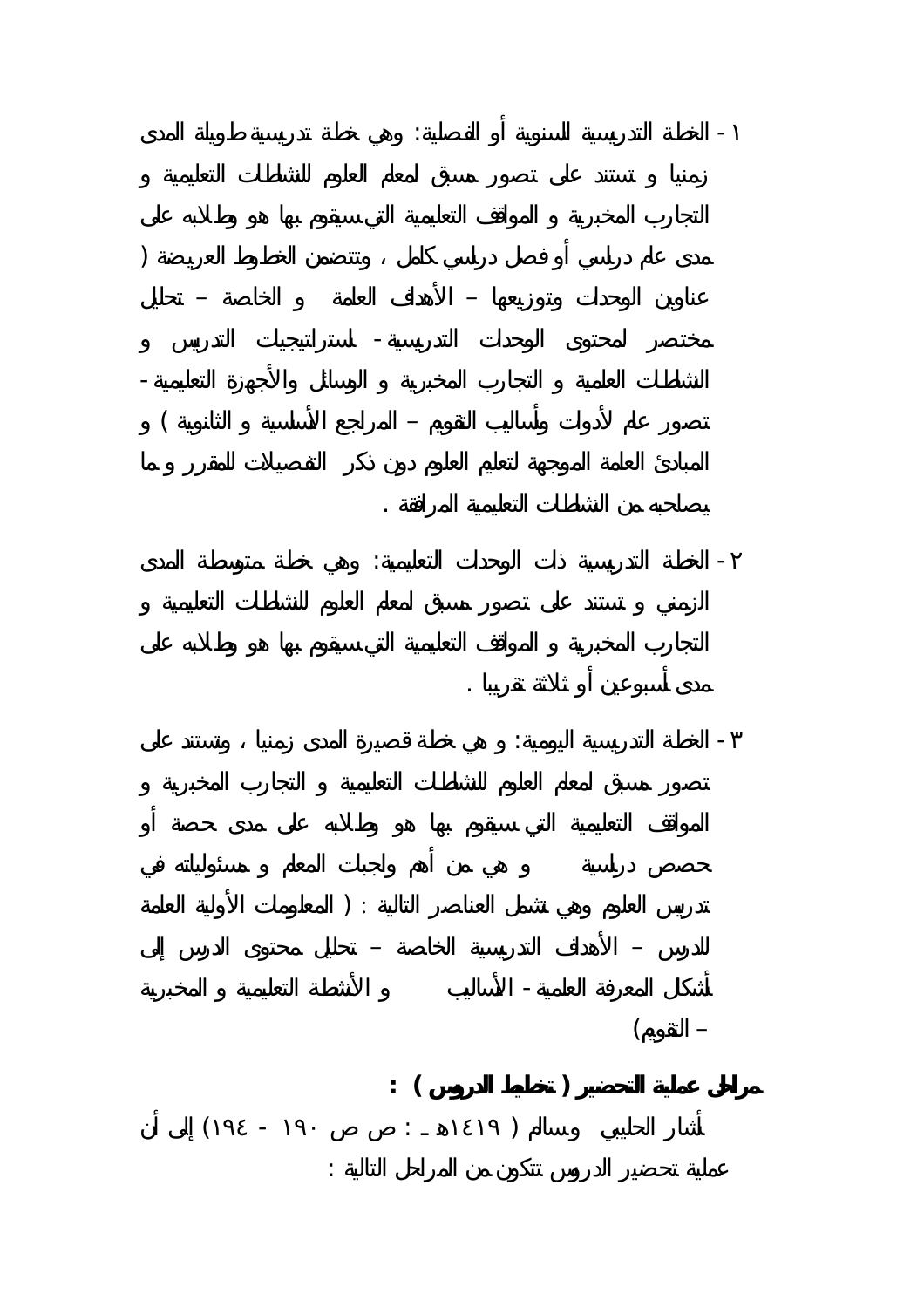١ - الخطة التدريسية السنوية أو الفصلية: وهي خطة تدريسية طويلة المدى زمنيا و تستند على تصور مسبق لمعلم العلوم للنشاطات التعليمية و التجارب المخبرية و المواقف التعليمية التي سيقوم بها هو وطلابه على مدى عام دراسي أو فصل دراسي كامل ، وتتضمن الخطوط العريضة ( عناوين الوحدات وتوزيعها – الأهداف العامة و الخاصة – تحليل مختصر لمحتوى الوحدات التدريسية - استراتيجيات التدريس و النشاطات العلمية و التجارب المخبرية و الوسائل والأجهزة التعليمية - تصور عام لأدوات وأساليب التقويم – المراجع الأساسية و الثانوية ) و المبادئ العامة الموجهة لتعليم العلوم دون ذكر التفصيلات للمقرر و ما يصاحبه من النشاطات التعليمية المرافقة .

٢ - الخطة التدريسية ذات الوحدات التعليمية: وهي خطة متوسطة المدى الزمني و تستند على تصور مسبق لمعلم العلوم للنشاطات التعليمية و التجارب المخبرية و المواقف التعليمية التي سيقوم بها هو وطلابه على مدى أسبوعين أو ثلاثة تقريبا .

٣ - الخطة التدريسية اليومية: و هي خطة قصيرة المدى زمنيا ، وتستند على تصور مسبق لمعلم العلوم للنشاطات التعليمية و التجارب المخبرية و المواقف التعليمية التي سيقوم بها هو وطلابه على مدى حصة أو حصص دراسية و هي من أهم واجبات المعلم و مسئولياته في تدريس العلوم وهي تشمل العناصر التالية : ( المعلومات الأولية العامة للدرس – الأهداف التدريسية الخاصة – تحليل محتوى الدرس إلى أشكال المعرفة العلمية - الأساليب و الأنشطة التعليمية و المخبرية – التقويم)

**مراحل عملية التحضير ( تخطيط الدروس ) :**

أشار الحليبي وسالم ( ١٤١٩هـ : ص ص ١٩٠ - ١٩٤) إلى أن عملية تحضير الدروس تتكون من المراحل التالية :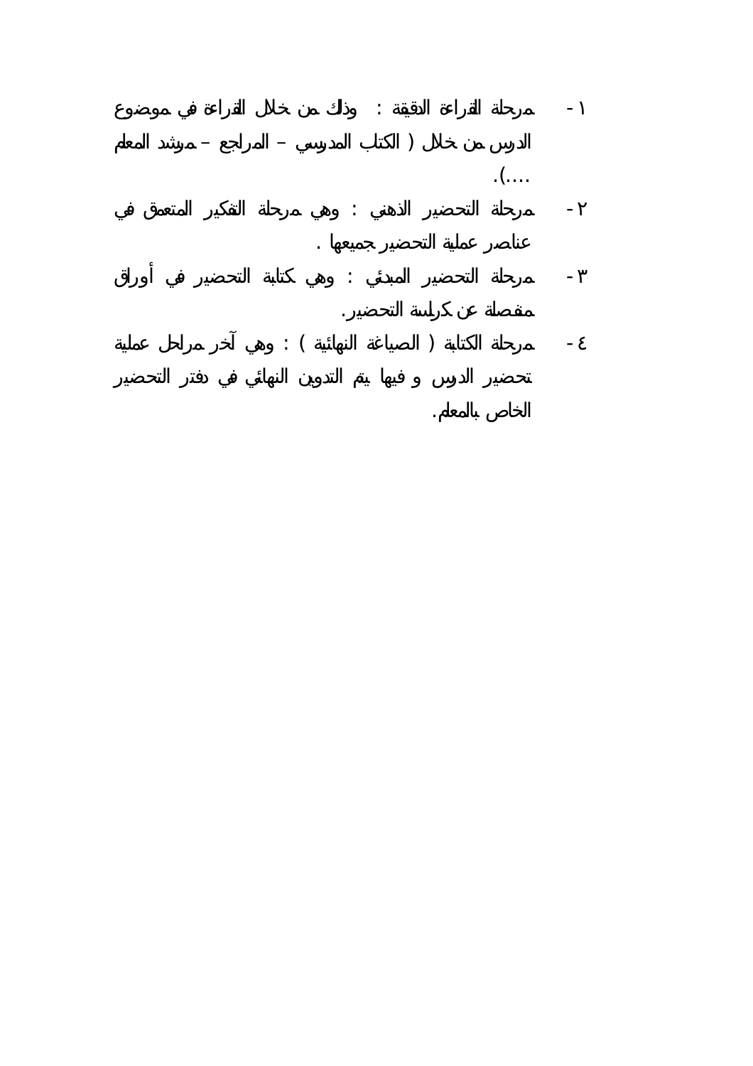١ - مرحلة القراءة الدقيقة : وذلك من خلال القراءة في موضوع الدرس من خلال ( الكتب المدرسي – المراجع – مرشد المعلم ....).

٢ - مرحلة التحضير الذهني : وهي مرحلة التفكير المتعمق في عناصر عملية التحضير جميعها .

٣ - مرحلة التحضير المبدئي : وهي كتابة التحضير في أوراق منفصلة عن كراسة التحضير.

٤ - مرحلة الكتابة ( الصياغة النهائية ) : وهي آخر مراحل عملية تحضير الدرس و فيها يتم التدوين النهائي في دفتر التحضير الخاص بالمعلم.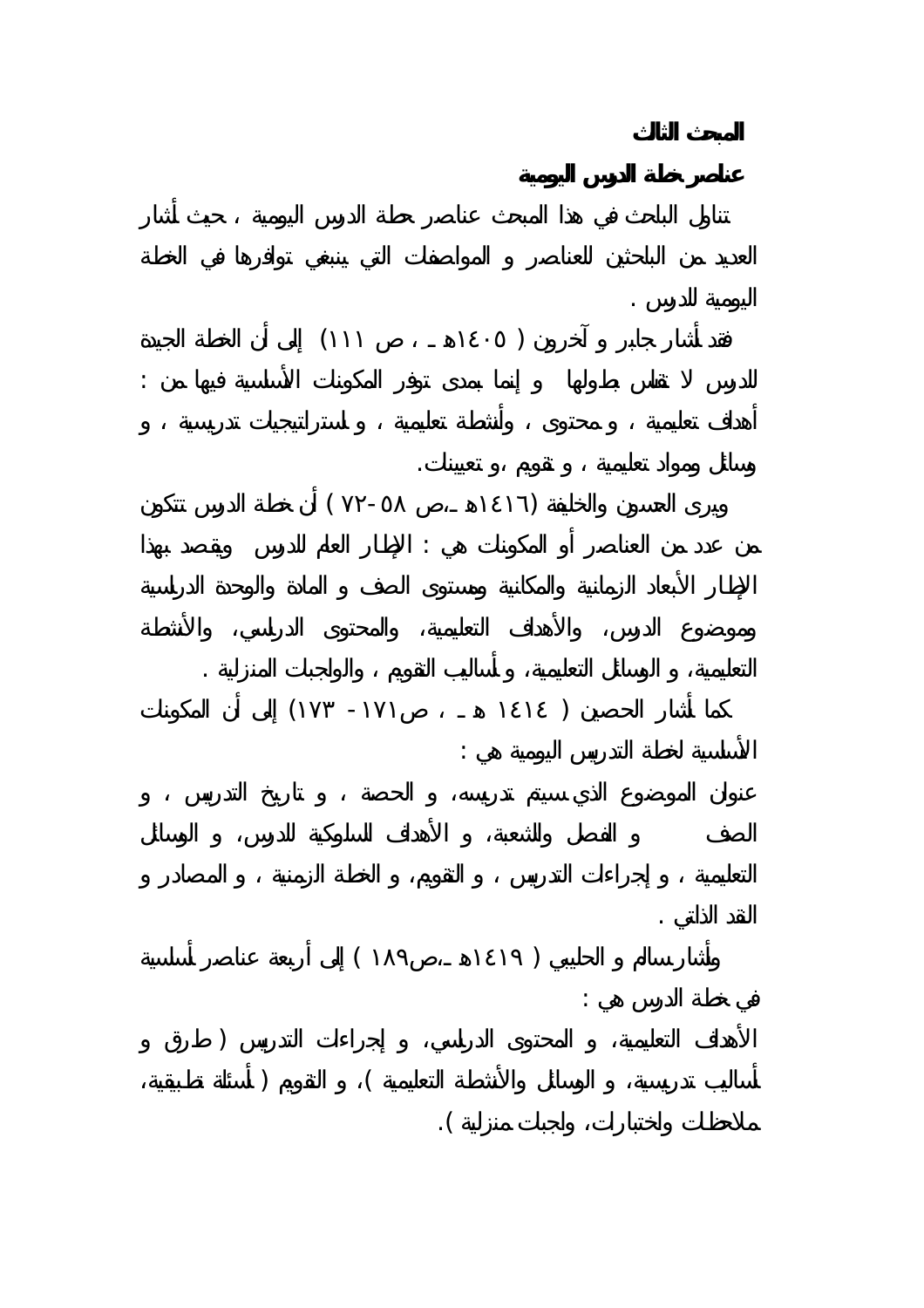## المبحث الثالث

## عناصر خطة الدرس اليومية

تناول الباحث في هذا المبحث عناصر خطة الدرس اليومية ، حيث أشار العديد من الباحثين للعناصر و المواصفات التي ينبغي توافرها في الخطة اليومية للدرس .

فقد أشار جابر و آخرون ( ١٤٠٥هـ ، ص ١١١) إلى أن الخطة الجيدة للدرس لا تقاس بطولها و إنما بمدى توفر المكونات الأساسية فيها من : أهداف تعليمية ، و محتوى ، وأنشطة تعليمية ، و استراتيجيات تدريسية ، و وسائل ومواد تعليمية ، و تقويم ،و تعيينات.

ويرى العسعون والخليفة (١٤١٦هـ ،ص ٥٨-٧٢ ) أن خطة الدرس تتكون من عدد من العناصر أو المكونات هي : الإطار العام للدرس ويقصد بهذا الإطار الأبعاد الزمانية والمكانية ومستوى الصف و المادة والوحدة الدراسية وموضوع الدرس، والأهداف التعليمية، والمحتوى الدراسي، والأنشطة التعليمية، و الوسائل التعليمية، و أساليب التقويم ، والواجبات المنزلية .

كما أشار الحصين ( ١٤١٤ هـ ، ص١٧١ - ١٧٣) إلى أن المكونات الأساسية لخطة التدريس اليومية هي :

عنوان الموضوع الذي سيتم تدريسه، و الحصة ، و تاريخ التدريس ، و الصف و الفصل والشعبة، و الأهداف السلوكية للدرس، و الوسائل التعليمية ، و إجراءات التدريس ، و التقويم، و الخطة الزمنية ، و المصادر و النقد الذاتي .

وأشار سالم و الحليبي ( ١٤١٩هـ ،ص١٨٩ ) إلى أربعة عناصر أساسية في خطة الدرس هي :

الأهداف التعليمية، و المحتوى الدراسي، و إجراءات التدريس ( طرق و أساليب تدريسية، و الوسائل والأنشطة التعليمية )، و التقويم ( أسئلة تطبيقية، ملاحظات واختبارات، واجبات منزلية ).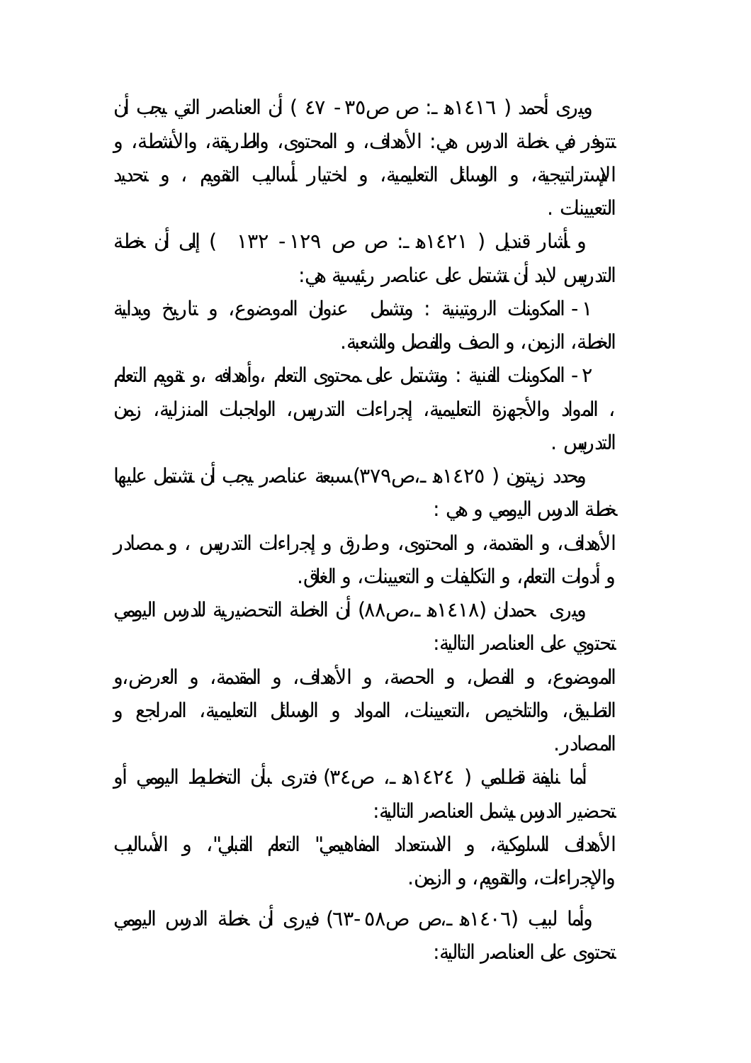ويرى أحمد ( ١٤١٦هـ: ص ص٣٥- ٤٧ ) أن العناصر التي يجب أن تتوفر في خطة الدرس هي: الأهداف، و المحتوى، والطريقة، والأنشطة، و الإستراتيجية، و الوسائل التعليمية، و اختيار أساليب التقويم ، و تحديد التعيينات .

و أشار قنديل ( ١٤٢١هـ: ص ص ١٢٩- ١٣٢ ) إلى أن خطة التدريس لابد أن تشتمل على عناصر رئيسية هي:

١- المكونات الروتينية : وتشمل عنوان الموضوع، و تاريخ وبداية الخطة، الزمن، و الصف والفصل والشعبة.

٢- المكونات الفنية : وتشتمل على محتوى التعلم ،وأهدافه ،و تقويم التعلم ، المواد والأجهزة التعليمية، إجراءات التدريس، الواجبات المنزلية، زمن التدريس .

وحدد زيتون ( ١٤٢٥هـ،ص٣٧٩)سبعة عناصر يجب أن تشتمل عليها خطة الدرس اليومي و هي :

الأهداف، و المقدمة، و المحتوى، وطرق و إجراءات التدريس ، و مصادر و أدوات التعلم، و التكليفات و التعيينات، و الغلق.

ويرى حمدان (١٤١٨هـ،ص٨٨) أن الخطة التحضيرية للدرس اليومي تحتوي على العناصر التالية:

الموضوع، و الفصل، و الحصة، و الأهداف، و المقدمة، و العرض،و التطبيق، والتلخيص ،التعيينات، المواد و الوسائل التعليمية، المراجع و المصادر.

أما نايفة قطامي ( ١٤٢٤هـ، ص٣٤) فترى بأن التخطيط اليومي أو تحضير الدرس يشمل العناصر التالية:

الأهداف السلوكية، و الاستعداد المفاهيمي" التعلم القبلي"، و الأساليب والإجراءات، والتقويم، و الزمن.

وأما لبيب (١٤٠٦هـ،ص ص٥٨-٦٣) فيرى أن خطة الدرس اليومي تحتوى على العناصر التالية: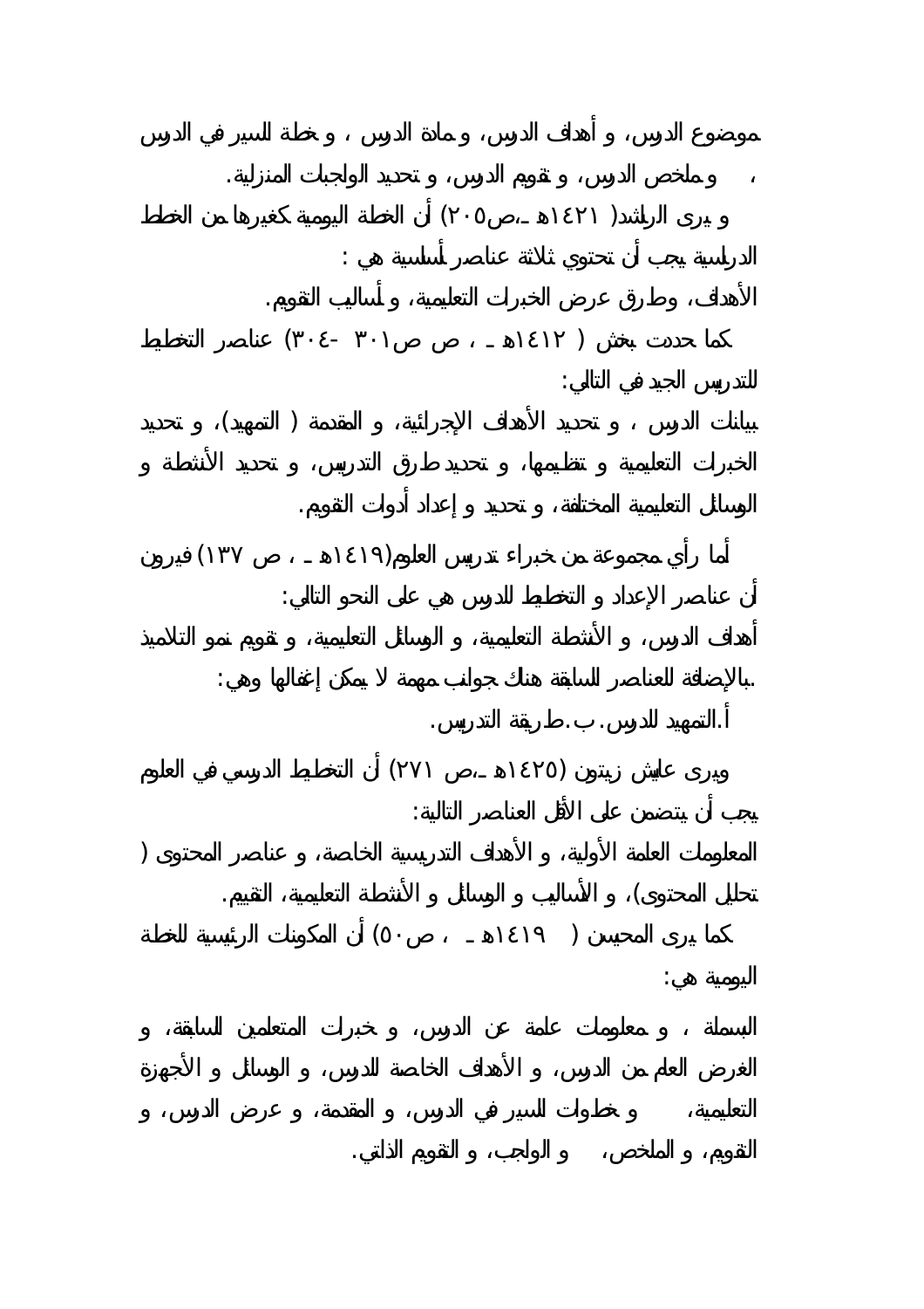موضوع الدرس، و أهداف الدرس، و مادة الدرس ، و خطة السير في الدرس ، و ملخص الدرس، و تقويم الدرس، و تحديد الواجبات المنزلية.

و يرى الراشد( ١٤٢١هـ ،ص٢٠٥) أن الخطة اليومية كغيرها من الخطط الدراسية يجب أن تحتوي ثلاثة عناصر أساسية هي :

الأهداف، وطرق عرض الخبرات التعليمية، و أساليب التقويم.

كما حددت بخش ( ١٤١٢هـ ، ص ص٣٠١ -٣٠٤) عناصر التخطيط للتدريس الجيد في التالي:

بيانات الدرس ، و تحديد الأهداف الإجرائية، و المقدمة ( التمهيد)، و تحديد الخبرات التعليمية و تنظيمها، و تحديد طرق التدريس، و تحديد الأنشطة و الوسائل التعليمية المختلفة، و تحديد و إعداد أدوات التقويم.

أما رأي مجموعة من خبراء تدريس العلوم(١٤١٩هـ ، ص ١٣٧) فيرون أن عناصر الإعداد و التخطيط للدرس هي على النحو التالي:

أهداف الدرس، و الأنشطة التعليمية، و الوسائل التعليمية، و تقويم نمو التلاميذ .بالإضافة للعناصر السابقة هناك جوانب مهمة لا يمكن إغفالها وهي:

أ.التمهيد للدرس. ب.طريقة التدريس.

ويرى عايش زيتون (١٤٢٥هـ ،ص ٢٧١) أن التخطيط الدرسي في العلوم يجب أن يتضمن على الأقل العناصر التالية:

المعلومات العامة الأولية، و الأهداف التدريسية الخاصة، و عناصر المحتوى ( تحليل المحتوى)، و الأساليب و الوسائل و الأنشطة التعليمية، التقييم.

كما يرى المحيسن ( ١٤١٩هـ ، ص٥٠) أن المكونات الرئيسية للخطة اليومية هي:

البسملة ، و معلومات عامة عن الدرس، و خبرات المتعلمين السابقة، و الغرض العام من الدرس، و الأهداف الخاصة للدرس، و الوسائل و الأجهزة التعليمية، و خطوات السير في الدرس، و المقدمة، و عرض الدرس، و التقويم، و الملخص، و الواجب، و التقويم الذاتي.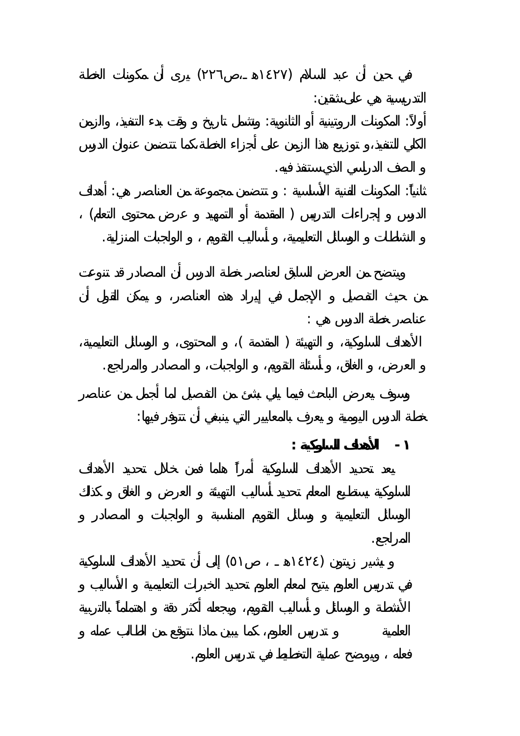في حين أن عبد السلام (١٤٢٧هـ ،ص٢٢٦) يرى أن مكونات الخطة التدريسية هي على شقين:

أولاً: المكونات الروتينية أو الثانوية: وتشمل تاريخ و وقت بدء التنفيذ، والزمن الكلي للتنفيذ، و توزيع هذا الزمن على أجزاء الخطة، كما تتضمن عنوان الدرس و الصف الدراسي الذي ستنفذ فيه.

ثانياً: المكونات الفنية الأساسية : و تتضمن مجموعة من العناصر هي: أهداف الدرس و إجراءات التدريس ( المقدمة أو التمهيد و عرض محتوى التعلم) ، و النشاطات و الوسائل التعليمية، و أساليب التقويم ، و الواجبات المنزلية.

ويتضح من العرض السابق لعناصر خطة الدرس أن المصادر قد تنوعت من حيث التفصيل و الإجمال في إيراد هذه العناصر، و يمكن القول أن عناصر خطة الدرس هي :

الأهداف السلوكية، و التهيئة ( المقدمة )، و المحتوى، و الوسائل التعليمية، و العرض، و الغلق، و أسئلة التقويم، و الواجبات، و المصادر والمراجع.

وسوف يعرض الباحث فيما يلي بشئ من التفصيل لما أجمل من عناصر خطة الدرس اليومية و يعرف بالمعايير التي ينبغي أن تتوفر فيها:

**١ - الأهداف السلوكية :**

يعد تحديد الأهداف السلوكية أمراً هاما فمن خلال تحديد الأهداف السلوكية يستطيع المعلم تحديد أساليب التهيئة و العرض و الغلق و كذلك الوسائل التعليمية و وسائل التقويم المناسبة و الواجبات و المصادر و المراجع.

و يشير زيتون (١٤٢٤هـ ، ص٥١) إلى أن تحديد الأهداف السلوكية في تدريس العلوم يتيح لمعلم العلوم تحديد الخبرات التعليمية و الأساليب و الأنشطة و الوسائل و أساليب التقويم، ويجعله أكثر دقة و اهتماماً بالتربية العلمية و تدريس العلوم، كما يبين ماذا نتوقع من الطالب عمله و فعله ، ويوضح عملية التخطيط في تدريس العلوم.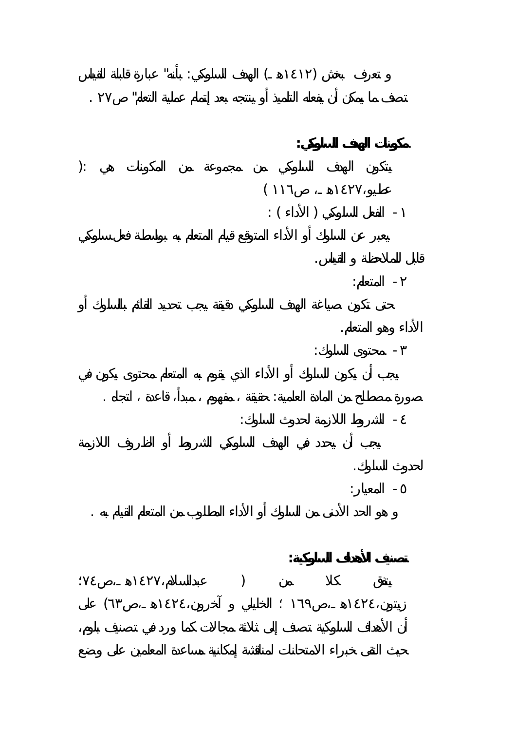و تعرف بخش (١٤١٢هـ) الهدف السلوكي: بأنه" عبارة قابلة للقياس تصف ما يمكن أن يفعله التلميذ أو ينتجه بعد إتمام عملية التعلم" ص٢٧ .

**مكونات الهدف السلوكي:**

يتكون الهدف السلوكي من مجموعة من المكونات هي :( عطيو،١٤٢٧هـ، ص١١٦ )

١- الفعل السلوكي ( الأداء ) :

يعبر عن السلوك أو الأداء المتوقع قيام المتعلم به بواسطة فعل سلوكي قابل للملاحظة و القياس.

٢- المتعلم:

حتى تكون صياغة الهدف السلوكي دقيقة يجب تحديد القائم بالسلوك أو الأداء وهو المتعلم.

٣- محتوى السلوك:

يجب أن يكون السلوك أو الأداء الذي يقوم به المتعلم محتوى يكون في صورة مصطلح من المادة العلمية: حقيقة ، مفهوم ، مبدأ، قاعدة ، اتجاه .

٤- الشروط اللازمة لحدوث السلوك:

يجب أن يحدد في الهدف السلوكي الشروط أو الظروف اللازمة لحدوث السلوك.

٥- المعيار:

و هو الحد الأدنى من السلوك أو الأداء المطلوب من المتعلم القيام به .

**تصنيف الأهداف السلوكية:**

يتفق كلا من ( عبدالسلام،١٤٢٧هـ،ص٧٤؛ زيتون،١٤٢٤هـ،ص١٦٩ ؛ الخليلي و آخرون،١٤٢٤هـ،ص٦٣) على أن الأهداف السلوكية تصنف إلى ثلاثة مجالات كما ورد في تصنيف بلوم، حيث التقى خبراء الامتحانات لمناقشة إمكانية مساعدة المعلمين على وضع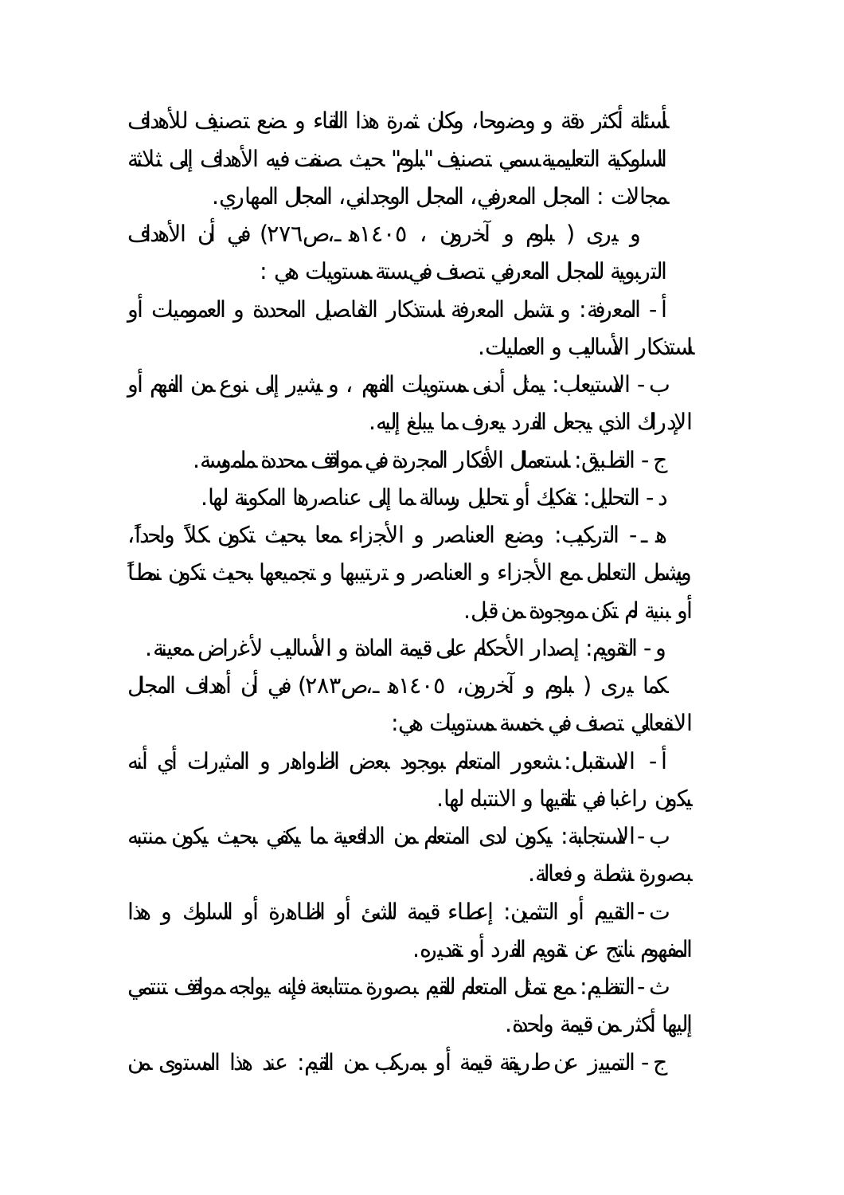لأسئلة أكثر دقة و وضوحا، وكان ثمرة هذا اللقاء و ضع تصنيف للأهداف السلوكية التعليمية سمي تصنيف "بلوم" حيث صنفت فيه الأهداف إلى ثلاثة مجالات : المجال المعرفي، المجال الوجداني، المجال المهاري.

و يرى ( بلوم و آخرون ، ١٤٠٥هـ ،ص٢٧٦) في أن الأهداف التربوية للمجال المعرفي تصنف في ستة مستويات هي :

أ- المعرفة: و تشمل المعرفة استذكار التفاصيل المحددة و العموميات أو استذكار الأساليب و العمليات.

ب- الاستيعاب: يمثل أدنى مستويات الفهم ، و يشير إلى نوع من الفهم أو الإدراك الذي يجعل الفرد يعرف ما يبلغ إليه.

ج- التطبيق: استعمال الأفكار المجردة في مواقف محددة ملموسة.

د- التحليل: تفكيك أو تحليل رسالة ما إلى عناصرها المكونة لها.

هـ- التركيب: وضع العناصر و الأجزاء معا بحيث تكون كلاً واحداً، ويشمل التعامل مع الأجزاء و العناصر و ترتيبها و تجميعها بحيث تكون نمطاً أو بنية لم تكن موجودة من قبل.

و- التقويم: إصدار الأحكام على قيمة المادة و الأساليب لأغراض معينة.

كما يرى ( بلوم و آخرون، ١٤٠٥هـ ،ص٢٨٣) في أن أهداف المجال الانفعالي تصنف في خمسة مستويات هي:

أ- الاستقبال: شعور المتعلم بوجود بعض الظواهر و المثيرات أي أنه يكون راغبا في تلقيها و الانتباه لها.

ب- الاستجابة: يكون لدى المتعلم من الدافعية ما يكفي بحيث يكون منتبه بصورة نشطة و فعالة.

ت- التقييم أو التثمين: إعطاء قيمة للشئ أو الظاهرة أو السلوك و هذا المفهوم ناتج عن تقويم الفرد أو تقديره.

ث- التنظيم: مع تمثل المتعلم للقيم بصورة متتابعة فإنه يواجه مواقف تنتمي إليها أكثر من قيمة واحدة.

ج- التمييز عن طريقة قيمة أو بمركب من القيم: عند هذا المستوى من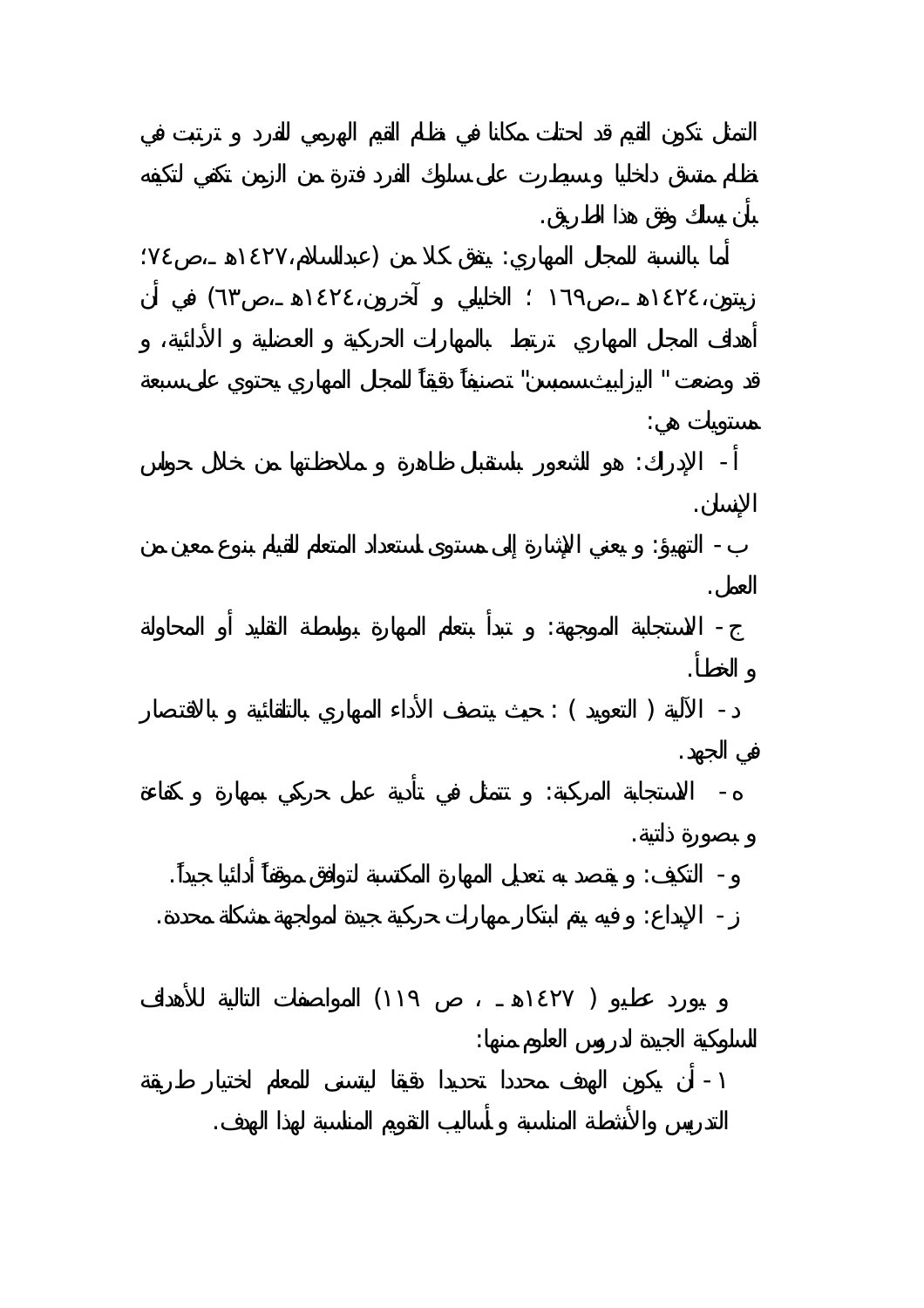التمثل تكون القيم قد احتلت مكانا في نظام القيم الهرمي للفرد و ترتبت في نظام متسق داخليا وسيطرت على سلوك الفرد فترة من الزمن تكفي لتكيفه بأن يسلك وفق هذا الطريق.

أما بالنسبة للمجال المهاري: يتفق كلا من (عبدالسلام،١٤٢٧هـ،ص٧٤؛ زيتون،١٤٢٤هـ،ص١٦٩ ؛ الخليلي و آخرون،١٤٢٤هـ،ص٦٣) في أن أهداف المجال المهاري ترتبط بالمهارات الحركية و العضلية و الأدائية، و قد وضعت " اليزابيث سمبسن" تصنيفاً دقيقاً للمجال المهاري يحتوي على سبعة مستويات هي:

أ - الإدراك: هو الشعور باستقبال ظاهرة و ملاحظتها من خلال حواس الإنسان.

ب - التهيؤ: و يعني الإشارة إلى مستوى استعداد المتعلم للقيام بنوع معين من العمل.

ج - الاستجابة الموجهة: و تبدأ بتعلم المهارة بواسطة التقليد أو المحاولة و الخطأ.

د - الآلية ( التعويد ) : حيث يتصف الأداء المهاري بالتلقائية و بالاقتصار في الجهد.

هـ - الاستجابة المركبة: و تتمثل في تأدية عمل حركي بمهارة و كفاءة و بصورة ذاتية.

و - التكيف: و يقصد به تعديل المهارة المكتسبة لتوافق موقفاً أدائيا جيداً.

ز - الإبداع: و فيه يتم ابتكار مهارات حركية جيدة لمواجهة مشكلة محددة.

و يورد عطيو ( ١٤٢٧هـ ، ص ١١٩) المواصفات التالية للأهداف السلوكية الجيدة لدروس العلوم منها:

١ - أن يكون الهدف محددا تحديدا دقيقا ليتسنى للمعلم اختيار طريقة التدريس والأنشطة المناسبة وأساليب التقويم المناسبة لهذا الهدف.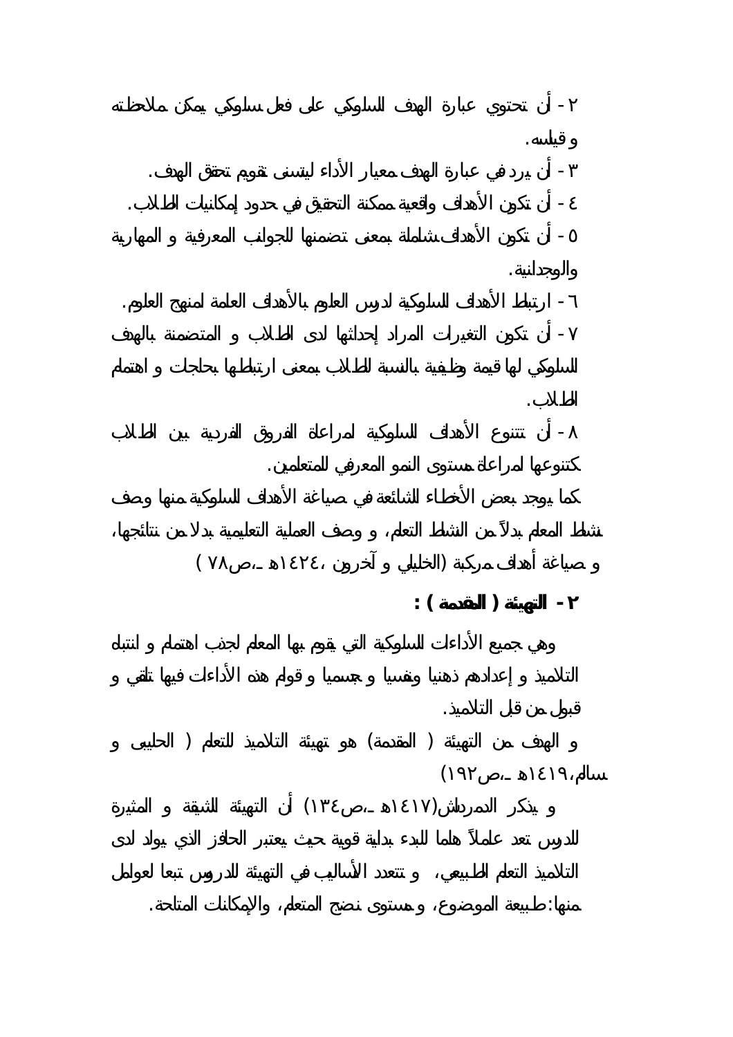٢- أن تحتوي عبارة الهدف السلوكي على فعل سلوكي يمكن ملاحظته و قياسه.

٣- أن يرد في عبارة الهدف معيار الأداء ليتسنى تقويم تحقق الهدف.

٤- أن تكون الأهداف واقعية ممكنة التحقيق في حدود إمكانيات الطلاب.

٥- أن تكون الأهداف شاملة بمعنى تضمنها للجوانب المعرفية و المهارية والوجدانية.

٦- ارتباط الأهداف السلوكية لدرس العلوم بالأهداف العامة لمنهج العلوم.

٧- أن تكون التغيرات المراد إحداثها لدى الطلاب و المتضمنة بالهدف السلوكي لها قيمة وظيفية بالنسبة للطلاب بمعنى ارتباطها بحاجات و اهتمام الطلاب.

٨- أن تتنوع الأهداف السلوكية لمراعاة الفروق الفردية بين الطلاب كتنوعها لمراعاة مستوى النمو المعرفي للمتعلمين.

كما يوجد بعض الأخطاء الشائعة في صياغة الأهداف السلوكية منها وصف نشاط المعلم بدلاً من النشاط التعلم، و وصف العملية التعليمية بدلا من نتائجها، و صياغة أهداف مركبة (الخليلي و آخرون ،١٤٢٤هـ ،ص٧٨ )

**٢- التهيئة ( المقدمة ) :**

وهي جميع الأداءات السلوكية التي يقوم بها المعلم لجذب اهتمام و انتباه التلاميذ و إعدادهم ذهنيا ونفسيا و جسميا و قوام هذه الأداءات فيها تلقي و قبول من قبل التلاميذ.

و الهدف من التهيئة ( المقدمة) هو تهيئة التلاميذ للتعلم ( الحليبى و سالم،١٤١٩هـ ،ص١٩٢)

و يذكر الدمرداش(١٤١٧هـ ،ص١٣٤) أن التهيئة الشيقة و المثيرة للدرس تعد عاملاً هاما للبدء بداية قوية حيث يعتبر الحافز الذي يولد لدى التلاميذ التعلم الطبيعي، و تتعدد الأساليب في التهيئة للدروس تبعا لعوامل منها: طبيعة الموضوع، و مستوى نضج المتعلم، والإمكانات المتاحة.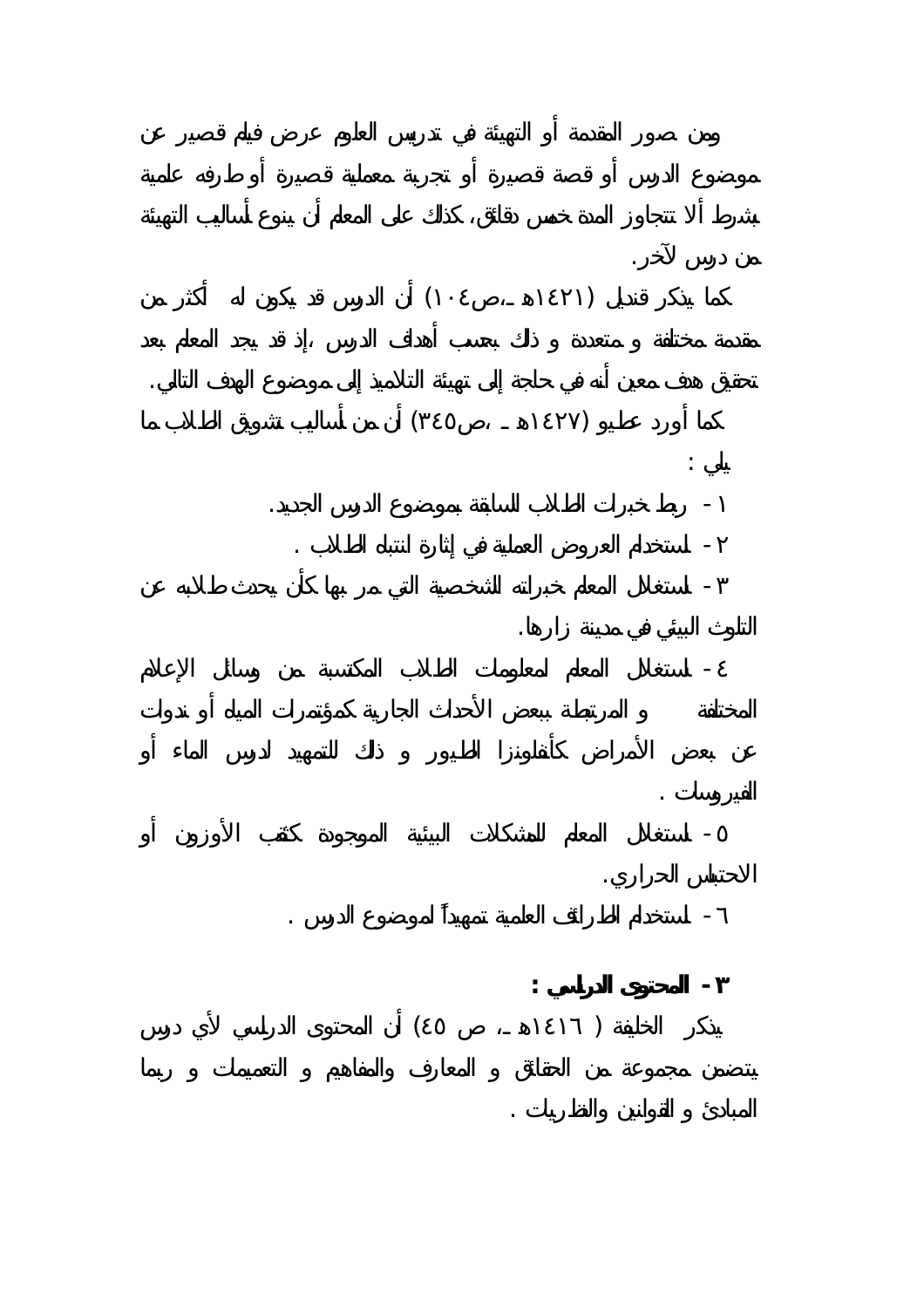ومن صور المقدمة أو التهيئة في تدريس العلوم عرض فيلم قصير عن موضوع الدرس أو قصة قصيرة أو تجربة معملية قصيرة أو طرفه علمية بشرط ألا تتجاوز المدة خمس دقائق، كذلك على المعلم أن ينوع أساليب التهيئة من درس لآخر.

كما يذكر قنديل (١٤٢١هـ ،ص١٠٤) أن الدرس قد يكون له أكثر من مقدمة مختلفة و متعددة و ذلك بحسب أهداف الدرس ،إذ قد يجد المعلم بعد تحقيق هدف معين أنه في حاجة إلى تهيئة التلاميذ إلى موضوع الهدف التالي.

كما أورد عطيو (١٤٢٧هـ ،ص٣٤٥) أن من أساليب تشويق الطلاب ما يلي :

١- ربط خبرات الطلاب السابقة بموضوع الدرس الجديد.

٢- استخدام العروض العملية في إثارة انتباه الطلاب .

٣- استغلال المعلم خبراته الشخصية التي مر بها كأن يحدث طلابه عن التلوث البيئي في مدينة زارها.

٤- استغلال المعلم لمعلومات الطلاب المكتسبة من وسائل الإعلام المختلفة و المرتبطة ببعض الأحداث الجارية كمؤتمرات المياه أو ندوات عن بعض الأمراض كأنفلونزا الطيور و ذلك للتمهيد لدرس الماء أو الفيروسات .

٥- استغلال المعلم للمشكلات البيئية الموجودة كثقب الأوزون أو الاحتباس الحراري.

٦- استخدام الطرائف العلمية تمهيداً لموضوع الدرس .

**٣- المحتوى الدراسي :**

يذكر الخليفة ( ١٤١٦هـ، ص ٤٥) أن المحتوى الدراسي لأي درس يتضمن مجموعة من الحقائق و المعارف والمفاهيم و التعميمات و ربما المبادئ و القوانين والنظريات .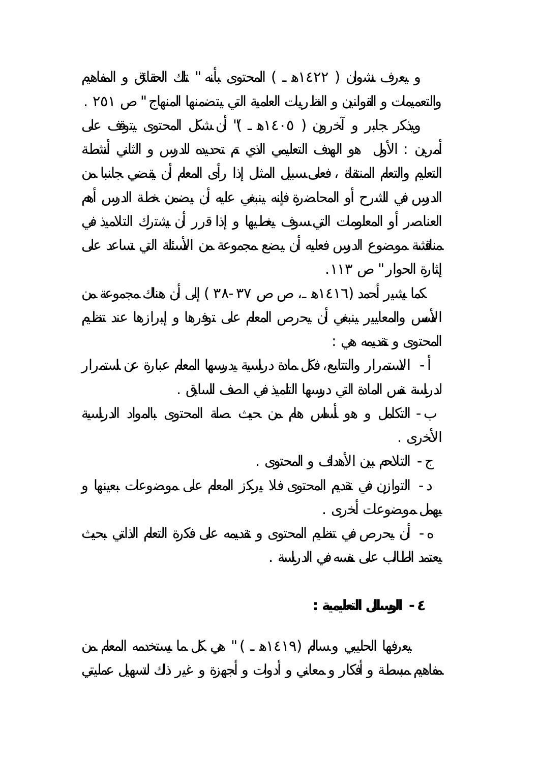و يعرف نشوان ( ١٤٢٢هـ ـ ) المحتوى بأنه " تلك الحقائق و المفاهيم والتعميمات و القوانين و النظريات العلمية التي يتضمنها المنهاج " ص ٢٥١ .

ويذكر جابر و آخرون ( ١٤٠٥هـ ـ )" أن شكل المحتوى يتوقف على أمرين : الأول هو الهدف التعليمي الذي تم تحديده للدرس و الثاني أنشطة التعليم والتعلم المنتقاة ، فعلى سبيل المثال إذا رأى المعلم أن يقضي جانبا من الدرس في الشرح أو المحاضرة فإنه ينبغي عليه أن يضمن خطة الدرس أهم العناصر أو المعلومات التي سوف يغطيها و إذا قرر أن يشترك التلاميذ في مناقشة موضوع الدرس فعليه أن يضع مجموعة من الأسئلة التي تساعد على إثارة الحوار " ص ١١٣.

كما يشير أحمد (١٤١٦هـ ـ، ص ص ٣٧-٣٨ ) إلى أن هناك مجموعة من الأسس والمعايير ينبغي أن يحرص المعلم على توفرها و إبرازها عند تنظيم المحتوى و تقديمه هي :

أ- الاستمرار والتتابع، فكل مادة دراسية يدرسها المعلم عبارة عن استمرار لدراسة نفس المادة التي درسها التلميذ في الصف السابق .

ب- التكامل و هو أساس هام من حيث صلة المحتوى بالمواد الدراسية الأخرى .

ج- التلاحم بين الأهداف و المحتوى .

د- التوازن في تقديم المحتوى فلا يركز المعلم على موضوعات بعينها و يهمل موضوعات أخرى .

ه- أن يحرص في تنظيم المحتوى و تقديمه على فكرة التعلم الذاتي بحيث يعتمد الطالب على نفسه في الدراسة .

### ٤- الوسائل التعليمية :

يعرفها الحليبي وسالم (١٤١٩هـ ـ ) " هي كل ما يستخدمه المعلم من مفاهيم مبسطة و أفكار و معاني و أدوات و أجهزة و غير ذلك لتسهيل عمليتي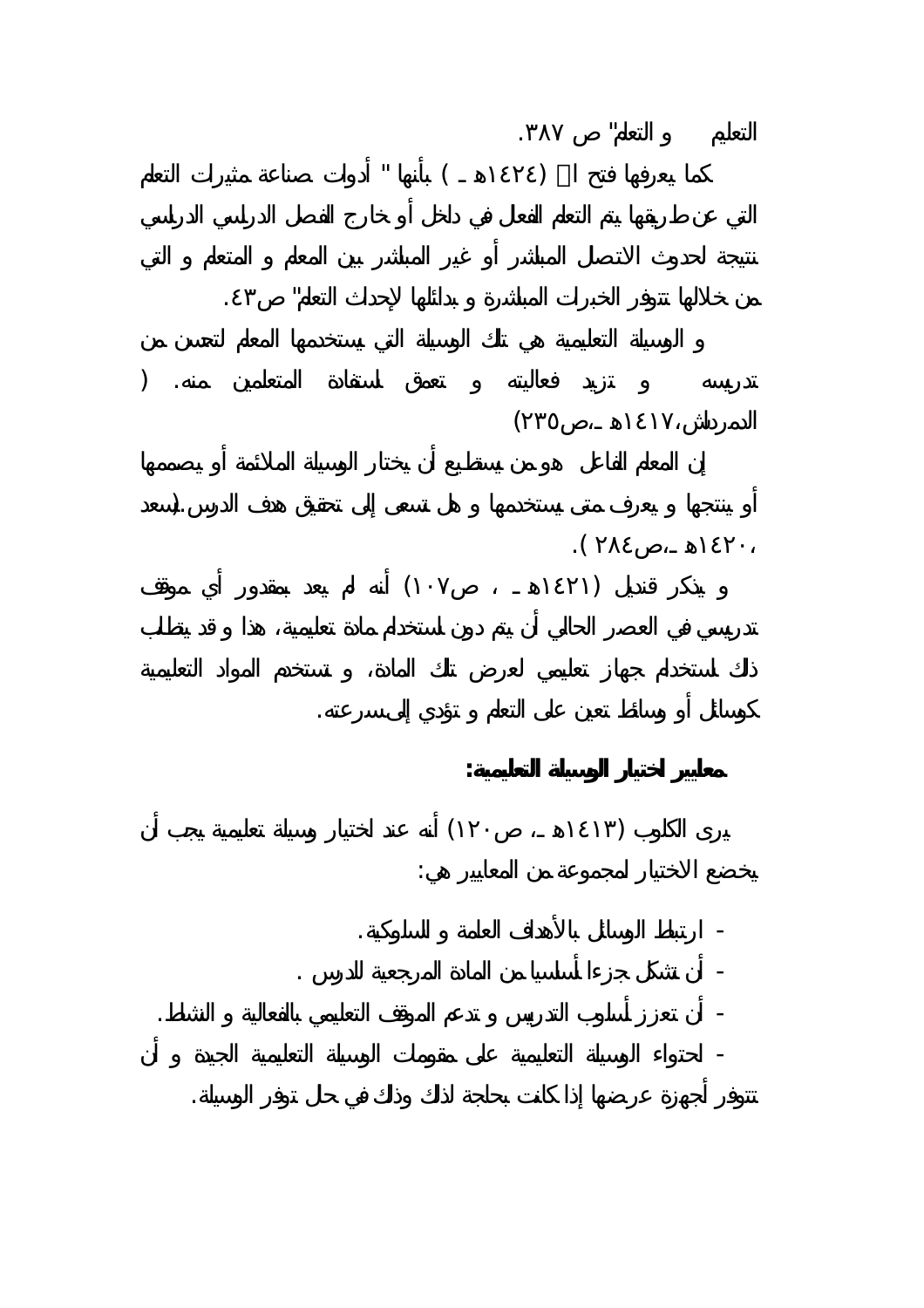التعليم و التعلم" ص ٣٨٧.

كما يعرفها فتح ا (١٤٢٤هـ) بأنها " أدوات صناعة مثيرات التعلم التي عن طريقها يتم التعلم الفعال في داخل أو خارج الفصل الدراسي نتيجة لحدوث الاتصال المباشر أو غير المباشر بين المعلم و المتعلم و التي من خلالها تتوفر الخبرات المباشرة و بدائلها لإحداث التعلم" ص٤٣.

و الوسيلة التعليمية هي تلك الوسيلة التي يستخدمها المعلم لتحسن من تدريسه و تزيد فعاليته و تعمق استفادة المتعلمين منه. ( الدمرداش،١٤١٧هـ،ص٢٣٥)

إن المعلم الفاعل هو من يستطيع أن يختار الوسيلة الملائمة أو يصممها أو ينتجها و يعرف متى يستخدمها و هل تسعى إلى تحقيق هدف الدرس.(سعد ،١٤٢٠هـ،ص٢٨٤ ).

و يذكر قنديل (١٤٢١هـ ، ص١٠٧) أنه لم يعد بمقدور أي موقف تدريسي في العصر الحالي أن يتم دون استخدام مادة تعليمية، هذا و قد يتطلب ذلك استخدام جهاز تعليمي لعرض تلك المادة، و تستخدم المواد التعليمية كوسائل أو وسائط تعين على التعلم و تؤدي إلى سرعته.

**معايير اختيار الوسيلة التعليمية:**

يرى الكلوب (١٤١٣هـ، ص١٢٠) أنه عند اختيار وسيلة تعليمية يجب أن يخضع الاختيار لمجموعة من المعايير هي:

- ارتباط الوسائل بالأهداف العامة و السلوكية.
- أن تشكل جزءا أساسيا من المادة المرجعية للدرس .
- أن تعزز أسلوب التدريس و تدعم الموقف التعليمي بالفعالية و النشاط.
- احتواء الوسيلة التعليمية على مقومات الوسيلة التعليمية الجيدة و أن تتوفر أجهزة عرضها إذا كانت بحاجة لذلك وذلك في حال توفر الوسيلة.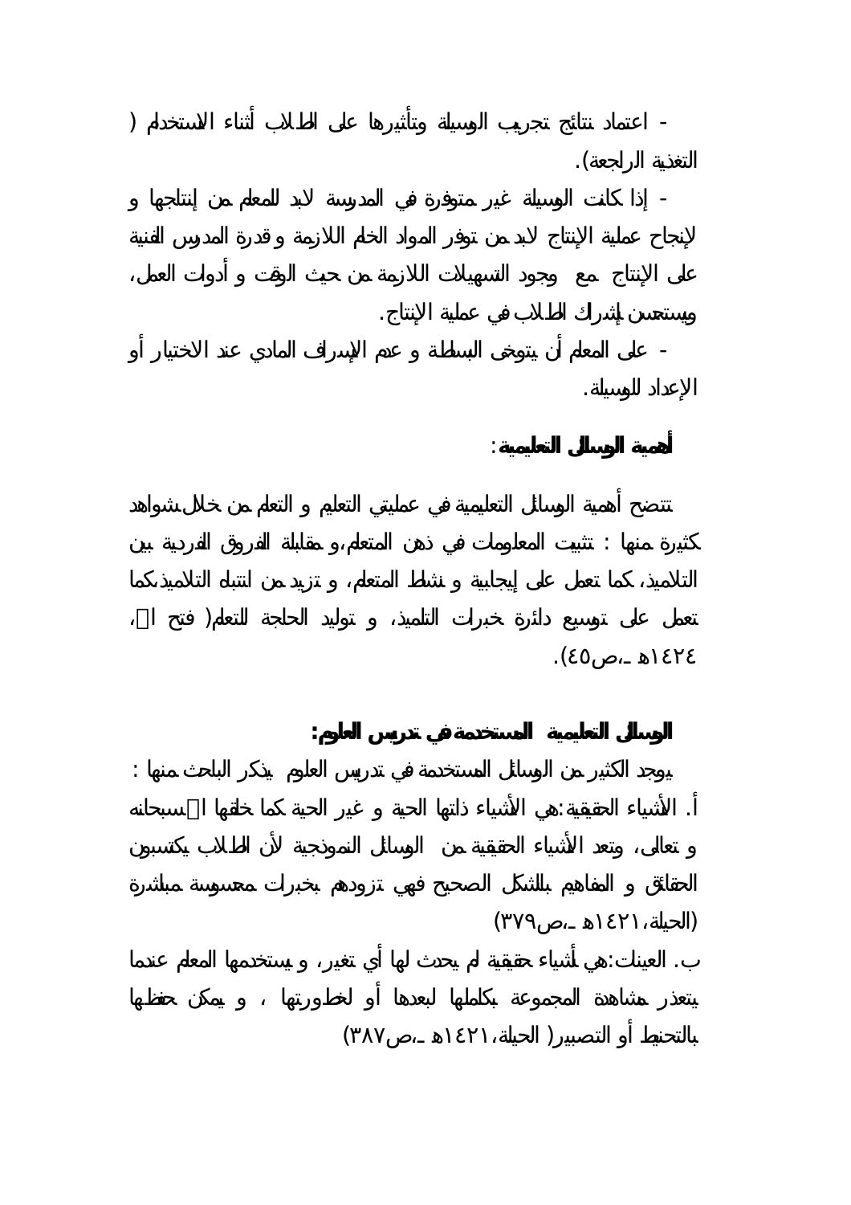- اعتماد نتائج تجريب الوسيلة وتأثيرها على الطلاب أثناء الاستخدام ( التغذية الراجعة).

- إذا كانت الوسيلة غير متوفرة في المدرسة لابد للمعلم من إنتاجها و لإنجاح عملية الإنتاج لابد من توفر المواد الخام اللازمة وقدرة المدرس الفنية على الإنتاج مع وجود التسهيلات اللازمة من حيث الوقت و أدوات العمل، ويستحسن إشراك الطلاب في عملية الإنتاج.

- على المعلم أن يتوخى البساطة و عدم الإسراف المادي عند الاختيار أو الإعداد للوسيلة.

**أهمية الوسائل التعليمية:**

تتضح أهمية الوسائل التعليمية في عمليتي التعليم و التعلم من خلال شواهد كثيرة منها : تثبيت المعلومات في ذهن المتعلم، و مقابلة الفروق الفردية بين التلاميذ، كما تعمل على إيجابية و نشاط المتعلم، و تزيد من انتباه التلاميذ، كما تعمل على توسيع دائرة خبرات التلميذ، و توليد الحاجة للتعلم( فتح الله، ١٤٢٤هـ ،ص٤٥).

**الوسائل التعليمية المستخدمة في تدريس العلوم:**

يوجد الكثير من الوسائل المستخدمة في تدريس العلوم يذكر الباحث منها :

أ. الأشياء الحقيقية: هي الأشياء ذاتها الحية و غير الحية كما خلقها الله سبحانه و تعالى، وتعد الأشياء الحقيقية من الوسائل النموذجية لأن الطلاب يكتسبون الحقائق و المفاهيم بالشكل الصحيح فهي تزودهم بخبرات محسوسة مباشرة (الحيلة، ١٤٢١هـ ،ص٣٧٩)

ب. العينات: هي أشياء حقيقية لم يحدث لها أي تغير، و يستخدمها المعلم عندما يتعذر مشاهدة المجموعة بكاملها لبعدها أو لخطورتها ، و يمكن حفظها بالتحنيط أو التصبير( الحيلة، ١٤٢١هـ ،ص٣٨٧)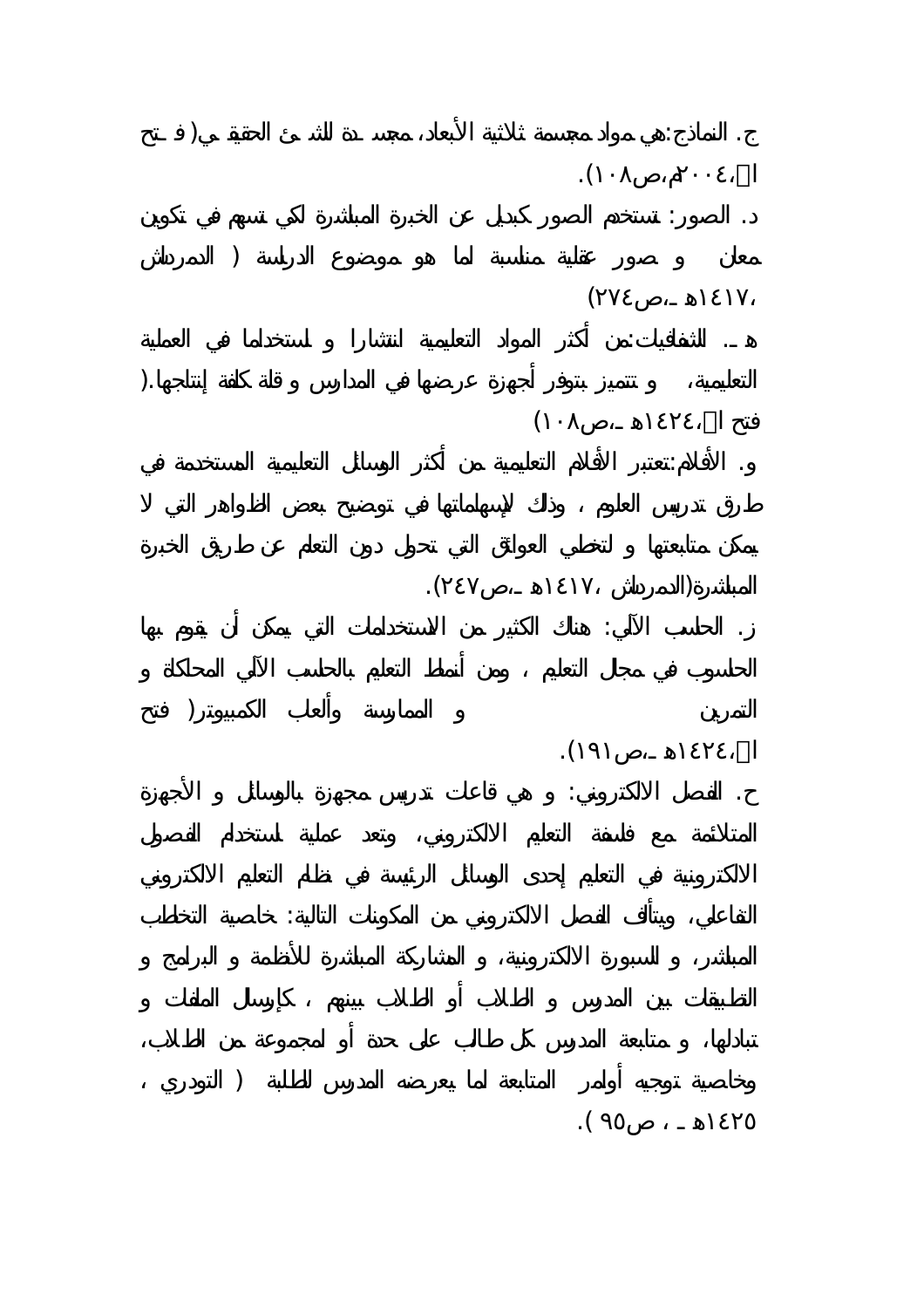ج. النماذج: هي مواد مجسمة ثلاثية الأبعاد، مجسدة للشيء الحقيقي (فتح ا، ٢٠٠٤م، ص١٠٨).

د. الصور: تستخدم الصور كبديل عن الخبرة المباشرة لكي تسهم في تكوين معان و صور عقلية مناسبة لما هو موضوع الدراسة ( الدمرداش ، ١٤١٧هـ ، ص٢٧٤)

هـ. الشفافيات: من أكثر المواد التعليمية انتشارا و استخداما في العملية التعليمية، و تتميز بتوفر أجهزة عرضها في المدارس و قلة كلفة إنتاجها. ( فتح ا، ١٤٢٤هـ ، ص١٠٨)

و. الأفلام: تعتبر الأفلام التعليمية من أكثر الوسائل التعليمية المستخدمة في طرق تدريس العلوم ، وذلك لإسهاماتها في توضيح بعض الظواهر التي لا يمكن متابعتها و لتخطي العوائق التي تحول دون التعلم عن طريق الخبرة المباشرة (الدمرداش ، ١٤١٧هـ ، ص٢٤٧).

ز. الحاسب الآلي: هناك الكثير من الاستخدامات التي يمكن أن يقوم بها الحاسوب في مجال التعليم ، ومن أنماط التعليم بالحاسب الآلي المحاكاة و التمرين و الممارسة وألعاب الكمبيوتر ( فتح ا، ١٤٢٤هـ ، ص١٩١).

ح. الفصل الالكتروني: و هي قاعات تدريس مجهزة بالوسائل و الأجهزة المتلائمة مع فلسفة التعليم الالكتروني، وتعد عملية استخدام الفصول الالكترونية في التعليم إحدى الوسائل الرئيسة في نظام التعليم الالكتروني التفاعلي، ويتألف الفصل الالكتروني من المكونات التالية: خاصية التخاطب المباشر، و السبورة الالكترونية، و المشاركة المباشرة للأنظمة و البرامج و التطبيقات بين المدرس و الطلاب أو الطلاب بينهم ، كإرسال الملفات و تبادلها، و متابعة المدرس لكل طالب على حدة أو لمجموعة من الطلاب، وخاصية توجيه أوامر المتابعة لما يعرضه المدرس للطلبة ( التودري ، ١٤٢٥هـ ، ص٩٥ ).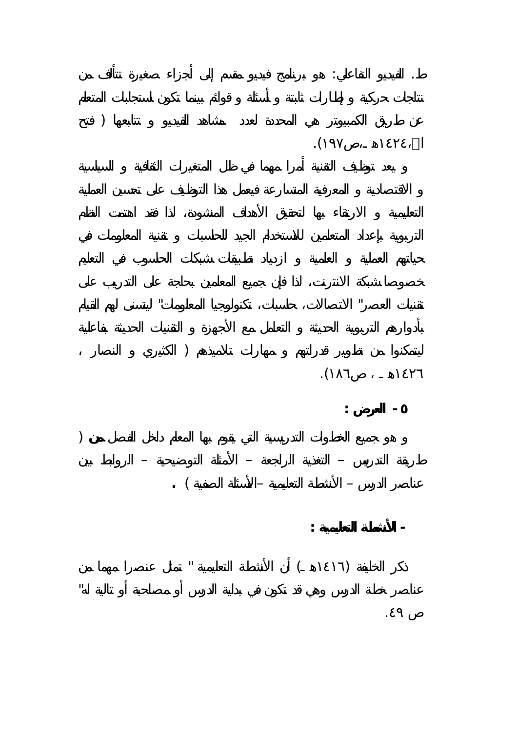ط. الفيديو التفاعلي: هو برنامج فيديو مقسم إلى أجزاء صغيرة تتألف من نتاجات حركية و إطارات ثابتة و أسئلة و قوائم بينما تكون استجابات المتعلم عن طريق الكمبيوتر هي المحددة لعدد مشاهد الفيديو و تتابعها ( فتح ا ،١٤٢٤هـ ،ص١٩٧).

و يعد توظيف التقنية أمرا مهما في ظل المتغيرات الثقافية و السياسية و الاقتصادية و المعرفية المتسارعة فيعمل هذا التوظيف على تحسين العملية التعليمية و الارتقاء بها لتحقيق الأهداف المنشودة، لذا فقد اهتمت النظم التربوية بإعداد المتعلمين للاستخدام الجيد للحاسبات و تقنية المعلومات في حياتهم العملية و العلمية و ازدياد تطبيقات شبكات الحاسوب في التعليم خصوصا شبكة الانترنت، لذا فإن جميع المعلمين بحاجة على التدريب على تقنيات العصر" الاتصالات، حاسبات، تكنولوجيا المعلومات" ليتسنى لهم القيام بأدوارهم التربوية الحديثة و التعامل مع الأجهزة و التقنيات الحديثة بفاعلية ليتمكنوا من تطوير قدراتهم و مهارات تلاميذهم ( الكثيري و النصار ، ١٤٢٦هـ ، ص١٨٦).

**٥ - العرض :**

و هو جميع الخطوات التدريسية التي يقوم بها المعلم داخل الفصل **من** ( طريقة التدريس – التغذية الراجعة – الأمثلة التوضيحية – الروابط بين عناصر الدرس – الأنشطة التعليمية –الأسئلة الصفية ) **.**

**- الأنشطة التعليمية :**

ذكر الخليفة (١٤١٦هـ) أن الأنشطة التعليمية " تمثل عنصرا مهما من عناصر خطة الدرس وهي قد تكون في بداية الدرس أو مصاحبة أو تالية له" ص ٤٩.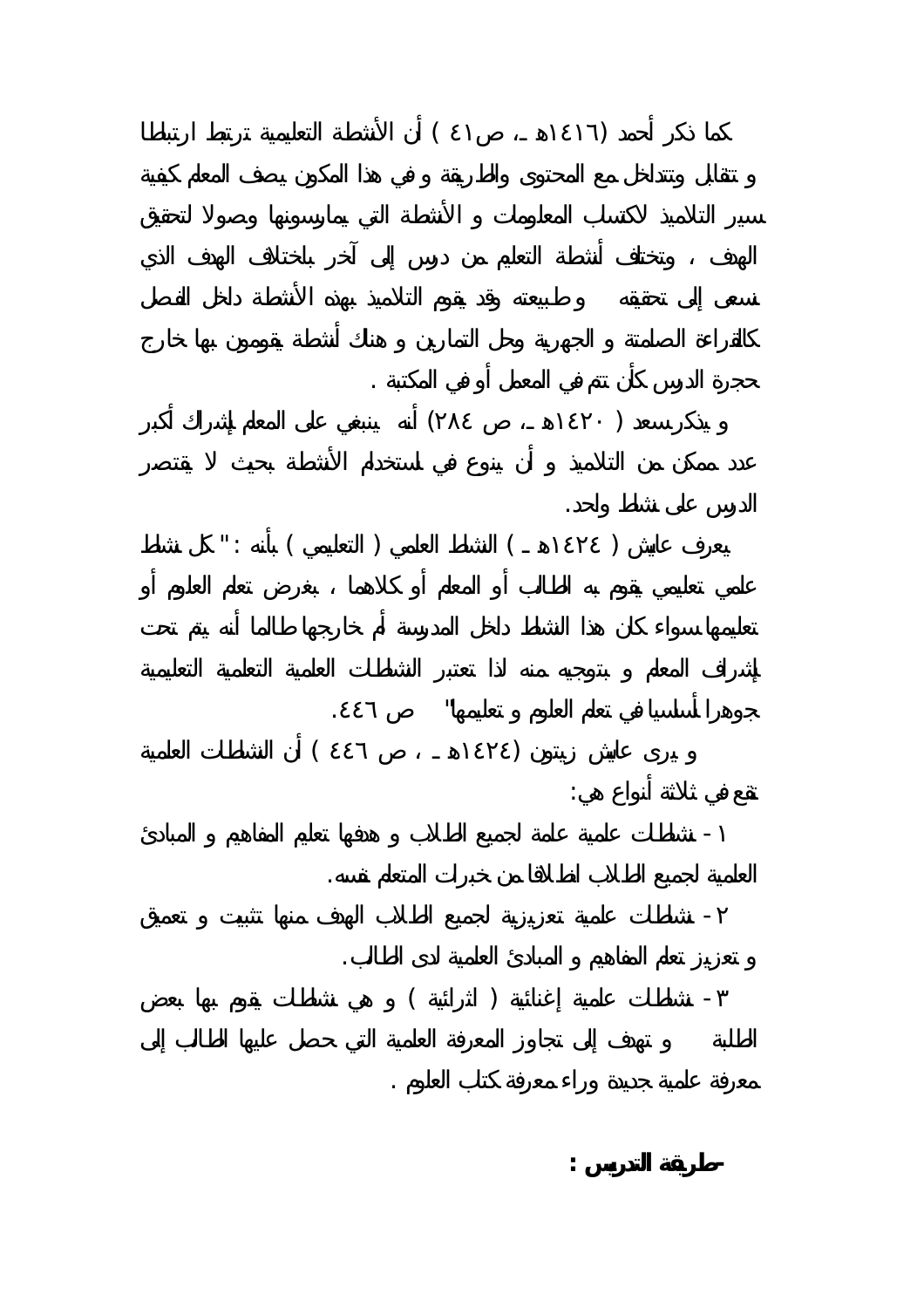كما ذكر أحمد (١٤١٦هـ ، ص٤١ ) أن الأنشطة التعليمية ترتبط ارتباطا و تتقابل وتتداخل مع المحتوى والطريقة و في هذا المكون يصف المعلم كيفية سير التلاميذ لاكتساب المعلومات و الأنشطة التي يمارسونها وصولا لتحقيق الهدف ، وتختلف أنشطة التعليم من درس إلى آخر باختلاف الهدف الذي نسعى إلى تحقيقه و طبيعته وقد يقوم التلاميذ بهذه الأنشطة داخل الفصل كالقراءة الصامتة و الجهرية وحل التمارين و هناك أنشطة يقومون بها خارج حجرة الدرس كأن تتم في المعمل أو في المكتبة .

و يذكر سعد ( ١٤٢٠هـ ، ص ٢٨٤) أنه ينبغي على المعلم إشراك أكبر عدد ممكن من التلاميذ و أن ينوع في استخدام الأنشطة بحيث لا يقتصر الدرس على نشاط واحد.

يعرف عايش ( ١٤٢٤هـ ) النشاط العلمي ( التعليمي ) بأنه : " كل نشاط علمي تعليمي يقوم به الطالب أو المعلم أو كلاهما ، بغرض تعلم العلوم أو تعليمها سواء كان هذا النشاط داخل المدرسة أم خارجها طالما أنه يتم تحت إشراف المعلم و بتوجيه منه لذا تعتبر النشاطات العلمية التعلمية التعليمية جوهرا أساسيا في تعلم العلوم و تعليمها" ص ٤٤٦.

و يرى عايش زيتون (١٤٢٤هـ ، ص ٤٤٦ ) أن النشاطات العلمية تقع في ثلاثة أنواع هي:

١- نشاطات علمية عامة لجميع الطلاب و هدفها تعليم المفاهيم و المبادئ العلمية لجميع الطلاب انطلاقا من خبرات المتعلم نفسه.

٢- نشاطات علمية تعزيزية لجميع الطلاب الهدف منها تثبيت و تعميق و تعزيز تعلم المفاهيم و المبادئ العلمية لدى الطالب.

٣- نشاطات علمية إغنائية ( اثرائية ) و هي نشاطات يقوم بها بعض الطلبة و تهدف إلى تجاوز المعرفة العلمية التي حصل عليها الطالب إلى معرفة علمية جديدة وراء معرفة كتاب العلوم .

**-طريقة التدريس :**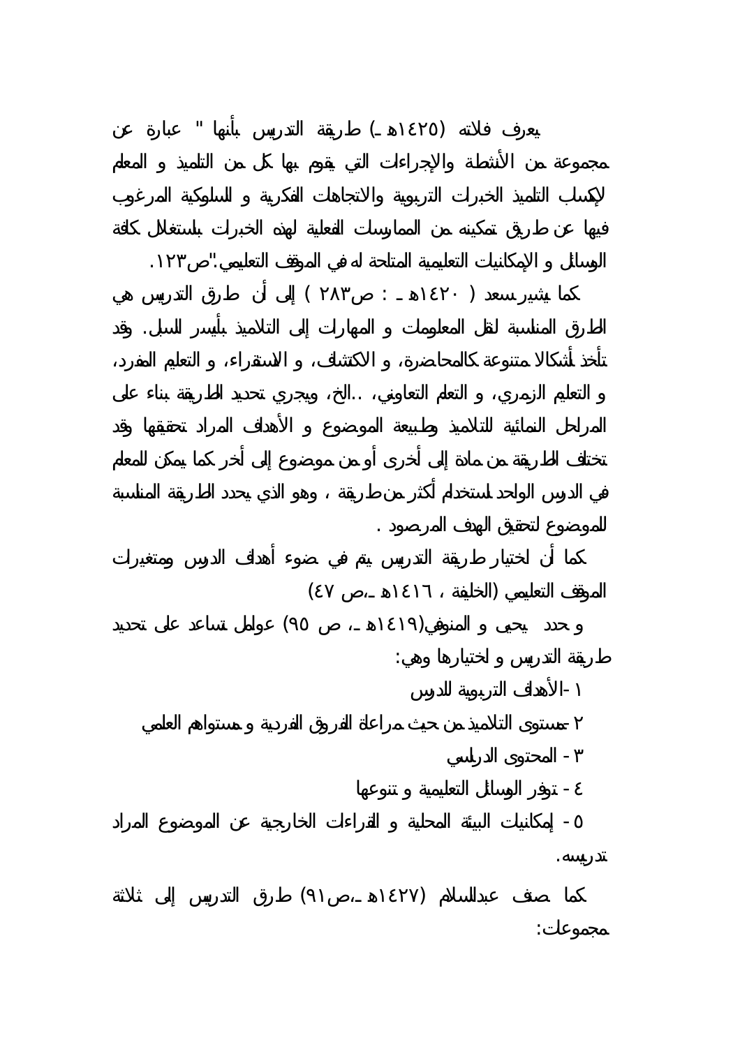يعرف فلاته (١٤٢٥هـ) طريقة التدريس بأنها " عبارة عن مجموعة من الأنشطة والإجراءات التي يقوم بها كل من التلميذ و المعلم لإكساب التلميذ الخبرات التربوية والاتجاهات الفكرية و السلوكية المرغوب فيها عن طريق تمكينه من الممارسات الفعلية لهذه الخبرات باستغلال كافة الوسائل و الإمكانيات التعليمية المتاحة له في الموقف التعليمي."ص١٢٣.

كما يشير سعد ( ١٤٢٠هـ : ص٢٨٣ ) إلى أن طرق التدريس هي الطرق المناسبة لنقل المعلومات و المهارات إلى التلاميذ بأيسر السبل. وقد تأخذ أشكالا متنوعة كالمحاضرة، و الاكتشاف، و الاستقراء، و التعليم المفرد، و التعليم الزمري، و التعلم التعاوني، ..الخ، ويجري تحديد الطريقة بناء على المراحل النمائية للتلاميذ وطبيعة الموضوع و الأهداف المراد تحقيقها وقد تختلف الطريقة من مادة إلى أخرى أو من موضوع إلى آخر كما يمكن للمعلم في الدرس الواحد استخدام أكثر من طريقة ، وهو الذي يحدد الطريقة المناسبة للموضوع لتحقيق الهدف المرصود .

كما أن اختيار طريقة التدريس يتم في ضوء أهداف الدرس ومتغيرات الموقف التعليمي (الخليفة ، ١٤١٦هـ ،ص ٤٧)

و حدد يحيى و المنوفي(١٤١٩هـ ، ص ٩٥) عوامل تساعد على تحديد طريقة التدريس و اختيارها وهي:

١ -الأهداف التربوية للدرس

٢ -مستوى التلاميذ من حيث مراعاة الفروق الفردية و مستواهم العلمي

٣ - المحتوى الدراسي

٤ - توفر الوسائل التعليمية و تنوعها

٥ - إمكانيات البيئة المحلية و القراءات الخارجية عن الموضوع المراد تدريسه.

كما صنف عبدالسلام (١٤٢٧هـ ،ص٩١) طرق التدريس إلى ثلاثة مجموعات: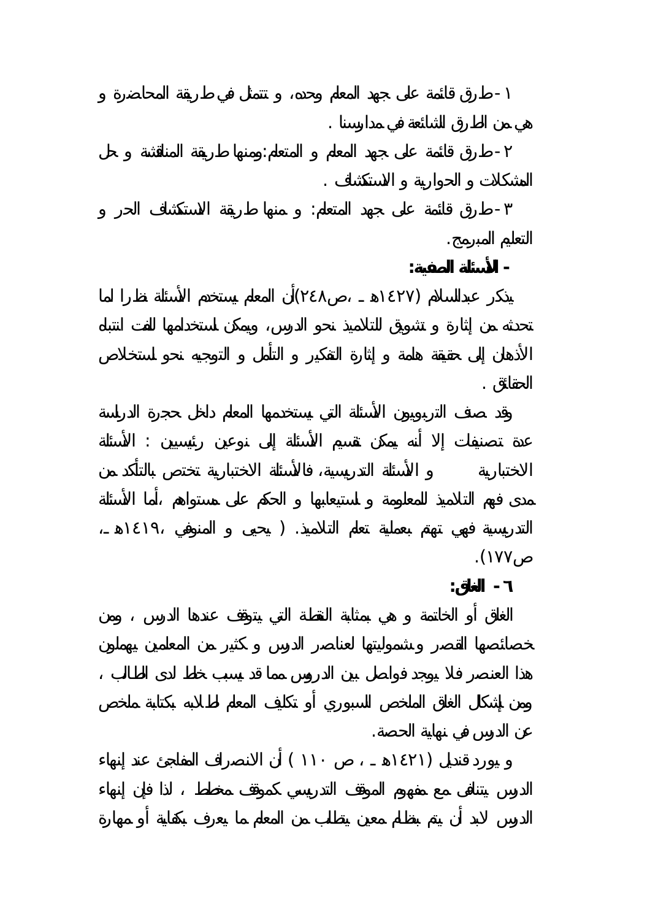١ - طرق قائمة على جهد المعلم وحده، و تتمثل في طريقة المحاضرة و هي من الطرق الشائعة في مدارسنا .

٢ - طرق قائمة على جهد المعلم و المتعلم: ومنها طريقة المناقشة و حل المشكلات و الحوارية و الاستكشاف .

٣ - طرق قائمة على جهد المتعلم: و منها طريقة الاستكشاف الحر و التعليم المبرمج.

**- الأسئلة الصفية:**

يذكر عبدالسلام (١٤٢٧هـ ، ص٢٤٨) أن المعلم يستخدم الأسئلة نظرا لما تحدثه من إثارة و تشويق للتلاميذ نحو الدرس، ويمكن استخدامها للفت انتباه الأذهان إلى حقيقة هامة و إثارة التفكير و التأمل و التوجيه نحو استخلاص الحقائق .

وقد صنف التربويون الأسئلة التي يستخدمها المعلم داخل حجرة الدراسة عدة تصنيفات إلا أنه يمكن تقسيم الأسئلة إلى نوعين رئيسيين : الأسئلة الاختبارية و الأسئلة التدريسية، فالأسئلة الاختبارية تختص بالتأكد من مدى فهم التلاميذ للمعلومة و استيعابها و الحكم على مستواهم ،أما الأسئلة التدريسية فهي تهتم بعملية تعلم التلاميذ. ( يحيى و المنوفي ،١٤١٩هـ، ص١٧٧).

**٦ - الغلق:**

الغلق أو الخاتمة و هي بمثابة النقطة التي يتوقف عندها الدرس ، ومن خصائصها القصر وشموليتها لعناصر الدرس و كثير من المعلمين يهملون هذا العنصر فلا يوجد فواصل بين الدروس مما قد يسبب خلط لدى الطالب ، ومن أشكال الغلق الملخص السبوري أو تكليف المعلم لطلابه بكتابة ملخص عن الدرس في نهاية الحصة.

و يورد قنديل (١٤٢١هـ ، ص ١١٠ ) أن الانصراف المفاجئ عند إنهاء الدرس يتنافى مع مفهوم الموقف التدريسي كموقف مخطط ، لذا فإن إنهاء الدرس لابد أن يتم بنظام معين يتطلب من المعلم ما يعرف بكفاية أو مهارة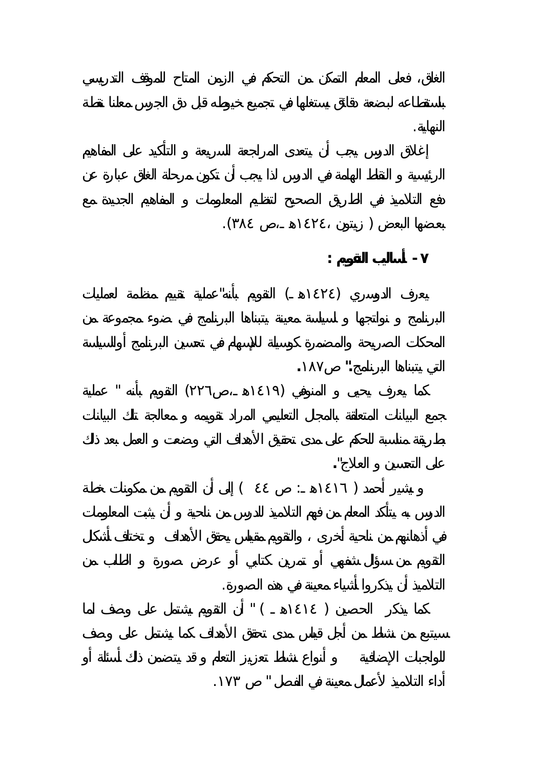الغلق، فعلى المعلم التمكن من التحكم في الزمن المتاح للموقف التدريسي باستقطاعه لبضعة دقائق يستغلها في تجميع خيوطه قبل دق الجرس معلنا نقطة النهاية.

إغلاق الدرس يجب أن يتعدى المراجعة السريعة و التأكيد على المفاهيم الرئيسية و النقاط الهامة في الدرس لذا يجب أن تكون مرحلة الغلق عبارة عن دفع التلاميذ في الطريق الصحيح لتنظيم المعلومات و المفاهيم الجديدة مع بعضها البعض ( زيتون ،١٤٢٤هـ ،ص ٣٨٤).

**٧ - أساليب التقويم :**

يعرف الدوسري (١٤٢٤هـ) التقويم بأنه"عملية تقييم منظمة لعمليات البرنامج و نواتجها و لسياسة معينة يتبناها البرنامج في ضوء مجموعة من المحكات الصريحة والمضمرة كوسيلة للإسهام في تحسين البرنامج أوالسياسة التي يتبناها البرنامج." ص١٨٧.

كما يعرف يحيى و المنوفي (١٤١٩هـ ،ص٢٢٦) التقويم بأنه " عملية جمع البيانات المتعلقة بالمجال التعليمي المراد تقويمه و معالجة تلك البيانات بطريقة مناسبة للحكم على مدى تحقيق الأهداف التي وضعت و العمل بعد ذلك على التحسين و العلاج".

و يشير أحمد ( ١٤١٦هـ : ص ٤٤ ) إلى أن التقويم من مكونات خطة الدرس به يتأكد المعلم من فهم التلاميذ للدرس من ناحية و أن يثبت المعلومات في أذهانهم من ناحية أخرى ، والتقويم مقياس يحقق الأهداف و تختلف أشكال التقويم من سؤال شفهي أو تمرين كتابي أو عرض صورة و الطلب من التلاميذ أن يذكروا أشياء معينة في هذه الصورة.

كما يذكر الحصين ( ١٤١٤هـ ) " أن التقويم يشتمل على وصف لما سيتبع من نشاط من أجل قياس مدى تحقق الأهداف كما يشتمل على وصف للواجبات الإضافية و أنواع نشاط تعزيز التعلم و قد يتضمن ذلك أسئلة أو أداء التلاميذ لأعمال معينة في الفصل " ص ١٧٣.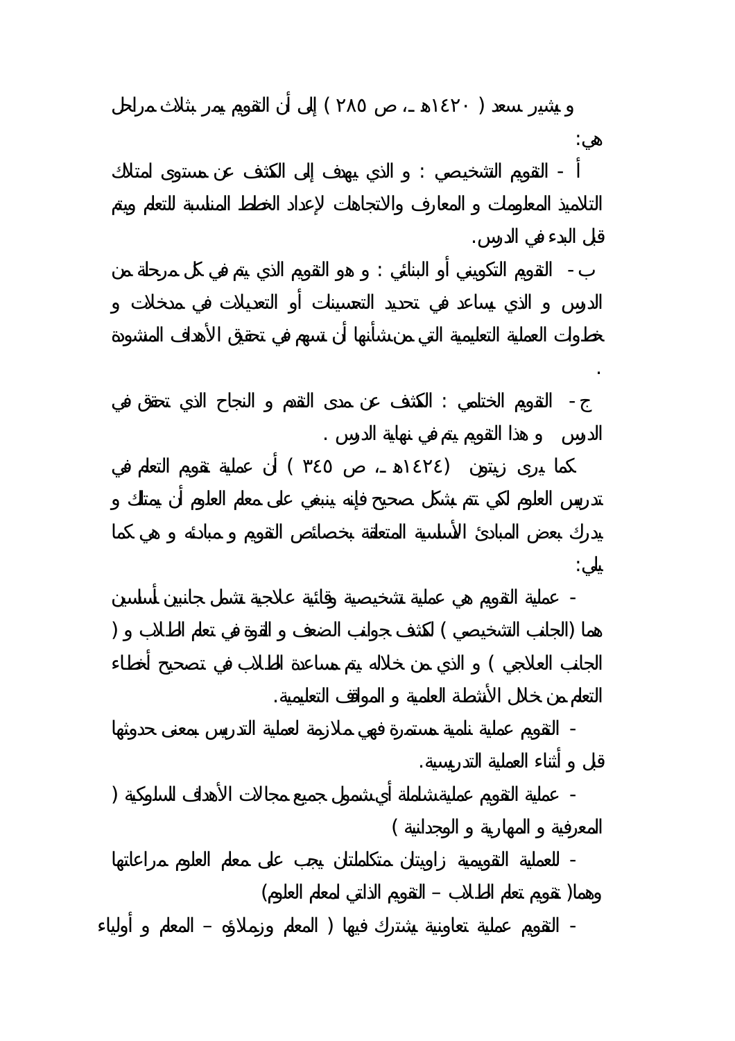و يشير سعد ( ١٤٢٠هـ ، ص ٢٨٥ ) إلى أن التقويم يمر بثلاث مراحل هي:

أ - التقويم التشخيصي : و الذي يهدف إلى الكشف عن مستوى امتلاك التلاميذ المعلومات و المعارف والاتجاهات لإعداد الخطط المناسبة للتعلم ويتم قبل البدء في الدرس.

ب - التقويم التكويني أو البنائي : و هو التقويم الذي يتم في كل مرحلة من الدرس و الذي يساعد في تحديد التحسينات أو التعديلات في مدخلات و خطوات العملية التعليمية التي من شأنها أن تسهم في تحقيق الأهداف المنشودة .

ج - التقويم الختامي : الكشف عن مدى التقدم و النجاح الذي تحقق في الدرس و هذا التقويم يتم في نهاية الدرس .

كما يرى زيتون (١٤٢٤هـ ، ص ٣٤٥ ) أن عملية تقويم التعلم في تدريس العلوم لكي تتم بشكل صحيح فإنه ينبغي على معلم العلوم أن يمتلك و يدرك بعض المبادئ الأساسية المتعلقة بخصائص التقويم و مبادئه و هي كما يلي:

- عملية التقويم هي عملية تشخيصية وقائية علاجية تشمل جانبين أساسين هما (الجانب التشخيصي ) لكشف جوانب الضعف و القوة في تعلم الطلاب و ( الجانب العلاجي ) و الذي من خلاله يتم مساعدة الطلاب في تصحيح أخطاء التعلم من خلال الأنشطة العلمية و المواقف التعليمية.

- التقويم عملية نامية مستمرة فهي ملازمة لعملية التدريس بمعنى حدوثها قبل و أثناء العملية التدريسية.

- عملية التقويم عملية شاملة أي شمول جميع مجالات الأهداف السلوكية ( المعرفية و المهارية و الوجدانية )

- للعملية التقويمية زاويتان متكاملتان يجب على معلم العلوم مراعاتها وهما( تقويم تعلم الطلاب – التقويم الذاتي لمعلم العلوم)

- التقويم عملية تعاونية يشترك فيها ( المعلم وزملاؤه – المعلم و أولياء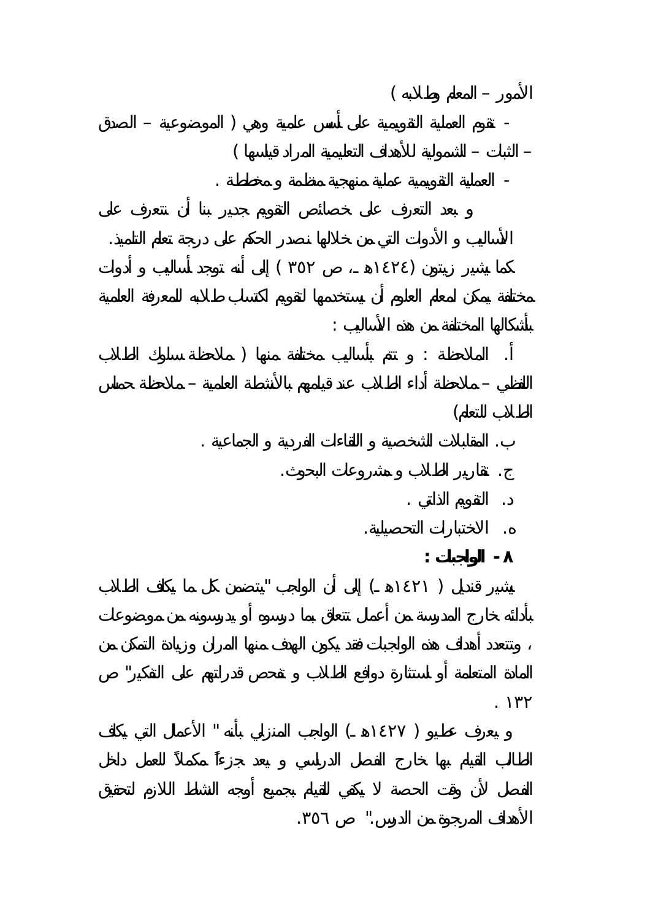الأمور – المعلم وطلابه )

- تقوم العملية التقويمية على أسس علمية وهي ( الموضوعية – الصدق – الثبات – الشمولية للأهداف التعليمية المراد قياسها )

- العملية التقويمية عملية منهجية منظمة و مخططة .

و بعد التعرف على خصائص التقويم جدير بنا أن نتعرف على الأساليب و الأدوات التي من خلالها نصدر الحكم على درجة تعلم التلميذ.

كما يشير زيتون (١٤٢٤هـ ، ص ٣٥٢ ) إلى أنه توجد أساليب و أدوات مختلفة يمكن لمعلم العلوم أن يستخدمها لتقويم اكتساب طلابه للمعرفة العلمية بأشكالها المختلفة من هذه الأساليب :

أ. الملاحظة : و تتم بأساليب مختلفة منها ( ملاحظة سلوك الطلاب اللفظي – ملاحظة أداء الطلاب عند قيامهم بالأنشطة العلمية – ملاحظة حماس الطلاب للتعلم)

ب. المقابلات الشخصية و اللقاءات الفردية و الجماعية .

ج. تقارير الطلاب و مشروعات البحوث.

د. التقويم الذاتي .

ه. الاختبارات التحصيلية.

**٨ - الواجبات :**

يشير قنديل ( ١٤٢١هـ ) إلى أن الواجب "يتضمن كل ما يكلف الطلاب بأدائه خارج المدرسة من أعمال تتعلق بما درسوه أو يدرسونه من موضوعات ، وتتعدد أهداف هذه الواجبات فقد يكون الهدف منها المران وزيادة التمكن من المادة المتعلمة أو استثارة دوافع الطلاب و تفحص قدراتهم على التفكير" ص ١٣٢ .

و يعرف عطيو ( ١٤٢٧هـ ) الواجب المنزلي بأنه " الأعمال التي يكلف الطالب القيام بها خارج الفصل الدراسي و يعد جزءاً مكملاً للعمل داخل الفصل لأن وقت الحصة لا يكفي للقيام بجميع أوجه النشاط اللازم لتحقيق الأهداف المرجوة من الدرس." ص ٣٥٦.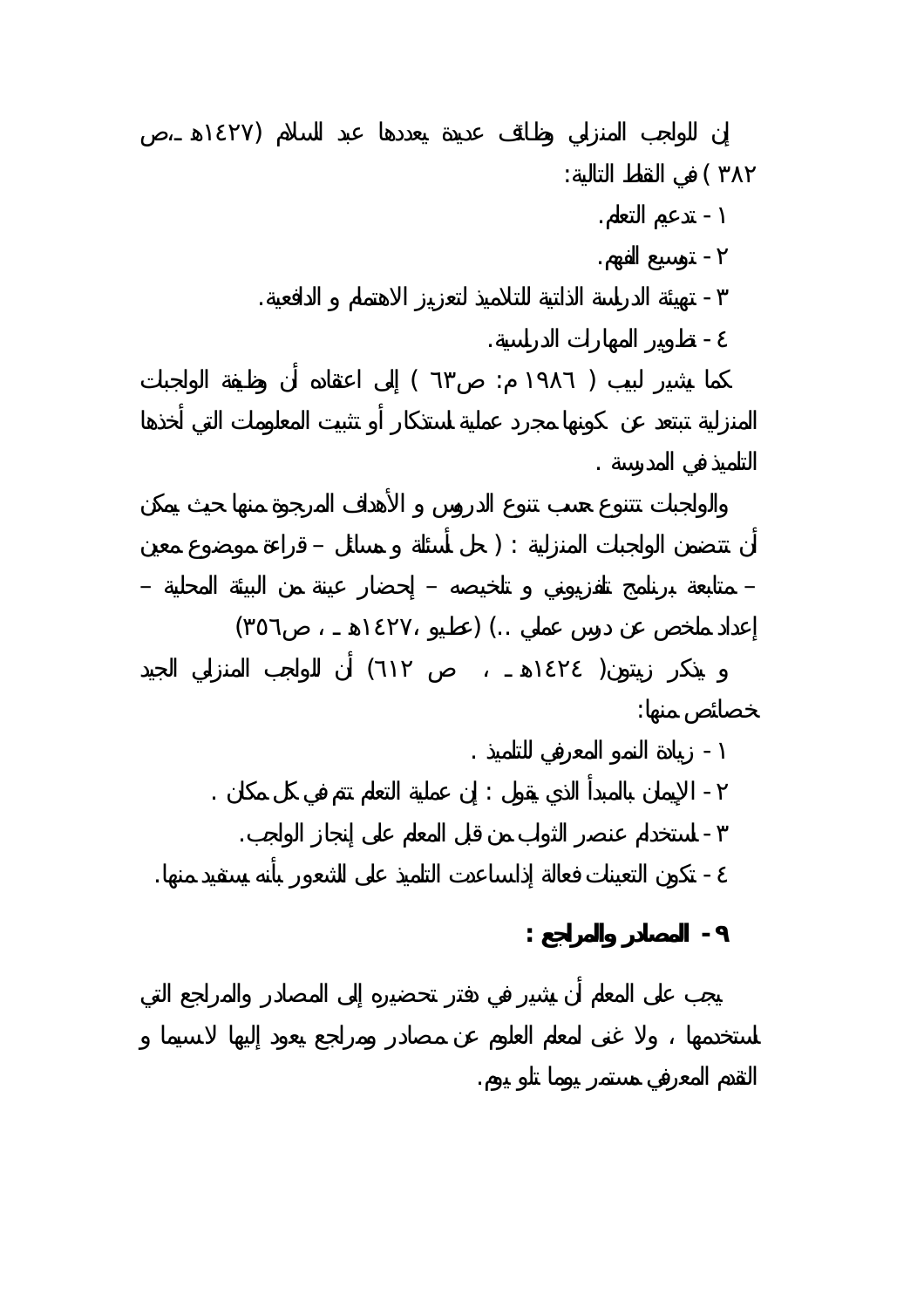إن للواجب المنزلي وظائف عديدة يعددها عبد السلام (١٤٢٧هـ ،ص ٣٨٢ ) في النقاط التالية:

١ - تدعيم التعلم.

٢ - توسيع الفهم.

٣ - تهيئة الدراسة الذاتية للتلاميذ لتعزيز الاهتمام و الدافعية.

٤ - تطوير المهارات الدراسية.

كما يشير لبيب ( ١٩٨٦ م: ص٦٣ ) إلى اعتقاده أن وظيفة الواجبات المنزلية تبتعد عن كونها مجرد عملية استذكار أو تثبيت المعلومات التي أخذها التلميذ في المدرسة .

والواجبات تتنوع حسب تنوع الدروس و الأهداف المرجوة منها حيث يمكن أن تتضمن الواجبات المنزلية : ( حل أسئلة و مسائل – قراءة موضوع معين – متابعة برنامج تلفزيوني و تلخيصه – إحضار عينة من البيئة المحلية – إعداد ملخص عن درس عملي ..) (عطيو ،١٤٢٧هـ ، ص٣٥٦)

و يذكر زيتون( ١٤٢٤هـ ، ص ٦١٢) أن للواجب المنزلي الجيد خصائص منها:

١ - زيادة النمو المعرفي للتلميذ .

٢ - الإيمان بالمبدأ الذي يقول : إن عملية التعلم تتم في كل مكان .

٣ - استخدام عنصر الثواب من قبل المعلم على إنجاز الواجب.

٤ - تكون التعينات فعالة إذا ساعدت التلميذ على الشعور بأنه يستفيد منها.

**٩ - المصادر والمراجع :**

يجب على المعلم أن يشير في دفتر تحضيره إلى المصادر والمراجع التي استخدمها ، ولا غنى لمعلم العلوم عن مصادر ومراجع يعود إليها لاسيما و التقدم المعرفي مستمر يوما تلو يوم.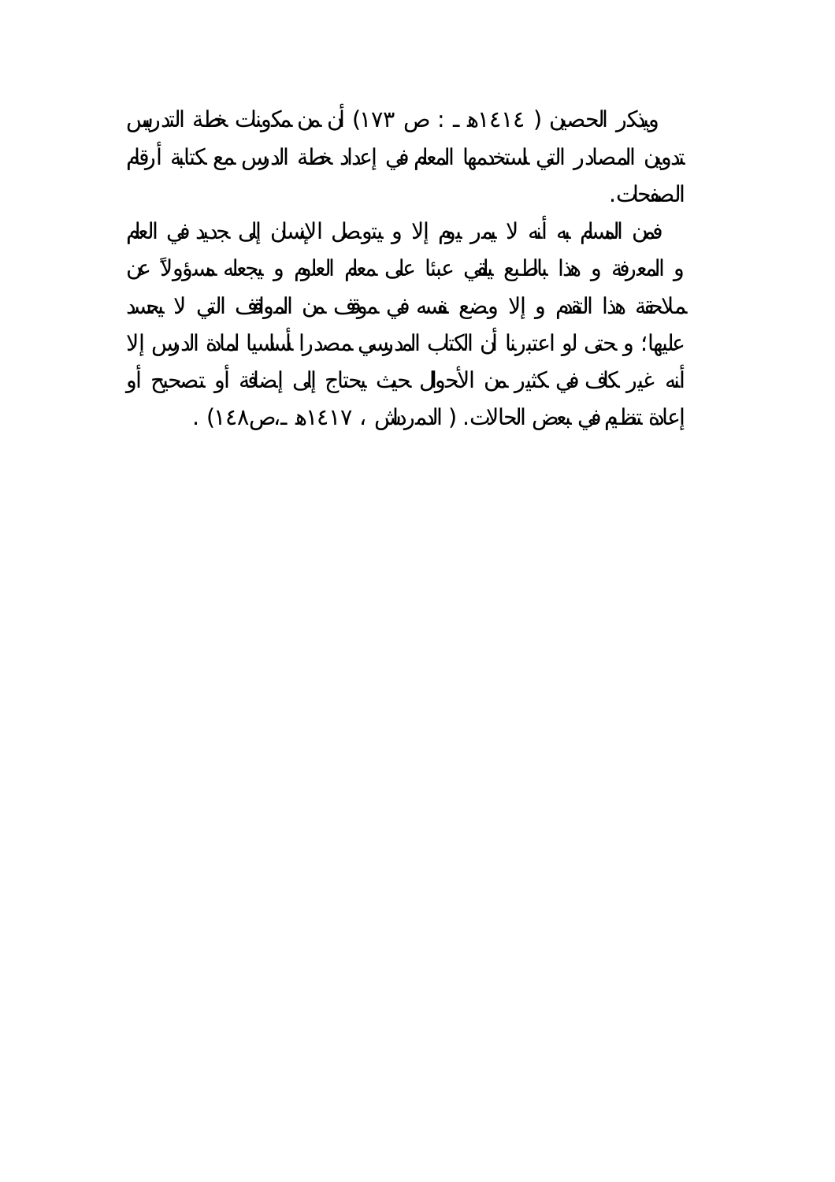ويذكر الحصين ( ١٤١٤هـ : ص ١٧٣) أن من مكونات خطة التدريس تدوين المصادر التي استخدمها المعلم في إعداد خطة الدرس مع كتابة أرقام الصفحات.

فمن المسلم به أنه لا يمر يوم إلا و يتوصل الإنسان إلى جديد في العلم و المعرفة و هذا بالطبع يلقي عبئا على معلم العلوم و يجعله مسؤولاً عن ملاحقة هذا التقدم و إلا وضع نفسه في موقف من المواقف التي لا يحسد عليها؛ و حتى لو اعتبرنا أن الكتاب المدرسي مصدرا أساسيا لمادة الدرس إلا أنه غير كاف في كثير من الأحوال حيث يحتاج إلى إضافة أو تصحيح أو إعادة تنظيم في بعض الحالات. ( الدمرداش ، ١٤١٧هـ ،ص١٤٨) .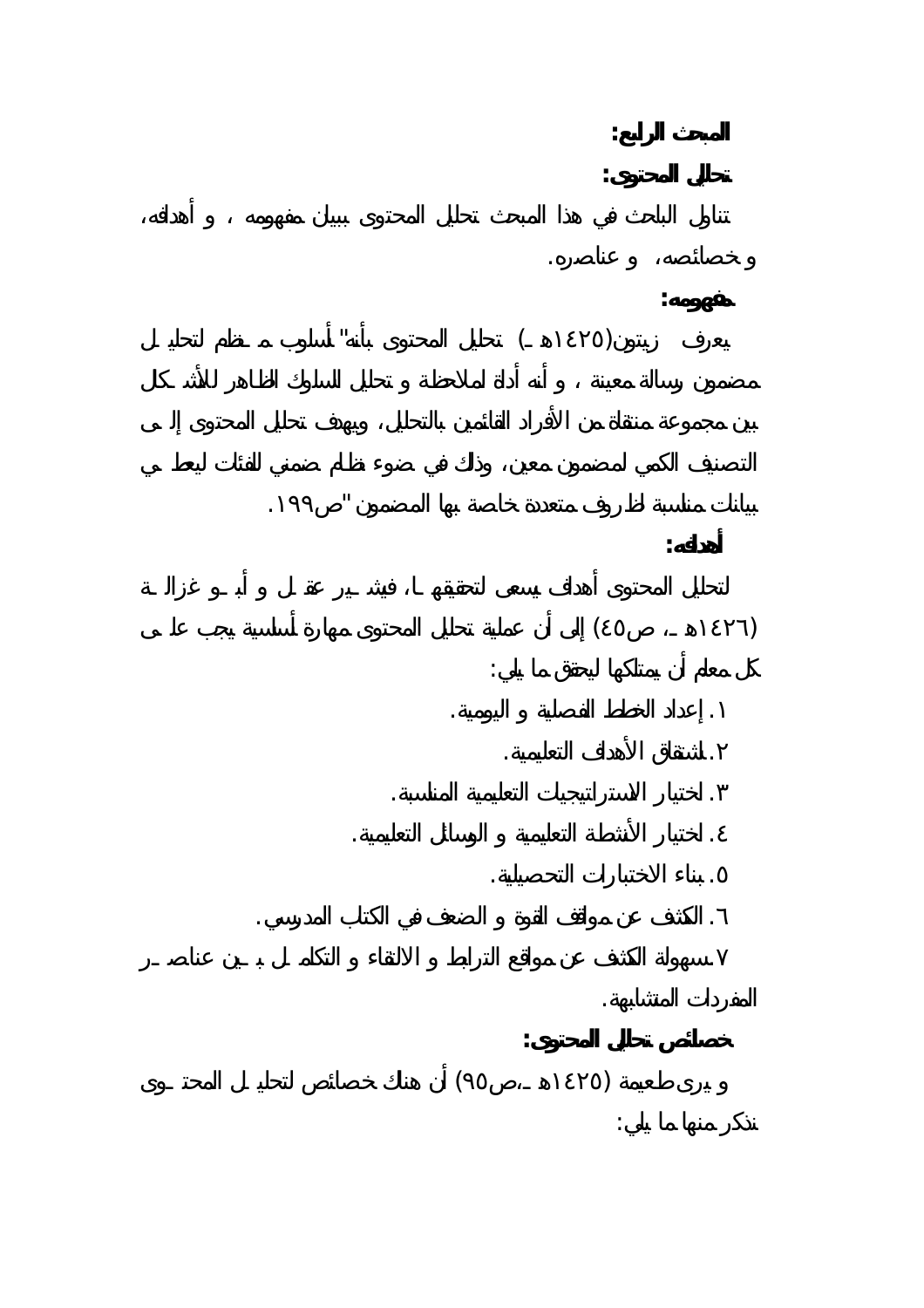**المبحث الرابع:**

**تحليل المحتوى:**

تناول الباحث في هذا المبحث تحليل المحتوى ببيان مفهومه ، و أهدافه، و خصائصه، و عناصره.

**مفهومه:**

يعرف زيتون(١٤٢٥هـ) تحليل المحتوى بأنه" أسلوب منظم لتحليل مضمون رسالة معينة ، و أنه أداة لملاحظة و تحليل السلوك الظاهر للاتصال بين مجموعة منتقاة من الأفراد القائمين بالتحليل، ويهدف تحليل المحتوى إلى التصنيف الكمي لمضمون معين، وذلك في ضوء نظام ضمني للفئات ليعطي بيانات مناسبة لظروف متعددة خاصة بها المضمون "ص١٩٩.

**أهدافه:**

لتحليل المحتوى أهداف يسعى لتحقيقها، فيشير عقل و أبو غزالة (١٤٢٦هـ، ص٤٥) إلى أن عملية تحليل المحتوى مهارة أساسية يجب على كل معلم أن يمتلكها ليحقق ما يلي:

١. إعداد الخطط الفصلية و اليومية.
٢. اشتقاق الأهداف التعليمية.
٣. اختيار الاستراتيجيات التعليمية المناسبة.
٤. اختيار الأنشطة التعليمية و الوسائل التعليمية.
٥. بناء الاختبارات التحصيلية.
٦. الكشف عن مواقف القوة و الضعف في الكتاب المدرسي.
٧. سهولة الكشف عن مواقع الترابط و الالتقاء و التكامل بين عناصر المفردات المتشابهة.

**خصائص تحليل المحتوى:**

و يرى طعيمة (١٤٢٥هـ،ص٩٥) أن هناك خصائص لتحليل المحتوى نذكر منها ما يلي: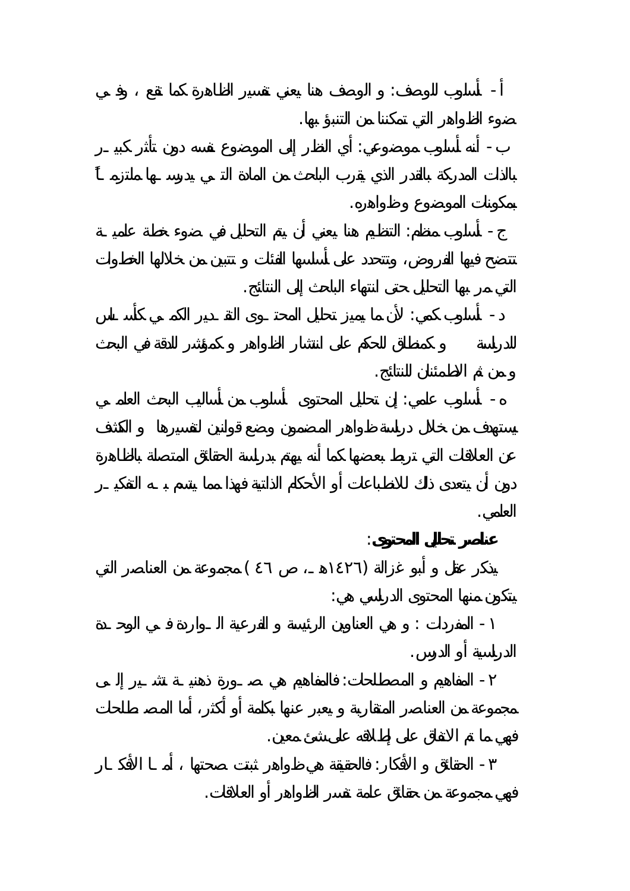أ - أسلوب للوصف: و الوصف هنا يعني تفسير الظاهرة كما تقع ، وفي ضوء الظواهر التي تمكننا من التنبؤ بها.

ب - أنه أسلوب موضوعي: أي النظر إلى الموضوع نفسه دون تأثر كبير بالذات المدركة بالقدر الذي يقرب الباحث من المادة التي يدرسها ملتزماً بمكونات الموضوع وظواهره.

ج - أسلوب منظم: التنظيم هنا يعني أن يتم التحليل في ضوء خطة علمية تتضح فيها الفروض، وتتحدد على أساسها الفئات و تتبين من خلالها الخطوات التي مر بها التحليل حتى انتهاء الباحث إلى النتائج.

د - أسلوب كمي: لأن ما يميز تحليل المحتوى التقدير الكمي كأساس للدراسة و كمنطلق للحكم على انتشار الظواهر و كمؤشر للدقة في البحث و من ثم الاطمئنان للنتائج.

ه - أسلوب علمي: إن تحليل المحتوى أسلوب من أساليب البحث العلمي يستهدف من خلال دراسة ظواهر المضمون وضع قوانين لتفسيرها و الكشف عن العلاقات التي تربط بعضها كما أنه يهتم بدراسة الحقائق المتصلة بالظاهرة دون أن يتعدى ذلك للانطباعات أو الأحكام الذاتية فهذا مما يتسم به التفكير العلمي.

**عناصر تحليل المحتوى:**

يذكر عقل و أبو غزالة (١٤٢٦هـ، ص ٤٦ ) مجموعة من العناصر التي يتكون منها المحتوى الدراسي هي:

١ - المفردات : و هي العناوين الرئيسة و الفرعية الواردة في الوحدة الدراسية أو الدرس.

٢ - المفاهيم و المصطلحات: فالمفاهيم هي صورة ذهنية تشير إلى مجموعة من العناصر المتقاربة و يعبر عنها بكلمة أو أكثر، أما المصطلحات فهي ما تم الاتفاق على إطلاقه على شئ معين.

٣ - الحقائق و الأفكار: فالحقيقة هي ظواهر ثبتت صحتها ، أما الأفكار فهي مجموعة من حقائق علمة تفسر الظواهر أو العلاقات.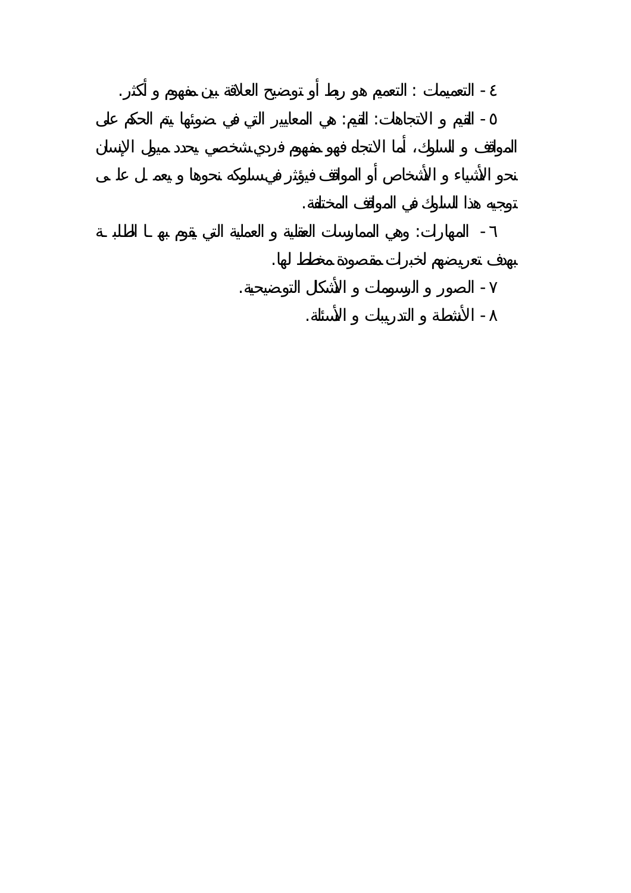٤ - التعميمات : التعميم هو ربط أو توضيح العلاقة بين مفهوم و أكثر.

٥ - القيم و الاتجاهات: القيم: هي المعايير التي في ضوئها يتم الحكم على المواقف و السلوك، أما الاتجاه فهو مفهوم فردي شخصي يحدد ميول الإنسان نحو الأشياء و الأشخاص أو المواقف فيؤثر في سلوكه نحوها و يعمل على توجيه هذا السلوك في المواقف المختلفة.

٦ - المهارات: وهي الممارسات العقلية و العملية التي يقوم بها الطلبة بهدف تعريضهم لخبرات مقصودة مخطط لها.

٧ - الصور و الرسومات و الأشكال التوضيحية.

٨ - الأنشطة و التدريبات و الأسئلة.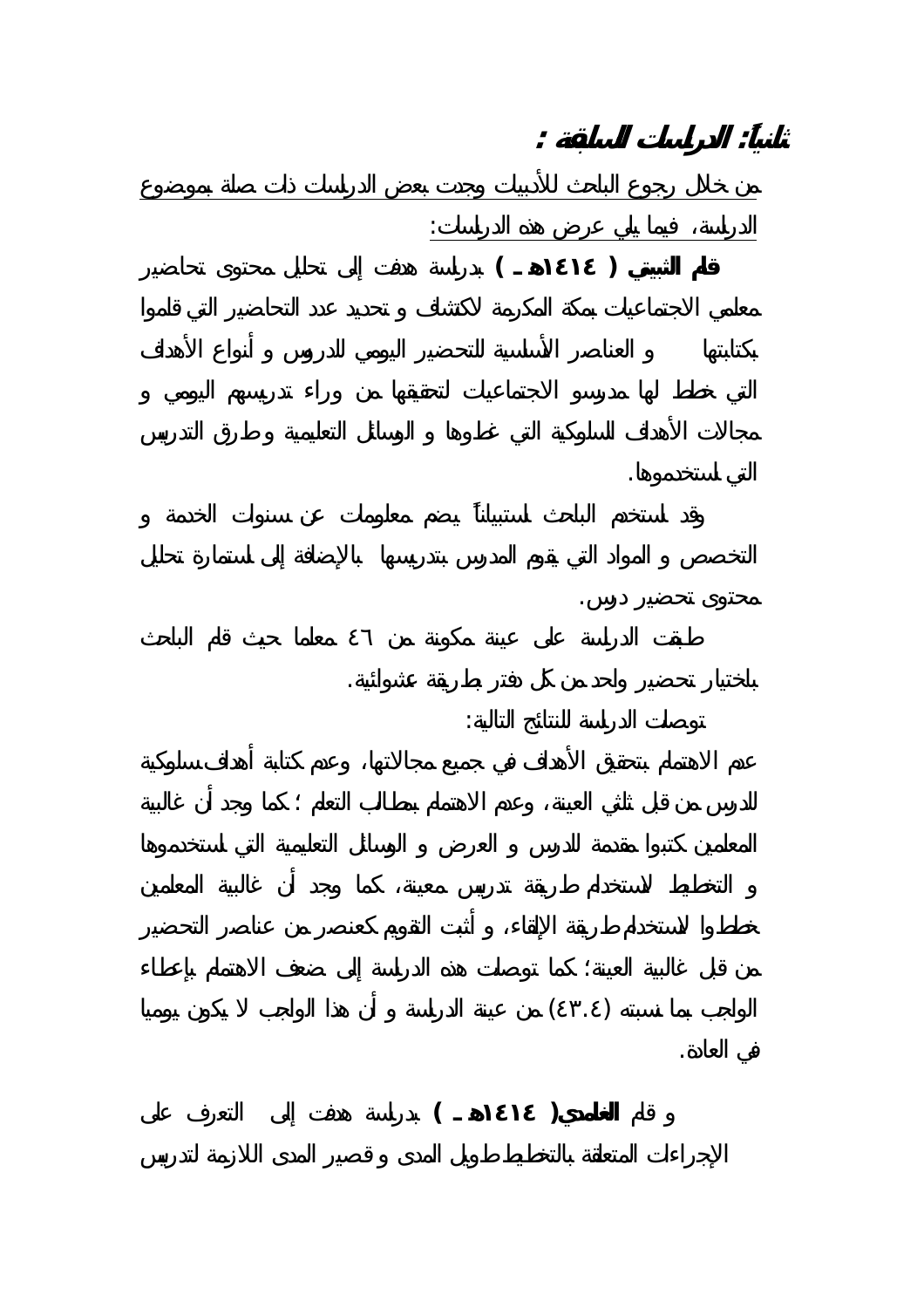## ثانياً: الدراسات السابقة :

من خلال رجوع الباحث للأدبيات وجدت بعض الدراسات ذات صلة بموضوع الدراسة، فيما يلي عرض هذه الدراسات:

**قام الثبيتي ( ١٤١٤هـ )** بدراسة هدفت إلى تحليل محتوى تحاضير معلمي الاجتماعيات بمكة المكرمة لاكتشاف و تحديد عدد التحاضير التي قاموا بكتابتها و العناصر الأساسية للتحضير اليومي للدروس و أنواع الأهداف التي خطط لها مدرسو الاجتماعيات لتحقيقها من وراء تدريسهم اليومي و مجالات الأهداف السلوكية التي غطوها و الوسائل التعليمية وطرق التدريس التي استخدموها.

وقد استخدم الباحث استبياناً يضم معلومات عن سنوات الخدمة و التخصص و المواد التي يقوم المدرس بتدريسها بالإضافة إلى استمارة تحليل محتوى تحضير درس.

طبقت الدراسة على عينة مكونة من ٤٦ معلما حيث قام الباحث باختيار تحضير واحد من كل دفتر بطريقة عشوائية.

توصلت الدراسة للنتائج التالية:

عدم الاهتمام بتحقيق الأهداف في جميع مجالاتها، وعدم كتابة أهداف سلوكية للدرس من قبل ثلثي العينة، وعدم الاهتمام بمطالب التعلم ؛ كما وجد أن غالبية المعلمين كتبوا مقدمة للدرس و العرض و الوسائل التعليمية التي استخدموها و التخطيط لاستخدام طريقة تدريس معينة، كما وجد أن غالبية المعلمين خططوا لاستخدام طريقة الإلقاء، و أثبت التقويم كعنصر من عناصر التحضير من قبل غالبية العينة؛ كما توصلت هذه الدراسة إلى ضعف الاهتمام بإعطاء الواجب بما نسبته (٤٣.٤) من عينة الدراسة و أن هذا الواجب لا يكون يوميا في العادة.

و قام **الغامدي( ١٤١٤هـ )** بدراسة هدفت إلى التعرف على الإجراءات المتعلقة بالتخطيط طويل المدى و قصير المدى اللازمة لتدريس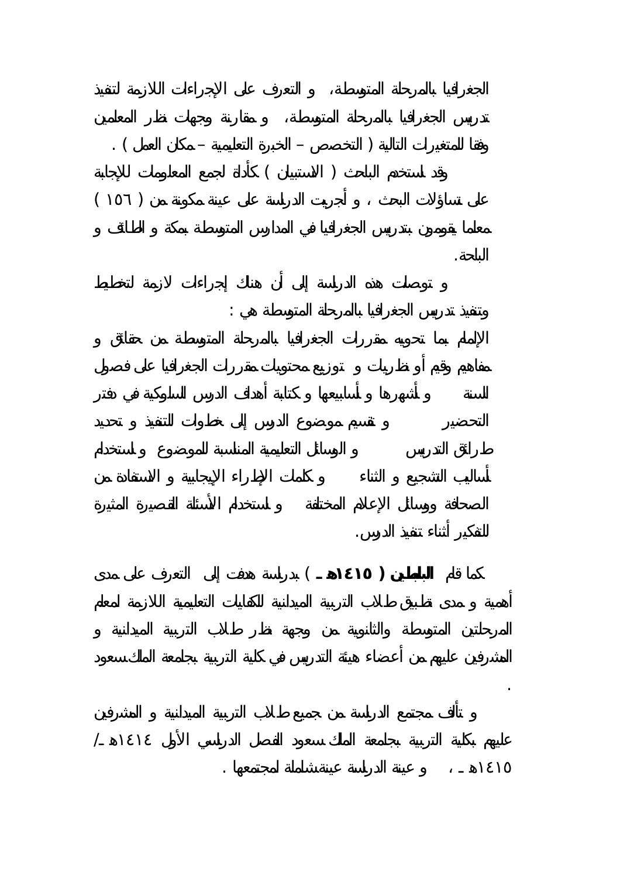الجغرافيا بالمرحلة المتوسطة، و التعرف على الإجراءات اللازمة لتنفيذ تدريس الجغرافيا بالمرحلة المتوسطة، و مقارنة وجهات نظر المعلمين وفقا للمتغيرات التالية ( التخصص – الخبرة التعليمية – مكان العمل ) .

وقد استخدم الباحث ( الاستبيان ) كأداة لجمع المعلومات للإجابة على تساؤلات البحث ، و أجريت الدراسة على عينة مكونة من ( ١٥٦ ) معلما يقومون بتدريس الجغرافيا في المدارس المتوسطة بمكة و الطائف و الباحة.

و توصلت هذه الدراسة إلى أن هناك إجراءات لازمة لتخطيط وتنفيذ تدريس الجغرافيا بالمرحلة المتوسطة هي :

الإلمام بما تحويه مقررات الجغرافيا بالمرحلة المتوسطة من حقائق و مفاهيم وقيم أو نظريات و توزيع محتويات مقررات الجغرافيا على فصول السنة و أشهرها و أسابيعها و كتابة أهداف الدرس السلوكية في دفتر التحضير و تقسيم موضوع الدرس إلى خطوات للتنفيذ و تحديد طرائق التدريس و الوسائل التعليمية المناسبة للموضوع و استخدام أساليب التشجيع و الثناء و كلمات الإطراء الإيجابية و الاستفادة من الصحافة ووسائل الإعلام المختلفة و استخدام الأسئلة القصيرة المثيرة للتفكير أثناء تنفيذ الدرس.

كما قام **الباطين ( ١٤١٥هـ )** بدراسة هدفت إلى التعرف على مدى أهمية و مدى تطبيق طلاب التربية الميدانية للكفايات التعليمية اللازمة لمعلم المرحلتين المتوسطة والثانوية من وجهة نظر طلاب التربية الميدانية و المشرفين عليهم من أعضاء هيئة التدريس في كلية التربية بجامعة الملك سعود .

و تألف مجتمع الدراسة من جميع طلاب التربية الميدانية و المشرفين عليهم بكلية التربية بجامعة الملك سعود الفصل الدراسي الأول ١٤١٤هـ/ ١٤١٥هـ ، و عينة الدراسة عينة شاملة لمجتمعها .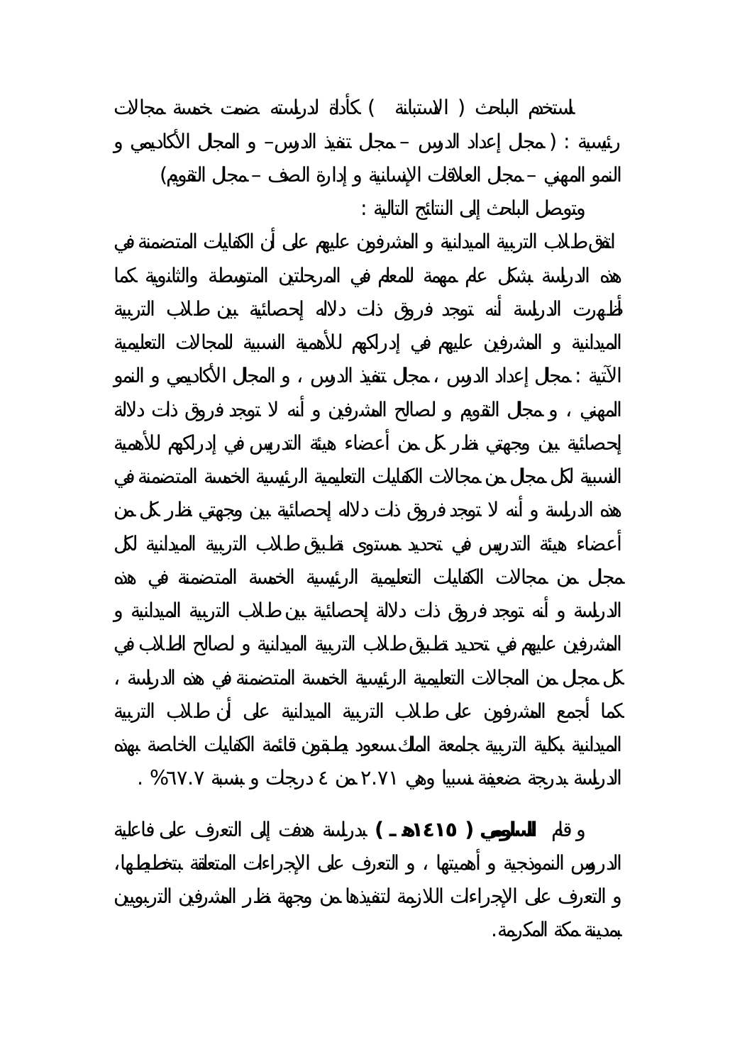استخدم الباحث ( الاستبانة ) كأداة لدراسته ضمت خمسة مجالات رئيسية : ( مجال إعداد الدرس – مجال تنفيذ الدرس– و المجال الأكاديمي و النمو المهني – مجال العلاقات الإنسانية و إدارة الصف – مجال التقويم)

وتوصل الباحث إلى النتائج التالية :

اتفق طلاب التربية الميدانية و المشرفون عليهم على أن الكفايات المتضمنة في هذه الدراسة بشكل عام مهمة للمعلم في المرحلتين المتوسطة والثانوية كما أظهرت الدراسة أنه توجد فروق ذات دلاله إحصائية بين طلاب التربية الميدانية و المشرفين عليهم في إدراكهم للأهمية النسبية للمجالات التعليمية الآتية : مجال إعداد الدرس ، مجال تنفيذ الدرس ، و المجال الأكاديمي و النمو المهني ، و مجال التقويم و لصالح المشرفين و أنه لا توجد فروق ذات دلالة إحصائية بين وجهتي نظر كل من أعضاء هيئة التدريس في إدراكهم للأهمية النسبية لكل مجال من مجالات الكفايات التعليمية الرئيسية الخمسة المتضمنة في هذه الدراسة و أنه لا توجد فروق ذات دلاله إحصائية بين وجهتي نظر كل من أعضاء هيئة التدريس في تحديد مستوى تطبيق طلاب التربية الميدانية لكل مجال من مجالات الكفايات التعليمية الرئيسية الخمسة المتضمنة في هذه الدراسة و أنه توجد فروق ذات دلالة إحصائية بين طلاب التربية الميدانية و المشرفين عليهم في تحديد تطبيق طلاب التربية الميدانية و لصالح الطلاب في كل مجال من المجالات التعليمية الرئيسية الخمسة المتضمنة في هذه الدراسة ، كما أجمع المشرفون على طلاب التربية الميدانية على أن طلاب التربية الميدانية بكلية التربية جامعة الملك سعود يطبقون قائمة الكفايات الخاصة بهذه الدراسة بدرجة ضعيفة نسبيا وهي ٢.٧١ من ٤ درجات و بنسبة ٦٧.٧% .

و قام **السلومي ( ١٤١٥هـ )** بدراسة هدفت إلى التعرف على فاعلية الدروس النموذجية و أهميتها ، و التعرف على الإجراءات المتعلقة بتخطيطها، و التعرف على الإجراءات اللازمة لتنفيذها من وجهة نظر المشرفين التربويين بمدينة مكة المكرمة.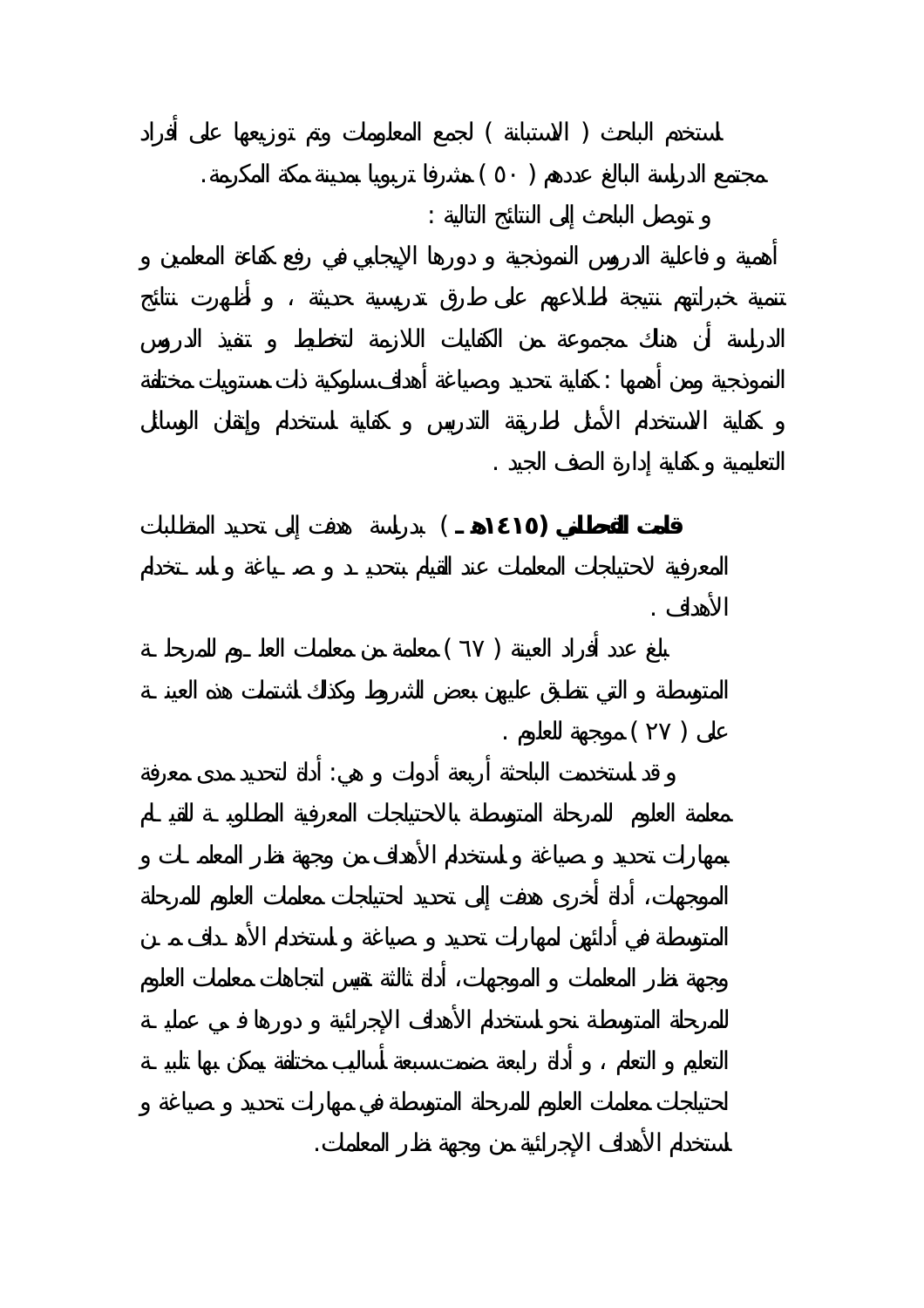استخدم الباحث ( الاستبانة ) لجمع المعلومات وتم توزيعها على أفراد مجتمع الدراسة البالغ عددهم ( ٥٠ ) مشرفا تربويا بمدينة مكة المكرمة.

و توصل الباحث إلى النتائج التالية :

أهمية و فاعلية الدروس النموذجية و دورها الإيجابي في رفع كفاءة المعلمين و تنمية خبراتهم نتيجة لاطلاعهم على طرق تدريسية حديثة ، و أظهرت نتائج الدراسة أن هناك مجموعة من الكفايات اللازمة لتخطيط و تنفيذ الدروس النموذجية ومن أهمها : كفاية تحديد وصياغة أهداف سلوكية ذات مستويات مختلفة و كفاية الاستخدام الأمثل لطريقة التدريس و كفاية استخدام وإتقان الوسائل التعليمية و كفاية إدارة الصف الجيد .

**قامت القحطاني (١٤١٥هـ )** بدراسة هدفت إلى تحديد المتطلبات المعرفية لاحتياجات المعلمات عند القيام بتحديد و صياغة و استخدام الأهداف .

بلغ عدد أفراد العينة ( ٦٧ ) معلمة من معلمات العلوم للمرحلة المتوسطة و التي تنطبق عليهن بعض الشروط وكذلك اشتملت هذه العينة على ( ٢٧ ) موجهة للعلوم .

و قد استخدمت الباحثة أربعة أدوات و هي: أداة لتحديد مدى معرفة معلمة العلوم للمرحلة المتوسطة بالاحتياجات المعرفية المطلوبة للقيام بمهارات تحديد و صياغة و استخدام الأهداف من وجهة نظر المعلمات و الموجهات، أداة أخرى هدفت إلى تحديد لاحتياجات معلمات العلوم للمرحلة المتوسطة في أدائهن لمهارات تحديد و صياغة و استخدام الأهداف من وجهة نظر المعلمات و الموجهات، أداة ثالثة تقيس اتجاهات معلمات العلوم للمرحلة المتوسطة نحو استخدام الأهداف الإجرائية و دورها في عملية التعليم و التعلم ، و أداة رابعة ضمت سبعة أساليب مختلفة يمكن بها تلبية لاحتياجات معلمات العلوم للمرحلة المتوسطة في مهارات تحديد و صياغة و استخدام الأهداف الإجرائية من وجهة نظر المعلمات.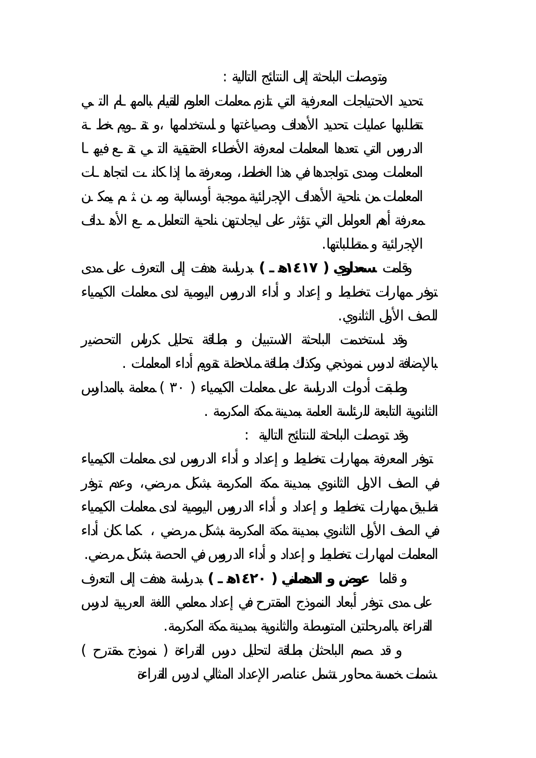وتوصلت الباحثة إلى النتائج التالية :

تحديد الاحتياجات المعرفية التي تلزم معلمات العلوم للقيام بالمهام التي تتطلبها عمليات تحديد الأهداف وصياغتها و استخدامها ،و تقويم خطة الدروس التي تعدها المعلمات لمعرفة الأخطاء الحقيقية التي تقع فيها المعلمات ومدى تواجدها في هذا الخطط، ومعرفة ما إذا كانت اتجاهات المعلمات من ناحية الأهداف الإجرائية موجبة أوسالبة ومن ثم يمكن معرفة أهم العوامل التي تؤثر على ايجادتهن ناحية التعامل مع الأهداف الإجرائية و متطلباتها.

وقامت **سعداوي ( ١٤١٧هـ )** بدراسة هدفت إلى التعرف على مدى توفر مهارات تخطيط و إعداد و أداء الدروس اليومية لدى معلمات الكيمياء للصف الأول الثانوي.

وقد استخدمت الباحثة الاستبيان و بطاقة تحليل كراس التحضير بالإضافة لدرس نموذجي وكذلك بطاقة ملاحظة تقويم أداء المعلمات .

وطبقت أدوات الدراسة على معلمات الكيمياء ( ٣٠ ) معلمة بالمدارس الثانوية التابعة للرئاسة العامة بمدينة مكة المكرمة .

وقد توصلت الباحثة للنتائج التالية :

توفر المعرفة بمهارات تخطيط و إعداد و أداء الدروس لدى معلمات الكيمياء في الصف الاول الثانوي بمدينة مكة المكرمة بشكل مرضي، وعدم توفر تطبيق مهارات تخطيط و إعداد و أداء الدروس اليومية لدى معلمات الكيمياء في الصف الأول الثانوي بمدينة مكة المكرمة بشكل مرضي ، كما كان أداء المعلمات لمهارات تخطيط و إعداد و أداء الدروس في الحصة بشكل مرضي.

و قاما **عوض و الدهماني ( ١٤٢٠هـ )** بدراسة هدفت إلى التعرف على مدى توفر أبعاد النموذج المقترح في إعداد معلمي اللغة العربية لدرس القراءة بالمرحلتين المتوسطة والثانوية بمدينة مكة المكرمة.

و قد صمم الباحثان بطاقة لتحليل درس القراءة ( نموذج مقترح ) شملت خمسة محاور تشمل عناصر الإعداد المثالي لدرس القراءة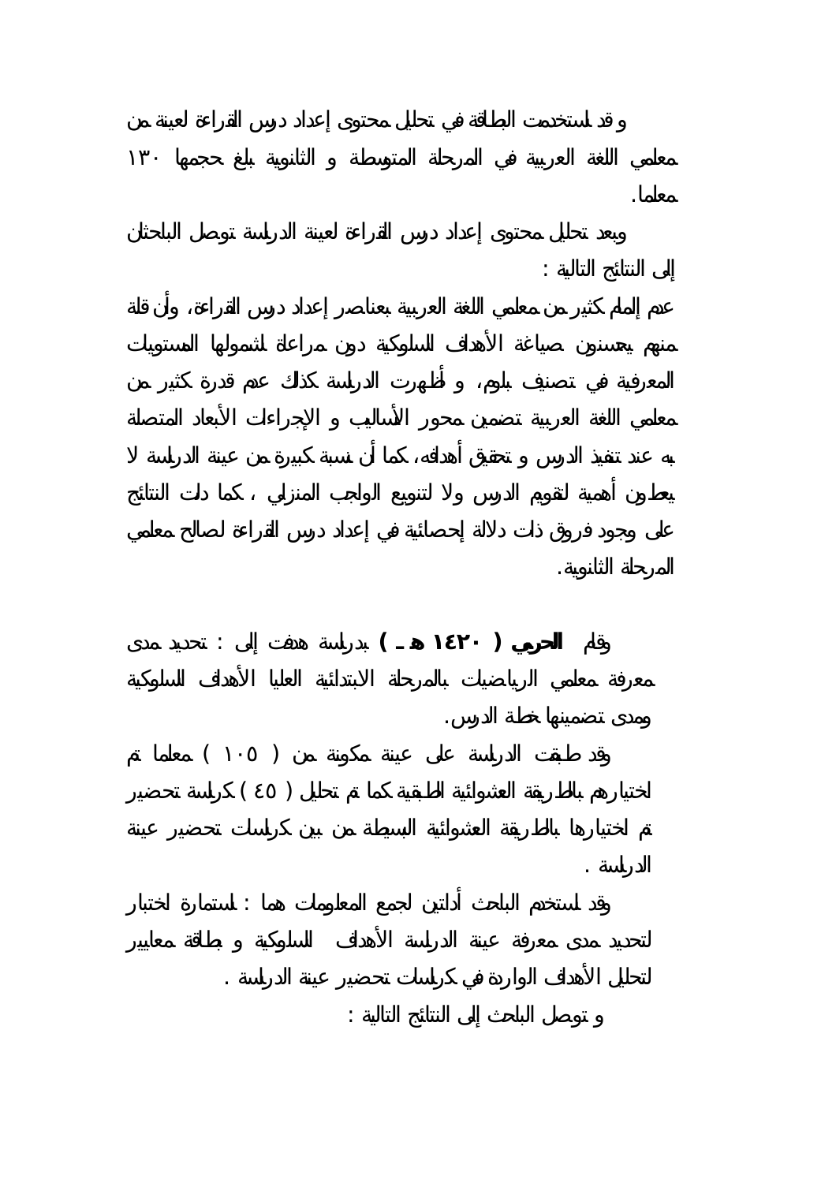وقد استخدمت البطاقة في تحليل محتوى إعداد دروس القراءة لعينة من معلمي اللغة العربية في المرحلة المتوسطة و الثانوية بلغ حجمها ١٣٠ معلما.

وبعد تحليل محتوى إعداد دروس القراءة لعينة الدراسة توصل الباحثان إلى النتائج التالية :

عدم إلمام كثير من معلمي اللغة العربية بعناصر إعداد دروس القراءة، وأن قلة منهم يحسنون صياغة الأهداف السلوكية دون مراعاة لشمولها المستويات المعرفية في تصنيف بلوم، و أظهرت الدراسة كذلك عدم قدرة كثير من معلمي اللغة العربية تضمين محور الأساليب و الإجراءات الأبعاد المتصلة به عند تنفيذ الدرس و تحقيق أهدافه، كما أن نسبة كبيرة من عينة الدراسة لا يعطون أهمية لتقويم الدرس ولا لتنويع الواجب المنزلي ، كما دلت النتائج على وجود فروق ذات دلالة إحصائية في إعداد دروس القراءة لصالح معلمي المرحلة الثانوية.

وقام **الحربي ( ١٤٢٠ هـ )** بدراسة هدفت إلى : تحديد مدى معرفة معلمي الرياضيات بالمرحلة الابتدائية العليا الأهداف السلوكية ومدى تضمينها خطة الدرس.

وقد طبقت الدراسة على عينة مكونة من ( ١٠٥ ) معلما تم اختيارهم بالطريقة العشوائية الطبقية كما تم تحليل ( ٤٥ ) كراسة تحضير تم اختيارها بالطريقة العشوائية البسيطة من بين كراسات تحضير عينة الدراسة .

وقد استخدم الباحث أداتين لجمع المعلومات هما : استمارة اختبار لتحديد مدى معرفة عينة الدراسة الأهداف السلوكية و بطاقة معايير لتحليل الأهداف الواردة في كراسات تحضير عينة الدراسة .

و توصل الباحث إلى النتائج التالية :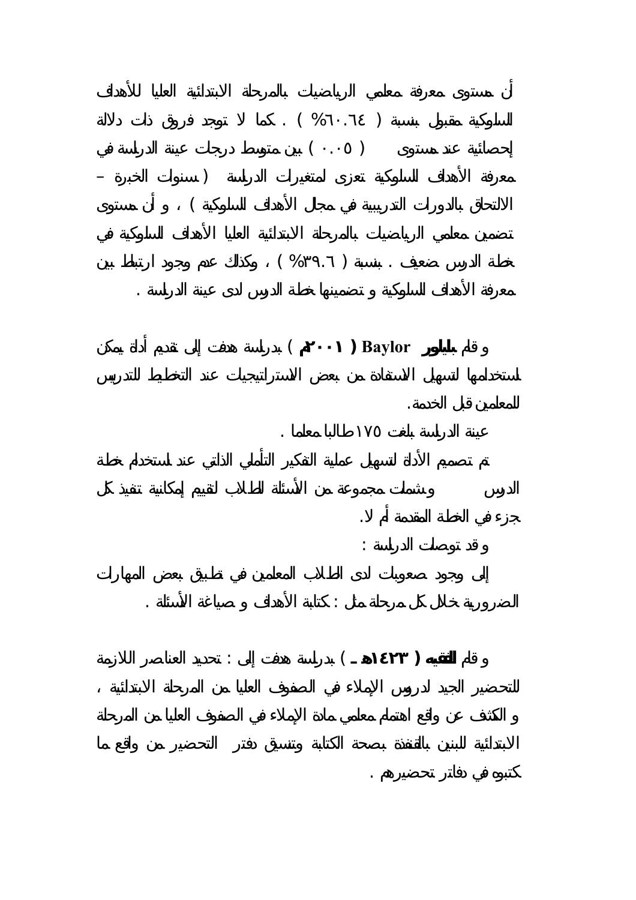أن مستوى معرفة معلمي الرياضيات بالمرحلة الابتدائية العليا للأهداف السلوكية مقبول بنسبة ( ٦٠.٦٤% ) . كما لا توجد فروق ذات دلالة إحصائية عند مستوى ( ٠.٠٥ ) بين متوسط درجات عينة الدراسة في معرفة الأهداف السلوكية تعزى لمتغيرات الدراسة ( سنوات الخبرة – الالتحاق بالدورات التدريبية في مجال الأهداف السلوكية ) ، و أن مستوى تضمين معلمي الرياضيات بالمرحلة الابتدائية العليا الأهداف السلوكية في خطة الدرس ضعيف . بنسبة ( ٣٩.٦% ) ، وكذلك عدم وجود ارتباط بين معرفة الأهداف السلوكية و تضمينها خطة الدرس لدى عينة الدراسة .

و قام **بايلور Baylor ( ٢٠٠١م )** بدراسة هدفت إلى تقديم أداة يمكن استخدامها لتسهيل الاستفادة من بعض الاستراتيجيات عند التخطيط للتدريس للمعلمين قبل الخدمة.

عينة الدراسة بلغت ١٧٥ طالبا معلما .

تم تصميم الأداة لتسهيل عملية التفكير التأملي الذاتي عند استخدام خطة الدرس وشملت مجموعة من الأسئلة للطلاب لتقييم إمكانية تنفيذ كل جزء في الخطة المقدمة أم لا.

و قد توصلت الدراسة :

إلى وجود صعوبات لدى الطلاب المعلمين في تطبيق بعض المهارات الضرورية خلال كل مرحلة مثل : كتابة الأهداف و صياغة الأسئلة .

و قام **الفقيه ( ١٤٢٣هـ )** بدراسة هدفت إلى : تحديد العناصر اللازمة للتحضير الجيد لدروس الإملاء في الصفوف العليا من المرحلة الابتدائية ، و الكشف عن واقع اهتمام معلمي مادة الإملاء في الصفوف العليا من المرحلة الابتدائية للبنين بالقنفذة بصحة الكتابة وتنسيق دفتر التحضير من واقع ما كتبوه في دفاتر تحضيرهم .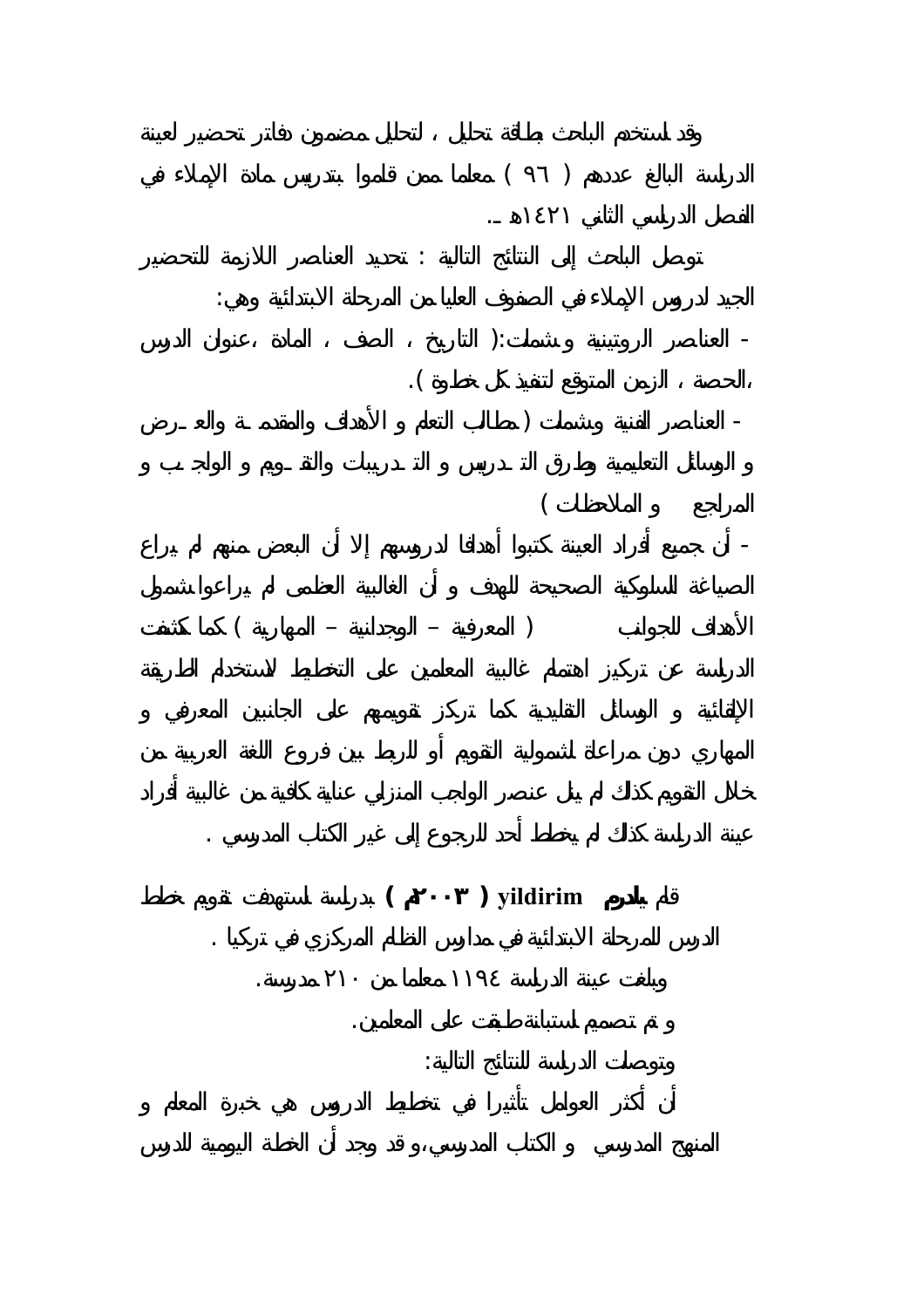وقد استخدم الباحث بطاقة تحليل ، لتحليل مضمون دفاتر تحضير لعينة الدراسة البالغ عددهم ( ٩٦ ) معلما ممن قاموا بتدريس مادة الإملاء في الفصل الدراسي الثاني ١٤٢١هـ .

توصل الباحث إلى النتائج التالية : تحديد العناصر اللازمة للتحضير الجيد لدروس الإملاء في الصفوف العليا من المرحلة الابتدائية وهي:

- العناصر الروتينية وشملت:( التاريخ ، الصف ، المادة ،عنوان الدرس ،الحصة ، الزمن المتوقع لتنفيذ كل خطوة ).

- العناصر الفنية وشملت ( مطالب التعلم و الأهداف والمقدمة والعرض و الوسائل التعليمية وطرق التدريس و التدريبات والتقويم و الواجب و المراجع و الملاحظات )

- أن جميع أفراد العينة كتبوا أهدافا لدروسهم إلا أن البعض منهم لم يراع الصياغة السلوكية الصحيحة للهدف و أن الغالبية العظمى لم يراعوا شمول الأهداف للجوانب ( المعرفية – الوجدانية – المهارية ) كما كشفت الدراسة عن تركيز اهتمام غالبية المعلمين على التخطيط لاستخدام الطريقة الإلقائية و الوسائل التقليدية كما تركز تقويمهم على الجانبين المعرفي و المهاري دون مراعاة لشمولية التقويم أو للربط بين فروع اللغة العربية من خلال التقويم كذلك لم ينل عنصر الواجب المنزلي عناية كافية من غالبية أفراد عينة الدراسة كذلك لم يخطط أحد للرجوع إلى غير الكتاب المدرسي .

قام **يلدرم yildirim ( ٢٠٠٣م )** بدراسة استهدفت تقويم خطط الدرس للمرحلة الابتدائية في مدارس النظام المركزي في تركيا .

وبلغت عينة الدراسة ١١٩٤ معلما من ٢١٠ مدرسة.

و تم تصميم استبانة طبقت على المعلمين.

وتوصلت الدراسة للنتائج التالية:

أن أكثر العوامل تأثيرا في تخطيط الدروس هي خبرة المعلم و المنهج المدرسي و الكتاب المدرسي،و قد وجد أن الخطة اليومية للدرس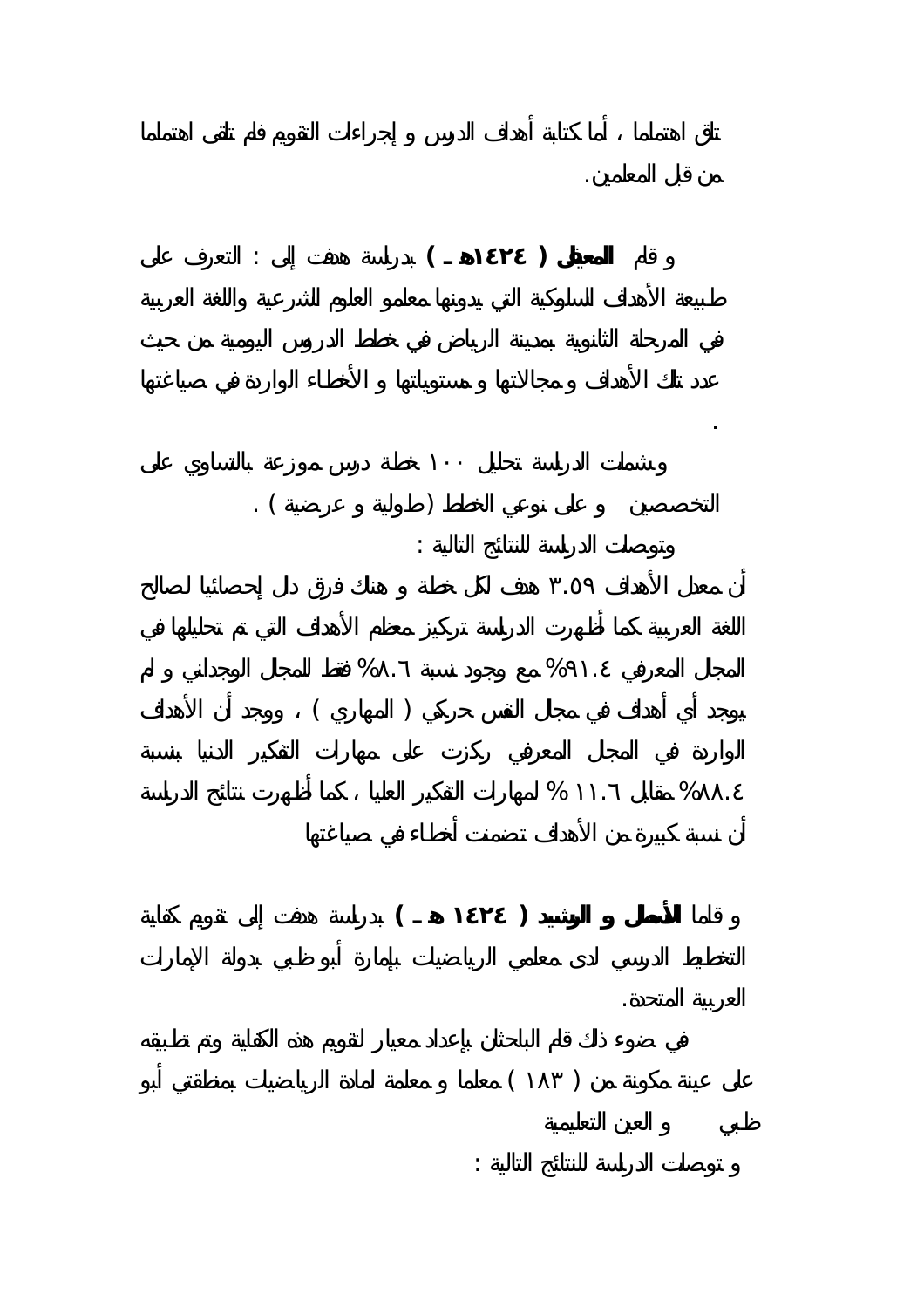تلق اهتماما ، أما كتابة أهداف الدرس و إجراءات التقويم فلم تلقى اهتماما من قبل المعلمين.

و قام **المعيقل ( ١٤٢٤هـ )** بدراسة هدفت إلى : التعرف على طبيعة الأهداف السلوكية التي يدونها معلمو العلوم الشرعية واللغة العربية في المرحلة الثانوية بمدينة الرياض في خطط الدروس اليومية من حيث عدد تلك الأهداف و مجالاتها و مستوياتها و الأخطاء الواردة في صياغتها .

وشملت الدراسة تحليل ١٠٠ خطة درس موزعة بالتساوي على التخصصين و على نوعي الخطط (طولية و عرضية ) .

وتوصلت الدراسة للنتائج التالية :

أن معدل الأهداف ٣.٥٩ هدف لكل خطة و هنالك فرق دال إحصائيا لصالح اللغة العربية كما أظهرت الدراسة تركيز معظم الأهداف التي تم تحليلها في المجال المعرفي ٩١.٤% مع وجود نسبة ٨.٦% فقط للمجال الوجداني و لم يوجد أي أهداف في مجال النفس حركي ( المهاري ) ، ووجد أن الأهداف الواردة في المجال المعرفي ركزت على مهارات التفكير الدنيا بنسبة ٨٨.٤% مقابل ١١.٦ % لمهارات التفكير العليا ، كما أظهرت نتائج الدراسة أن نسبة كبيرة من الأهداف تضمنت أخطاء في صياغتها

و قاما **الأصطل و الرشيد ( ١٤٢٤ هـ )** بدراسة هدفت إلى تقويم كفاية التخطيط الدرسي لدى معلمي الرياضيات بإمارة أبو ظبي بدولة الإمارات العربية المتحدة.

في ضوء ذلك قام الباحثان بإعداد معيار لتقويم هذه الكفاية وتم تطبيقه على عينة مكونة من ( ١٨٣ ) معلما و معلمة لمادة الرياضيات بمنطقتي أبو ظبي و العين التعليمية

و توصلت الدراسة للنتائج التالية :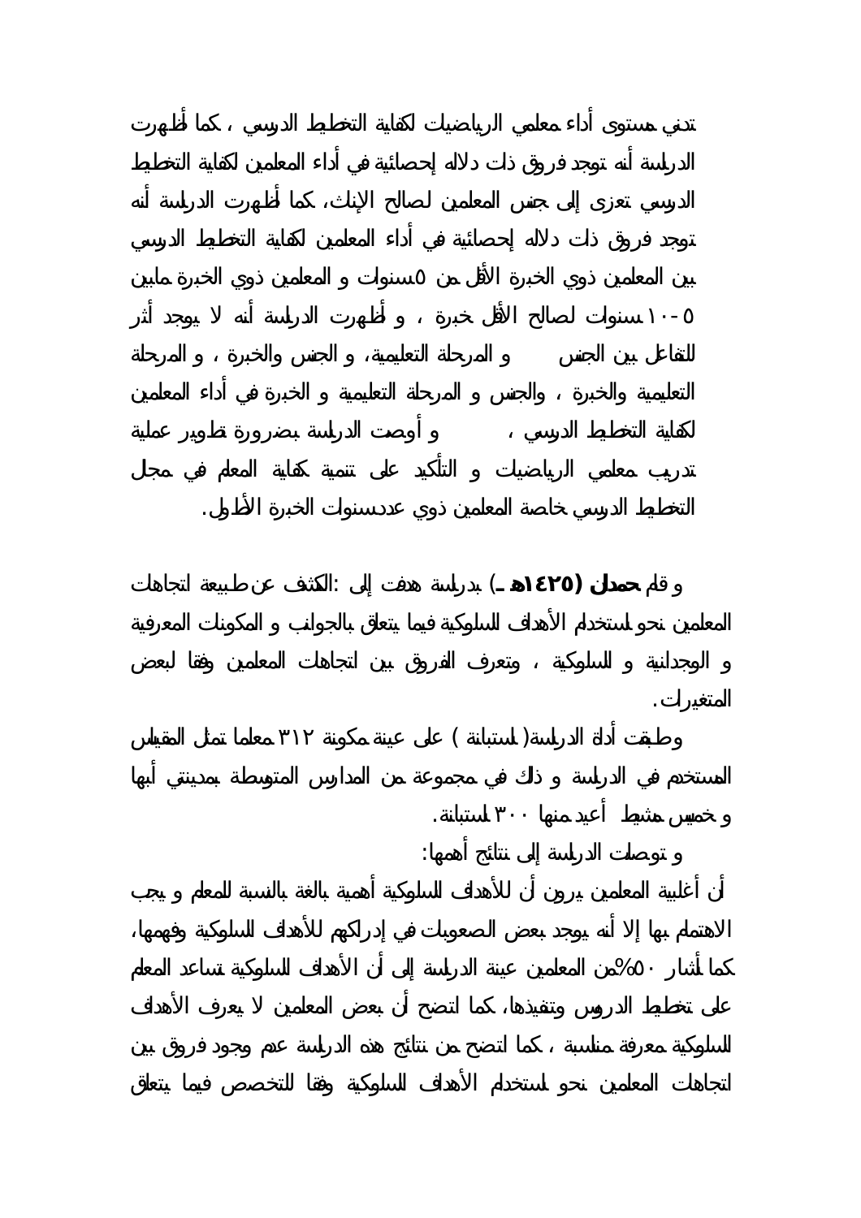تدني مستوى أداء معلمي الرياضيات لكفاية التخطيط الدرسي ، كما أظهرت الدراسة أنه توجد فروق ذات دلاله إحصائية في أداء المعلمين لكفاية التخطيط الدرسي تعزى إلى جنس المعلمين لصالح الإناث، كما أظهرت الدراسة أنه توجد فروق ذات دلاله إحصائية في أداء المعلمين لكفاية التخطيط الدرسي بين المعلمين ذوي الخبرة الأقل من ٥سنوات و المعلمين ذوي الخبرة مابين ٥-١٠ سنوات لصالح الأقل خبرة ، و أظهرت الدراسة أنه لا يوجد أثر للتفاعل بين الجنس و المرحلة التعليمية، و الجنس والخبرة ، و المرحلة التعليمية والخبرة ، والجنس و المرحلة التعليمية و الخبرة في أداء المعلمين لكفاية التخطيط الدرسي ، و أوصت الدراسة بضرورة تطوير عملية تدريب معلمي الرياضيات و التأكيد على تنمية كفاية المعلم في مجال التخطيط الدرسي خاصة المعلمين ذوي عددسنوات الخبرة الأطول.

و قام **حمدان (١٤٢٥هـ)** بدراسة هدفت إلى :الكشف عن طبيعة اتجاهات المعلمين نحو استخدام الأهداف السلوكية فيما يتعلق بالجوانب و المكونات المعرفية و الوجدانية و السلوكية ، وتعرف الفروق بين اتجاهات المعلمين وفقا لبعض المتغيرات.

وطبقت أداة الدراسة( استبانة ) على عينة مكونة ٣١٢ معلما تمثل المقياس المستخدم في الدراسة و ذلك في مجموعة من المدارس المتوسطة بمدينتي أبها و خميس مشيط أعيد منها ٣٠٠ استبانة.

و توصلت الدراسة إلى نتائج أهمها:

أن أغلبية المعلمين يرون أن للأهداف السلوكية أهمية بالغة بالنسبة للمعلم و يجب الاهتمام بها إلا أنه يوجد بعض الصعوبات في إدراكهم للأهداف السلوكية وفهمها، كما أشار ٥٠% من المعلمين عينة الدراسة إلى أن الأهداف السلوكية تساعد المعلم على تخطيط الدروس وتنفيذها، كما اتضح أن بعض المعلمين لا يعرف الأهداف السلوكية معرفة مناسبة ، كما اتضح من نتائج هذه الدراسة عدم وجود فروق بين اتجاهات المعلمين نحو استخدام الأهداف السلوكية وفقا للتخصص فيما يتعلق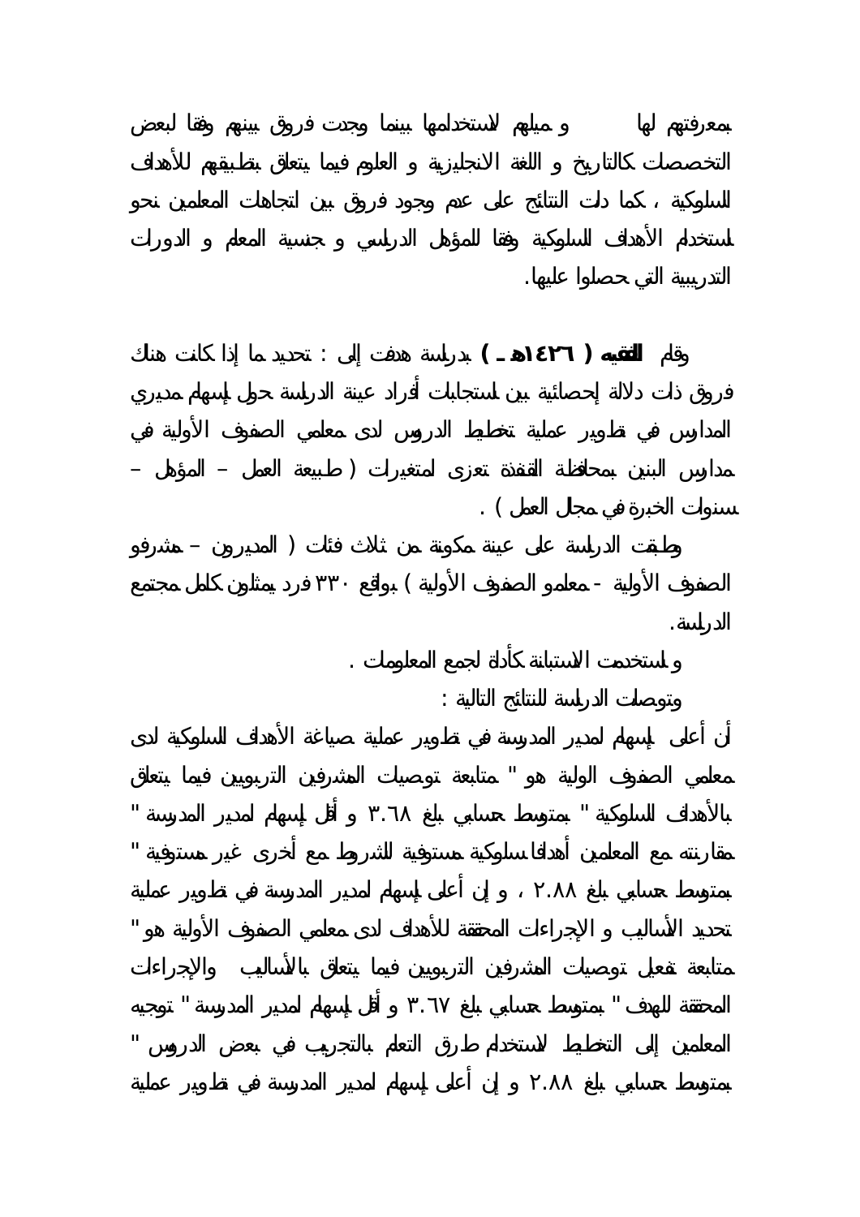بمعرفتهم لها و ميلهم لاستخدامها بينما وجدت فروق بينهم وفقا لبعض التخصصات كالتاريخ و اللغة الانجليزية و العلوم فيما يتعلق بتطبيقهم للأهداف السلوكية ، كما دلت النتائج على عدم وجود فروق بين اتجاهات المعلمين نحو استخدام الأهداف السلوكية وفقا للمؤهل الدراسي و جنسية المعلم و الدورات التدريبية التي حصلوا عليها.

وقام **الفقيه ( ١٤٢٦هـ )** بدراسة هدفت إلى : تحديد ما إذا كانت هناك فروق ذات دلالة إحصائية بين استجابات أفراد عينة الدراسة حول إسهام مديري المدارس في تطوير عملية تخطيط الدروس لدى معلمي الصفوف الأولية في مدارس البنين بمحافظة القنفذة تعزى لمتغيرات ( طبيعة العمل – المؤهل – سنوات الخبرة في مجال العمل ) .

وطبقت الدراسة على عينة مكونة من ثلاث فئات ( المديرون – مشرفو الصفوف الأولية - معلمو الصفوف الأولية ) بواقع ٣٣٠ فرد يمثلون كامل مجتمع الدراسة.

و استخدمت الاستبانة كأداة لجمع المعلومات .

وتوصلت الدراسة للنتائج التالية :

أن أعلى إسهام لمدير المدرسة في تطوير عملية صياغة الأهداف السلوكية لدى معلمي الصفوف الولية هو " متابعة توصيات المشرفين التربويين فيما يتعلق بالأهداف السلوكية " بمتوسط حسابي بلغ ٣.٦٨ و أقل إسهام لمدير المدرسة " مقارنته مع المعلمين أهدافا سلوكية مستوفية للشروط مع أخرى غير مستوفية " بمتوسط حسابي بلغ ٢.٨٨ ، و إن أعلى إسهام لمدير المدرسة في تطوير عملية تحديد الأساليب و الإجراءات المحققة للأهداف لدى معلمي الصفوف الأولية هو " متابعة تفعيل توصيات المشرفين التربويين فيما يتعلق بالأساليب والإجراءات المحققة للهدف " بمتوسط حسابي بلغ ٣.٦٧ و أقل إسهام لمدير المدرسة " توجيه المعلمين إلى التخطيط لاستخدام طرق التعلم بالتجريب في بعض الدروس " بمتوسط حسابي بلغ ٢.٨٨ و إن أعلى إسهام لمدير المدرسة في تطوير عملية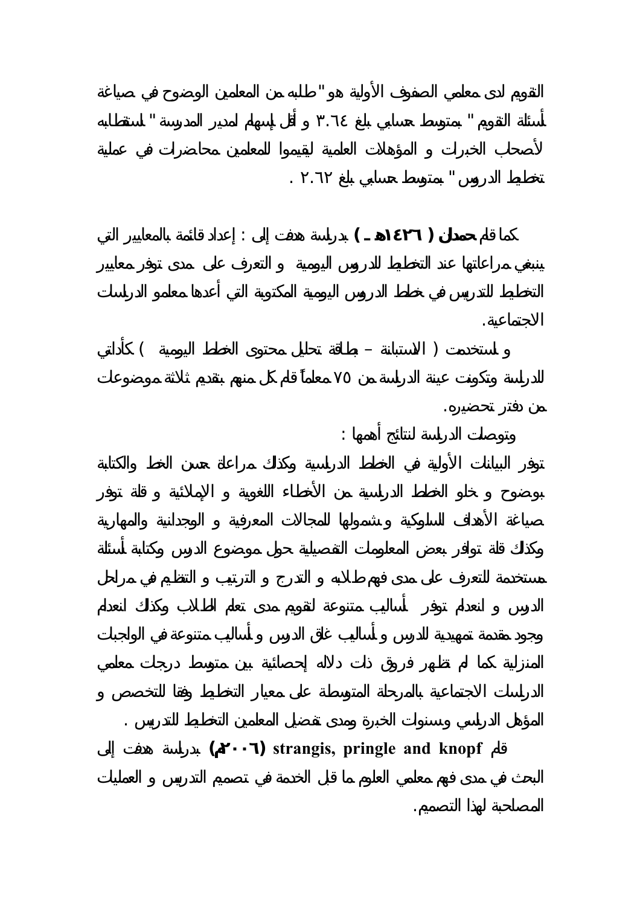التقويم لدى معلمي الصفوف الأولية هو "طلبه من المعلمين الوضوح في صياغة أسئلة التقويم " بمتوسط حسابي بلغ ٣.٦٤ و أقل إسهام لمدير المدرسة " استقطابه لأصحاب الخبرات و المؤهلات العلمية ليقيموا للمعلمين محاضرات في عملية تخطيط الدروس " بمتوسط حسابي بلغ ٢.٦٢ .

كما قام **حمدان ( ١٤٢٦هـ )** بدراسة هدفت إلى : إعداد قائمة بالمعايير التي ينبغي مراعاتها عند التخطيط للدروس اليومية و التعرف على مدى توفر معايير التخطيط للتدريس في خطط الدروس اليومية المكتوبة التي أعدها معلمو الدراسات الاجتماعية.

و استخدمت ( الاستبانة – بطاقة تحليل محتوى الخطط اليومية ) كأداتي للدراسة وتكونت عينة الدراسة من ٧٥ معلماً قام كل منهم بتقديم ثلاثة موضوعات من دفتر تحضيره.

وتوصلت الدراسة لنتائج أهمها :

توفر البيانات الأولية في الخطط الدراسية وكذلك مراعاة حسن الخط والكتابة بوضوح و خلو الخطط الدراسية من الأخطاء اللغوية و الإملائية و قلة توفر صياغة الأهداف السلوكية وشمولها للمجالات المعرفية و الوجدانية والمهارية وكذلك قلة توافر بعض المعلومات التفصيلية حول موضوع الدرس وكتابة أسئلة مستخدمة للتعرف على مدى فهم طلابه و التدرج و الترتيب و التنظيم في مراحل الدرس و انعدام توفر أساليب متنوعة لتقويم مدى تعلم الطلاب وكذلك انعدام وجود مقدمة تمهيدية للدرس و أساليب غلق الدرس و أساليب متنوعة في الواجبات المنزلية كما لم تظهر فروق ذات دلاله إحصائية بين متوسط درجات معلمي الدراسات الاجتماعية بالمرحلة المتوسطة على معيار التخطيط وفقا للتخصص و المؤهل الدراسي وسنوات الخبرة ومدى تفضيل المعلمين التخطيط للتدريس .

قام **strangis, pringle and knopf (٢٠٠٦م)** بدراسة هدفت إلى البحث في مدى فهم معلمي العلوم ما قبل الخدمة في تصميم التدريس و العمليات المصاحبة لهذا التصميم.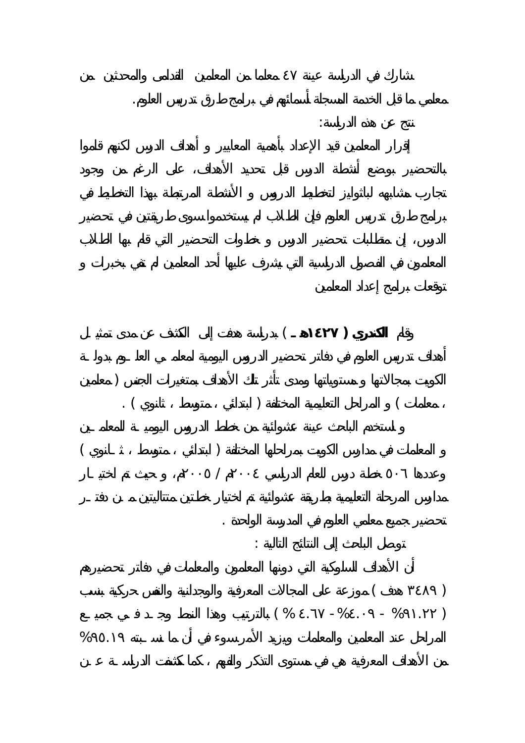شارك في الدراسة عينة ٤٧ معلما من المعلمين القدامى والمحدثين من معلمي ما قبل الخدمة المسجلة أسمائهم في برامج طرق تدريس العلوم.

نتج عن هذه الدراسة:

إقرار المعلمين قيد الإعداد بأهمية المعايير و أهداف الدرس لكنهم قاموا بالتحضير بوضع أنشطة الدرس قبل تحديد الأهداف، على الرغم من وجود تجارب مشابهه لباثوايز لتخطيط الدروس و الأنشطة المرتبطة بهذا التخطيط في برامج طرق تدريس العلوم فإن الطلاب لم يستخدموا سوى طريقتين في تحضير الدرس، إن متطلبات تحضير الدرس و خطوات التحضير التي قام بها الطلاب المعلمون في الفصول الدراسية التي يشرف عليها أحد المعلمين لم تفي بخبرات و توقعات برامج إعداد المعلمين

وقام **الكندري ( ١٤٢٧هـ )** بدراسة هدفت إلى الكشف عن مدى تمثيل أهداف تدريس العلوم في دفاتر تحضير الدروس اليومية لمعلمي العلوم بدولة الكويت بمجالاتها و مستوياتها ومدى تأثر تلك الأهداف بمتغيرات الجنس ( معلمين ، معلمات ) و المراحل التعليمية المختلفة ( ابتدائي ، متوسط ، ثانوي ) .

و استخدم الباحث عينة عشوائية من خطط الدروس اليومية للمعلمين و المعلمات في مدارس الكويت بمراحلها المختلفة ( ابتدائي ، متوسط ، ثانوي ) وعددها ٥٠٦ خطة درس للعام الدراسي ٢٠٠٤م / ٢٠٠٥م، و حيث تم اختيار مدارس المرحلة التعليمية بطريقة عشوائية تم اختيار خطتين متتاليتين من دفتر تحضير جميع معلمي العلوم في المدرسة الواحدة .

توصل الباحث إلى النتائج التالية :

أن الأهداف السلوكية التي دونها المعلمون والمعلمات في دفاتر تحضيرهم ( ٣٤٨٩ هدف ) موزعة على المجالات المعرفية والوجدانية والنفس حركية بنسب ( ٩١.٢٢% - ٤.٠٩% - ٤.٦٧ % ) بالترتيب وهذا النمط وجد في جميع المراحل عند المعلمين والمعلمات ويزيد الأمر سوء في أن ما نسبته ٩٥.١٩% من الأهداف المعرفية هي في مستوى التذكر والفهم ، كما كشفت الدراسة عن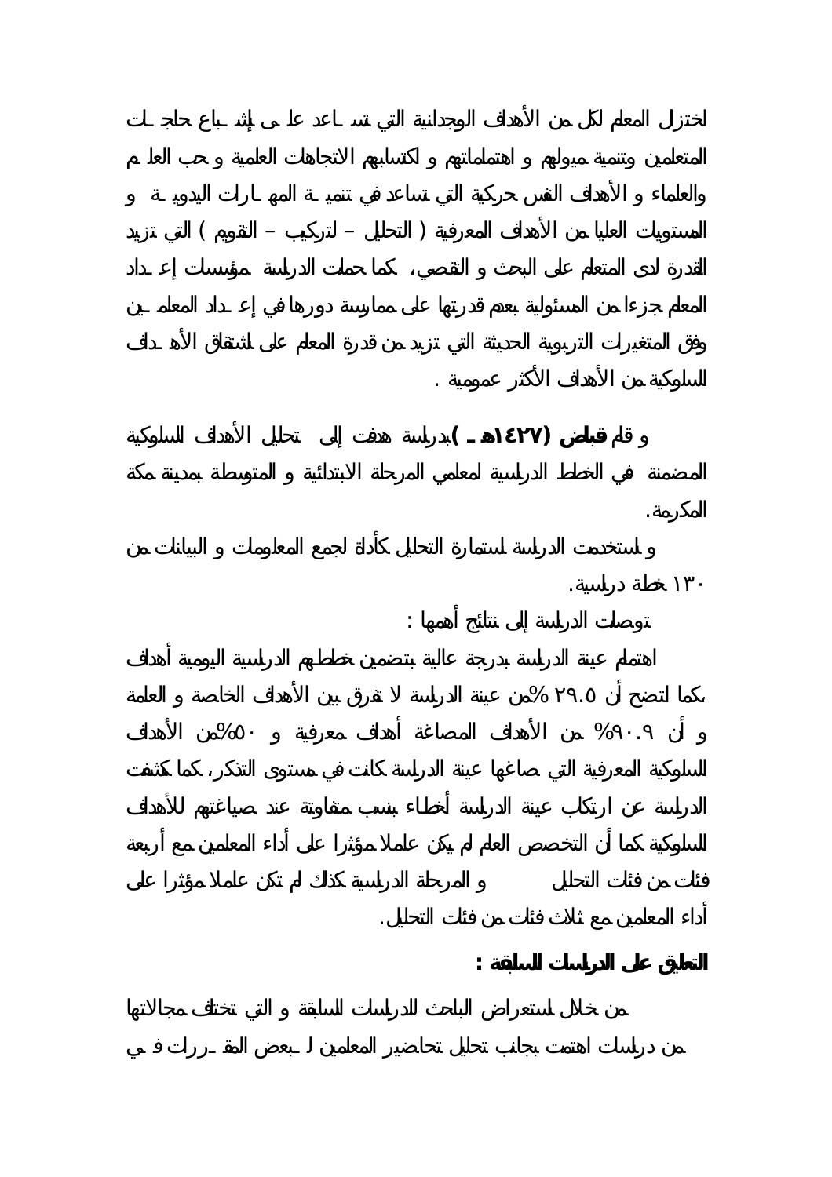لختزال المعلم لكل من الأهداف الوجدانية التي تساعد على إشباع حاجات المتعلمين وتنمية ميولهم و اهتماماتهم و إكسابهم الاتجاهات العلمية و حب العلم والعلماء و الأهداف النفس حركية التي تساعد في تنمية المهارات اليدوية و المستويات العليا من الأهداف المعرفية ( التحليل – التركيب – التقويم ) التي تزيد القدرة لدى المتعلم على البحث و التقصي، كما حملت الدراسة مؤسسات إعداد المعلم جزءا من المسئولية بعدم قدرتها على ممارسة دورها في إعداد المعلمين وفق المتغيرات التربوية الحديثة التي تزيد من قدرة المعلم على اشتقاق الأهداف السلوكية من الأهداف الأكثر عمومية .

و قام **قباص (١٤٢٧هـ )** بدراسة هدفت إلى تحليل الأهداف السلوكية المضمنة في الخطط الدراسية لمعلمي المرحلة الابتدائية و المتوسطة بمدينة مكة المكرمة.

و استخدمت الدراسة استمارة التحليل كأداة لجمع المعلومات و البيانات من ١٣٠ خطة دراسية.

توصلت الدراسة إلى نتائج أهمها :

اهتمام عينة الدراسة بدرجة عالية بتضمين خططهم الدراسية اليومية أهداف بكما اتضح أن ٢٩.٥ %من عينة الدراسة لا تفرق بين الأهداف الخاصة و العامة و أن ٩٠.٩% من الأهداف المصاغة أهداف معرفية و ٥٠%من الأهداف السلوكية المعرفية التي صاغها عينة الدراسة كانت في مستوى التذكر، كما كشفت الدراسة عن ارتكاب عينة الدراسة أخطاء بنسب متفاوتة عند صياغتهم للأهداف السلوكية كما أن التخصص العام لم يكن عاملا مؤثرا على أداء المعلمين مع أربعة فئات من فئات التحليل و المرحلة الدراسية كذلك لم تكن عاملا مؤثرا على أداء المعلمين مع ثلاث فئات من فئات التحليل.

**التعليق على الدراسات السابقة :**

من خلال استعراض الباحث للدراسات السابقة و التي تختلف مجالاتها من دراسات اهتمت بجانب تحليل تحاضير المعلمين لبعض المقررات في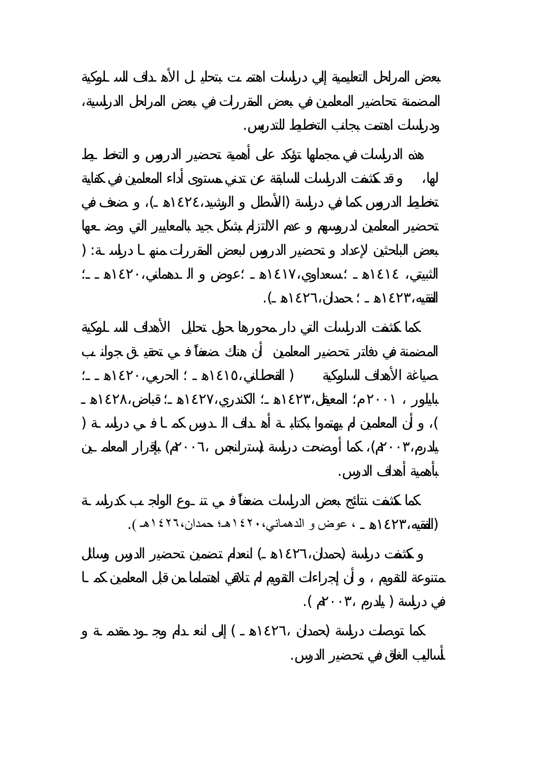بعض المراحل التعليمية إلى دراسات اهتمت بتحليل الأهداف السلوكية المضمنة بتحاضير المعلمين في بعض المقررات في بعض المراحل الدراسية، ودراسات اهتمت بجانب التخطيط للتدريس.

هذه الدراسات في مجملها تؤكد على أهمية تحضير الدروس و التخطيط لها، وقد كشفت الدراسات السابقة عن تدني مستوى أداء المعلمين في كفاية تخطيط الدروس كما في دراسة (الأسطل و الرشيد، ١٤٢٤هـ)، و ضعف في تحضير المعلمين لدروسهم و عدم الالتزام بشكل جيد بالمعايير التي وضعها بعض الباحثين لإعداد و تحضير الدروس لبعض المقررات منها دراسة: ( الثبيتي، ١٤١٤هـ ؛ سعداوي، ١٤١٧هـ ؛ عوض و الدهماني، ١٤٢٠هـ ؛ الفقيه، ١٤٢٣هـ ؛ حمدان، ١٤٢٦هـ).

كما كشفت الدراسات التي دار محورها حول تحليل الأهداف السلوكية المضمنة في دفاتر تحضير المعلمين أن هناك ضعفاً في تحقيق جوانب صياغة الأهداف السلوكية ( القحطاني، ١٤١٥هـ ؛ الحربي، ١٤٢٠هـ ؛ بايلور ، ٢٠٠١م؛ المعيقل، ١٤٢٣هـ؛ الكندري، ١٤٢٧هـ؛ قباض، ١٤٢٨هـ )، و أن المعلمين لم يهتموا بكتابة أهداف الدرس كما في دراسة ( يلدرم، ٢٠٠٣م)، كما أوضحت دراسة (سترانجس ، ٢٠٠٦م) بإقرار المعلمين بأهمية أهداف الدرس.

كما كشفت نتائج بعض الدراسات ضعفاً في تنوع الواجب كدراسة (الفقيه، ١٤٢٣هـ ، عوض و الدهماني، ١٤٢٠هـ؛ حمدان، ١٤٢٦هـ ).

و كشفت دراسة (حمدان، ١٤٢٦هـ) انعدام تضمين تحضير الدرس وسائل متنوعة للتقويم ، و أن إجراءات التقويم لم تلاقي اهتماما من قبل المعلمين كما في دراسة ( يلدرم ، ٢٠٠٣م ).

كما توصلت دراسة (حمدان ، ١٤٢٦هـ ) إلى انعدام وجود مقدمة و أساليب الغلق في تحضير الدرس.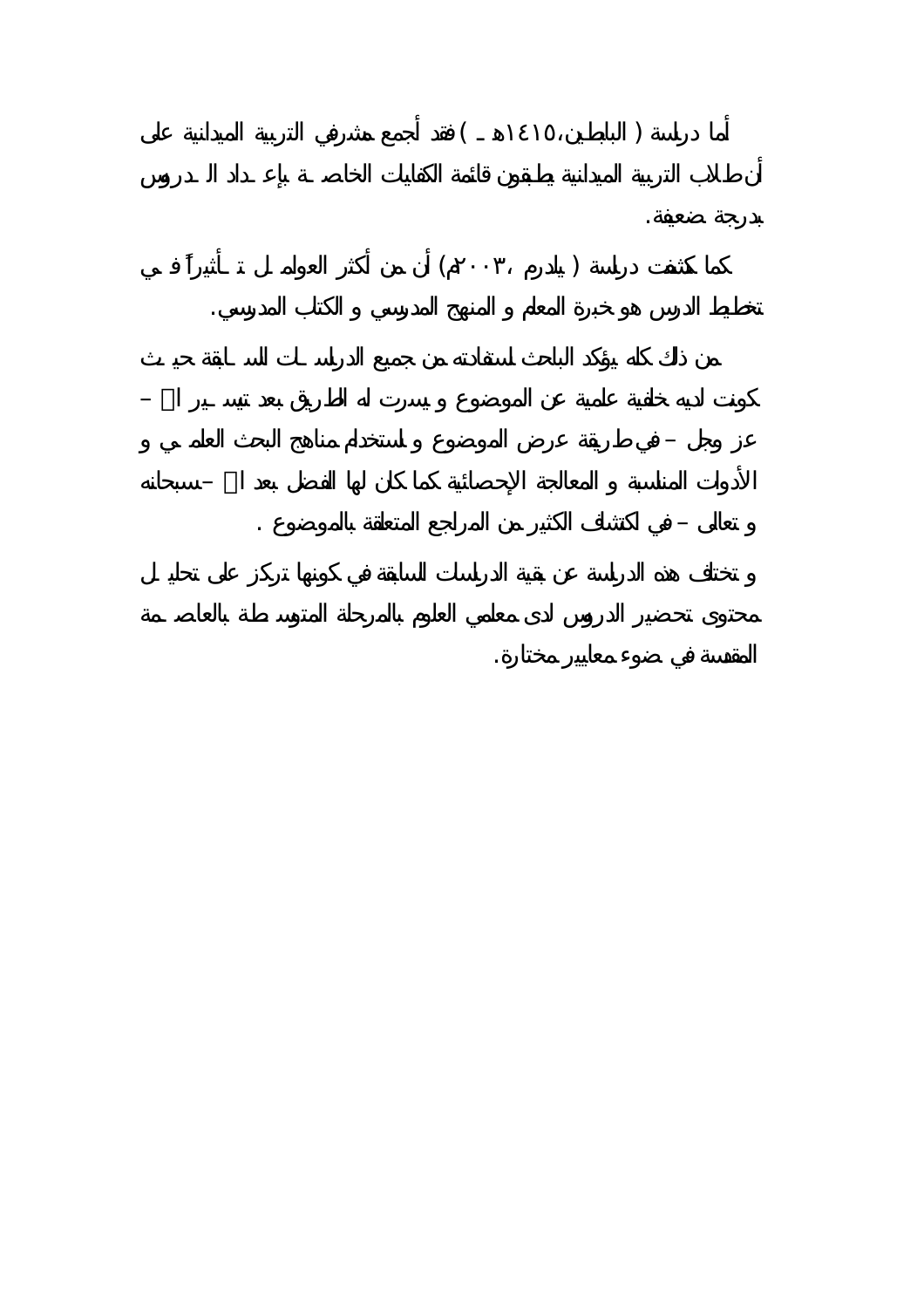أما دراسة ( الباطين،١٤١٥هـ ) فقد أجمع مشرفي التربية الميدانية على أن طلاب التربية الميدانية يطبقون قائمة الكفايات الخاصة بإعداد الدروس بدرجة ضعيفة.

كما كشفت دراسة ( يلدرم ، ٢٠٠٣م) أن من أكثر العوامل تأثيراً في تخطيط الدرس هو خبرة المعلم و المنهج المدرسي و الكتب المدرسي.

من ذلك كله يؤكد الباحث استفادته من جميع الدراسات السابقة حيث كونت لديه خلفية علمية عن الموضوع و يسرت له الطريق بعد تيسير الله – عز وجل – في طريقة عرض الموضوع و استخدام مناهج البحث العلمي و الأدوات المناسبة و المعالجة الإحصائية كما كان لها الفضل بعد الله – سبحانه و تعالى – في اكتشاف الكثير من المراجع المتعلقة بالموضوع .

و تختلف هذه الدراسة عن بقية الدراسات السابقة في كونها تركز على تحليل محتوى تحضير الدروس لدى معلمي العلوم بالمرحلة المتوسطة بالعاصمة المقدسة في ضوء معايير مختارة.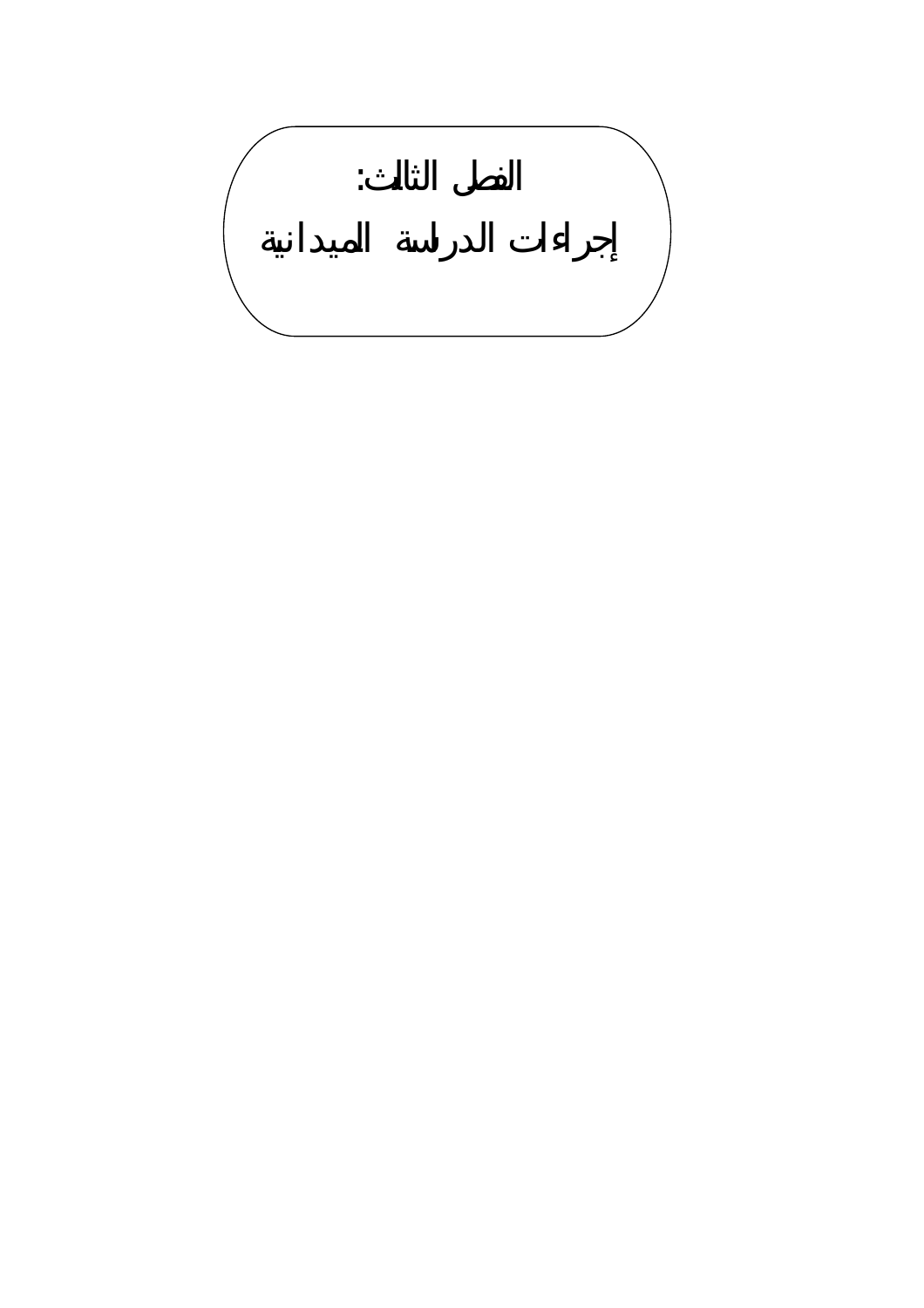# الفصل الثالث:

# إجراءات الدراسة الميدانية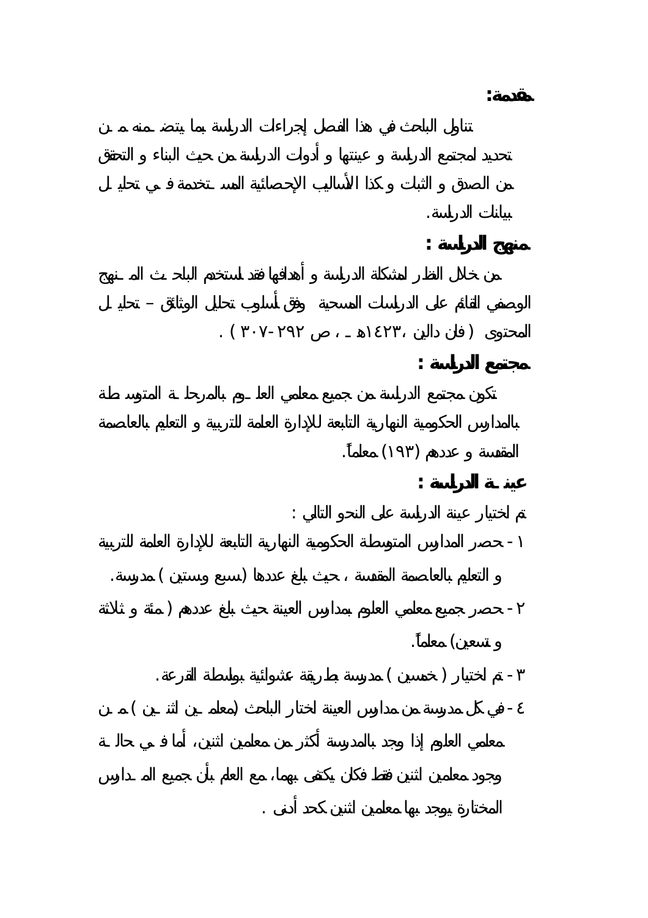**مقدمة:**

تناول الباحث في هذا الفصل إجراءات الدراسة بما يتضمنه من تحديد لمجتمع الدراسة و عينتها و أدوات الدراسة من حيث البناء و التحقق من الصدق و الثبات و كذا الأساليب الإحصائية المستخدمة في تحليل بيانات الدراسة.

**منهج الدراسة :**

من خلال النظر لمشكلة الدراسة و أهدافها فقد استخدم الباحث المنهج الوصفي القائم على الدراسات المسحية وفق أسلوب تحليل الوثائق – تحليل المحتوى ( فان دالين ،١٤٢٣هـ ، ص ٢٩٢-٣٠٧ ) .

**مجتمع الدراسة :**

تكون مجتمع الدراسة من جميع معلمي العلوم بالمرحلة المتوسطة بالمدارس الحكومية النهارية التابعة للإدارة العامة للتربية و التعليم بالعاصمة المقدسة و عددهم (١٩٣) معلماً.

**عينة الدراسة :**

تم اختيار عينة الدراسة على النحو التالي :

١- حصر المدارس المتوسطة الحكومية النهارية التابعة للإدارة العامة للتربية و التعليم بالعاصمة المقدسة ، حيث بلغ عددها (سبع وستين ) مدرسة.

٢- حصر جميع معلمي العلوم بمدارس العينة حيث بلغ عددهم ( مئة و ثلاثة و تسعين) معلماً.

٣- تم اختيار ( خمسين ) مدرسة بطريقة عشوائية بواسطة القرعة.

٤- في كل مدرسة من مدارس العينة اختار الباحث (معلمين اثنين ) من معلمي العلوم إذا وجد بالمدرسة أكثر من معلمين اثنين، أما في حالة وجود معلمين اثنين فقط فكان يكتفى بهما، مع العلم بأن جميع المدارس المختارة يوجد بها معلمين اثنين كحد أدنى .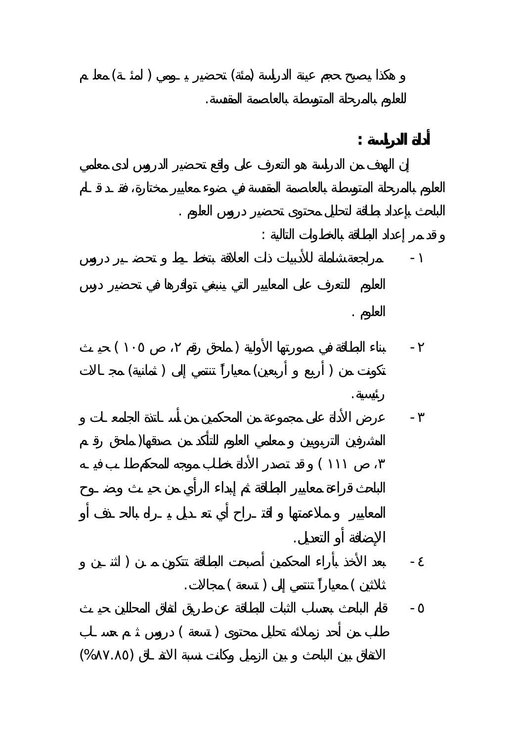و هكذا يصبح حجم عينة الدراسة (مئة) تحضير يومي ( لمئة) معلم للعلوم بالمرحلة المتوسطة بالعاصمة المقدسة.

## أداة الدراسة :

إن الهدف من الدراسة هو التعرف على واقع تحضير الدروس لدى معلمي العلوم بالمرحلة المتوسطة بالعاصمة المقدسة في ضوء معايير مختارة، فقد قام الباحث بإعداد بطاقة لتحليل محتوى تحضير دروس العلوم .

و قد مر إعداد البطاقة بالخطوات التالية :

١ - مراجعة شاملة للأدبيات ذات العلاقة بتخطيط و تحضير دروس العلوم للتعرف على المعايير التي ينبغي توافرها في تحضير درس العلوم .

٢ - بناء البطاقة في صورتها الأولية ( ملحق رقم ٢، ص ١٠٥ ) حيث تكونت من ( أربع و أربعين) معياراً تنتمي إلى ( ثمانية) مجالات رئيسية.

٣ - عرض الأداة على مجموعة من المحكمين من أساتذة الجامعات و المشرفين التربويين و معلمي العلوم للتأكد من صدقها(ملحق رقم ٣، ص ١١١ ) و قد تصدر الأداة خطاب موجه للمحكم طلب فيه الباحث قراءة معايير البطاقة ثم إبداء الرأي من حيث وضوح المعايير و ملاءمتها و اقتراح أي تعديل يراه بالحذف أو الإضافة أو التعديل.

٤ - بعد الأخذ بأراء المحكمين أصبحت البطاقة تتكون من ( اثنين و ثلاثين ) معياراً تنتمي إلى ( تسعة ) مجالات.

٥ - قام الباحث بحساب الثبات للبطاقة عن طريق اتفاق المحللين حيث طلب من أحد زملائه تحليل محتوى ( تسعة ) دروس ثم حساب الاتفاق بين الباحث و بين الزميل وكانت نسبة الاتفاق (٨٧.٨٥%)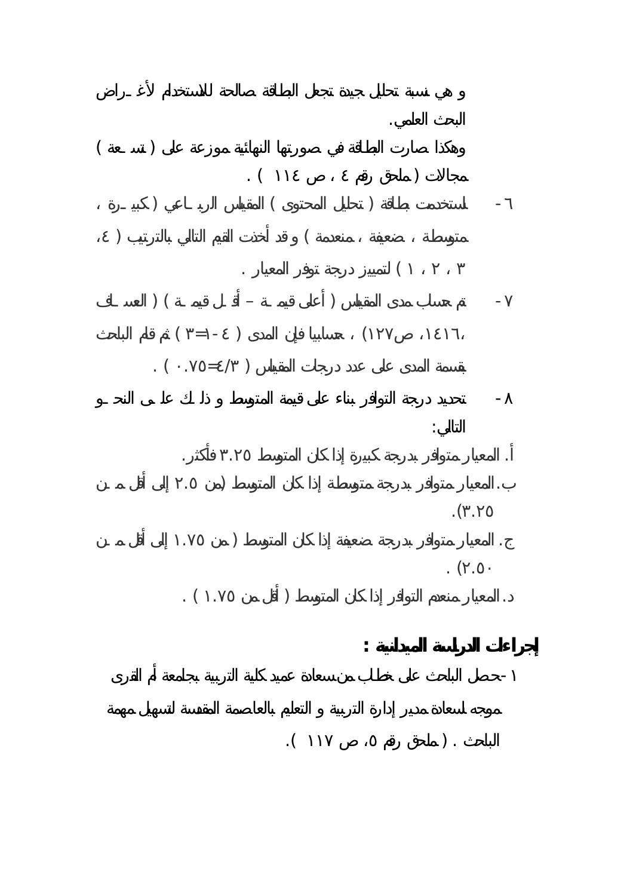و هي نسبة تحليل جيدة تجعل البطاقة صالحة للاستخدام لأغـراض البحث العلمي.

وهكذا صارت البطاقة في صورتها النهائية موزعة على ( تسـعة ) مجالات ( ملحق رقم ٤ ، ص ١١٤ ) .

٦- استخدمت بطاقة ( تحليل المحتوى ) المقياس الربـاعي ( كبيـرة ، متوسطة ، ضعيفة ، منعدمة ) و قد أخذت القيم التالي بالترتيب ( ٤، ٣ ، ٢ ، ١ ) لتمييز درجة توفر المعيار .

٧- تم حساب مدى المقياس ( أعلى قيمـة – أقـل قيمـة ) ( العسـاف ،١٤١٦، ص١٢٧) ، حسابيا فإن المدى ( ٤ -١=٣ ) ثم قام الباحث بقسمة المدى على عدد درجات المقياس ( ٣/٤=٠.٧٥ ) .

٨- تحديد درجة التوافر بناء على قيمة المتوسط و ذلـك علـى النحـو التالي:

أ. المعيار متوافر بدرجة كبيرة إذا كان المتوسط ٣.٢٥ فأكثر.

ب. المعيار متوافر بدرجة متوسطة إذا كان المتوسط (من ٢.٥ إلى أقل مـن ٣.٢٥).

ج. المعيار متوافر بدرجة ضعيفة إذا كان المتوسط ( من ١.٧٥ إلى أقل مـن ٢.٥٠) .

د. المعيار منعدم التوافر إذا كان المتوسط ( أقل من ١.٧٥ ) .

## إجراءات الدراسة الميدانية :

١- حصل الباحث على خطـاب من سعادة عميد كلية التربية بجامعة أم القرى موجه لسعادة مدير إدارة التربية و التعليم بالعاصمة المقدسة لتسهيل مهمة الباحث . ( ملحق رقم ٥، ص ١١٧ ).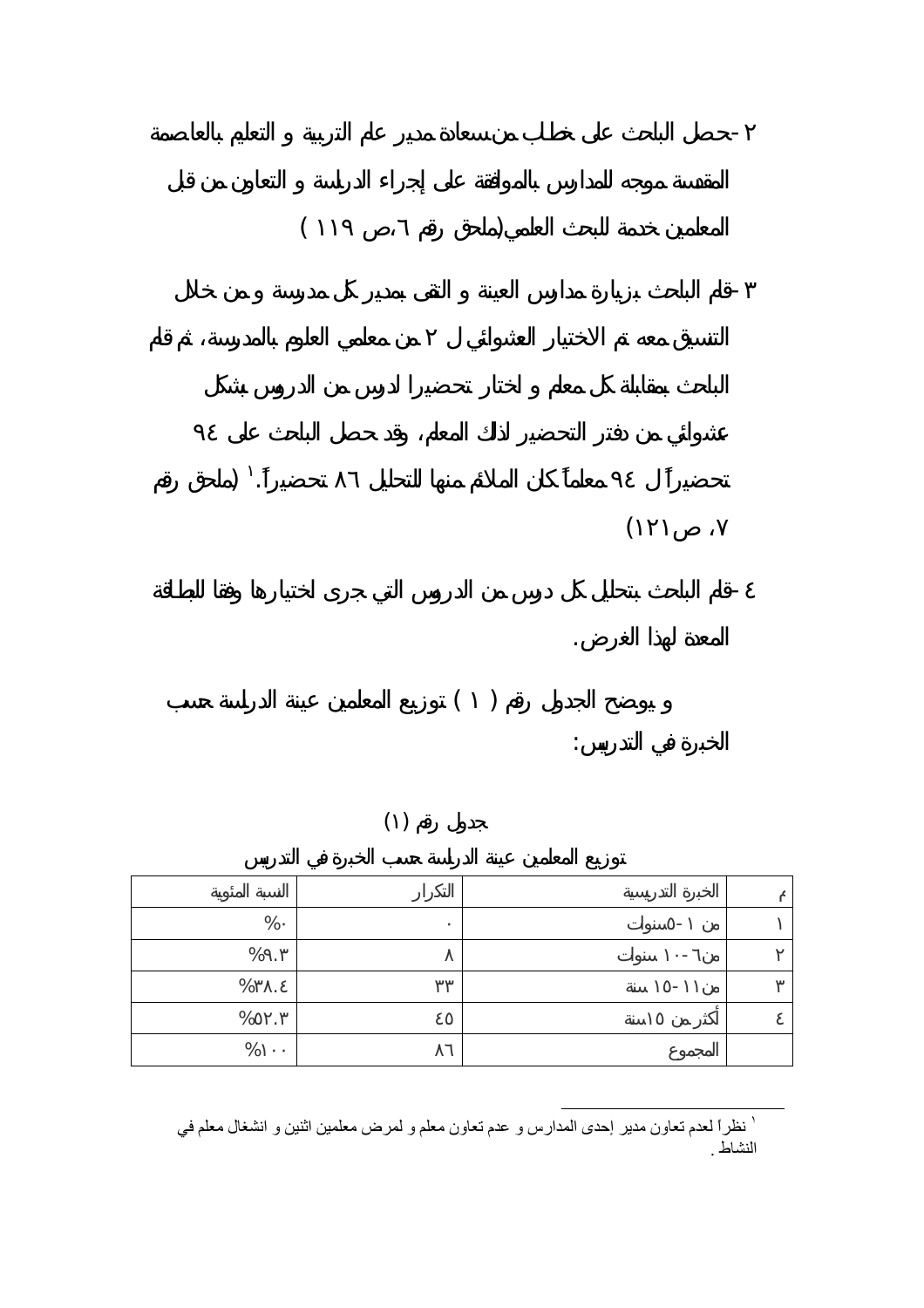٢ -حصل الباحث على خطاب من سعادة مدير عام التربية و التعليم بالعاصمة المقدسة موجه للمدارس بالموافقة على إجراء الدراسة و التعاون من قبل المعلمين خدمة للبحث العلمي (ملحق رقم ٦، ص ١١٩ )

٣ -قام الباحث بزيارة مدارس العينة و التقى بمدير كل مدرسة و من خلال التنسيق معه تم الاختيار العشوائي ل ٢ من معلمي العلوم بالمدرسة، ثم قام الباحث بمقابلة كل معلم و اختار تحضيرا لدرس من الدروس بشكل عشوائي من دفتر التحضير لذلك المعلم، وقد حصل الباحث على ٩٤ تحضيراً ل ٩٤ معلماً كان الملائم منها للتحليل ٨٦ تحضيراً.[١] (ملحق رقم ٧، ص ١٢١)

٤ -قام الباحث بتحليل كل درس من الدروس التي جرى اختيارها وفقا للبطاقة المعدة لهذا الغرض.

و يوضح الجدول رقم ( ١ ) توزيع المعلمين عينة الدراسة حسب الخبرة في التدريس:

جدول رقم (١)

توزيع المعلمين عينة الدراسة حسب الخبرة في التدريس

| م | الخبرة التدريسية | التكرار | النسبة المئوية |
|---|---|---|---|
| ١ | من ١ -٥سنوات | ٠ | ٠% |
| ٢ | من٦ -١٠ سنوات | ٨ | ٩.٣% |
| ٣ | من١١ -١٥ سنة | ٣٣ | ٣٨.٤% |
| ٤ | أكثر من ١٥سنة | ٤٥ | ٥٢.٣% |
| | المجموع | ٨٦ | ١٠٠% |

---

[١] نظراً لعدم تعاون مدير إحدى المدارس و عدم تعاون معلم و لمرض معلمين اثنين و انشغال معلم في النشاط.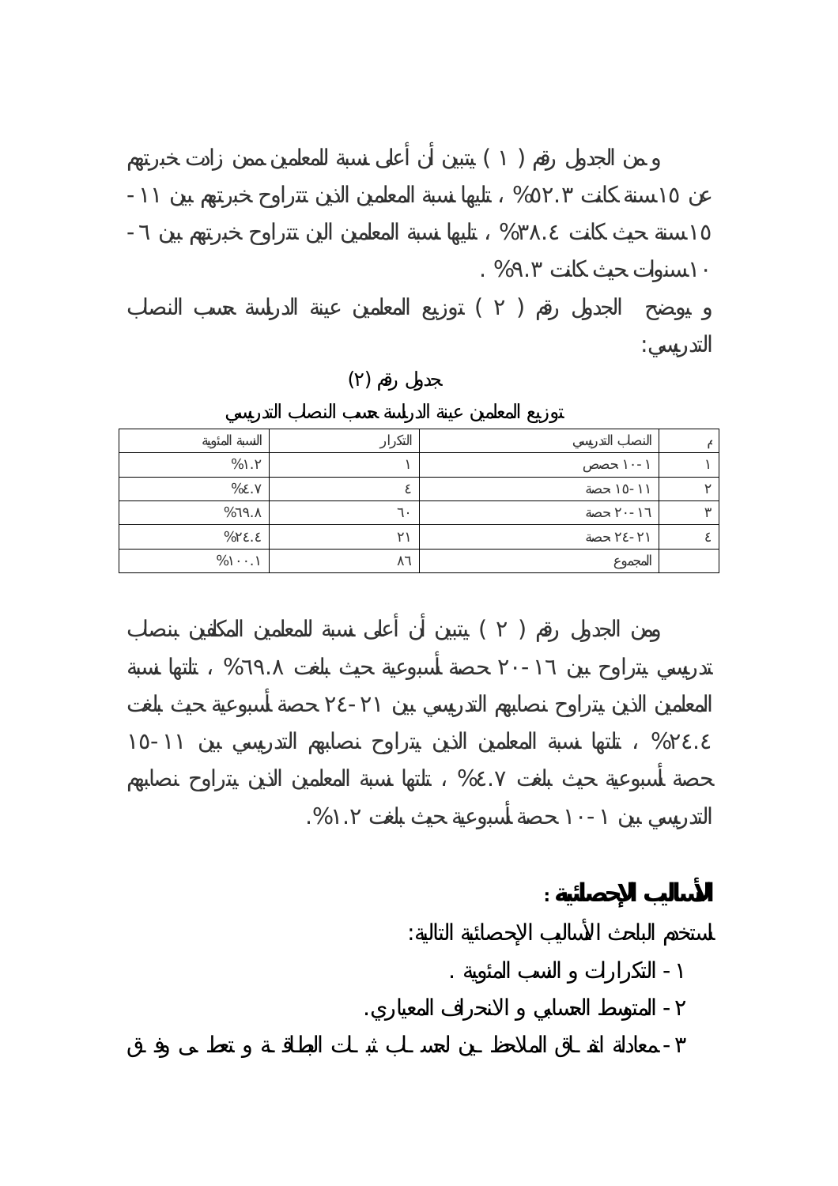و من الجدول رقم ( ١ ) يتبين أن أعلى نسبة للمعلمين ممن زادت خبرتهم عن ١٥سنة كانت ٥٢.٣% ، تليها نسبة المعلمين الذين تتراوح خبرتهم بين ١١ - ١٥سنة حيث كانت ٣٨.٤% ، تليها نسبة المعلمين الين تتراوح خبرتهم بين ٦ - ١٠سنوات حيث كانت ٩.٣% .

و يوضح الجدول رقم ( ٢ ) توزيع المعلمين عينة الدراسة حسب النصاب التدريسي:

جدول رقم (٢)

توزيع المعلمين عينة الدراسة حسب النصاب التدريسي

| م | النصاب التدريسي | التكرار | النسبة المئوية |
|---|---|---|---|
| ١ | ١-١٠ حصص | ١ | ١.٢% |
| ٢ | ١١-١٥ حصة | ٤ | ٤.٧% |
| ٣ | ١٦-٢٠ حصة | ٦٠ | ٦٩.٨% |
| ٤ | ٢١-٢٤ حصة | ٢١ | ٢٤.٤% |
| | المجموع | ٨٦ | ١٠٠.١% |

ومن الجدول رقم ( ٢ ) يتبين أن أعلى نسبة للمعلمين المكلفين بنصاب تدريسي يتراوح بين ١٦-٢٠ حصة أسبوعية حيث بلغت ٦٩.٨% ، تلتها نسبة المعلمين الذين يتراوح نصابهم التدريسي بين ٢١-٢٤ حصة أسبوعية حيث بلغت ٢٤.٤% ، تلتها نسبة المعلمين الذين يتراوح نصابهم التدريسي بين ١١-١٥ حصة أسبوعية حيث بلغت ٤.٧% ، تلتها نسبة المعلمين الذين يتراوح نصابهم التدريسي بين ١-١٠ حصة أسبوعية حيث بلغت ١.٢%.

**الأساليب الإحصائية :**

استخدم الباحث الأساليب الإحصائية التالية:

١- التكرارات و النسب المئوية .

٢- المتوسط الحسابي و الانحراف المعياري.

٣- معادلة اتفاق الملاحظين لحساب ثبات البطاقة و تعطى وفق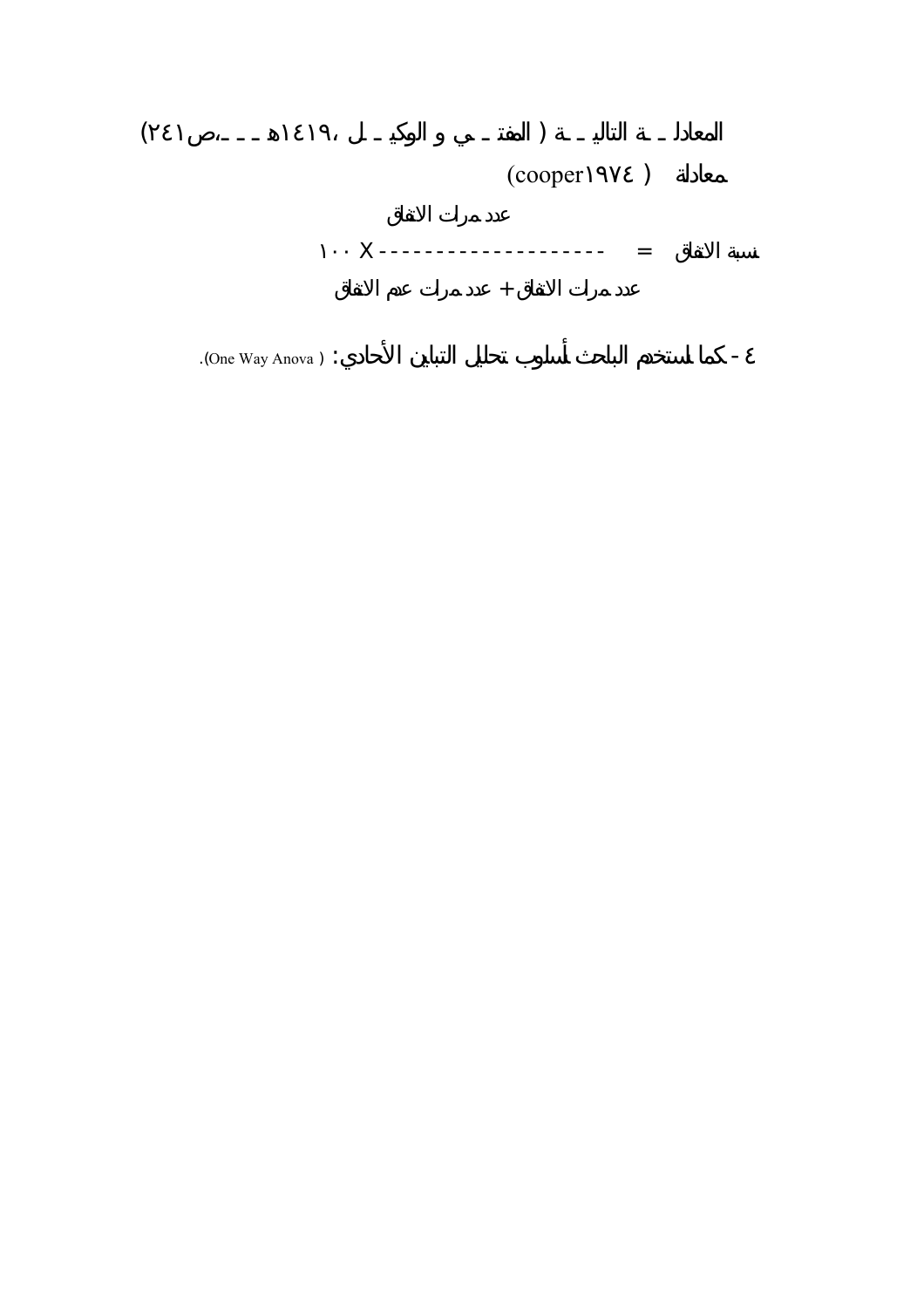المعادلـة التاليـة ( المفتـي و الوكيـل ،١٤١٩هـ ،ص٢٤١)

معادلة ( cooper١٩٧٤)

$$\text{نسبة الاتفاق} = \frac{\text{عدد مرات الاتفاق}}{\text{عدد مرات الاتفاق} + \text{عدد مرات عدم الاتفاق}} \times ١٠٠$$

٤ - كما استخدم الباحث أسلوب تحليل التباين الأحادي: ( One Way Anova).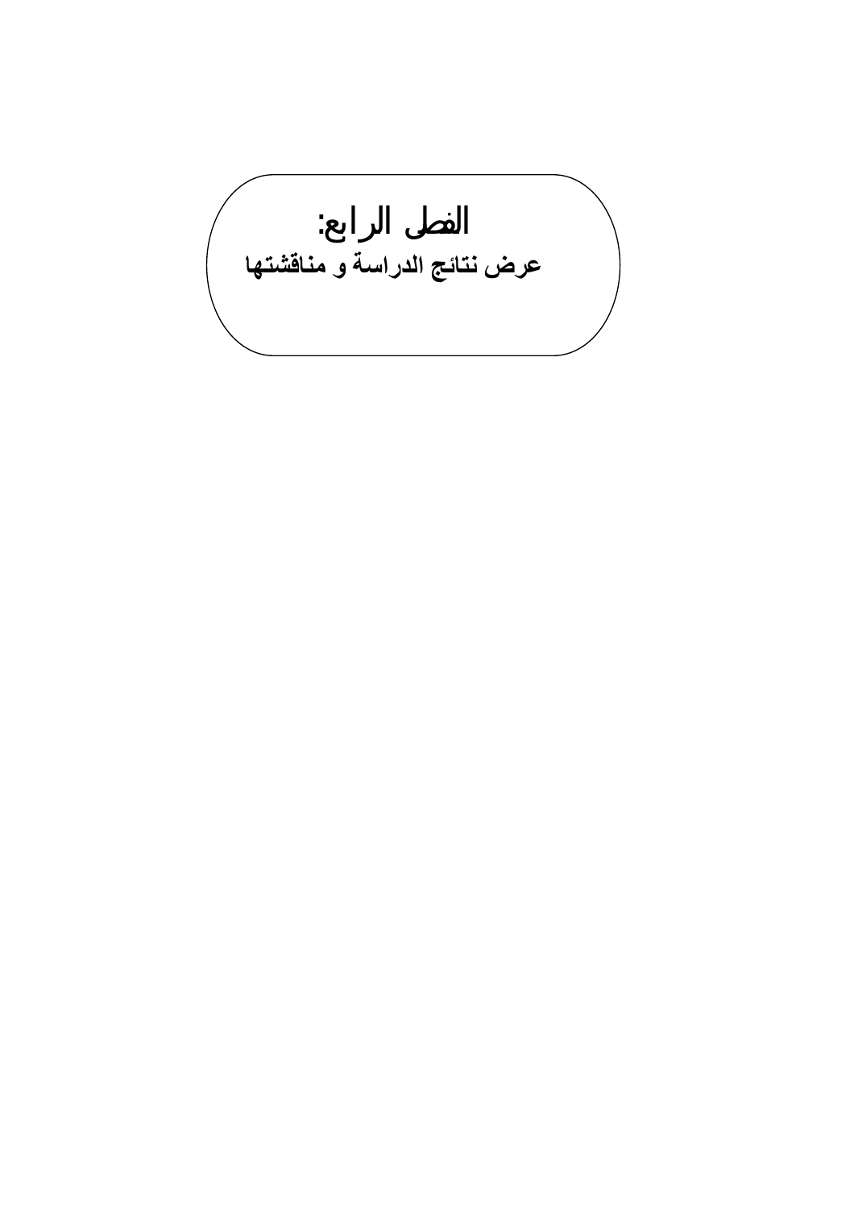# الفصل الرابع:

## عرض نتائج الدراسة و مناقشتها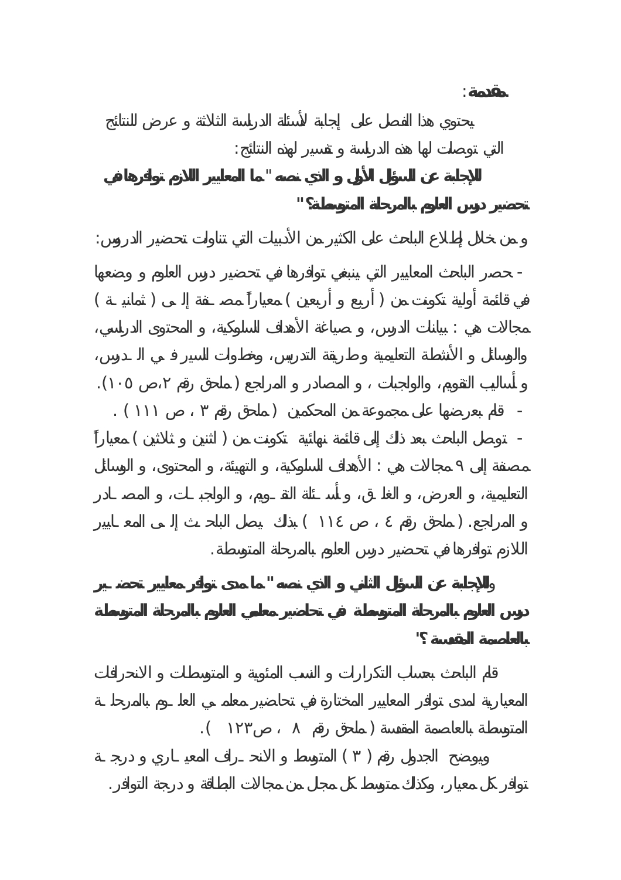**مقدمة:**

يحتوي هذا الفصل على إجابة لأسئلة الدراسة الثلاثة و عرض للنتائج التي توصلت لها هذه الدراسة و تفسير لهذه النتائج:

**للإجابة عن السؤال الأول و الذي نصه "ما المعايير اللازم توافرها في تحضير دروس العلوم بالمرحلة المتوسطة؟"**

و من خلال إطلاع الباحث على الكثير من الأدبيات التي تناولت تحضير الدروس:

- حصر الباحث المعايير التي ينبغي توافرها في تحضير دروس العلوم و وضعها في قائمة أولية تكونت من ( أربع و أربعين ) معياراً مصنفة إلى ( ثمانية ) مجالات هي : بيانات الدرس، و صياغة الأهداف السلوكية، و المحتوى الدراسي، والوسائل و الأنشطة التعليمية وطريقة التدريس، وخطوات السير في الدرس، و أساليب التقويم، والواجبات ، و المصادر و المراجع ( ملحق رقم ٢،ص ١٠٥).
- قام بعرضها على مجموعة من المحكمين ( ملحق رقم ٣ ، ص ١١١ ) .
- توصل الباحث بعد ذلك إلى قائمة نهائية تكونت من ( اثنين و ثلاثين ) معياراً مصنفة إلى ٩ مجالات هي : الأهداف السلوكية، و التهيئة، و المحتوى، و الوسائل التعليمية، و العرض، و الغلق، و أسئلة التقويم، و الواجبات، و المصادر و المراجع. ( ملحق رقم ٤ ، ص ١١٤ ) بذلك يصل الباحث إلى المعايير اللازم توافرها في تحضير دروس العلوم بالمرحلة المتوسطة.

**والإجابة عن السؤال الثاني و الذي نصه "ما مدى توافر معايير تحضير دروس العلوم بالمرحلة المتوسطة في تحاضير معلمي العلوم بالمرحلة المتوسطة بالعاصمة المقدسة ؟"**

قام الباحث بحساب التكرارات و النسب المئوية و المتوسطات و الانحرافات المعيارية لمدى توافر المعايير المختارة في تحاضير معلمي العلوم بالمرحلة المتوسطة بالعاصمة المقدسة ( ملحق رقم ٨ ، ص١٢٣ ).

ويوضح الجدول رقم ( ٣ ) المتوسط و الانحراف المعياري و درجة توافر كل معيار، وكذلك متوسط كل مجال من مجالات البطاقة و درجة التوافر.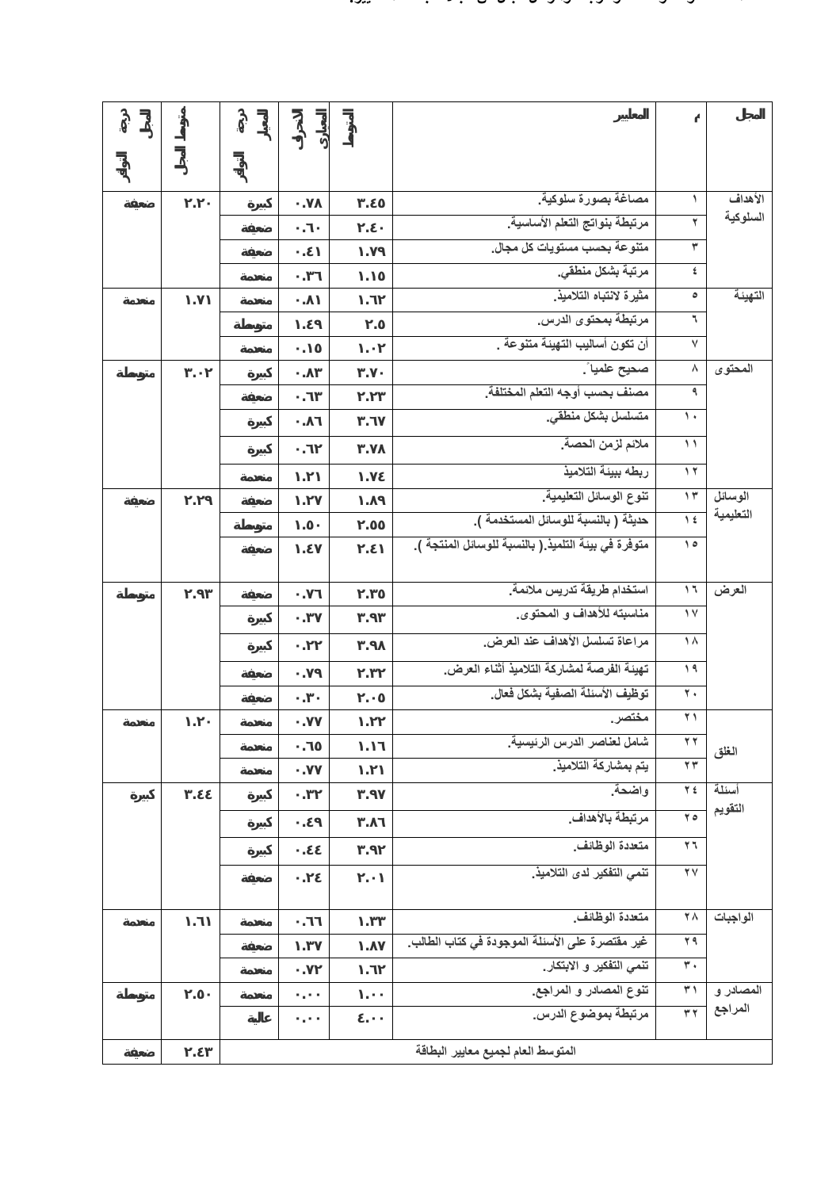| المجال | م | المعايير | المتوسط | الانحراف المعياري | درجة التوافر المعيار | متوسط المجال | درجة التوافر المجال |
|---|---|---|---|---|---|---|---|
| الأهداف السلوكية | ١ | مصاغة بصورة سلوكية. | ٣.٤٥ | ٠.٧٨ | كبيرة | ٢.٢٠ | ضعيفة |
| | ٢ | مرتبطة بنواتج التعلم الأساسية. | ٢.٤٠ | ٠.٦٠ | ضعيفة | | |
| | ٣ | متنوعة بحسب مستويات كل مجال. | ١.٧٩ | ٠.٤١ | ضعيفة | | |
| | ٤ | مرتبة بشكل منطقي. | ١.١٥ | ٠.٣٦ | منعدمة | | |
| التهيئة | ٥ | مثيرة لانتباه التلاميذ. | ١.٦٢ | ٠.٨١ | منعدمة | ١.٧١ | منعدمة |
| | ٦ | مرتبطة بمحتوى الدرس. | ٢.٥ | ١.٤٩ | متوسطة | | |
| | ٧ | أن تكون أساليب التهيئة متنوعة . | ١.٠٢ | ٠.١٥ | منعدمة | | |
| المحتوى | ٨ | صحيح علمياً. | ٣.٧٠ | ٠.٨٣ | كبيرة | ٣.٠٢ | متوسطة |
| | ٩ | مصنف بحسب أوجه التعلم المختلفة. | ٢.٢٣ | ٠.٦٣ | ضعيفة | | |
| | ١٠ | متسلسل بشكل منطقي. | ٣.٦٧ | ٠.٨٦ | كبيرة | | |
| | ١١ | ملائم لزمن الحصة. | ٣.٧٨ | ٠.٦٢ | كبيرة | | |
| | ١٢ | ربطه ببيئة التلاميذ | ١.٧٤ | ١.٢١ | منعدمة | | |
| الوسائل التعليمية | ١٣ | تنوع الوسائل التعليمية. | ١.٨٩ | ١.٢٧ | ضعيفة | ٢.٢٩ | ضعيفة |
| | ١٤ | حديثة ( بالنسبة للوسائل المستخدمة ). | ٢.٥٥ | ١.٥٠ | متوسطة | | |
| | ١٥ | متوفرة في بيئة التلميذ.( بالنسبة للوسائل المنتجة ). | ٢.٤١ | ١.٤٧ | ضعيفة | | |
| العرض | ١٦ | استخدام طريقة تدريس ملائمة. | ٢.٣٥ | ٠.٧٦ | ضعيفة | ٢.٩٣ | متوسطة |
| | ١٧ | مناسبته للأهداف و المحتوى. | ٣.٩٣ | ٠.٣٧ | كبيرة | | |
| | ١٨ | مراعاة تسلسل الأهداف عند العرض. | ٣.٩٨ | ٠.٢٢ | كبيرة | | |
| | ١٩ | تهيئة الفرصة لمشاركة التلاميذ أثناء العرض. | ٢.٣٢ | ٠.٧٩ | ضعيفة | | |
| | ٢٠ | توظيف الأسئلة الصفية بشكل فعال. | ٢.٠٥ | ٠.٣٠ | ضعيفة | | |
| الغلق | ٢١ | مختصر. | ١.٢٢ | ٠.٧٧ | منعدمة | ١.٢٠ | منعدمة |
| | ٢٢ | شامل لعناصر الدرس الرئيسية. | ١.١٦ | ٠.٦٥ | منعدمة | | |
| | ٢٣ | يتم بمشاركة التلاميذ. | ١.٢١ | ٠.٧٧ | منعدمة | | |
| أسئلة التقويم | ٢٤ | واضحة. | ٣.٩٧ | ٠.٣٢ | كبيرة | ٣.٤٤ | كبيرة |
| | ٢٥ | مرتبطة بالأهداف. | ٣.٨٦ | ٠.٤٩ | كبيرة | | |
| | ٢٦ | متعددة الوظائف. | ٣.٩٢ | ٠.٤٤ | كبيرة | | |
| | ٢٧ | تنمي التفكير لدى التلاميذ. | ٢.٠١ | ٠.٢٤ | ضعيفة | | |
| الواجبات | ٢٨ | متعددة الوظائف. | ١.٣٣ | ٠.٦٦ | منعدمة | ١.٦١ | منعدمة |
| | ٢٩ | غير مقتصرة على الأسئلة الموجودة في كتاب الطالب. | ١.٨٧ | ١.٣٧ | ضعيفة | | |
| | ٣٠ | تنمي التفكير و الابتكار. | ١.٦٢ | ٠.٧٢ | منعدمة | | |
| المصادر و المراجع | ٣١ | تنوع المصادر و المراجع. | ١.٠٠ | ٠.٠٠ | منعدمة | ٢.٥٠ | متوسطة |
| | ٣٢ | مرتبطة بموضوع الدرس. | ٤.٠٠ | ٠.٠٠ | عالية | | |
| المتوسط العام لجميع معايير البطاقة | | | | | | ٢.٤٣ | ضعيفة |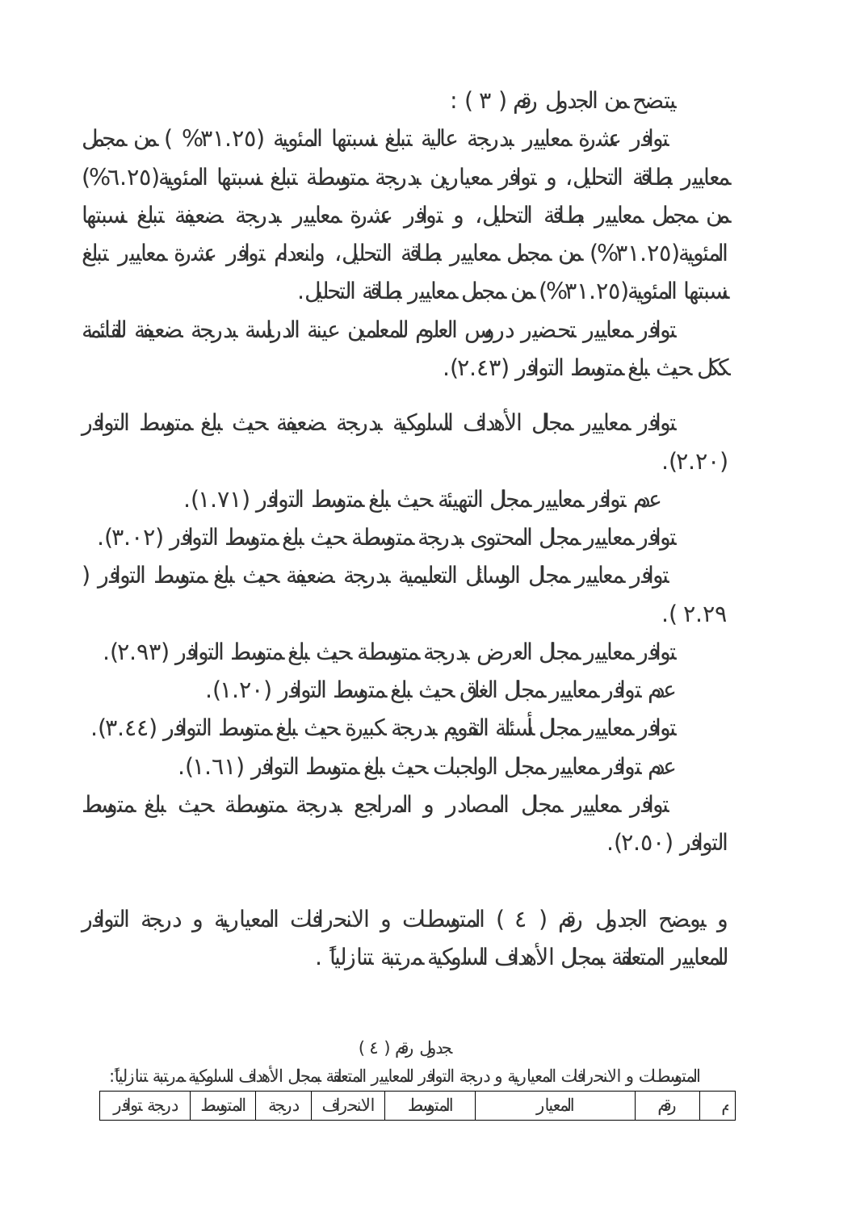يتضح من الجدول رقم ( ٣ ) :

توافر عشرة معايير بدرجة عالية تبلغ نسبتها المئوية (٣١.٢٥% ) من مجمل معايير بطاقة التحليل، و توافر معيارين بدرجة متوسطة تبلغ نسبتها المئوية(٦.٢٥%) من مجمل معايير بطاقة التحليل، و توافر عشرة معايير بدرجة ضعيفة تبلغ نسبتها المئوية(٣١.٢٥%) من مجمل معايير بطاقة التحليل، وانعدام توافر عشرة معايير تبلغ نسبتها المئوية(٣١.٢٥%) من مجمل معايير بطاقة التحليل.

توافر معايير تحضير دروس العلوم للمعلمين عينة الدراسة بدرجة ضعيفة للقائمة ككل حيث بلغ متوسط التوافر (٢.٤٣).

توافر معايير مجال الأهداف السلوكية بدرجة ضعيفة حيث بلغ متوسط التوافر (٢.٢٠).

عدم توافر معايير مجال التهيئة حيث بلغ متوسط التوافر (١.٧١).

توافر معايير مجال المحتوى بدرجة متوسطة حيث بلغ متوسط التوافر (٣.٠٢).

توافر معايير مجال الوسائل التعليمية بدرجة ضعيفة حيث بلغ متوسط التوافر ( ٢.٢٩ ).

توافر معايير مجال العرض بدرجة متوسطة حيث بلغ متوسط التوافر (٢.٩٣).

عدم توافر معايير مجال الغلق حيث بلغ متوسط التوافر (١.٢٠).

توافر معايير مجال أسئلة التقويم بدرجة كبيرة حيث بلغ متوسط التوافر (٣.٤٤).

عدم توافر معايير مجال الواجبات حيث بلغ متوسط التوافر (١.٦١).

توافر معايير مجال المصادر و المراجع بدرجة متوسطة حيث بلغ متوسط التوافر (٢.٥٠).

و يوضح الجدول رقم ( ٤ ) المتوسطات و الانحرافات المعيارية و درجة التوافر للمعايير المتعلقة بمجال الأهداف السلوكية مرتبة تنازلياً .

جدول رقم ( ٤ )

المتوسطات و الانحرافات المعيارية و درجة التوافر للمعايير المتعلقة بمجال الأهداف السلوكية مرتبة تنازلياً:

| م | رقم | المعيار | المتوسط | الانحراف | درجة | المتوسط | درجة توافر |
|---|---|---|---|---|---|---|---|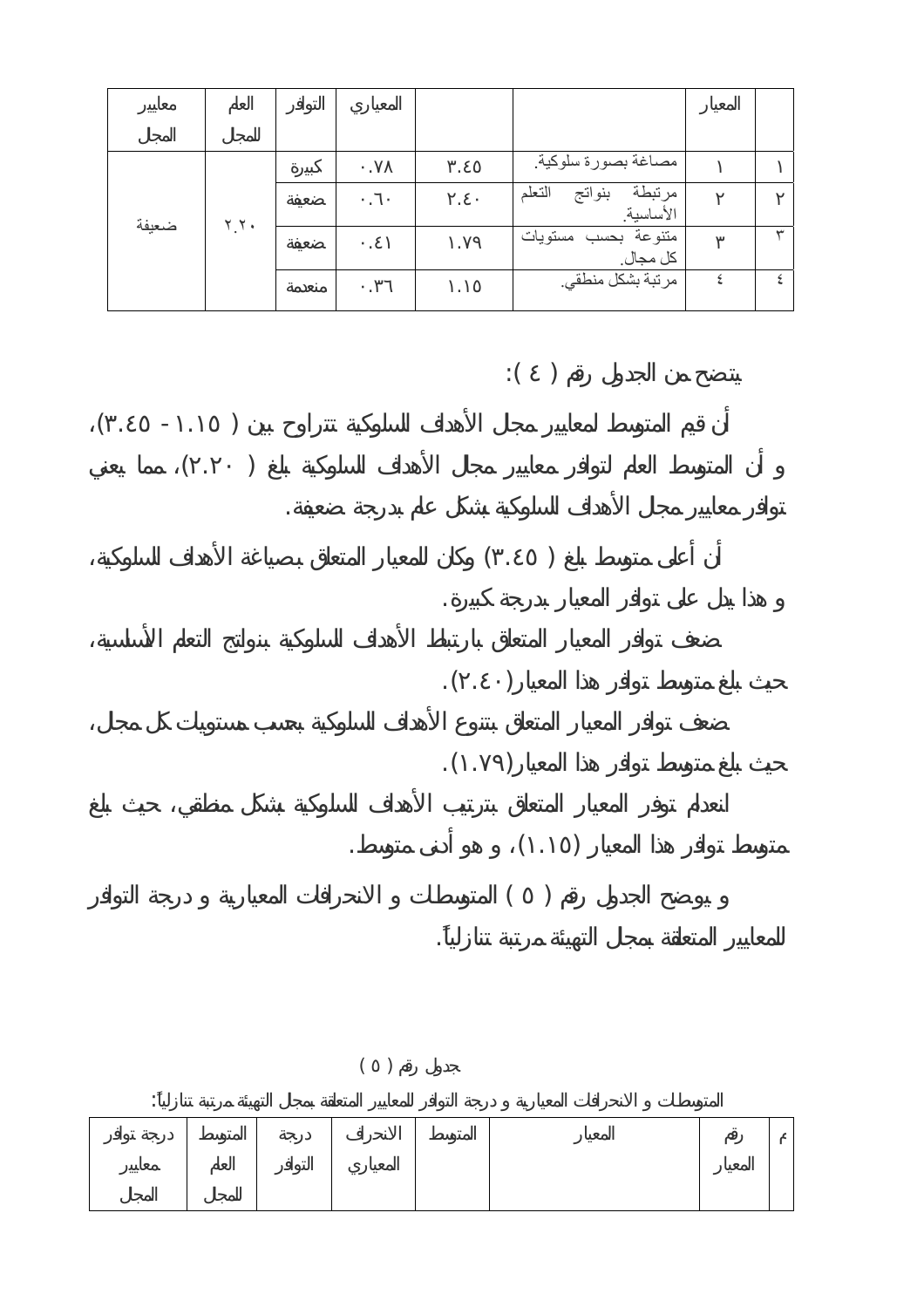| معايير المجال | العام للمجال | التوافر | المعياري | | | المعيار | |
|---|---|---|---|---|---|---|---|
| ضعيفة | ٢.٢٠ | كبيرة | ٠.٧٨ | ٣.٤٥ | مصاغة بصورة سلوكية. | ١ | ١ |
| | | ضعيفة | ٠.٦٠ | ٢.٤٠ | مرتبطة بنواتج التعلم الأساسية. | ٢ | ٢ |
| | | ضعيفة | ٠.٤١ | ١.٧٩ | متنوعة بحسب مستويات كل مجال. | ٣ | ٣ |
| | | منعدمة | ٠.٣٦ | ١.١٥ | مرتبة بشكل منطقي. | ٤ | ٤ |

يتضح من الجدول رقم ( ٤ ):

أن قيم المتوسط لمعايير مجال الأهداف السلوكية تتراوح بين ( ١.١٥ - ٣.٤٥)، و أن المتوسط العام لتوافر معايير مجال الأهداف السلوكية بلغ ( ٢.٢٠)، مما يعني توافر معايير مجال الأهداف السلوكية بشكل عام بدرجة ضعيفة.

أن أعلى متوسط بلغ ( ٣.٤٥) وكان للمعيار المتعلق بصياغة الأهداف السلوكية، و هذا يدل على توافر المعيار بدرجة كبيرة.

ضعف توافر المعيار المتعلق بارتباط الأهداف السلوكية بنواتج التعلم الأساسية، حيث بلغ متوسط توافر هذا المعيار(٢.٤٠).

ضعف توافر المعيار المتعلق بتنوع الأهداف السلوكية بحسب مستويات كل مجال، حيث بلغ متوسط توافر هذا المعيار(١.٧٩).

انعدام توفر المعيار المتعلق بترتيب الأهداف السلوكية بشكل منطقي، حيث بلغ متوسط توافر هذا المعيار (١.١٥)، و هو أدنى متوسط.

و يوضح الجدول رقم ( ٥ ) المتوسطات و الانحرافات المعيارية و درجة التوافر للمعايير المتعلقة بمجال التهيئة مرتبة تنازلياً.

جدول رقم ( ٥ )

المتوسطات و الانحرافات المعيارية و درجة التوافر للمعايير المتعلقة بمجال التهيئة مرتبة تنازلياً:

| درجة توافر معايير المجال | المتوسط العام للمجال | درجة التوافر | الانحراف المعياري | المتوسط | المعيار | رقم المعيار | م |
|---|---|---|---|---|---|---|---|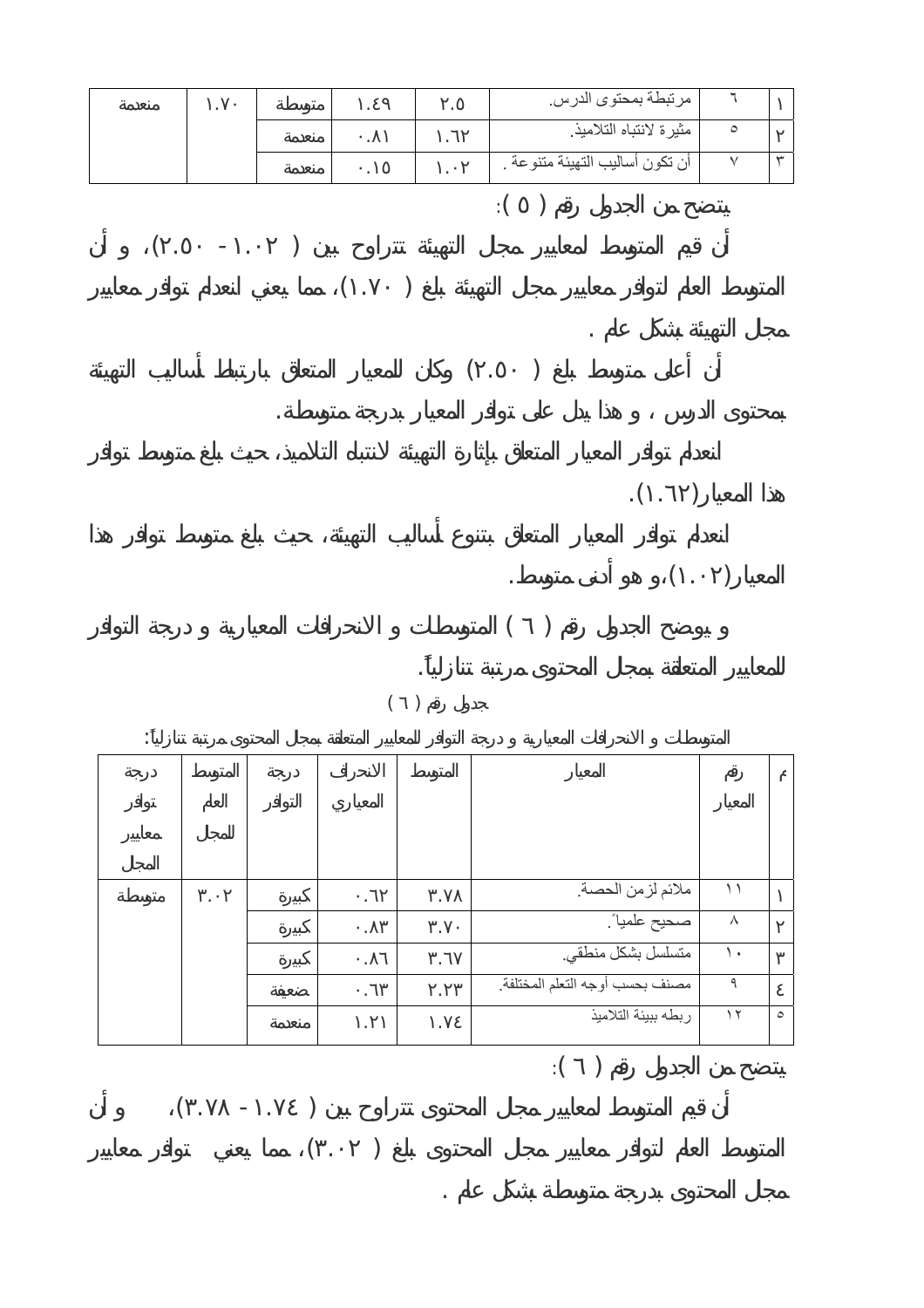| م | رقم المعيار | المعيار | المتوسط | الانحراف المعياري | درجة التوافر | المتوسط العام للمجال | درجة توافر معايير المجال |
|---|---|---|---|---|---|---|---|
| ١ | ٦ | مرتبطة بمحتوى الدرس. | ٢.٥ | ١.٤٩ | متوسطة | ١.٧٠ | منعدمة |
| ٢ | ٥ | مثيرة لانتباه التلاميذ. | ١.٦٢ | ٠.٨١ | منعدمة | | |
| ٣ | ٧ | أن تكون أساليب التهيئة متنوعة . | ١.٠٢ | ٠.١٥ | منعدمة | | |

يتضح من الجدول رقم ( ٥ ):

أن قيم المتوسط لمعايير مجال التهيئة تتراوح بين ( ١.٠٢ - ٢.٥٠)، و أن المتوسط العام لتوافر معايير مجال التهيئة بلغ ( ١.٧٠)، مما يعني انعدام توافر معايير مجال التهيئة بشكل عام .

أن أعلى متوسط بلغ ( ٢.٥٠ ) وكان للمعيار المتعلق بارتباط أساليب التهيئة بمحتوى الدرس ، و هذا يدل على توافر المعيار بدرجة متوسطة.

انعدام توافر المعيار المتعلق بإثارة التهيئة لانتباه التلاميذ، حيث بلغ متوسط توافر هذا المعيار(١.٦٢).

انعدام توافر المعيار المتعلق بتنوع أساليب التهيئة، حيث بلغ متوسط توافر هذا المعيار(١.٠٢)،و هو أدنى متوسط.

و يوضح الجدول رقم ( ٦ ) المتوسطات و الانحرافات المعيارية و درجة التوافر للمعايير المتعلقة بمجال المحتوى مرتبة تنازلياً.

جدول رقم ( ٦ )

المتوسطات و الانحرافات المعيارية و درجة التوافر للمعايير المتعلقة بمجال المحتوى مرتبة تنازلياً:

| م | رقم المعيار | المعيار | المتوسط | الانحراف المعياري | درجة التوافر | المتوسط العام للمجال | درجة توافر معايير المجال |
|---|---|---|---|---|---|---|---|
| ١ | ١١ | ملائم لزمن الحصة. | ٣.٧٨ | ٠.٦٢ | كبيرة | ٣.٠٢ | متوسطة |
| ٢ | ٨ | صحيح علمياً. | ٣.٧٠ | ٠.٨٣ | كبيرة | | |
| ٣ | ١٠ | متسلسل بشكل منطقي. | ٣.٦٧ | ٠.٨٦ | كبيرة | | |
| ٤ | ٩ | مصنف بحسب أوجه التعلم المختلفة. | ٢.٢٣ | ٠.٦٣ | ضعيفة | | |
| ٥ | ١٢ | ربطه ببيئة التلاميذ | ١.٧٤ | ١.٢١ | منعدمة | | |

يتضح من الجدول رقم ( ٦ ):

أن قيم المتوسط لمعايير مجال المحتوى تتراوح بين ( ١.٧٤ - ٣.٧٨)، و أن المتوسط العام لتوافر معايير مجال المحتوى بلغ ( ٣.٠٢)، مما يعني توافر معايير مجال المحتوى بدرجة متوسطة بشكل عام .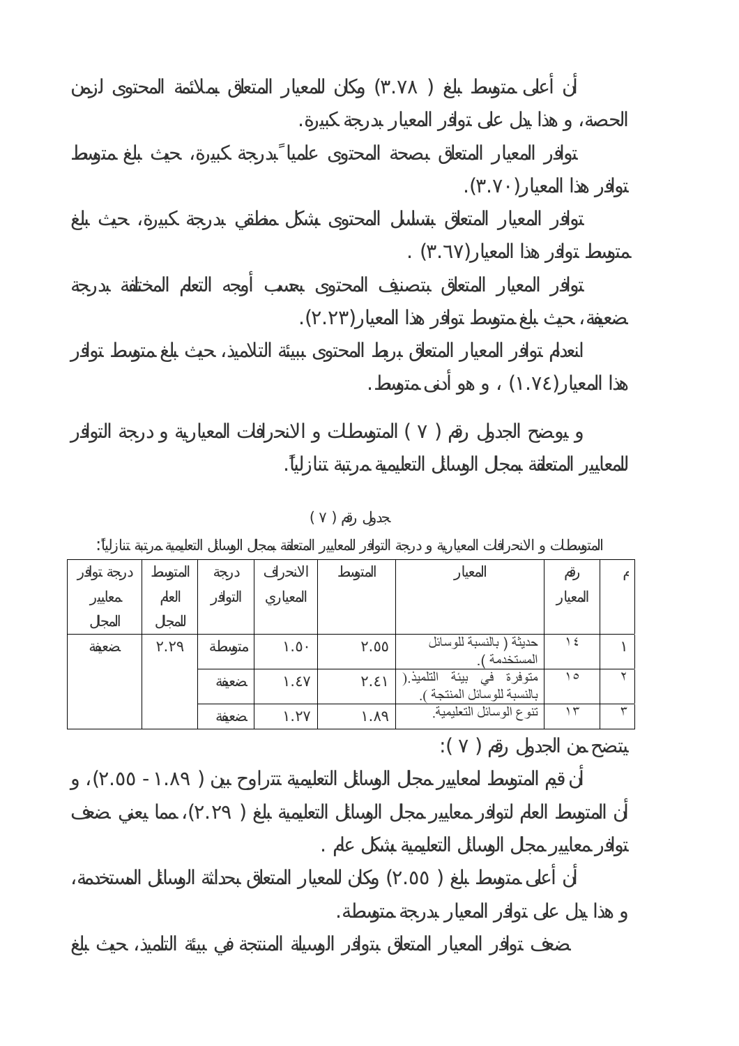أن أعلى متوسط بلغ ( ٣.٧٨ ) وكان للمعيار المتعلق بملائمة المحتوى لزمن الحصة، و هذا يدل على توافر المعيار بدرجة كبيرة.

توافر المعيار المتعلق بصحة المحتوى علمياً بدرجة كبيرة، حيث بلغ متوسط توافر هذا المعيار(٣.٧٠).

توافر المعيار المتعلق بتسلسل المحتوى بشكل منطقي بدرجة كبيرة، حيث بلغ متوسط توافر هذا المعيار(٣.٦٧) .

توافر المعيار المتعلق بتصنيف المحتوى بحسب أوجه التعلم المختلفة بدرجة ضعيفة، حيث بلغ متوسط توافر هذا المعيار(٢.٢٣).

انعدام توافر المعيار المتعلق بربط المحتوى ببيئة التلاميذ، حيث بلغ متوسط توافر هذا المعيار(١.٧٤) ، و هو أدنى متوسط.

و يوضح الجدول رقم ( ٧ ) المتوسطات و الانحرافات المعيارية و درجة التوافر للمعايير المتعلقة بمجال الوسائل التعليمية مرتبة تنازلياً.

جدول رقم ( ٧ )

المتوسطات و الانحرافات المعيارية و درجة التوافر للمعايير المتعلقة بمجال الوسائل التعليمية مرتبة تنازلياً:

| م | رقم المعيار | المعيار | المتوسط | الانحراف المعياري | درجة التوافر | المتوسط العام للمجال | درجة توافر معايير المجال |
|---|---|---|---|---|---|---|---|
| ١ | ١٤ | حديثة ( بالنسبة للوسائل المستخدمة ). | ٢.٥٥ | ١.٥٠ | متوسطة | ٢.٢٩ | ضعيفة |
| ٢ | ١٥ | متوفرة في بيئة التلميذ.( بالنسبة للوسائل المنتجة ). | ٢.٤١ | ١.٤٧ | ضعيفة | | |
| ٣ | ١٣ | تنوع الوسائل التعليمية. | ١.٨٩ | ١.٢٧ | ضعيفة | | |

يتضح من الجدول رقم ( ٧ ):

أن قيم المتوسط لمعايير مجال الوسائل التعليمية تتراوح بين ( ١.٨٩ - ٢.٥٥ )، و أن المتوسط العام لتوافر معايير مجال الوسائل التعليمية بلغ ( ٢.٢٩ )، مما يعني ضعف توافر معايير مجال الوسائل التعليمية بشكل عام .

أن أعلى متوسط بلغ ( ٢.٥٥ ) وكان للمعيار المتعلق بحداثة الوسائل المستخدمة، و هذا يدل على توافر المعيار بدرجة متوسطة.

ضعف توافر المعيار المتعلق بتوافر الوسيلة المنتجة في بيئة التلميذ، حيث بلغ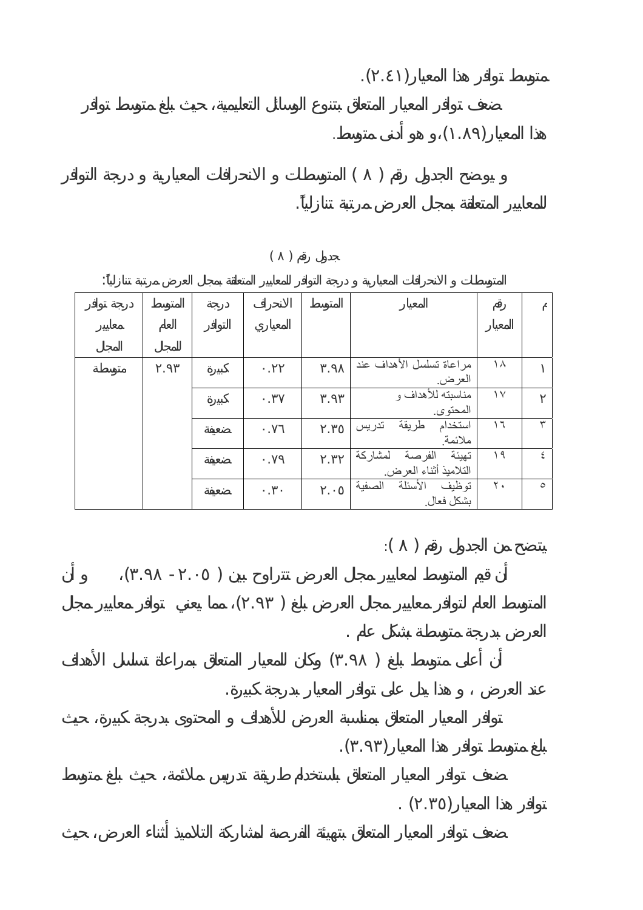متوسط توافر هذا المعيار(٢.٤١).

ضعف توافر المعيار المتعلق بتنوع الوسائل التعليمية، حيث بلغ متوسط توافر هذا المعيار(١.٨٩)، و هو أدنى متوسط.

و يوضح الجدول رقم ( ٨ ) المتوسطات و الانحرافات المعيارية و درجة التوافر للمعايير المتعلقة بمجال العرض مرتبة تنازلياً.

جدول رقم ( ٨ )

المتوسطات و الانحرافات المعيارية و درجة التوافر للمعايير المتعلقة بمجال العرض مرتبة تنازلياً:

| م | رقم المعيار | المعيار | المتوسط | الانحراف المعياري | درجة التوافر | المتوسط العام للمجال | درجة توافر معايير المجال |
|---|---|---|---|---|---|---|---|
| ١ | ١٨ | مراعاة تسلسل الأهداف عند العرض. | ٣.٩٨ | ٠.٢٢ | كبيرة | ٢.٩٣ | متوسطة |
| ٢ | ١٧ | مناسبته للأهداف و المحتوى. | ٣.٩٣ | ٠.٣٧ | كبيرة | | |
| ٣ | ١٦ | استخدام طريقة تدريس ملائمة. | ٢.٣٥ | ٠.٧٦ | ضعيفة | | |
| ٤ | ١٩ | تهيئة الفرصة لمشاركة التلاميذ أثناء العرض. | ٢.٣٢ | ٠.٧٩ | ضعيفة | | |
| ٥ | ٢٠ | توظيف الأسئلة الصفية بشكل فعال. | ٢.٠٥ | ٠.٣٠ | ضعيفة | | |

يتضح من الجدول رقم ( ٨ ):

أن قيم المتوسط لمعايير مجال العرض تتراوح بين ( ٢.٠٥ - ٣.٩٨)، و أن المتوسط العام لتوافر معايير مجال العرض بلغ ( ٢.٩٣)، مما يعني توافر معايير مجال العرض بدرجة متوسطة بشكل عام .

أن أعلى متوسط بلغ ( ٣.٩٨) وكان للمعيار المتعلق بمراعاة تسلسل الأهداف عند العرض ، و هذا يدل على توافر المعيار بدرجة كبيرة.

توافر المعيار المتعلق بمناسبة العرض للأهداف و المحتوى بدرجة كبيرة، حيث بلغ متوسط توافر هذا المعيار(٣.٩٣).

ضعف توافر المعيار المتعلق باستخدام طريقة تدريس ملائمة، حيث بلغ متوسط توافر هذا المعيار(٢.٣٥) .

ضعف توافر المعيار المتعلق بتهيئة الفرصة لمشاركة التلاميذ أثناء العرض، حيث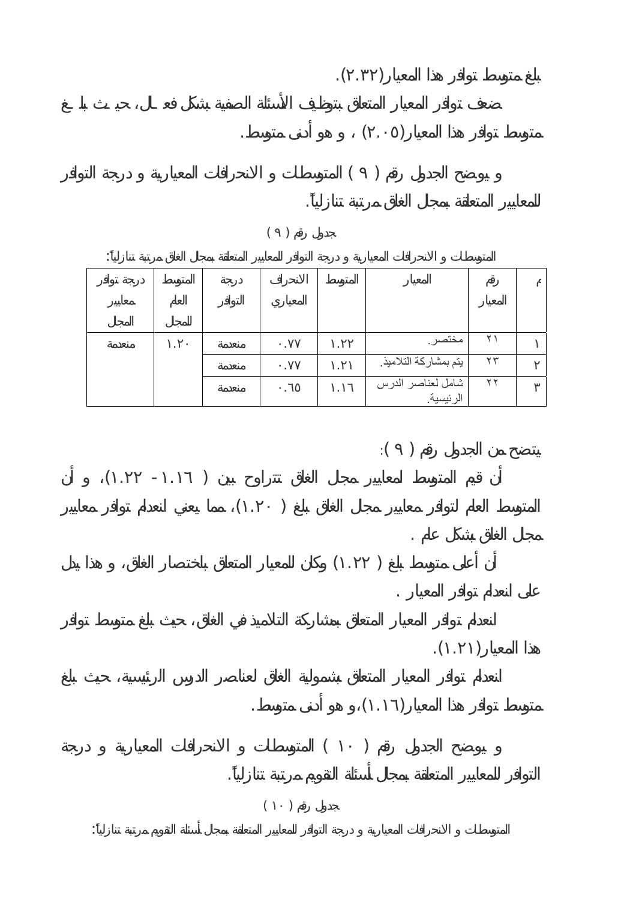بلغ متوسط توافر هذا المعيار(٢.٣٢).

ضعف توافر المعيار المتعلق بتوظيف الأسئلة الصفية بشكل فعال، حيث بلغ متوسط توافر هذا المعيار(٢.٠٥) ، و هو أدنى متوسط.

و يوضح الجدول رقم ( ٩ ) المتوسطات و الانحرافات المعيارية و درجة التوافر للمعايير المتعلقة بمجال الغلق مرتبة تنازلياً.

جدول رقم ( ٩ )

المتوسطات و الانحرافات المعيارية و درجة التوافر للمعايير المتعلقة بمجال الغلق مرتبة تنازلياً:

| م | رقم المعيار | المعيار | المتوسط | الانحراف المعياري | درجة التوافر | المتوسط العام للمجال | درجة توافر معايير المجال |
|---|---|---|---|---|---|---|---|
| ١ | ٢١ | مختصر. | ١.٢٢ | ٠.٧٧ | منعدمة | ١.٢٠ | منعدمة |
| ٢ | ٢٣ | يتم بمشاركة التلاميذ. | ١.٢١ | ٠.٧٧ | منعدمة | | |
| ٣ | ٢٢ | شامل لعناصر الدرس الرئيسية. | ١.١٦ | ٠.٦٥ | منعدمة | | |

يتضح من الجدول رقم ( ٩ ):

أن قيم المتوسط لمعايير مجال الغلق تتراوح بين ( ١.١٦ - ١.٢٢ )، و أن المتوسط العام لتوافر معايير مجال الغلق بلغ ( ١.٢٠ )، مما يعني انعدام توافر معايير مجال الغلق بشكل عام .

أن أعلى متوسط بلغ ( ١.٢٢ ) وكان للمعيار المتعلق باختصار الغلق، و هذا يدل على انعدام توافر المعيار .

انعدام توافر المعيار المتعلق بمشاركة التلاميذ في الغلق، حيث بلغ متوسط توافر هذا المعيار(١.٢١).

انعدام توافر المعيار المتعلق بشمولية الغلق لعناصر الدرس الرئيسية، حيث بلغ متوسط توافر هذا المعيار(١.١٦)، و هو أدنى متوسط.

و يوضح الجدول رقم ( ١٠ ) المتوسطات و الانحرافات المعيارية و درجة التوافر للمعايير المتعلقة بمجال أسئلة التقويم مرتبة تنازلياً.

جدول رقم ( ١٠ )

المتوسطات و الانحرافات المعيارية و درجة التوافر للمعايير المتعلقة بمجال أسئلة التقويم مرتبة تنازلياً: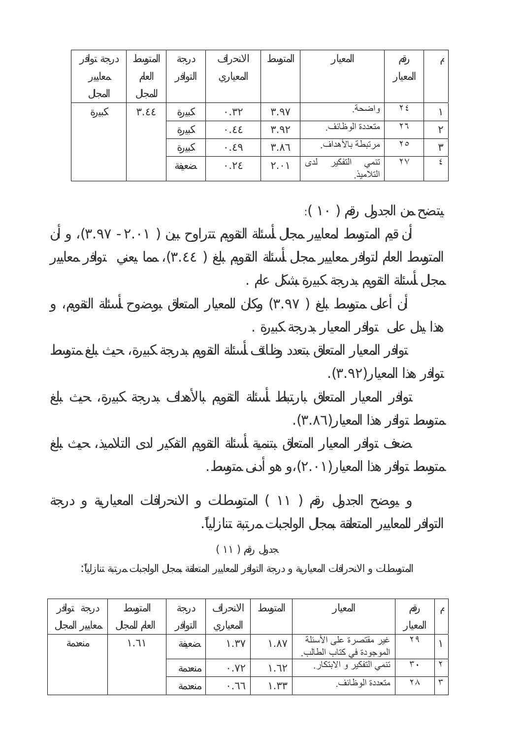| م | رقم المعيار | المعيار | المتوسط | الانحراف المعياري | درجة التوافر | المتوسط العام للمجال | درجة توافر معايير المجال |
|---|---|---|---|---|---|---|---|
| ١ | ٢٤ | واضحة. | ٣.٩٧ | ٠.٣٢ | كبيرة | ٣.٤٤ | كبيرة |
| ٢ | ٢٦ | متعددة الوظائف. | ٣.٩٢ | ٠.٤٤ | كبيرة | | |
| ٣ | ٢٥ | مرتبطة بالأهداف. | ٣.٨٦ | ٠.٤٩ | كبيرة | | |
| ٤ | ٢٧ | تنمي التفكير لدى التلاميذ. | ٢.٠١ | ٠.٢٤ | ضعيفة | | |

يتضح من الجدول رقم ( ١٠ ):

أن قيم المتوسط لمعايير مجال أسئلة التقويم تتراوح بين ( ٢.٠١ - ٣.٩٧)، و أن المتوسط العام لتوافر معايير مجال أسئلة التقويم بلغ ( ٣.٤٤)، مما يعني توافر معايير مجال أسئلة التقويم بدرجة كبيرة بشكل عام .

أن أعلى متوسط بلغ ( ٣.٩٧) وكان للمعيار المتعلق بوضوح أسئلة التقويم، و هذا يدل على توافر المعيار بدرجة كبيرة .

توافر المعيار المتعلق بتعدد وظائف أسئلة التقويم بدرجة كبيرة، حيث بلغ متوسط توافر هذا المعيار(٣.٩٢).

توافر المعيار المتعلق بارتباط أسئلة التقويم بالأهداف بدرجة كبيرة، حيث بلغ متوسط توافر هذا المعيار(٣.٨٦).

ضعف توافر المعيار المتعلق بتنمية أسئلة التقويم التفكير لدى التلاميذ، حيث بلغ متوسط توافر هذا المعيار(٢.٠١)، و هو أدنى متوسط.

و يوضح الجدول رقم ( ١١ ) المتوسطات و الانحرافات المعيارية و درجة التوافر للمعايير المتعلقة بمجال الواجبات مرتبة تنازلياً.

جدول رقم ( ١١ )

المتوسطات و الانحرافات المعيارية و درجة التوافر للمعايير المتعلقة بمجال الواجبات مرتبة تنازلياً:

| م | رقم المعيار | المعيار | المتوسط | الانحراف المعياري | درجة التوافر | المتوسط العام للمجال | درجة توافر معايير المجال |
|---|---|---|---|---|---|---|---|
| ١ | ٢٩ | غير مقتصرة على الأسئلة الموجودة في كتاب الطالب. | ١.٨٧ | ١.٣٧ | ضعيفة | ١.٦١ | منعدمة |
| ٢ | ٣٠ | تنمي التفكير و الابتكار. | ١.٦٢ | ٠.٧٢ | منعدمة | | |
| ٣ | ٢٨ | متعددة الوظائف. | ١.٣٣ | ٠.٦٦ | منعدمة | | |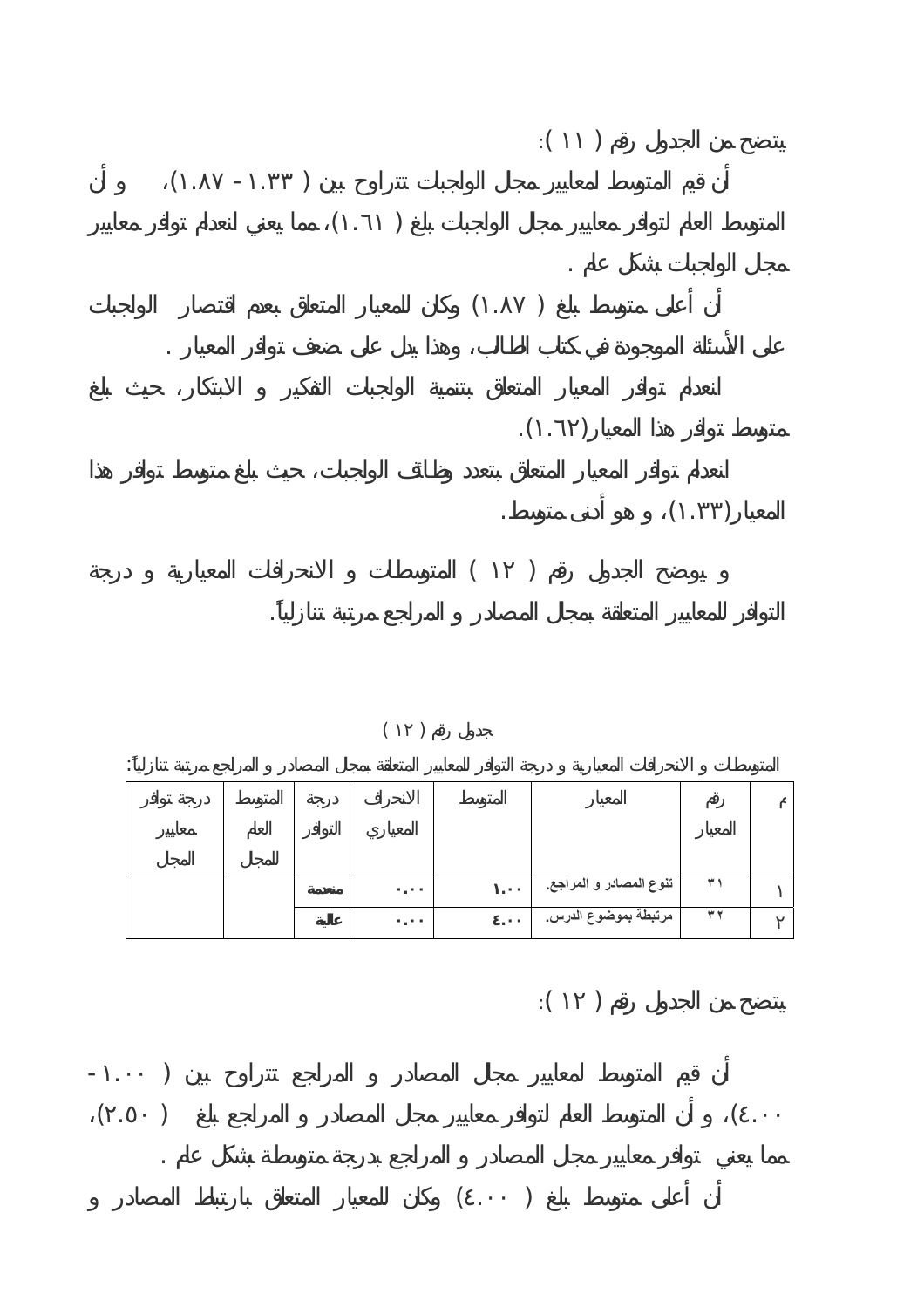يتضح من الجدول رقم ( ١١ ):

أن قيم المتوسط لمعايير مجال الواجبات تتراوح بين ( ١.٣٣ - ١.٨٧)، و أن المتوسط العام لتوافر معايير مجال الواجبات بلغ ( ١.٦١)، مما يعني انعدام توافر معايير مجال الواجبات بشكل عام .

أن أعلى متوسط بلغ ( ١.٨٧) وكان للمعيار المتعلق بعدم اقتصار الواجبات على الأسئلة الموجودة في كتاب الطالب، وهذا يدل على ضعف توافر المعيار .

انعدام توافر المعيار المتعلق بتنمية الواجبات التفكير و الابتكار، حيث بلغ متوسط توافر هذا المعيار(١.٦٢).

انعدام توافر المعيار المتعلق بتعدد وظائف الواجبات، حيث بلغ متوسط توافر هذا المعيار(١.٣٣)، و هو أدنى متوسط.

و يوضح الجدول رقم ( ١٢ ) المتوسطات و الانحرافات المعيارية و درجة التوافر للمعايير المتعلقة بمجال المصادر و المراجع مرتبة تنازلياً.

جدول رقم ( ١٢ )

المتوسطات و الانحرافات المعيارية و درجة التوافر للمعايير المتعلقة بمجال المصادر و المراجع مرتبة تنازلياً:

| م | رقم المعيار | المعيار | المتوسط | الانحراف المعياري | درجة التوافر | المتوسط العام للمجال | درجة توافر معايير المجال |
|---|---|---|---|---|---|---|---|
| ١ | ٣١ | تنوع المصادر و المراجع. | ١.٠٠ | ٠.٠٠ | منعدمة | | |
| ٢ | ٣٢ | مرتبطة بموضوع الدرس. | ٤.٠٠ | ٠.٠٠ | عالية | | |

يتضح من الجدول رقم ( ١٢ ):

أن قيم المتوسط لمعايير مجال المصادر و المراجع تتراوح بين ( ١.٠٠ - ٤.٠٠)، و أن المتوسط العام لتوافر معايير مجال المصادر و المراجع بلغ ( ٢.٥٠)، مما يعني توافر معايير مجال المصادر و المراجع بدرجة متوسطة بشكل عام .

أن أعلى متوسط بلغ ( ٤.٠٠) وكان للمعيار المتعلق بارتباط المصادر و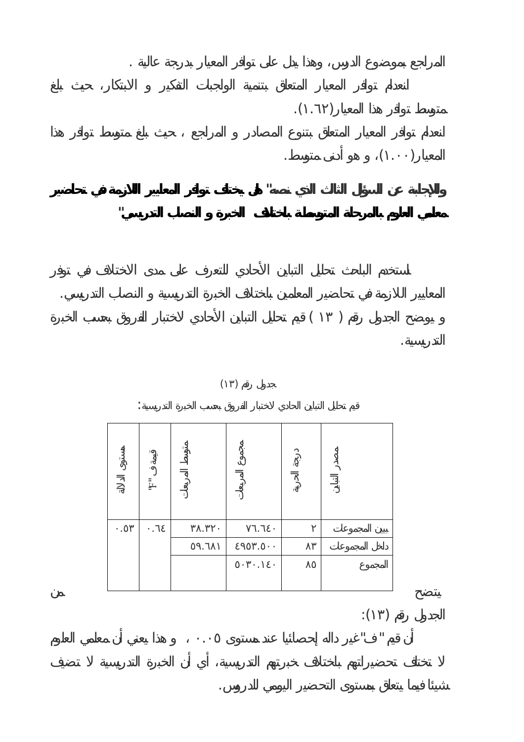المراجع بموضوع الدرس، وهذا يدل على توافر المعيار بدرجة عالية .

انعدام توافر المعيار المتعلق بتنمية الواجبات التفكير و الابتكار، حيث بلغ متوسط توافر هذا المعيار(١.٦٢).

انعدام توافر المعيار المتعلق بتنوع المصادر و المراجع ، حيث بلغ متوسط توافر هذا المعيار(١.٠٠)، و هو أدنى متوسط.

**والإجابة عن السؤال الثالث الذي نصه" هل يختلف توافر المعايير اللازمة في تحاضير معلمي العلوم بالمرحلة المتوسطة باختلاف الخبرة و النصب التدريسي"**

استخدم الباحث تحليل التباين الأحادي للتعرف على مدى الاختلاف في توفر المعايير اللازمة في تحاضير المعلمين باختلاف الخبرة التدريسية و النصب التدريسي.

و يوضح الجدول رقم ( ١٣ ) قيم تحليل التباين الأحادي لاختبار الفروق بحسب الخبرة التدريسية.

جدول رقم (١٣)

قيم تحليل التباين الحادي لاختبار الفروق بحسب الخبرة التدريسية:

| مصدر التباين | درجة الحرية | مجموع المربعات | متوسط المربعات | قيمة ف "F" | مستوى الدلالة |
|---|---|---|---|---|---|
| بين المجموعات | ٢ | ٧٦.٦٤٠ | ٣٨.٣٢٠ | ٠.٦٤ | ٠.٥٣ |
| داخل المجموعات | ٨٣ | ٤٩٥٣.٥٠٠ | ٥٩.٦٨١ | | |
| المجموع | ٨٥ | ٥٠٣٠.١٤٠ | | | |

يتضح من الجدول رقم (١٣):

أن قيم " ف" غير داله إحصائيا عند مستوى ٠.٠٥ ، و هذا يعني أن معلمي العلوم لا تختلف تحضيراتهم باختلاف خبرتهم التدريسية، أي أن الخبرة التدريسية لا تضيف شيئا فيما يتعلق بمستوى التحضير اليومي للدروس.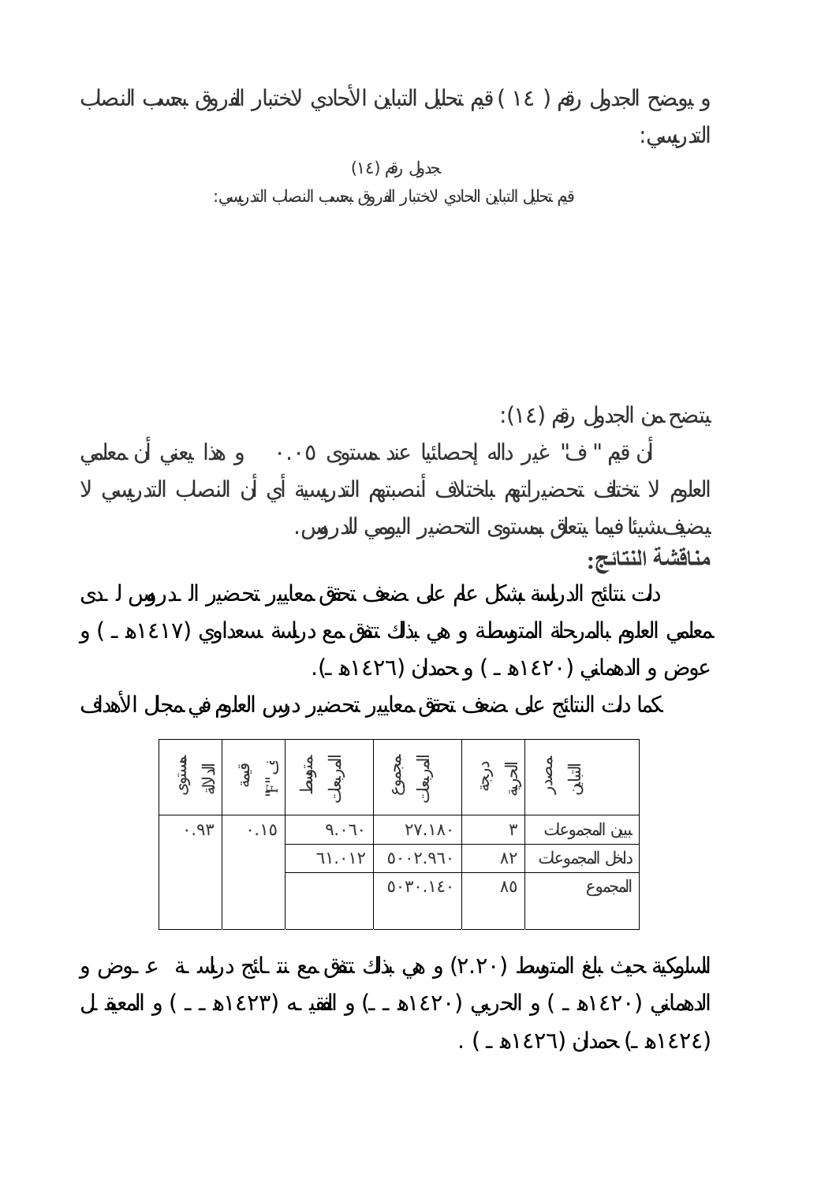و يوضح الجدول رقم ( ١٤ ) قيم تحليل التباين الأحادي لاختبار الفروق بحسب النصب التدريسي:

جدول رقم (١٤)

قيم تحليل التباين الحادي لاختبار الفروق بحسب النصب التدريسي:

| مصدر التباين | درجة الحرية | مجموع المربعات | متوسط المربعات | قيمة "ف" | مستوى الدلالة |
|---|---|---|---|---|---|
| بين المجموعات | ٣ | ٢٧.١٨٠ | ٩.٠٦٠ | ٠.١٥ | ٠.٩٣ |
| داخل المجموعات | ٨٢ | ٥٠٠٢.٩٦٠ | ٦١.٠١٢ | | |
| المجموع | ٨٥ | ٥٠٣٠.١٤٠ | | | |

يتضح من الجدول رقم (١٤):

أن قيم " ف" غير داله إحصائيا عند مستوى ٠.٠٥ و هذا يعني أن معلمي العلوم لا تختلف تحضيراتهم باختلاف أنصبتهم التدريسية أي أن النصب التدريسي لا يضيف شيئا فيما يتعلق بمستوى التحضير اليومي للدروس.

**مناقشة النتائج:**

دلت نتائج الدراسة بشكل عام على ضعف تحقق معايير تحضير الدروس لدى معلمي العلوم بالمرحلة المتوسطة و هي بذلك تتفق مع دراسة سعداوي (١٤١٧هـ ) و عوض و الدهماني (١٤٢٠هـ ) و حمدان (١٤٢٦هـ).

كما دلت النتائج على ضعف تحقق معايير تحضير دروس العلوم في مجال الأهداف السلوكية حيث بلغ المتوسط (٢.٢٠) و هي بذلك تتفق مع نتائج دراسة عوض و الدهماني (١٤٢٠هـ ) و الحربي (١٤٢٠هـ) و الفقيه (١٤٢٣هـ ) و المعيقل (١٤٢٤هـ) حمدان (١٤٢٦هـ ) .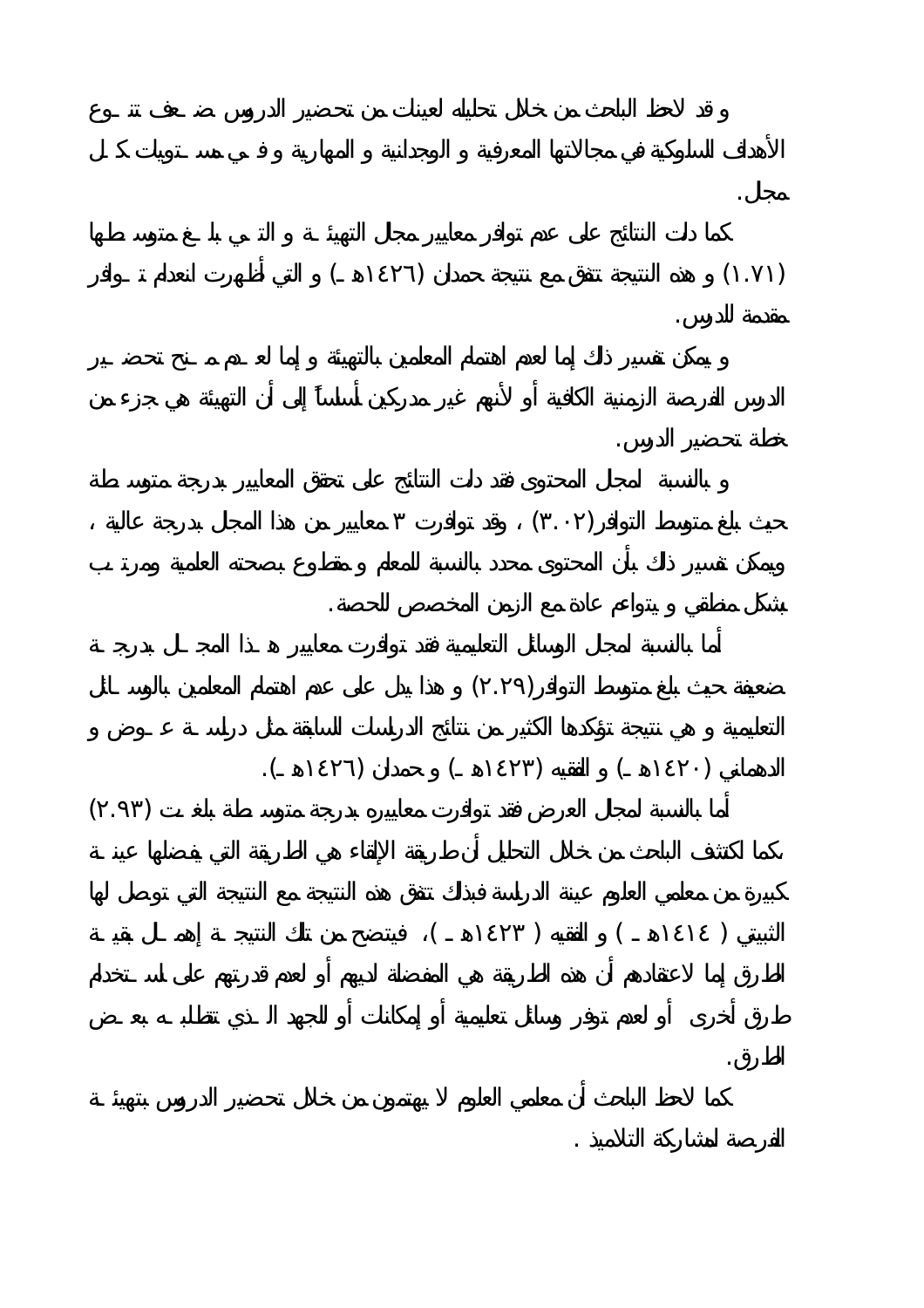و قد لاحظ الباحث من خلال تحليله لعينات من تحضير الدروس ضعف تنوع الأهداف السلوكية في مجالاتها المعرفية و الوجدانية و المهارية و في مستويات كل مجال.

كما دلت النتائج على عدم توافر معايير مجال التهيئة و التي بلغ متوسطها (١.٧١) و هذه النتيجة تتفق مع نتيجة حمدان (١٤٢٦هـ) و التي أظهرت انعدام توافر مقدمة للدرس.

و يمكن تفسير ذلك إما لعدم اهتمام المعلمين بالتهيئة و إما لعدم منح تحضير الدرس الفرصة الزمنية الكافية أو لأنهم غير مدركين أساساً إلى أن التهيئة هي جزء من خطة تحضير الدرس.

و بالنسبة لمجال المحتوى فقد دلت النتائج على تحقق المعايير بدرجة متوسطة حيث بلغ متوسط التوافر(٣.٠٢) ، وقد توافرت ٣ معايير من هذا المجال بدرجة عالية ، ويمكن تفسير ذلك بأن المحتوى محدد بالنسبة للمعلم و مقطوع بصحته العلمية ومرتب بشكل منطقي و يتواءم عادة مع الزمن المخصص للحصة.

أما بالنسبة لمجال الوسائل التعليمية فقد توافرت معايير هذا المجال بدرجة ضعيفة حيث بلغ متوسط التوافر(٢.٢٩) و هذا يدل على عدم اهتمام المعلمين بالوسائل التعليمية و هي نتيجة تؤكدها الكثير من نتائج الدراسات السابقة مثل دراسة عوض و الدهماني (١٤٢٠هـ) و الفقيه (١٤٢٣هـ) و حمدان (١٤٢٦هـ).

أما بالنسبة لمجال العرض فقد توافرت معاييره بدرجة متوسطة بلغت (٢.٩٣) ،كما اكتشف الباحث من خلال التحليل أن طريقة الإلقاء هي الطريقة التي يفضلها عينة كبيرة من معلمي العلوم عينة الدراسة فبذلك تتفق هذه النتيجة مع النتيجة التي توصل لها الثبيتي ( ١٤١٤هـ ) و الفقيه ( ١٤٢٣هـ )، فيتضح من تلك النتيجة إهمال بقية الطرق إما لاعتقادهم أن هذه الطريقة هي المفضلة لديهم أو لعدم قدرتهم على استخدام طرق أخرى أو لعدم توفر وسائل تعليمية أو إمكانات أو للجهد الذي تتطلبه بعض الطرق.

كما لاحظ الباحث أن معلمي العلوم لا يهتمون من خلال تحضير الدروس بتهيئة الفرصة لمشاركة التلاميذ .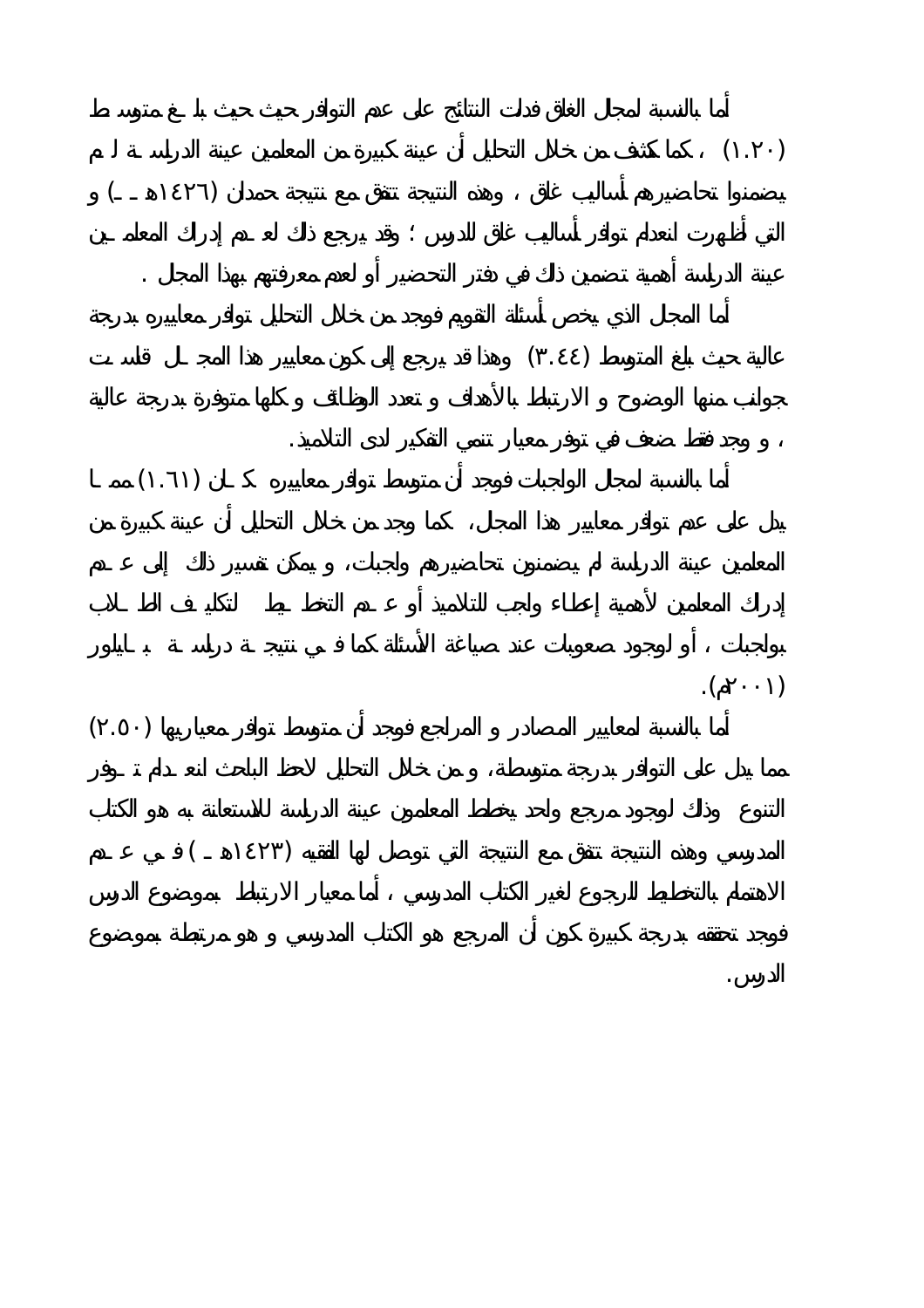أما بالنسبة لمجال الغلق فدلت النتائج على عدم التوافر حيث حيث بلغ متوسط (١.٢٠) ، كما كشف من خلال التحليل أن عينة كبيرة من المعلمين عينة الدراسة لم يضمنوا تحاضيرهم أساليب غلق ، وهذه النتيجة تتفق مع نتيجة حمدان (١٤٢٦هـ) و التي أظهرت انعدام توافر أساليب غلق للدرس ؛ وقد يرجع ذلك لعدم إدراك المعلمين عينة الدراسة أهمية تضمين ذلك في دفتر التحضير أو لعدم معرفتهم بهذا المجال .

أما المجال الذي يخص أسئلة التقويم فوجد من خلال التحليل توافر معاييره بدرجة عالية حيث بلغ المتوسط (٣.٤٤) وهذا قد يرجع إلى كون معايير هذا المجال قاست جوانب منها الوضوح و الارتباط بالأهداف و تعدد الوظائف و كلها متوفرة بدرجة عالية ، و وجد فقط ضعف في توفر معيار تنمي التفكير لدى التلاميذ.

أما بالنسبة لمجال الواجبات فوجد أن متوسط توافر معاييره كان (١.٦١) مما يدل على عدم توافر معايير هذا المجال، كما وجد من خلال التحليل أن عينة كبيرة من المعلمين عينة الدراسة لم يضمنون تحاضيرهم واجبات، و يمكن تفسير ذلك إلى عدم إدراك المعلمين لأهمية إعطاء واجب للتلاميذ أو عدم التخطيط لتكليف الطلاب بواجبات ، أو لوجود صعوبات عند صياغة الأسئلة كما في نتيجة دراسة بايلور (٢٠٠١م).

أما بالنسبة لمعايير المصادر و المراجع فوجد أن متوسط توافر معاييرها (٢.٥٠) مما يدل على التوافر بدرجة متوسطة، و من خلال التحليل لاحظ الباحث انعدام توفر التنوع وذلك لوجود مرجع واحد يخطط المعلمون عينة الدراسة للاستعانة به هو الكتاب المدرسي وهذه النتيجة تتفق مع النتيجة التي توصل لها الفقيه (١٤٢٣هـ) في عدم الاهتمام بالتخطيط للرجوع لغير الكتاب المدرسي ، أما معيار الارتباط بموضوع الدرس فوجد تحققه بدرجة كبيرة كون أن المرجع هو الكتاب المدرسي و هو مرتبطة بموضوع الدرس.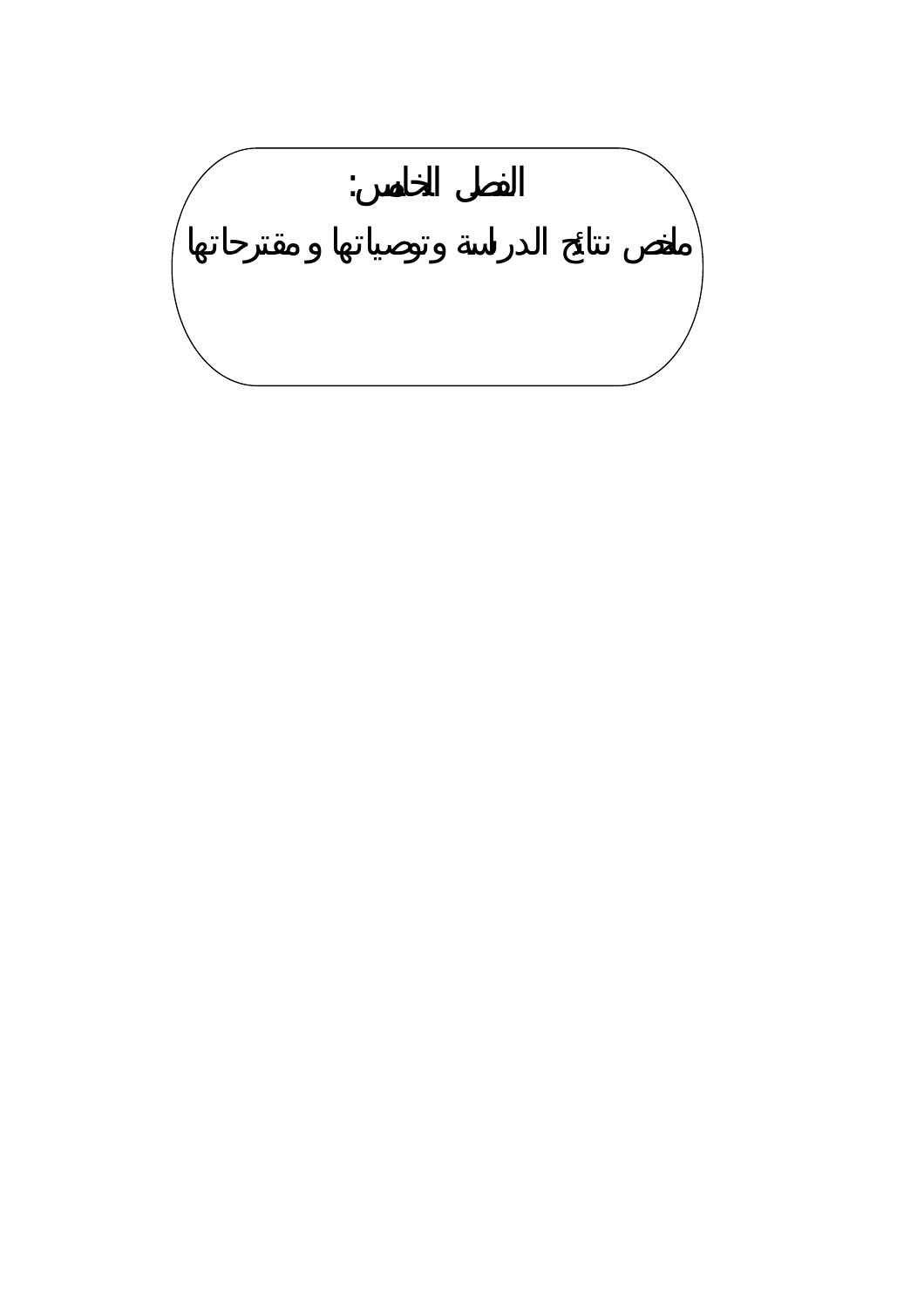# الفصل الخامس:

## ملخص نتائج الدراسة وتوصياتها ومقترحاتها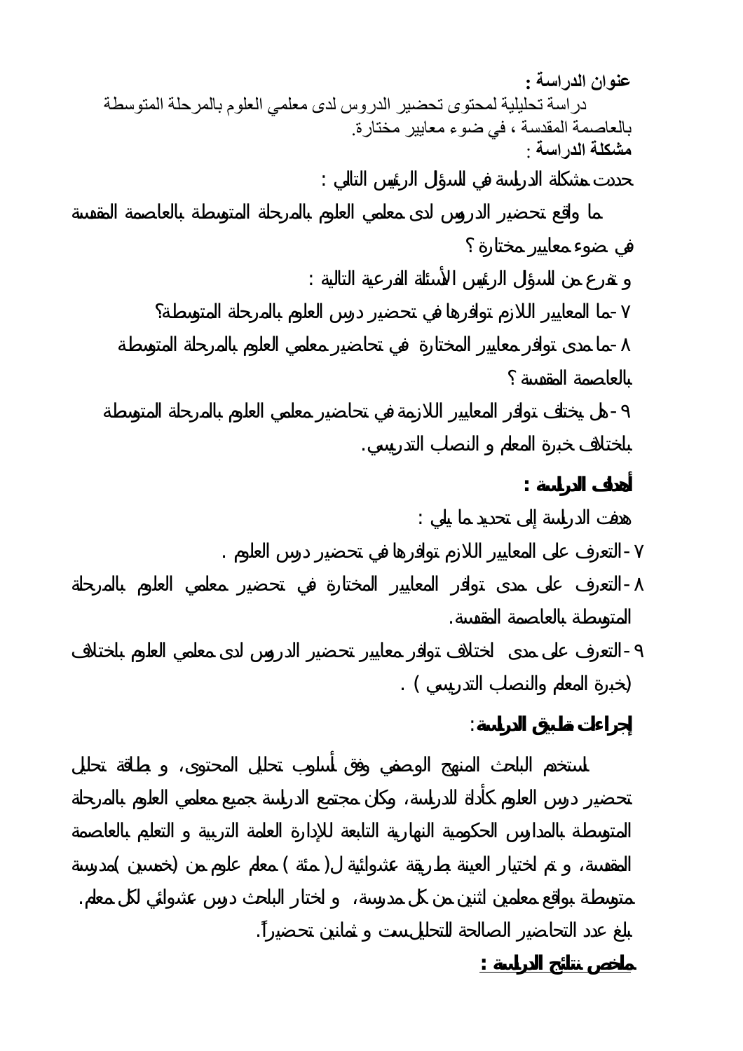**عنوان الدراسة :**

دراسة تحليلية لمحتوى تحضير الدروس لدى معلمي العلوم بالمرحلة المتوسطة بالعاصمة المقدسة ، في ضوء معايير مختارة.

**مشكلة الدراسة :**

حددت مشكلة الدراسة في السؤال الرئيس التالي :

ما واقع تحضير الدروس لدى معلمي العلوم بالمرحلة المتوسطة بالعاصمة المقدسة في ضوء معايير مختارة ؟

و تفرع من السؤال الرئيس الأسئلة الفرعية التالية :

٧ -ما المعايير اللازم توافرها في تحضير درس العلوم بالمرحلة المتوسطة؟

٨ -ما مدى توافر معايير المختارة في تحاضير معلمي العلوم بالمرحلة المتوسطة بالعاصمة المقدسة ؟

٩ -هل يختلف توافر المعايير اللازمة في تحاضير معلمي العلوم بالمرحلة المتوسطة باختلاف خبرة المعلم و النصاب التدريسي.

**أهداف الدراسة :**

هدفت الدراسة إلى تحديد ما يلي :

٧ -التعرف على المعايير اللازم توافرها في تحضير درس العلوم .

٨ -التعرف على مدى توافر المعايير المختارة في تحضير معلمي العلوم بالمرحلة المتوسطة بالعاصمة المقدسة.

٩ -التعرف على مدى اختلاف توافر معايير تحضير الدروس لدى معلمي العلوم باختلاف (خبرة المعلم والنصاب التدريسي ) .

**إجراءات تطبيق الدراسة:**

استخدم الباحث المنهج الوصفي وفق أسلوب تحليل المحتوى، و بطاقة تحليل تحضير درس العلوم كأداة للدراسة، وكان مجتمع الدراسة جميع معلمي العلوم بالمرحلة المتوسطة بالمدارس الحكومية النهارية التابعة للإدارة العامة التربية و التعليم بالعاصمة المقدسة، و تم اختيار العينة بطريقة عشوائية ل( مئة ) معلم علوم من (خمسين )مدرسة متوسطة بواقع معلمين اثنين من كل مدرسة، و اختار الباحث درس عشوائي لكل معلم. بلغ عدد التحاضير الصالحة للتحليل ست و ثمانين تحضيراً.

**ملخص نتائج الدراسة :**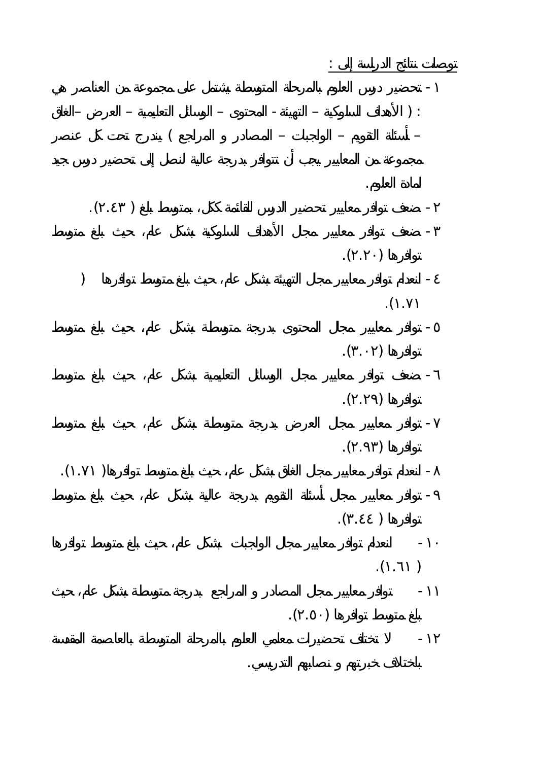توصلت نتائج الدراسة إلى :

١- تحضير درس العلوم بالمرحلة المتوسطة يشتمل على مجموعة من العناصر هي : ( الأهداف السلوكية – التهيئة - المحتوى – الوسائل التعليمية – العرض –الغلق – أسئلة التقويم – الواجبات – المصادر و المراجع ) يندرج تحت كل عنصر مجموعة من المعايير يجب أن تتوافر بدرجة عالية لنصل إلى تحضير درس جيد لمادة العلوم.

٢- ضعف توافر معايير تحضير الدرس للقائمة ككل، بمتوسط بلغ ( ٢.٤٣).

٣- ضعف توافر معايير مجال الأهداف السلوكية بشكل عام، حيث بلغ متوسط توافرها (٢.٢٠).

٤- انعدام توافر معايير مجال التهيئة بشكل عام، حيث بلغ متوسط توافرها ( ١.٧١).

٥- توافر معايير مجال المحتوى بدرجة متوسطة بشكل عام، حيث بلغ متوسط توافرها (٣.٠٢).

٦- ضعف توافر معايير مجال الوسائل التعليمية بشكل عام، حيث بلغ متوسط توافرها (٢.٢٩).

٧- توافر معايير مجال العرض بدرجة متوسطة بشكل عام، حيث بلغ متوسط توافرها (٢.٩٣).

٨- انعدام توافر معايير مجال الغلق بشكل عام، حيث بلغ متوسط توافرها( ١.٧١).

٩- توافر معايير مجال أسئلة التقويم بدرجة عالية بشكل عام، حيث بلغ متوسط توافرها ( ٣.٤٤).

١٠- انعدام توافر معايير مجال الواجبات بشكل عام، حيث بلغ متوسط توافرها ( ١.٦١).

١١- توافر معايير مجال المصادر و المراجع بدرجة متوسطة بشكل عام، حيث بلغ متوسط توافرها (٢.٥٠).

١٢- لا تختلف تحضيرات معلمي العلوم بالمرحلة المتوسطة بالعاصمة المقدسة باختلاف خبرتهم و نصابهم التدريسي.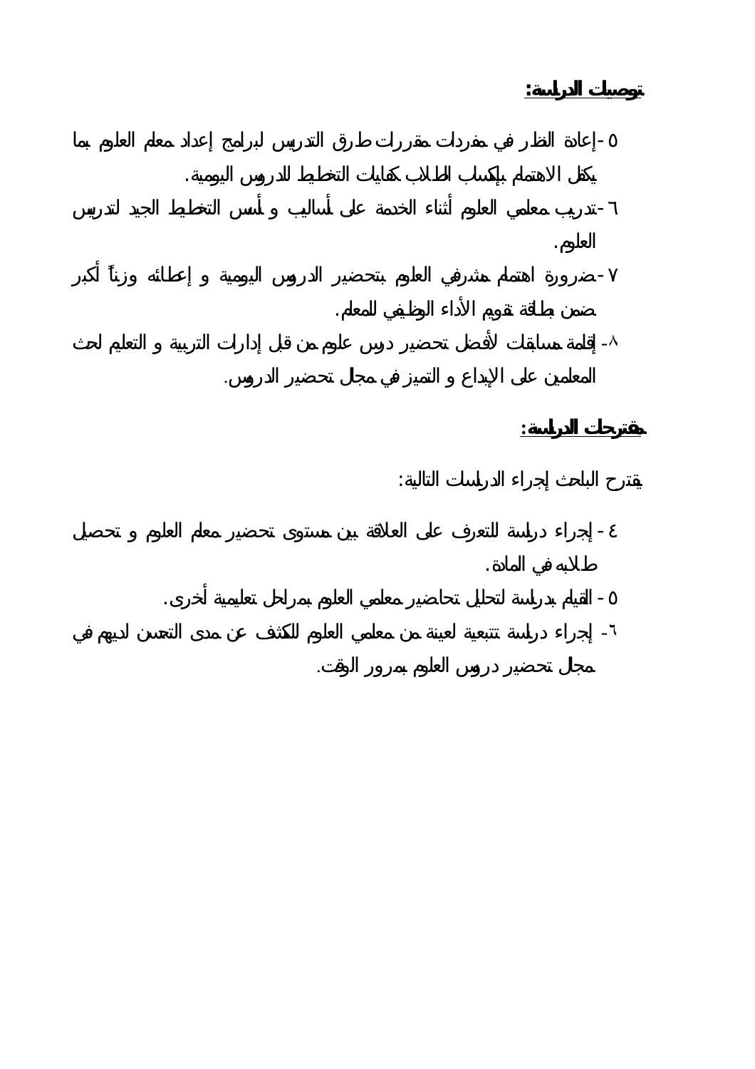**توصيات الدراسة:**

٥- إعادة النظر في مفردات مقررات طرق التدريس لبرامج إعداد معلم العلوم بما يكفل الاهتمام بإكساب الطلاب كفايات التخطيط للدروس اليومية.

٦- تدريب معلمي العلوم أثناء الخدمة على أساليب و أسس التخطيط الجيد لتدريس العلوم.

٧- ضرورة اهتمام مشرفي العلوم بتحضير الدروس اليومية و إعطائه وزناً أكبر ضمن بطاقة تقويم الأداء الوظيفي للمعلم.

٨- إقامة مسابقات لأفضل تحضير دروس علوم من قبل إدارات التربية و التعليم لحث المعلمين على الإبداع و التميز في مجال تحضير الدروس.

**مقترحات الدراسة:**

يقترح الباحث إجراء الدراسات التالية:

٤- إجراء دراسة للتعرف على العلاقة بين مستوى تحضير معلم العلوم و تحصيل طلابه في المادة.

٥- القيام بدراسة لتحليل تحاضير معلمي العلوم بمراحل تعليمية أخرى.

٦- إجراء دراسة تتبعية لعينة من معلمي العلوم للكشف عن مدى التحسن لديهم في مجال تحضير دروس العلوم بمرور الوقت.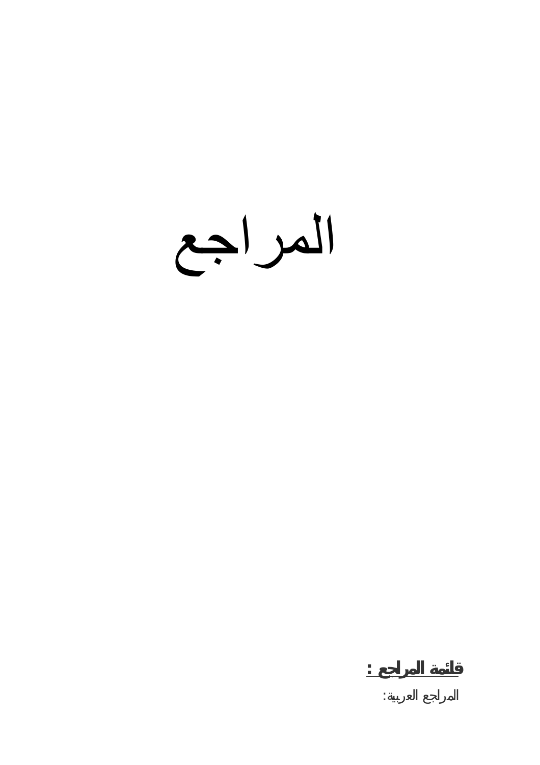# المراجع

**قائمة المراجع :**

المراجع العربية: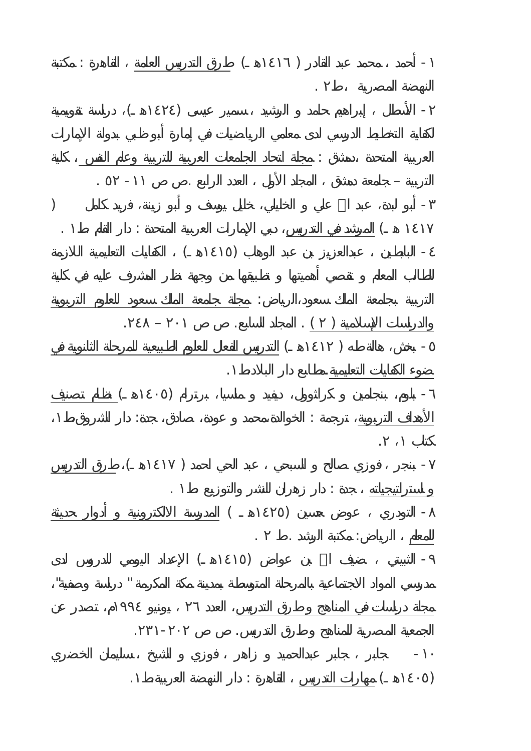١ - أحمد ، محمد عبد القادر ( ١٤١٦هـ ) طرق التدريس العامة ، القاهرة : مكتبة النهضة المصرية ، ط٢ .

٢ - الأسطل ، إبراهيم حامد و الرشيد ، سمير عيسى (١٤٢٤هـ)، دراسة تقويمية لكفاية التخطيط الدرسي لدى معلمي الرياضيات في إمارة أبوظبي بدولة الإمارات العربية المتحدة ، دمشق : مجلة اتحاد الجامعات العربية للتربية وعلم النفس ، كلية التربية – جامعة دمشق ، المجلد الأول ، العدد الرابع . ص ص ١١ - ٥٢ .

٣ - أبو لبدة، عبد الله علي و الخليلي، خليل يوسف و أبو زينة، فريد كامل ( ١٤١٧ هـ) المرشد في التدريس، دبي الإمارات العربية المتحدة : دار القلم ط١ .

٤ - البابطين ، عبدالعزيز بن عبد الوهاب (١٤١٥هـ) ، الكفايات التعليمية اللازمة للطالب المعلم و تقصي أهميتها و تطبيقها من وجهة نظر المشرف عليه في كلية التربية بجامعة الملك سعود، الرياض: مجلة جامعة الملك سعود للعلوم التربوية والدراسات الإسلامية ( ٢ ) . المجلد السابع. ص ص ٢٠١ – ٢٤٨.

٥ - بخش، هالة طه ( ١٤١٢هـ ) التدريس الفعال للعلوم الطبيعية للمرحلة الثانوية في ضوء الكفايات التعليمية مطابع دار البلاد ط١.

٦ - بلوم، بنجامين و كراثوول، ديفيد و ماسيا، برترام (١٤٠٥هـ) نظام تصنيف الأهداف التربوية، ترجمة : الخوالدة محمد و عودة، صادق، جدة: دار الشروق ط١، كتاب ١، ٢.

٧ - بنجر ، فوزي صالح و السبحي ، عبد الحي أحمد ( ١٤١٧هـ)، طرق التدريس واستراتيجياته ، جدة : دار زهران للنشر والتوزيع ط١ .

٨ - التودري ، عوض حسين (١٤٢٥هـ ) المدرسة الالكترونية و أدوار حديثة للمعلم ، الرياض: مكتبة الرشد . ط ٢ .

٩ - الثبيتي ، ضيف الله بن عواض (١٤١٥هـ) الإعداد اليومي للدروس لدى مدرسي المواد الاجتماعية بالمرحلة المتوسطة بمدينة مكة المكرمة " دراسة وصفية"، مجلة دراسات في المناهج وطرق التدريس، العدد ٢٦ ، يونيو ١٩٩٤م، تصدر عن الجمعية المصرية للمناهج وطرق التدريس. ص ص ٢٠٢-٢٣١.

١٠ - جابر ، جابر عبدالحميد و زاهر ، فوزي و الشيخ ، سليمان الخضري (١٤٠٥هـ) مهارات التدريس ، القاهرة : دار النهضة العربية ط١.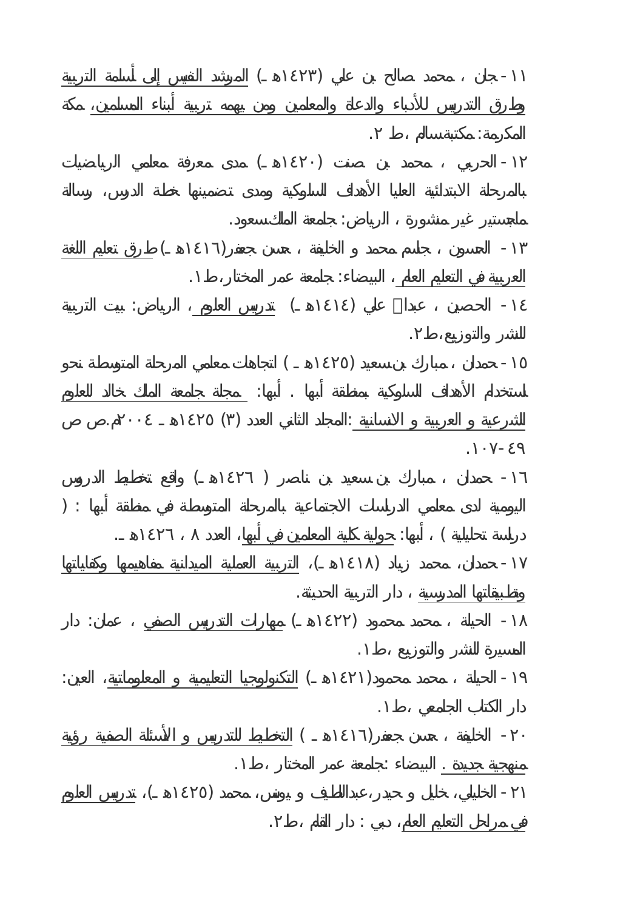١١- جان ، محمد صالح بن علي (١٤٢٣هـ) المرشد النفيس إلى أسلمة التربية وطرق التدريس للأدباء والدعاة والمعلمين ومن يهمه تربية أبناء المسلمين، مكة المكرمة: مكتبة سالم ، ط ٢.

١٢- الحربي ، محمد بن صنت (١٤٢٠هـ) مدى معرفة معلمي الرياضيات بالمرحلة الابتدائية العليا الأهداف السلوكية ومدى تضمينها خطة الدرس، رسالة ماجستير غير منشورة ، الرياض: جامعة الملك سعود.

١٣- الحسون ، جاسم محمد و الخليفة ، حسن جعفر(١٤١٦هـ) طرق تعليم اللغة العربية في التعليم العام ، البيضاء: جامعة عمر المختار، ط١.

١٤- الحصين ، عبدا علي (١٤١٤هـ) تدريس العلوم ، الرياض: بيت التربية للنشر والتوزيع، ط٢.

١٥- حمدان ، مبارك بن سعيد (١٤٢٥هـ) اتجاهات معلمي المرحلة المتوسطة نحو استخدام الأهداف السلوكية بمنطقة أبها . أبها: مجلة جامعة الملك خالد للعلوم الشرعية و العربية و الانسانية :المجلد الثاني العدد (٣) ١٤٢٥هـ - ٢٠٠٤م. ص ص ٤٩-١٠٧.

١٦- حمدان ، مبارك بن سعيد بن ناصر (١٤٢٦هـ) واقع تخطيط الدروس اليومية لدى معلمي الدراسات الاجتماعية بالمرحلة المتوسطة في منطقة أبها : (دراسة تحليلية) ، أبها: حولية كلية المعلمين في أبها، العدد ٨ ، ١٤٢٦هـ .

١٧- حمدان، محمد زياد (١٤١٨هـ)، التربية العملية الميدانية مفاهيمها وكفاياتها وتطبيقاتها المدرسية ، دار التربية الحديثة.

١٨- الحيلة ، محمد محمود (١٤٢٢هـ) مهارات التدريس الصفي ، عمان: دار المسيرة للنشر والتوزيع ، ط١.

١٩- الحيلة ، محمد محمود(١٤٢١هـ) التكنولوجيا التعليمية و المعلوماتية، العين: دار الكتاب الجامعي ، ط١.

٢٠- الخليفة ، حسن جعفر(١٤١٦هـ) التخطيط للتدريس و الأسئلة الصفية رؤية منهجية جديدة . البيضاء :جامعة عمر المختار ، ط١.

٢١- الخليلي، خليل و حيدر، عبداللطيف و يونس، محمد (١٤٢٥هـ)، تدريس العلوم في مراحل التعليم العام، دبي : دار القلم ، ط٢.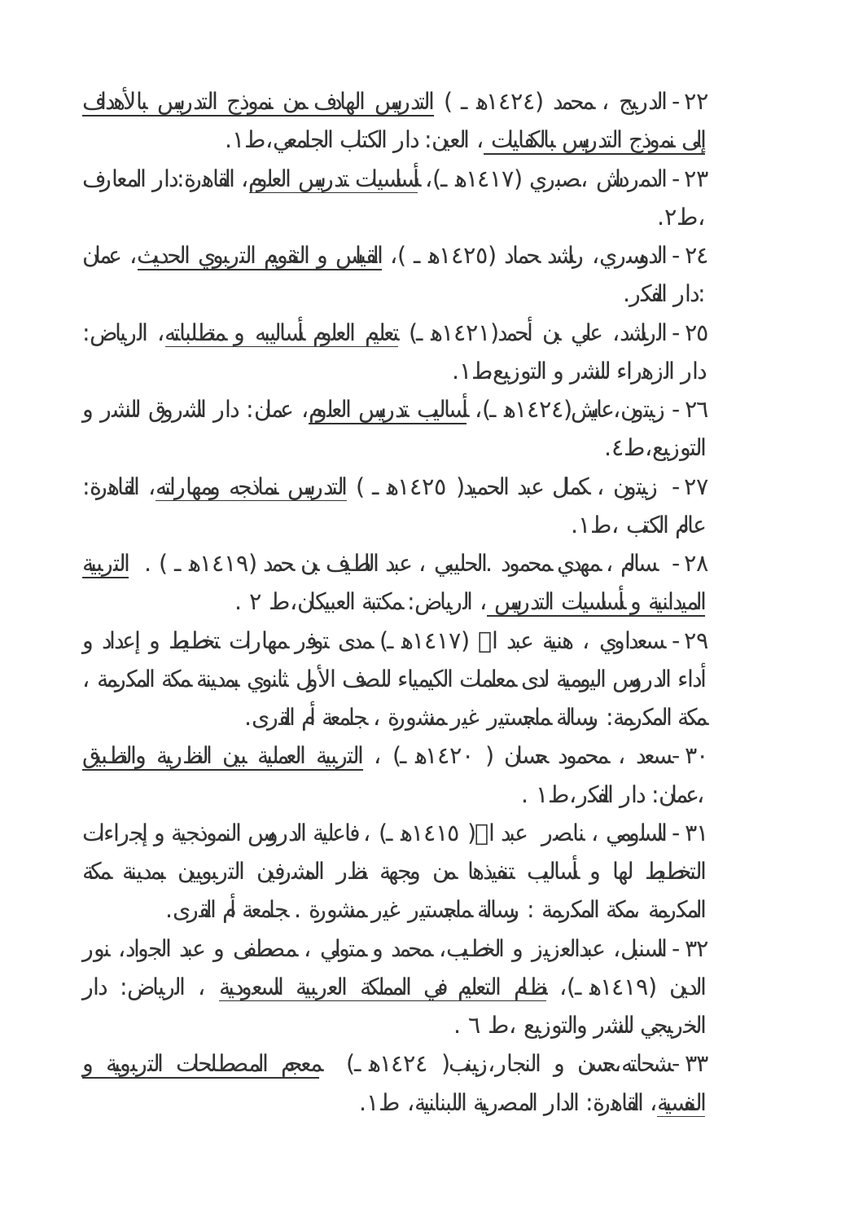٢٢- الدريج ، محمد (١٤٢٤هـ ) التدريس الهادف من نموذج التدريس بالأهداف إلى نموذج التدريس بالكفايات ، العين: دار الكتاب الجامعي،ط١.

٢٣- الدمرداش ،صبري (١٤١٧هـ)، أساسيات تدريس العلوم، القاهرة:دار المعارف ،ط٢.

٢٤- الدوسري، راشد حماد (١٤٢٥هـ )، القياس و التقويم التربوي الحديث، عمان :دار الفكر.

٢٥- الراشد، علي بن أحمد(١٤٢١هـ) تعليم العلوم أساليبه و متطلباته، الرياض: دار الزهراء للنشر و التوزيع ط١.

٢٦- زيتون،عايش(١٤٢٤هـ)، أساليب تدريس العلوم، عمان: دار الشروق للنشر و التوزيع،ط٤.

٢٧- زيتون ، كمال عبد الحميد( ١٤٢٥هـ ) التدريس نماذجه ومهاراته، القاهرة: عالم الكتب ،ط١.

٢٨- سالم ، مهدي محمود .الحليبي ، عبد اللطيف بن حمد (١٤١٩هـ ) . التربية الميدانية و أساسيات التدريس ، الرياض: مكتبة العبيكان،ط ٢ .

٢٩- سعداوي ، هنية عبد ا (١٤١٧هـ) مدى توفر مهارات تخطيط و إعداد و أداء الدروس اليومية لدى معلمات الكيمياء للصف الأول ثانوي بمدينة مكة المكرمة ، مكة المكرمة: رسالة ماجستير غير منشورة ، جامعة أم القرى.

٣٠-سعد ، محمود حسان ( ١٤٢٠هـ) ، التربية العملية بين النظرية والتطبيق ،عمان: دار الفكر،ط١ .

٣١- السلومي ، ناصر عبد ا( ١٤١٥هـ) ، فاعلية الدروس النموذجية و إجراءات التخطيط لها و أساليب تنفيذها من وجهة نظر المشرفين التربويين بمدينة مكة المكرمة ،مكة المكرمة : رسالة ماجستير غير منشورة . جامعة أم القرى.

٣٢- السنبل، عبدالعزيز و الخطيب، محمد و متولي ، مصطفى و عبد الجواد، نور الدين (١٤١٩هـ)، نظام التعليم في المملكة العربية السعودية ، الرياض: دار الخريجي للنشر والتوزيع ،ط ٦ .

٣٣-شحاتة،حسن و النجار،زينب( ١٤٢٤هـ) معجم المصطلحات التربوية و النفسية، القاهرة: الدار المصرية اللبنانية، ط١.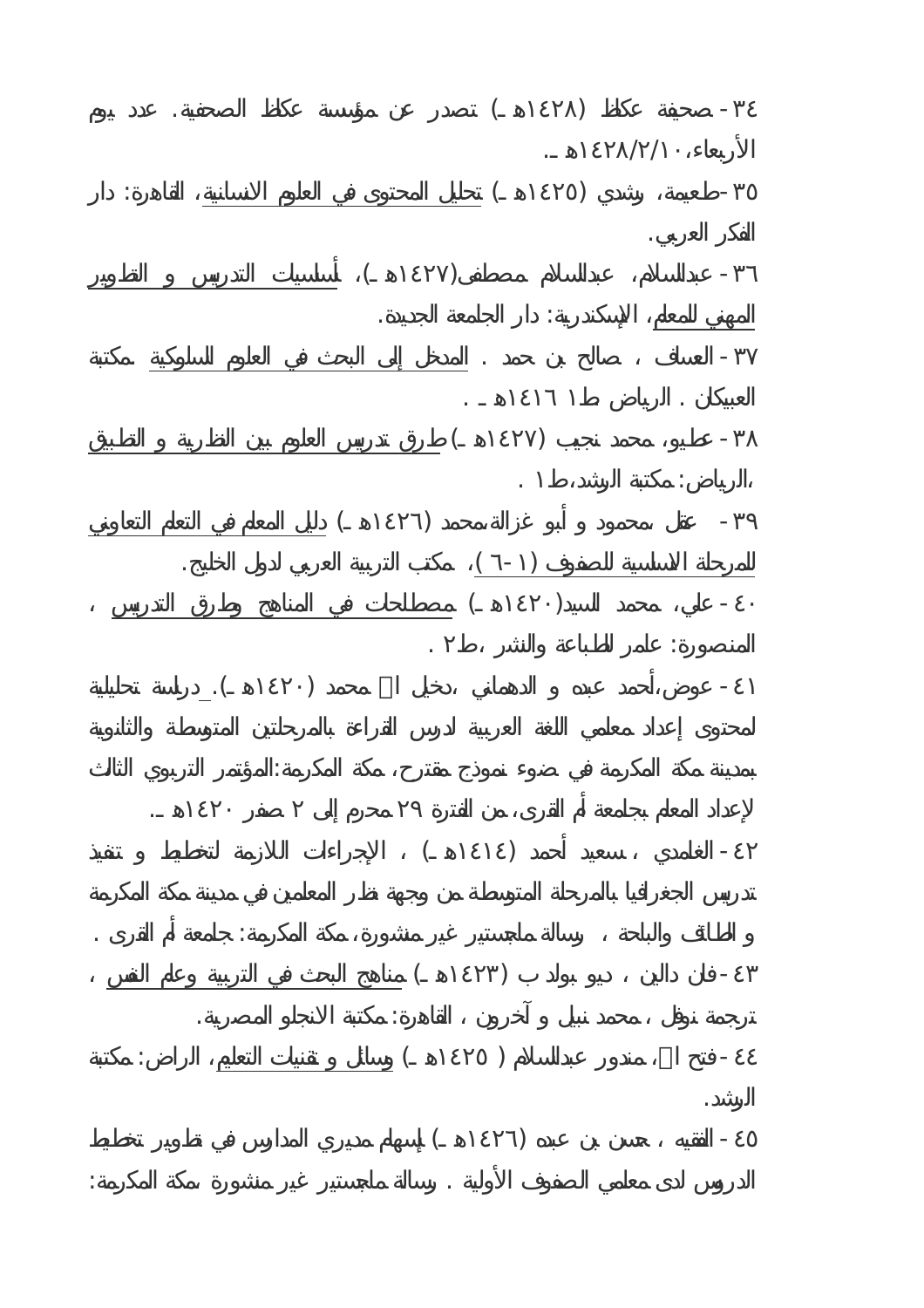٣٤ - صحيفة عكاظ (١٤٢٨هـ) تصدر عن مؤسسة عكاظ الصحفية. عدد يوم الأربعاء، ١٤٢٨/٢/١٠هـ.

٣٥ -طعيمة، رشدي (١٤٢٥هـ) تحليل المحتوى في العلوم الانسانية، القاهرة: دار الفكر العربي.

٣٦ - عبدالسلام، عبدالسلام مصطفى(١٤٢٧هـ)، أساسيات التدريس و التطوير المهني للمعلم، الإسكندرية: دار الجامعة الجديدة.

٣٧ - العساف ، صالح بن حمد . المدخل إلى البحث في العلوم السلوكية مكتبة العبيكان . الرياض ط١ ١٤١٦هـ .

٣٨ - عطيو، محمد نجيب (١٤٢٧هـ) طرق تدريس العلوم بين النظرية و التطبيق ،الرياض: مكتبة الرشد،ط١ .

٣٩ - عقل ،محمود و أبو غزالة،محمد (١٤٢٦هـ) دليل المعلم في التعلم التعاوني للمرحلة الاساسية للصفوف (١-٦)، مكتب التربية العربي لدول الخليج.

٤٠ - علي، محمد السيد(١٤٢٠هـ) مصطلحات في المناهج وطرق التدريس ، المنصورة: عامر للطباعة والنشر ،ط٢ .

٤١ - عوض،أحمد عبده و الدهماني ،دخيل الله محمد (١٤٢٠هـ). دراسة تحليلية لمحتوى إعداد معلمي اللغة العربية لدرس القراءة بالمرحلتين المتوسطة والثانوية بمدينة مكة المكرمة في ضوء نموذج مقترح، مكة المكرمة:المؤتمر التربوي الثالث لإعداد المعلم بجامعة أم القرى، من الفترة ٢٩ محرم إلى ٢ صفر ١٤٢٠هـ.

٤٢ - الغامدي ، سعيد أحمد (١٤١٤هـ) ، الإجراءات اللازمة لتخطيط و تنفيذ تدريس الجغرافيا بالمرحلة المتوسطة من وجهة نظر المعلمين في مدينة مكة المكرمة و الطائف والباحة ، رسالة ماجستير غير منشورة، مكة المكرمة: جامعة أم القرى .

٤٣ - فان دالين ، ديو بولد ب (١٤٢٣هـ) مناهج البحث في التربية وعلم النفس ، ترجمة نوفل ، محمد نبيل و آخرون ، القاهرة: مكتبة الانجلو المصرية.

٤٤ - فتح الله، مندور عبدالسلام ( ١٤٢٥هـ) وسائل و تقنيات التعليم، الراض: مكتبة الرشد.

٤٥ - الفقيه ، حسن بن عبده (١٤٢٦هـ) إسهام مديري المدارس في تطوير تخطيط الدروس لدى معلمي الصفوف الأولية . رسالة ماجستير غير منشورة ،مكة المكرمة: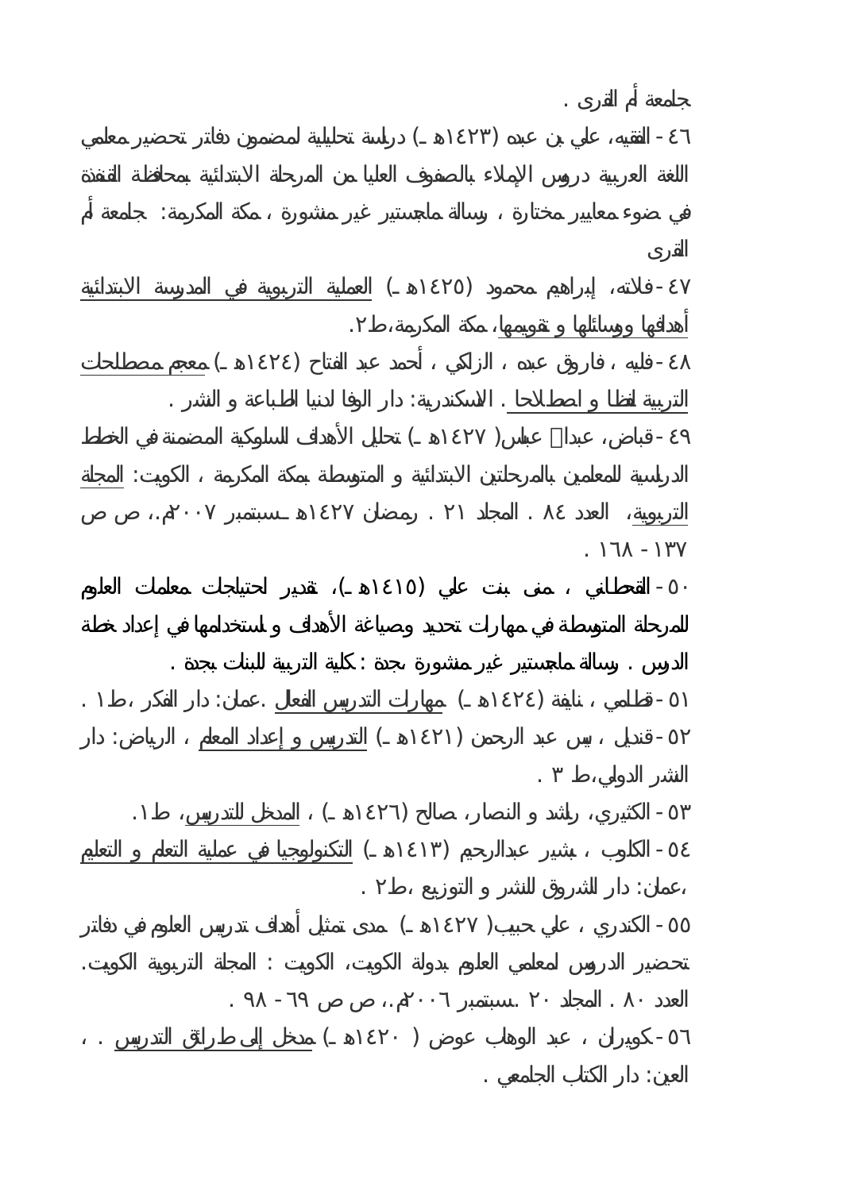جامعة أم القرى .

٤٦ - الفقيه، علي بن عبده (١٤٢٣هـ) دراسة تحليلية لمضمون دفاتر تحضير معلمي اللغة العربية دروس الإملاء بالصفوف العليا من المرحلة الابتدائية بمحافظة القنفذة في ضوء معايير مختارة ، رسالة ماجستير غير منشورة ، مكة المكرمة: جامعة أم القرى

٤٧ - فلاته، إبراهيم محمود (١٤٢٥هـ) العملية التربوية في المدرسة الابتدائية أهدافها ووسائلها و تقويمها، مكة المكرمة،ط٢.

٤٨ - فليه ، فاروق عبده ، الزكي ، أحمد عبد الفتاح (١٤٢٤هـ) معجم مصطلحات التربية لفظا و اصطلاحا . الاسكندرية: دار الوفا لدنيا الطباعة و النشر .

٤٩ - قباض، عبدا عباس( ١٤٢٧هـ) تحليل الأهداف السلوكية المضمنة في الخطط الدراسية للمعلمين بالمرحلتين الابتدائية و المتوسطة بمكة المكرمة ، الكويت: المجلة التربوية، العدد ٨٤ . المجلد ٢١ . رمضان ١٤٢٧هـ سبتمبر ٢٠٠٧م.، ص ص ١٣٧ - ١٦٨ .

٥٠ - القحطاني ، منى بنت علي (١٤١٥هـ)، تقدير لاحتياجات معلمات العلوم للمرحلة المتوسطة في مهارات تحديد وصياغة الأهداف و استخدامها في إعداد خطة الدرس . رسالة ماجستير غير منشورة بجدة : كلية التربية للبنات بجدة .

٥١ - قطامي ، نايفة (١٤٢٤هـ) مهارات التدريس الفعال .عمان: دار الفكر ،ط١ .

٥٢ - قنديل ، يس عبد الرحمن (١٤٢١هـ) التدريس و إعداد المعلم ، الرياض: دار النشر الدولي،ط ٣ .

٥٣ - الكثيري، راشد و النصار، صالح (١٤٢٦هـ) ، المدخل للتدريس، ط١.

٥٤ - الكلوب ، بشير عبدالرحيم (١٤١٣هـ) التكنولوجيا في عملية التعلم و التعليم ،عمان: دار الشروق للنشر و التوزيع ،ط٢ .

٥٥ - الكندري ، علي حبيب( ١٤٢٧هـ) مدى تمثيل أهداف تدريس العلوم في دفاتر تحضير الدروس لمعلمي العلوم بدولة الكويت، الكويت : المجلة التربوية الكويت. العدد ٨٠ . المجلد ٢٠ .سبتمبر ٢٠٠٦م.، ص ص ٦٩ - ٩٨ .

٥٦ - كويران ، عبد الوهاب عوض ( ١٤٢٠هـ) مدخل إلى طرائق التدريس . ، العين: دار الكتاب الجامعي .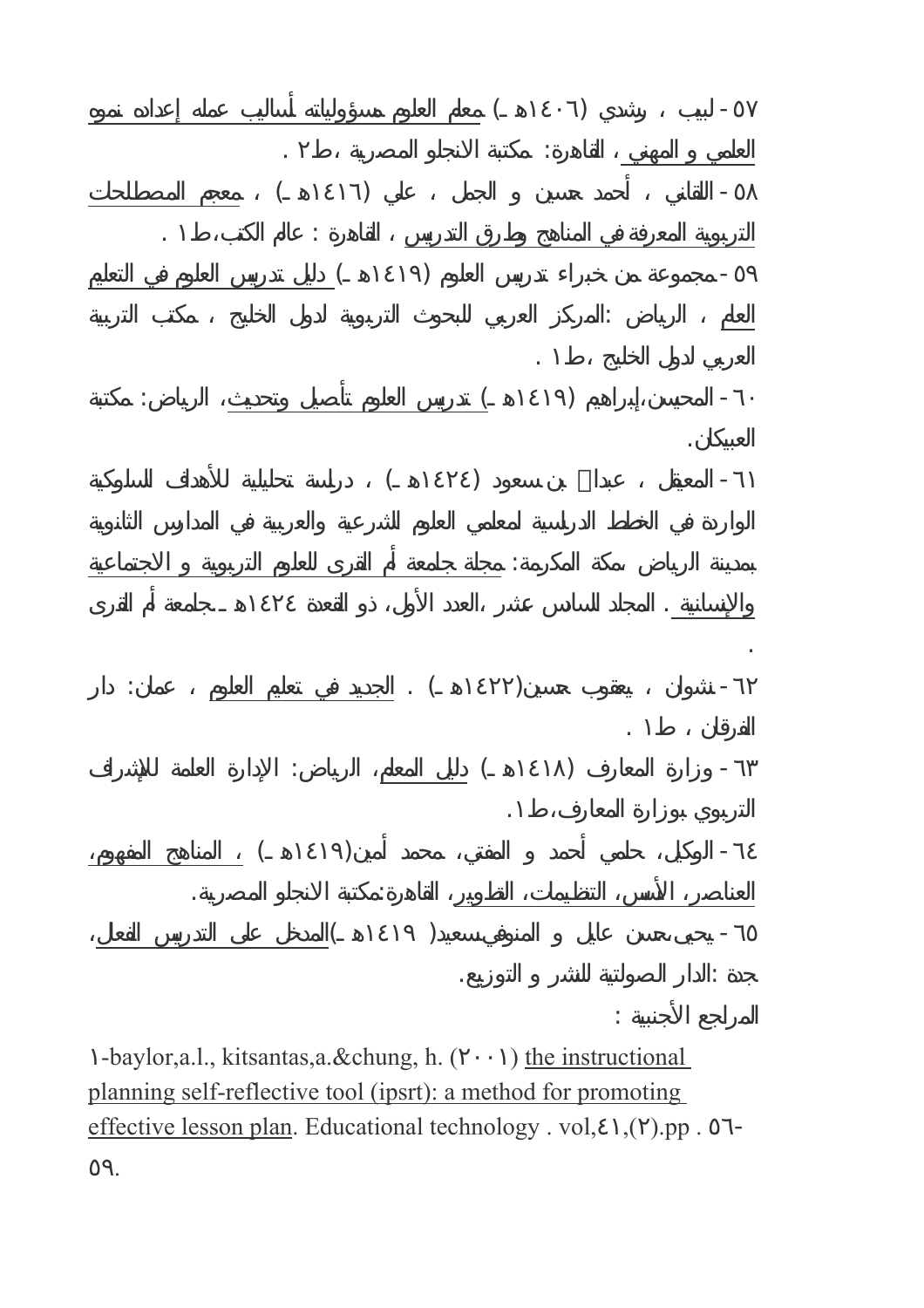٥٧ - لبيب ، رشدي (١٤٠٦هـ) معلم العلوم مسؤولياته أساليب عمله إعداده نموه العلمي و المهني ، القاهرة: مكتبة الانجلو المصرية ،ط٢ .

٥٨ - اللقاني ، أحمد حسين و الجمل ، علي (١٤١٦هـ) ، معجم المصطلحات التربوية المعرفة في المناهج وطرق التدريس ، القاهرة : عالم الكتب،ط١ .

٥٩ - مجموعة من خبراء تدريس العلوم (١٤١٩هـ) دليل تدريس العلوم في التعليم العام ، الرياض :المركز العربي للبحوث التربوية لدول الخليج ، مكتب التربية العربي لدول الخليج ،ط١ .

٦٠ - المحيسن،إبراهيم (١٤١٩هـ) تدريس العلوم تأصيل وتحديث، الرياض: مكتبة العبيكان.

٦١ - المعيقل ، عبدالله بن سعود (١٤٢٤هـ) ، دراسة تحليلية للأهداف السلوكية الواردة في الخطط الدراسية لمعلمي العلوم الشرعية والعربية في المدارس الثانوية بمدينة الرياض ،مكة المكرمة: مجلة جامعة أم القرى للعلوم التربوية و الاجتماعية والإنسانية . المجلد السادس عشر ،العدد الأول، ذو القعدة ١٤٢٤هـ ،جامعة أم القرى .

٦٢ - نشوان ، يعقوب حسين(١٤٢٢هـ) . الجديد في تعليم العلوم ، عمان: دار الفرقان ، ط١ .

٦٣ - وزارة المعارف (١٤١٨هـ) دليل المعلم، الرياض: الإدارة العامة للإشراف التربوي بوزارة المعارف،ط١.

٦٤ - الوكيل، حلمي أحمد و المفتي، محمد أمين(١٤١٩هـ) ، المناهج المفهوم، العناصر، الأسس، التنظيمات، التطوير، القاهرة:مكتبة الانجلو المصرية.

٦٥ - يحيى،حسن عايل و المنوفي،سعيد( ١٤١٩هـ)المدخل على التدريس الفعال، جدة :الدار الصولتية للنشر و التوزيع.

المراجع الأجنبية :

١-baylor,a.l., kitsantas,a.&chung, h. (٢٠٠١) the instructional planning self-reflective tool (ipsrt): a method for promoting effective lesson plan. Educational technology . vol,٤١,(٢).pp . ٥٦-٥٩.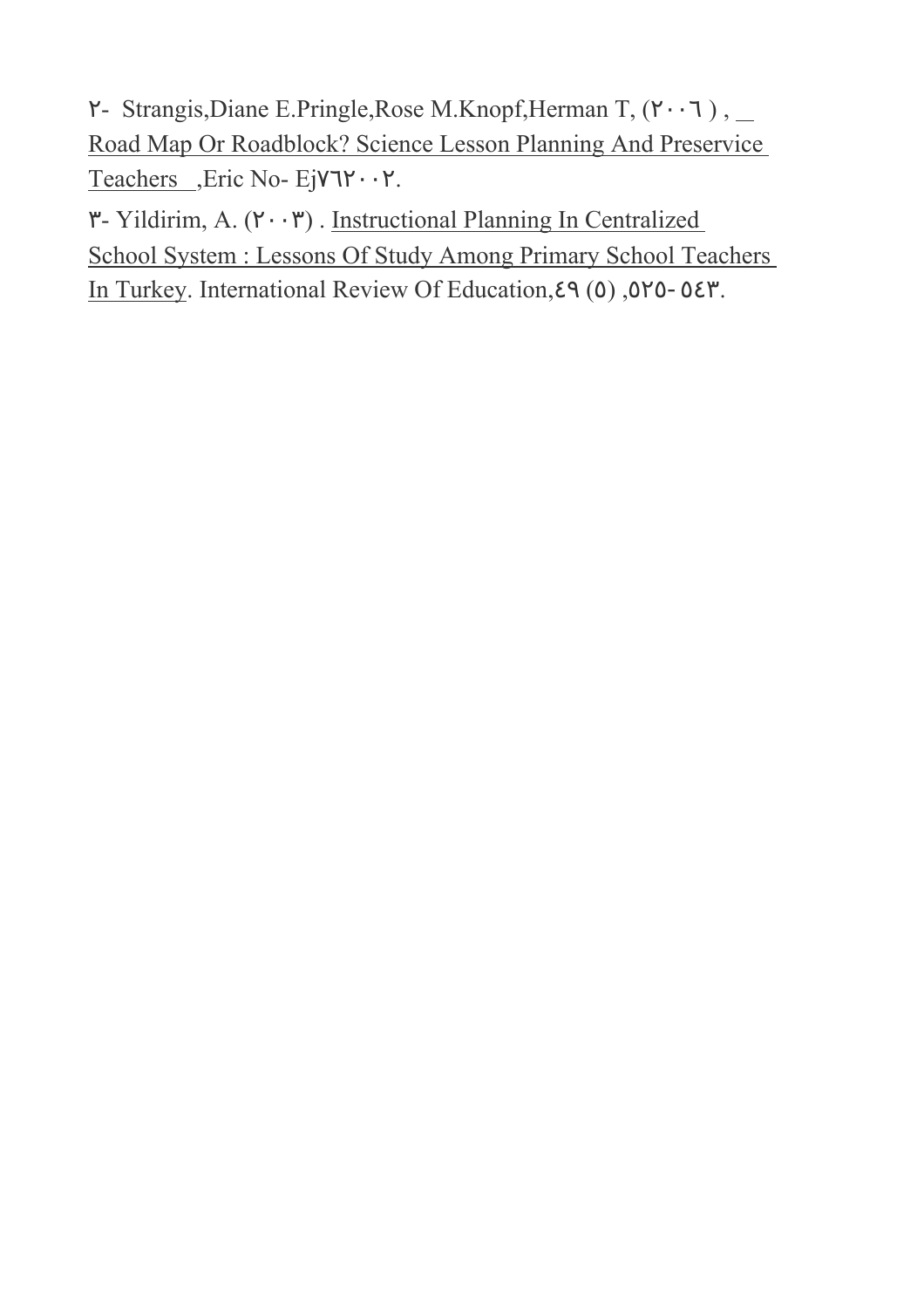٢- Strangis,Diane E.Pringle,Rose M.Knopf,Herman T, (٢٠٠٦) , Road Map Or Roadblock? Science Lesson Planning And Preservice Teachers ,Eric No- Ej٧٦٢٠٠٢.

٣- Yildirim, A. (٢٠٠٣) . Instructional Planning In Centralized School System : Lessons Of Study Among Primary School Teachers In Turkey. International Review Of Education,٤٩ (٥) ,٥٢٥- ٥٤٣.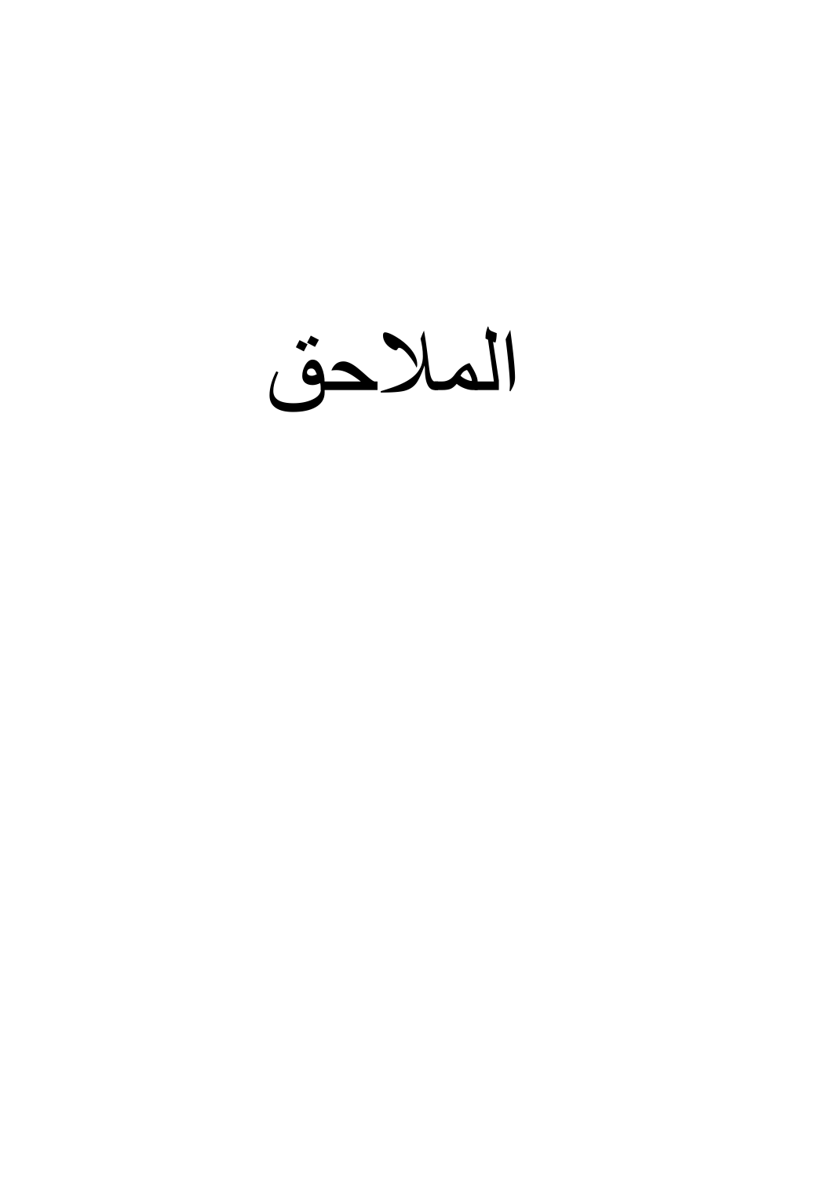# الملاحق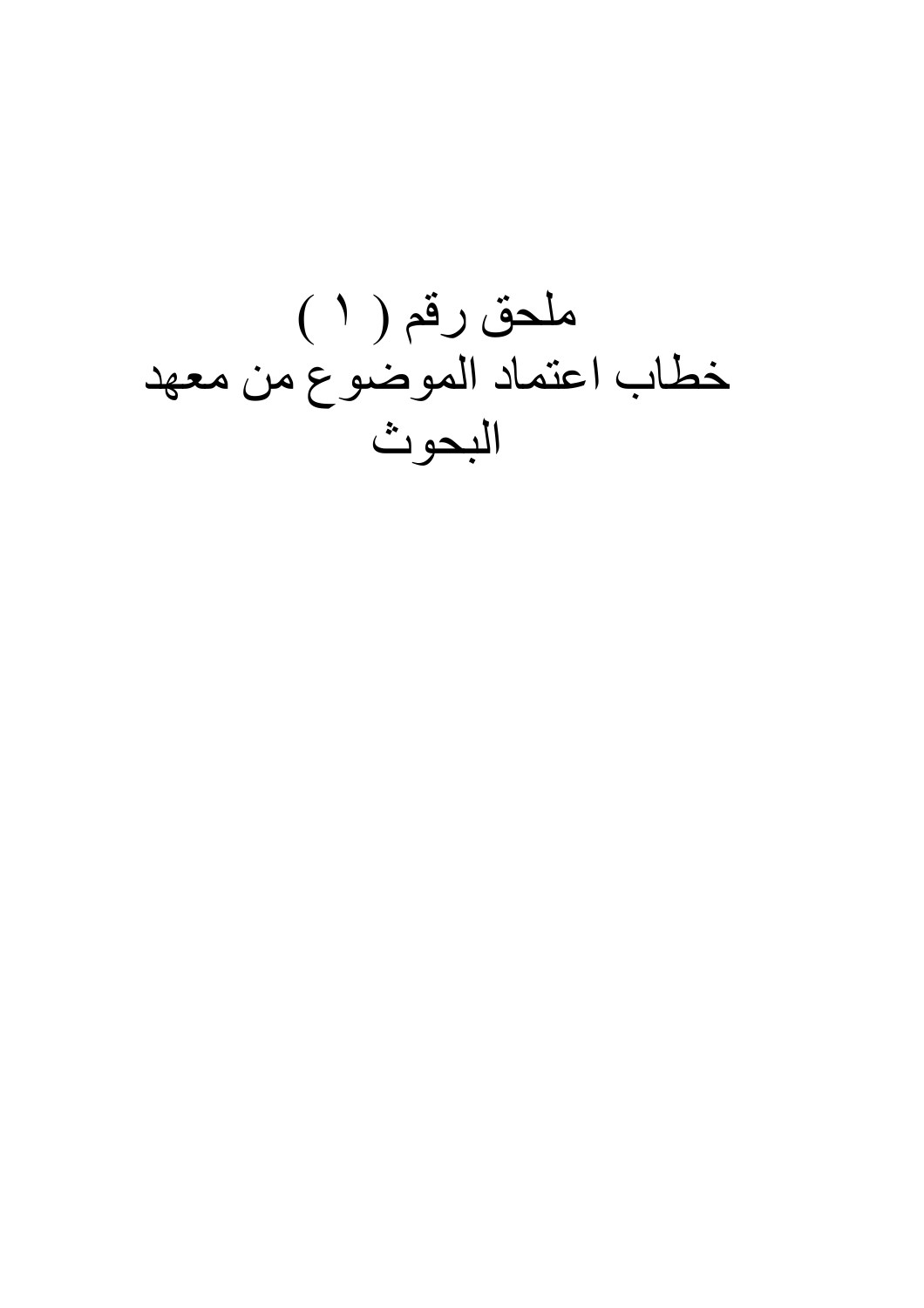# ملحق رقم ( ١ )

# خطاب اعتماد الموضوع من معهد البحوث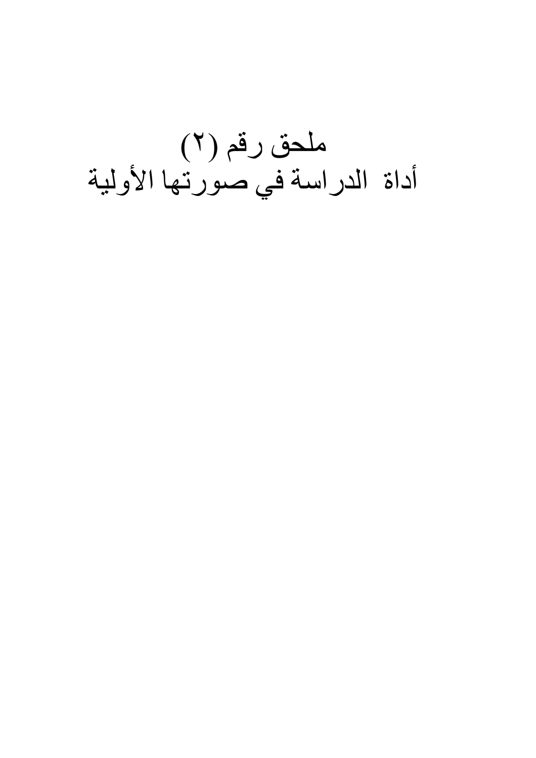# ملحق رقم (٢)
# أداة الدراسة في صورتها الأولية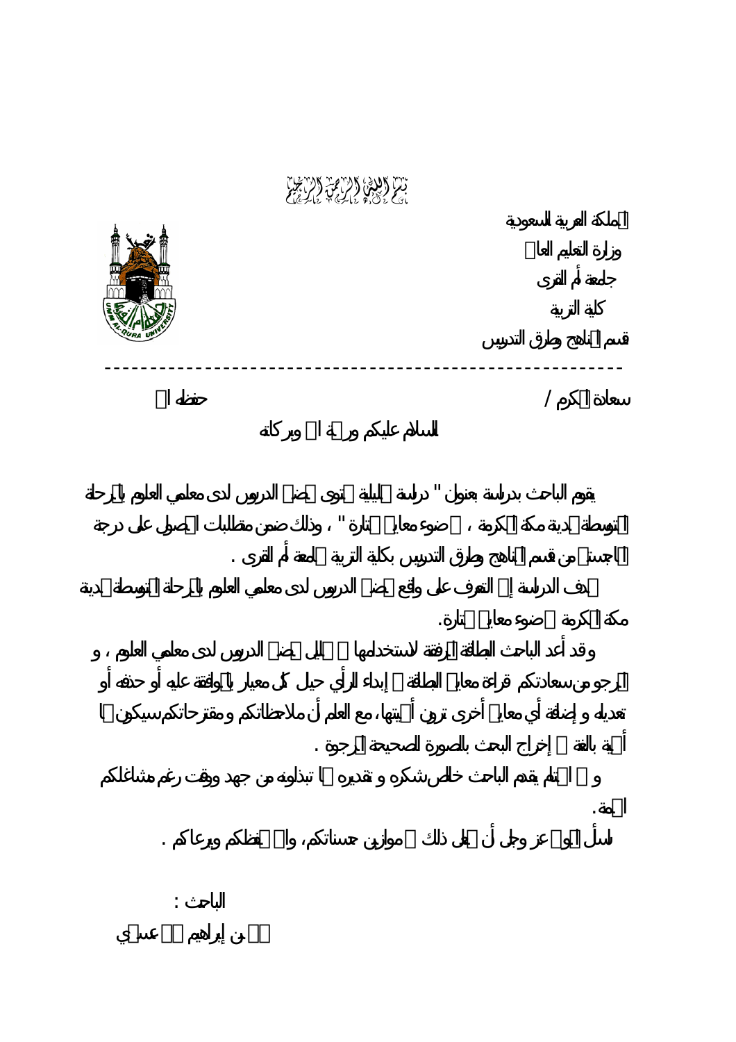بسم الله الرحمن الرحيم

المملكة العربية السعودية
وزارة التعليم العالي
جامعة أم القرى
كلية التربية
قسم المناهج وطرق التدريس

---

سعادة المكرم / حفظه الله

السلام عليكم ورحمة الله وبركاته

يقوم الباحث بدراسة بعنوان " دراسة تحليلية لمحتوى تحضير الدروس لدى معلمي العلوم بالمرحلة المتوسطة بمدينة مكة المكرمة ، في ضوء معايير مختارة " ، وذلك ضمن متطلبات الحصول على درجة الماجستير من قسم المناهج وطرق التدريس بكلية التربية بجامعة أم القرى .

تهدف الدراسة إلى التعرف على واقع تحضير الدروس لدى معلمي العلوم بالمرحلة المتوسطة بمدينة مكة المكرمة في ضوء معايير مختارة.

وقد أعد الباحث البطاقة المرفقة لاستخدامها في تحليل تحضير الدروس لدى معلمي العلوم ، و أرجو من سعادتكم قراءة معايير البطاقة و إبداء الرأي حيال كل معيار بالموافقة عليه أو حذفه أو تعديله و إضافة أي معايير أخرى ترون أهميتها، مع العلم أن ملاحظاتكم ومقترحاتكم سيكون لها أهمية بالغة في إخراج البحث بالصورة الصحيحة المرجوة .

و في الختام يقدم الباحث خالص شكره و تقديره لما تبذلونه من جهد ووقت رغم مشاغلكم الجمة.

نسأل المولى عز وجل أن يجعل ذلك في موازين حسناتكم، والله يحفظكم ويرعاكم .

الباحث :

حسن بن إبراهيم حسن عسيري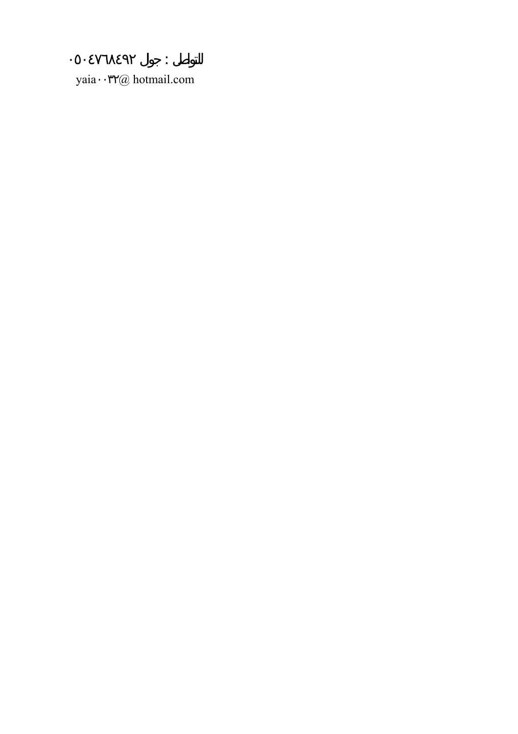للتواصل : جول ٠٥٠٤٧٦٨٤٩٢٠

yaia٠٠٣٢@ hotmail.com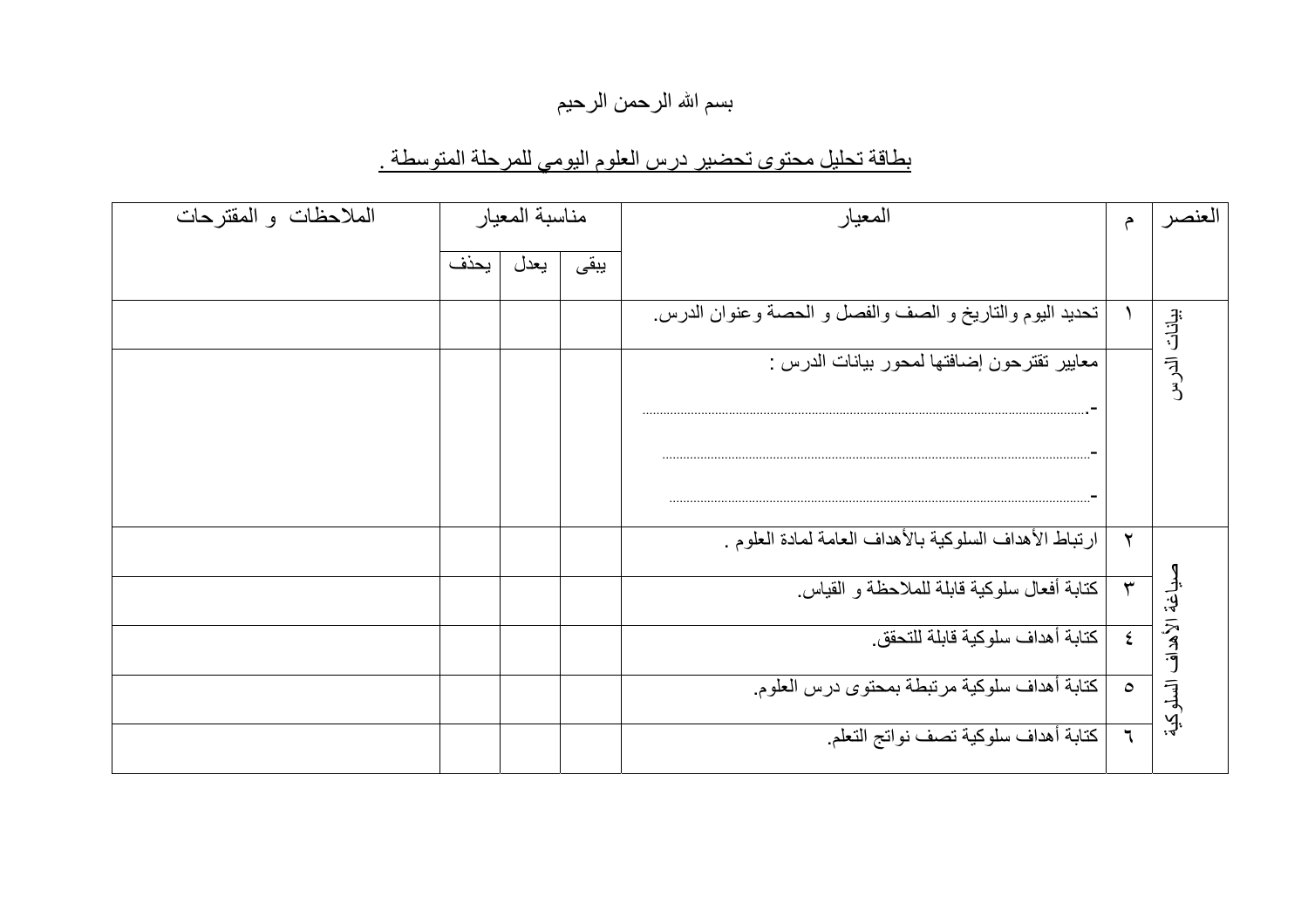بسم الله الرحمن الرحيم

## بطاقة تحليل محتوى تحضير درس العلوم اليومي للمرحلة المتوسطة .

| العنصر | م | المعيار | مناسبة المعيار | | | الملاحظات و المقترحات |
|---|---|---|---|---|---|---|
| | | | يبقى | يعدل | يحذف | |
| بيانات الدرس | ١ | تحديد اليوم والتاريخ و الصف والفصل و الحصة وعنوان الدرس. | | | | |
| | | معايير تقترحون إضافتها لمحور بيانات الدرس :<br>-............................................................<br>-............................................................<br>-............................................................ | | | | |
| صياغة الأهداف السلوكية | ٢ | ارتباط الأهداف السلوكية بالأهداف العامة لمادة العلوم . | | | | |
| | ٣ | كتابة أفعال سلوكية قابلة للملاحظة و القياس. | | | | |
| | ٤ | كتابة أهداف سلوكية قابلة للتحقق. | | | | |
| | ٥ | كتابة أهداف سلوكية مرتبطة بمحتوى درس العلوم. | | | | |
| | ٦ | كتابة أهداف سلوكية تصف نواتج التعلم. | | | | |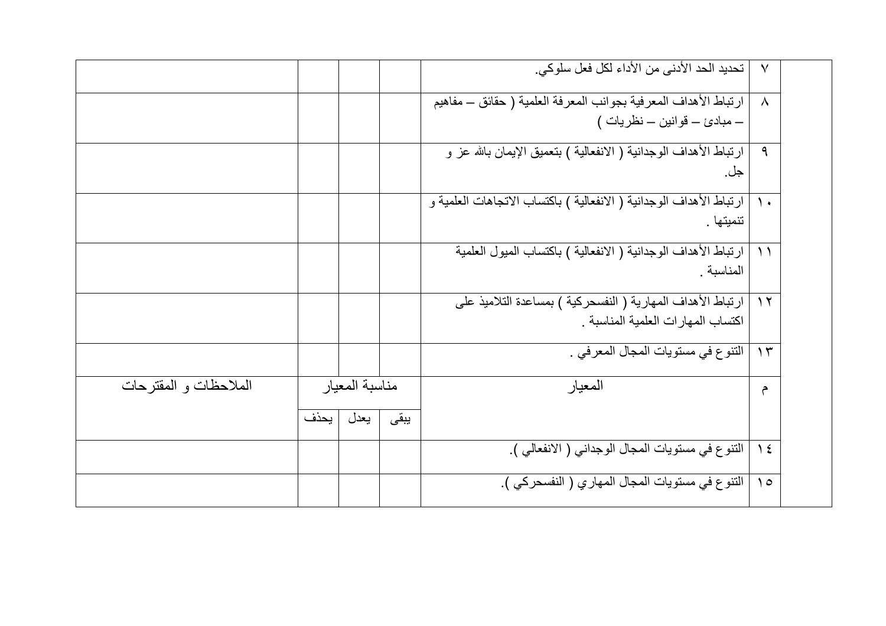| | م | المعيار | يبقى | يعدل | يحذف | الملاحظات و المقترحات |
|---|---|---|---|---|---|---|
| | ٧ | تحديد الحد الأدنى من الأداء لكل فعل سلوكي. | | | | |
| | ٨ | ارتباط الأهداف المعرفية بجوانب المعرفة العلمية ( حقائق – مفاهيم – مبادئ – قوانين – نظريات ) | | | | |
| | ٩ | ارتباط الأهداف الوجدانية ( الانفعالية ) بتعميق الإيمان بالله عز و جل. | | | | |
| | ١٠ | ارتباط الأهداف الوجدانية ( الانفعالية ) باكتساب الاتجاهات العلمية و تنميتها . | | | | |
| | ١١ | ارتباط الأهداف الوجدانية ( الانفعالية ) باكتساب الميول العلمية المناسبة . | | | | |
| | ١٢ | ارتباط الأهداف المهارية ( النفسحركية ) بمساعدة التلاميذ على اكتساب المهارات العلمية المناسبة . | | | | |
| | ١٣ | التنوع في مستويات المجال المعرفي . | | | | |
| | م | المعيار | مناسبة المعيار | | | الملاحظات و المقترحات |
| | | | يبقى | يعدل | يحذف | |
| | ١٤ | التنوع في مستويات المجال الوجداني ( الانفعالي ). | | | | |
| | ١٥ | التنوع في مستويات المجال المهاري ( النفسحركي ). | | | | |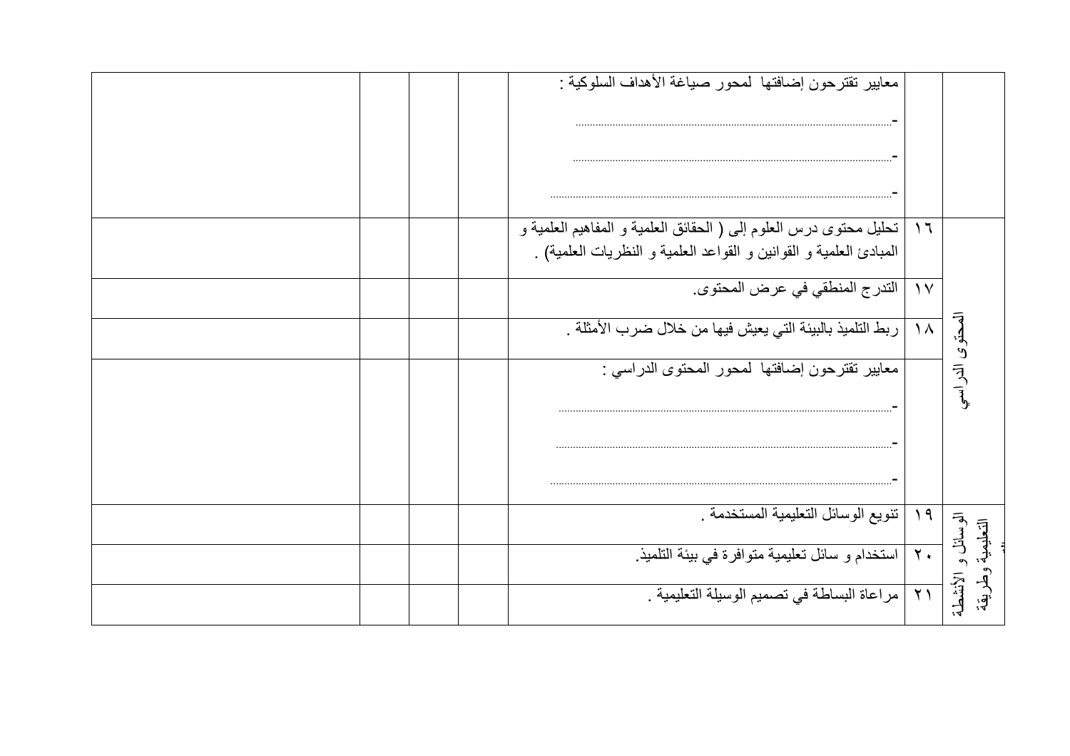| المحور | م | العبارة | | | | |
|---|---|---|---|---|---|---|
| | | معايير تقترحون إضافتها لمحور صياغة الأهداف السلوكية :<br>-.............................................................................................................<br>-.............................................................................................................<br>-............................................................................................................. | | | | |
| المحتوى الدراسي | ١٦ | تحليل محتوى درس العلوم إلى ( الحقائق العلمية و المفاهيم العلمية و المبادئ العلمية و القوانين و القواعد العلمية و النظريات العلمية) . | | | | |
| | ١٧ | التدرج المنطقي في عرض المحتوى. | | | | |
| | ١٨ | ربط التلميذ بالبيئة التي يعيش فيها من خلال ضرب الأمثلة . | | | | |
| | | معايير تقترحون إضافتها لمحور المحتوى الدراسي :<br>-.............................................................................................................<br>-.............................................................................................................<br>-............................................................................................................. | | | | |
| الوسائل و الأنشطة التعليمية وطريقة | ١٩ | تنويع الوسائل التعليمية المستخدمة . | | | | |
| | ٢٠ | استخدام و سائل تعليمية متوافرة في بيئة التلميذ. | | | | |
| | ٢١ | مراعاة البساطة في تصميم الوسيلة التعليمية . | | | | |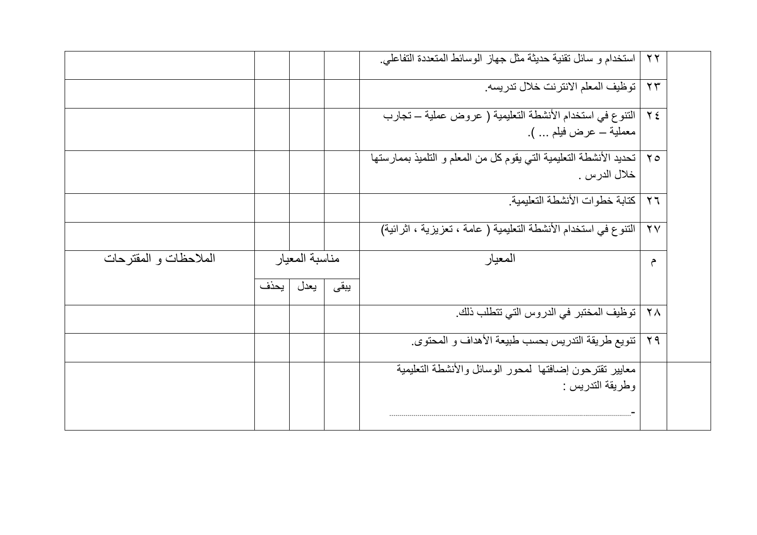| م | المعيار | يبقى | يعدل | يحذف | الملاحظات و المقترحات |
|---|---|---|---|---|---|
| ٢٢ | استخدام و سائل تقنية حديثة مثل جهاز الوسائط المتعددة التفاعلي. | | | | |
| ٢٣ | توظيف المعلم الانترنت خلال تدريسه. | | | | |
| ٢٤ | التنوع في استخدام الأنشطة التعليمية ( عروض عملية – تجارب معملية – عرض فيلم ... ). | | | | |
| ٢٥ | تحديد الأنشطة التعليمية التي يقوم كل من المعلم و التلميذ بممارستها خلال الدرس . | | | | |
| ٢٦ | كتابة خطوات الأنشطة التعليمية. | | | | |
| ٢٧ | التنوع في استخدام الأنشطة التعليمية ( عامة ، تعزيزية ، اثرائية) | | | | |

| م | المعيار | مناسبة المعيار | | | الملاحظات و المقترحات |
|---|---|---|---|---|---|
| | | يبقى | يعدل | يحذف | |
| ٢٨ | توظيف المختبر في الدروس التي تتطلب ذلك. | | | | |
| ٢٩ | تنويع طريقة التدريس بحسب طبيعة الأهداف و المحتوى. | | | | |
| | معايير تقترحون إضافتها لمحور الوسائل والأنشطة التعليمية وطريقة التدريس : <br> -...................................................................................................... | | | | |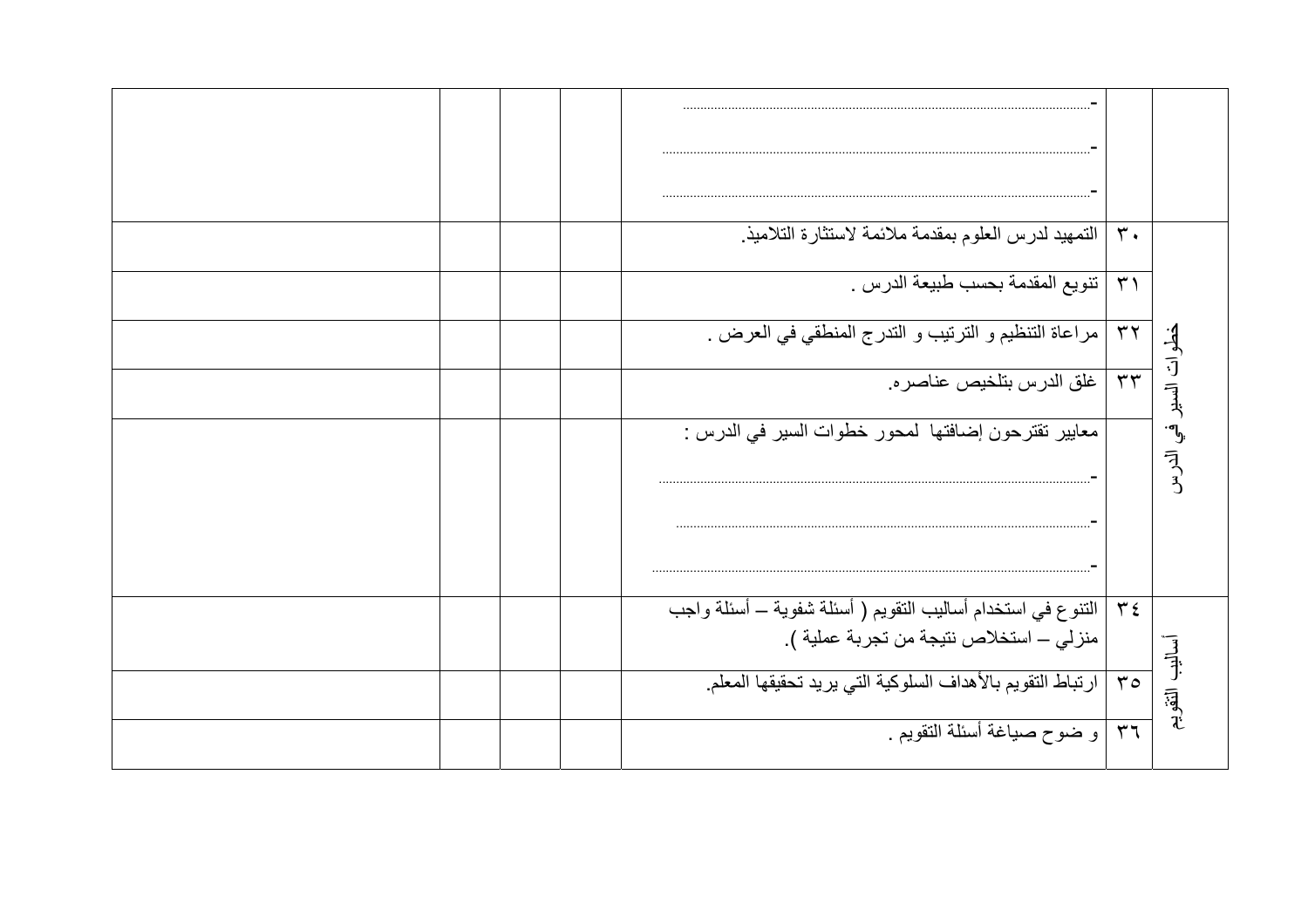| | | | | | | |
|---|---|---|---|---|---|---|
| | | | | -........................................................................................................... -........................................................................................................... -........................................................................................................... | | |
| خطوات السير في الدرس | ٣٠ | التمهيد لدرس العلوم بمقدمة ملائمة لاستثارة التلاميذ. | | | | |
| | ٣١ | تنويع المقدمة بحسب طبيعة الدرس . | | | | |
| | ٣٢ | مراعاة التنظيم و الترتيب و التدرج المنطقي في العرض . | | | | |
| | ٣٣ | غلق الدرس بتلخيص عناصره. | | | | |
| | | معايير تقترحون إضافتها لمحور خطوات السير في الدرس : -........................................................................................................... -........................................................................................................... -........................................................................................................... | | | | |
| أساليب التقويم | ٣٤ | التنوع في استخدام أساليب التقويم ( أسئلة شفوية – أسئلة واجب منزلي – استخلاص نتيجة من تجربة عملية ). | | | | |
| | ٣٥ | ارتباط التقويم بالأهداف السلوكية التي يريد تحقيقها المعلم. | | | | |
| | ٣٦ | و ضوح صياغة أسئلة التقويم . | | | | |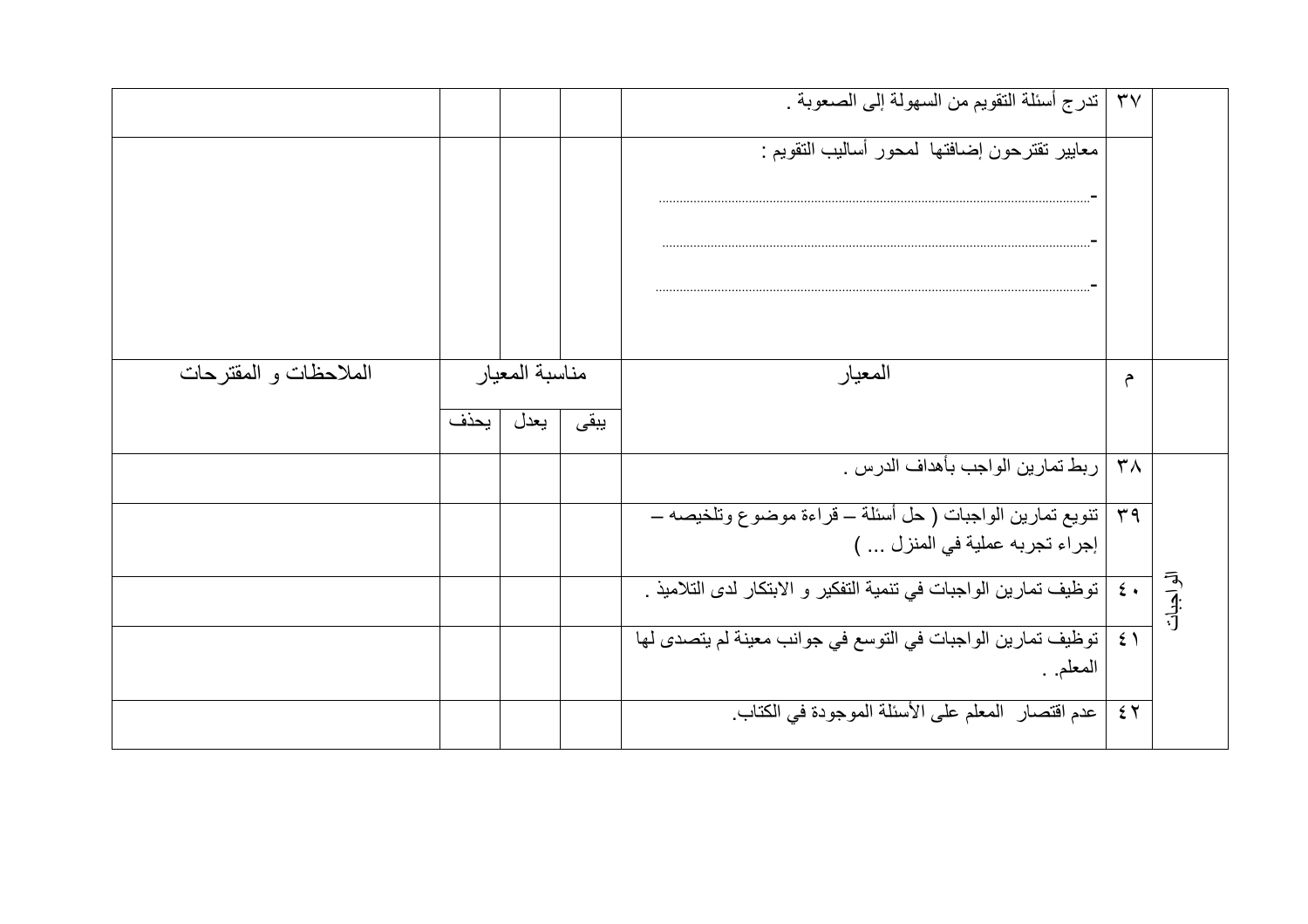| | م | المعيار | يبقى | يعدل | يحذف | الملاحظات و المقترحات |
|---|---|---|---|---|---|---|
| | ٣٧ | تدرج أسئلة التقويم من السهولة إلى الصعوبة . | | | | |
| | | معايير تقترحون إضافتها لمحور أساليب التقويم :<br>-..........................................................................................................<br>-..........................................................................................................<br>-.......................................................................................................... | | | | |

| | م | المعيار | مناسبة المعيار | | | الملاحظات و المقترحات |
|---|---|---|---|---|---|---|
| | | | يبقى | يعدل | يحذف | |
| الواجبات | ٣٨ | ربط تمارين الواجب بأهداف الدرس . | | | | |
| | ٣٩ | تنويع تمارين الواجبات ( حل أسئلة – قراءة موضوع وتلخيصه – إجراء تجربه عملية في المنزل ... ) | | | | |
| | ٤٠ | توظيف تمارين الواجبات في تنمية التفكير و الابتكار لدى التلاميذ . | | | | |
| | ٤١ | توظيف تمارين الواجبات في التوسع في جوانب معينة لم يتصدى لها المعلم. . | | | | |
| | ٤٢ | عدم اقتصار المعلم على الأسئلة الموجودة في الكتاب. | | | | |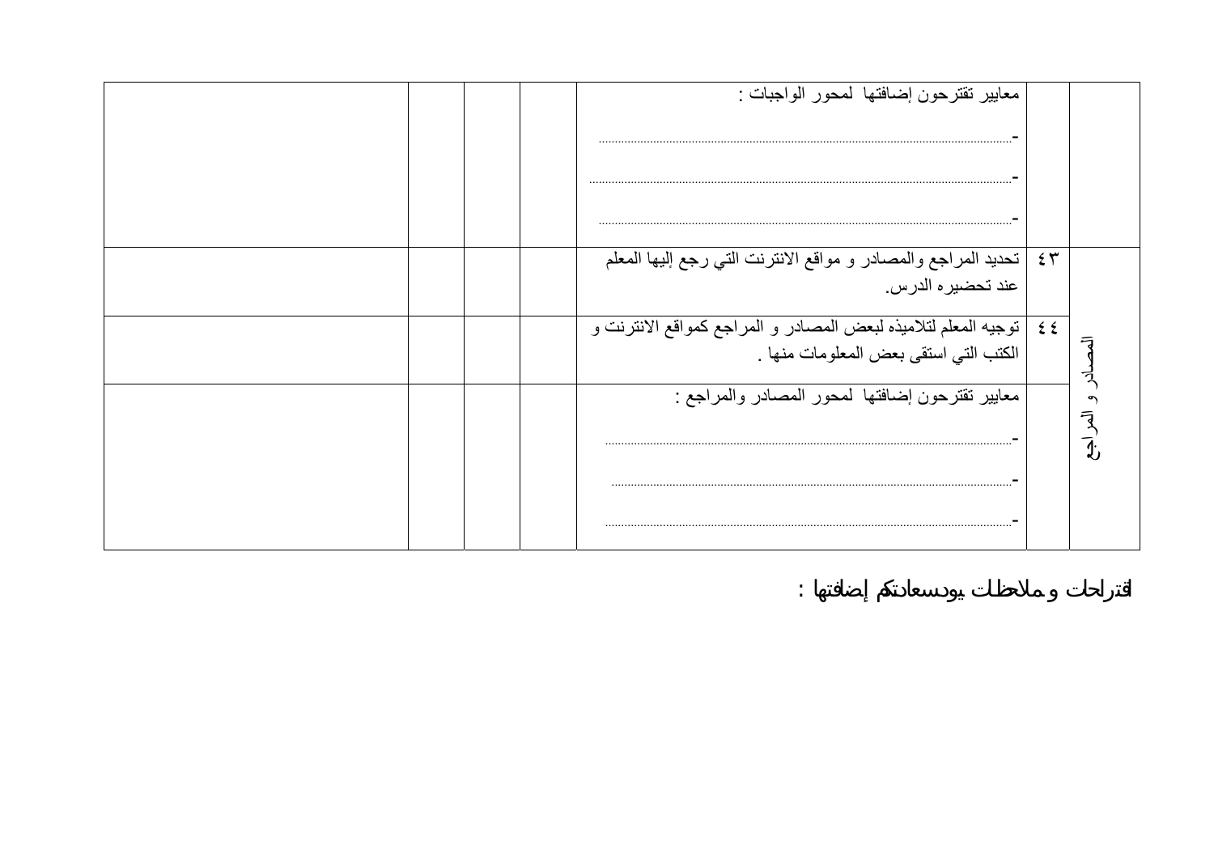| المحور | الرقم | المعيار | | | | ملاحظات |
|---|---|---|---|---|---|---|
| | | معايير تقترحون إضافتها لمحور الواجبات :<br>-.........................................................................................................................<br>-.........................................................................................................................<br>-......................................................................................................................... | | | | |
| المصادر و المراجع | ٤٣ | تحديد المراجع والمصادر و مواقع الانترنت التي رجع إليها المعلم عند تحضيره الدرس. | | | | |
| | ٤٤ | توجيه المعلم لتلاميذه لبعض المصادر و المراجع كمواقع الانترنت و الكتب التي استقى بعض المعلومات منها . | | | | |
| | | معايير تقترحون إضافتها لمحور المصادر والمراجع :<br>-.........................................................................................................................<br>-.........................................................................................................................<br>-......................................................................................................................... | | | | |

اقتراحات و ملاحظات يودسعادتكم إضافتها :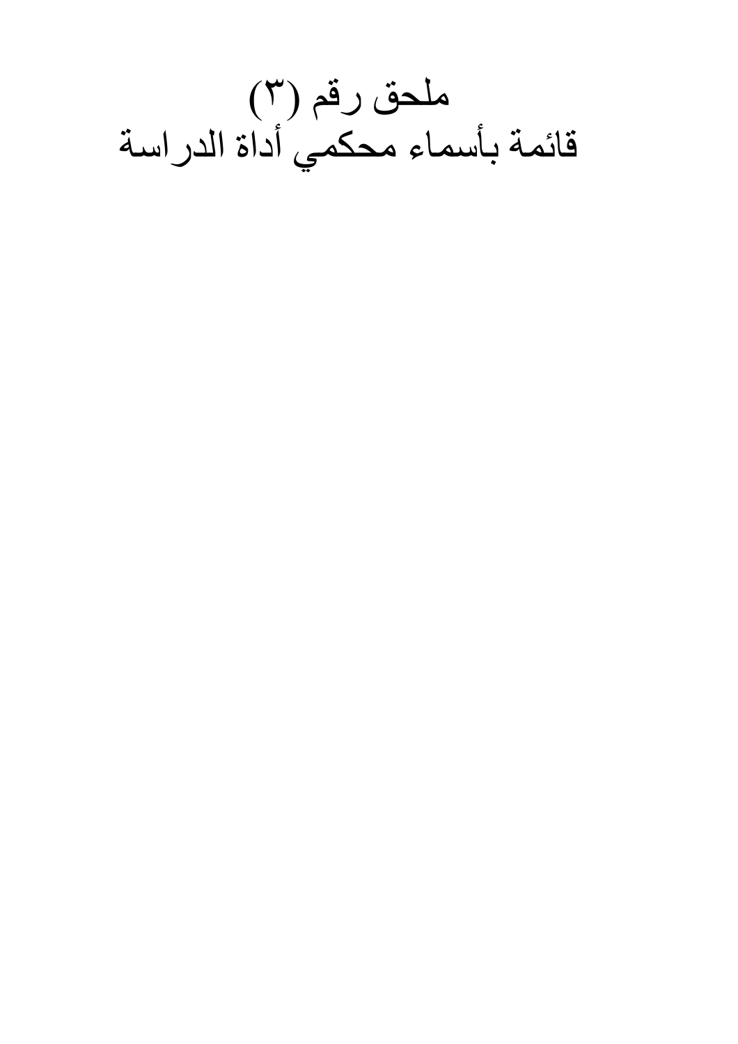# ملحق رقم (٣)
# قائمة بأسماء محكمي أداة الدراسة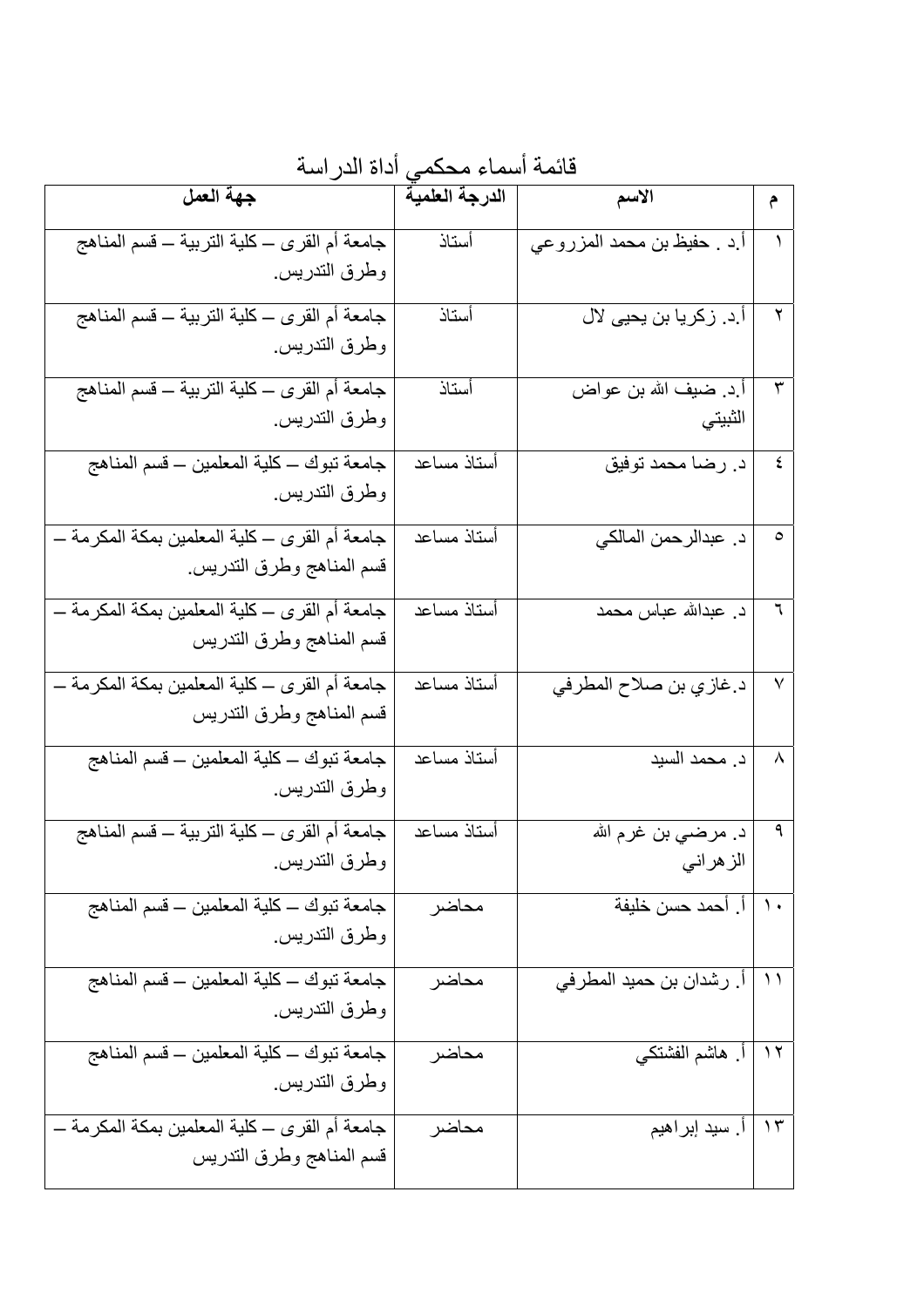قائمة أسماء محكمي أداة الدراسة

| م | الاسم | الدرجة العلمية | جهة العمل |
|---|---|---|---|
| ١ | أ.د . حفيظ بن محمد المزروعي | أستاذ | جامعة أم القرى – كلية التربية – قسم المناهج وطرق التدريس. |
| ٢ | أ.د. زكريا بن يحيى لال | أستاذ | جامعة أم القرى – كلية التربية – قسم المناهج وطرق التدريس. |
| ٣ | أ.د. ضيف الله بن عواض الثبيتي | أستاذ | جامعة أم القرى – كلية التربية – قسم المناهج وطرق التدريس. |
| ٤ | د. رضا محمد توفيق | أستاذ مساعد | جامعة تبوك – كلية المعلمين – قسم المناهج وطرق التدريس. |
| ٥ | د. عبدالرحمن المالكي | أستاذ مساعد | جامعة أم القرى – كلية المعلمين بمكة المكرمة – قسم المناهج وطرق التدريس. |
| ٦ | د. عبدالله عباس محمد | أستاذ مساعد | جامعة أم القرى – كلية المعلمين بمكة المكرمة – قسم المناهج وطرق التدريس |
| ٧ | د.غازي بن صلاح المطرفي | أستاذ مساعد | جامعة أم القرى – كلية المعلمين بمكة المكرمة – قسم المناهج وطرق التدريس |
| ٨ | د. محمد السيد | أستاذ مساعد | جامعة تبوك – كلية المعلمين – قسم المناهج وطرق التدريس. |
| ٩ | د. مرضي بن غرم الله الزهراني | أستاذ مساعد | جامعة أم القرى – كلية التربية – قسم المناهج وطرق التدريس. |
| ١٠ | أ. أحمد حسن خليفة | محاضر | جامعة تبوك – كلية المعلمين – قسم المناهج وطرق التدريس. |
| ١١ | أ. رشدان بن حميد المطرفي | محاضر | جامعة تبوك – كلية المعلمين – قسم المناهج وطرق التدريس. |
| ١٢ | أ. هاشم الفشتكي | محاضر | جامعة تبوك – كلية المعلمين – قسم المناهج وطرق التدريس. |
| ١٣ | أ. سيد إبراهيم | محاضر | جامعة أم القرى – كلية المعلمين بمكة المكرمة – قسم المناهج وطرق التدريس |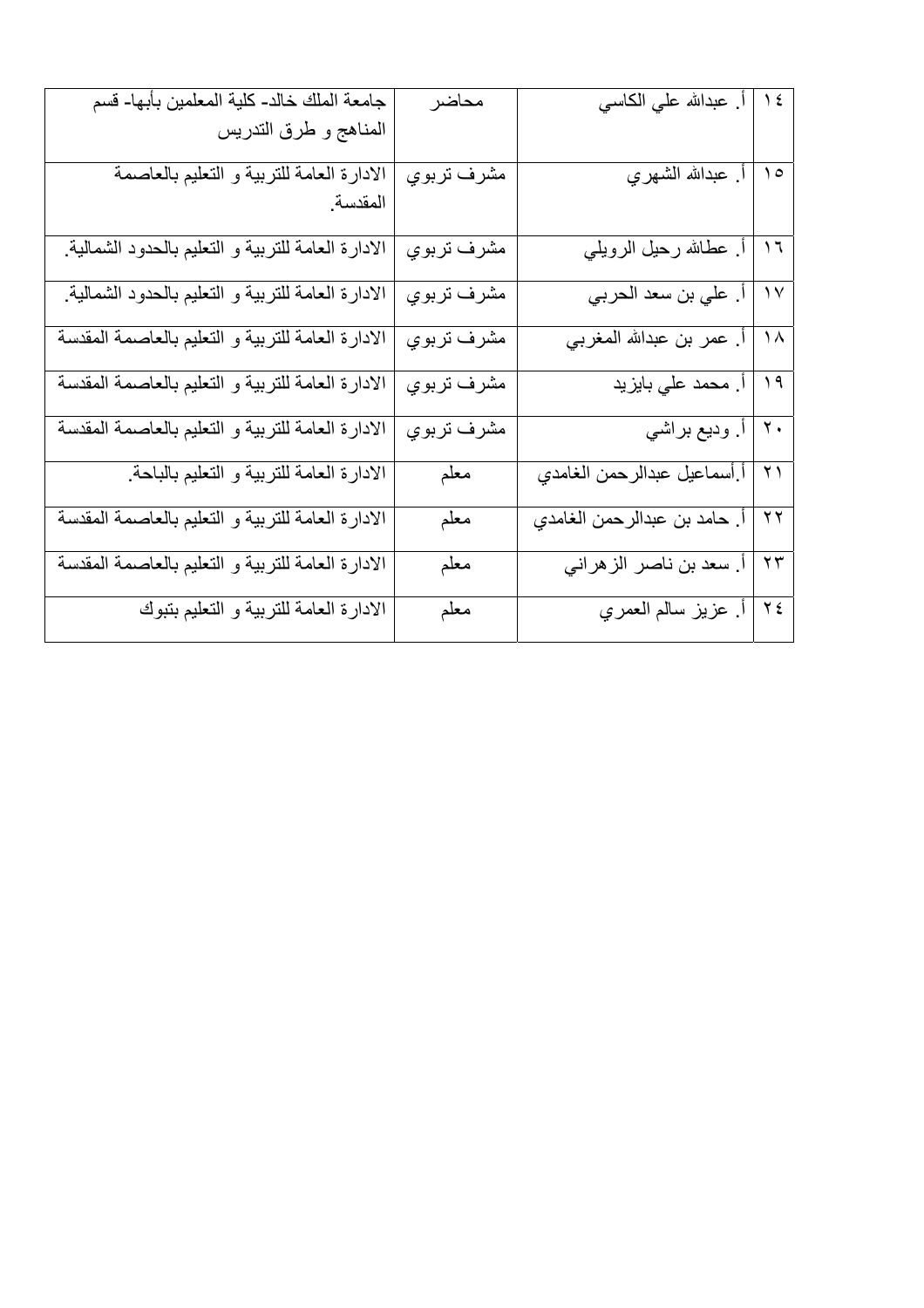| ١٤ | أ. عبدالله علي الكاسي | محاضر | جامعة الملك خالد- كلية المعلمين بأبها- قسم المناهج و طرق التدريس |
|---|---|---|---|
| ١٥ | أ. عبدالله الشهري | مشرف تربوي | الادارة العامة للتربية و التعليم بالعاصمة المقدسة. |
| ١٦ | أ. عطاالله رحيل الرويلي | مشرف تربوي | الادارة العامة للتربية و التعليم بالحدود الشمالية. |
| ١٧ | أ. علي بن سعد الحربي | مشرف تربوي | الادارة العامة للتربية و التعليم بالحدود الشمالية. |
| ١٨ | أ. عمر بن عبدالله المغربي | مشرف تربوي | الادارة العامة للتربية و التعليم بالعاصمة المقدسة |
| ١٩ | أ. محمد علي بايزيد | مشرف تربوي | الادارة العامة للتربية و التعليم بالعاصمة المقدسة |
| ٢٠ | أ. وديع براشي | مشرف تربوي | الادارة العامة للتربية و التعليم بالعاصمة المقدسة |
| ٢١ | أ.أسماعيل عبدالرحمن الغامدي | معلم | الادارة العامة للتربية و التعليم بالباحة. |
| ٢٢ | أ. حامد بن عبدالرحمن الغامدي | معلم | الادارة العامة للتربية و التعليم بالعاصمة المقدسة |
| ٢٣ | أ. سعد بن ناصر الزهراني | معلم | الادارة العامة للتربية و التعليم بالعاصمة المقدسة |
| ٢٤ | أ. عزيز سالم العمري | معلم | الادارة العامة للتربية و التعليم بتبوك |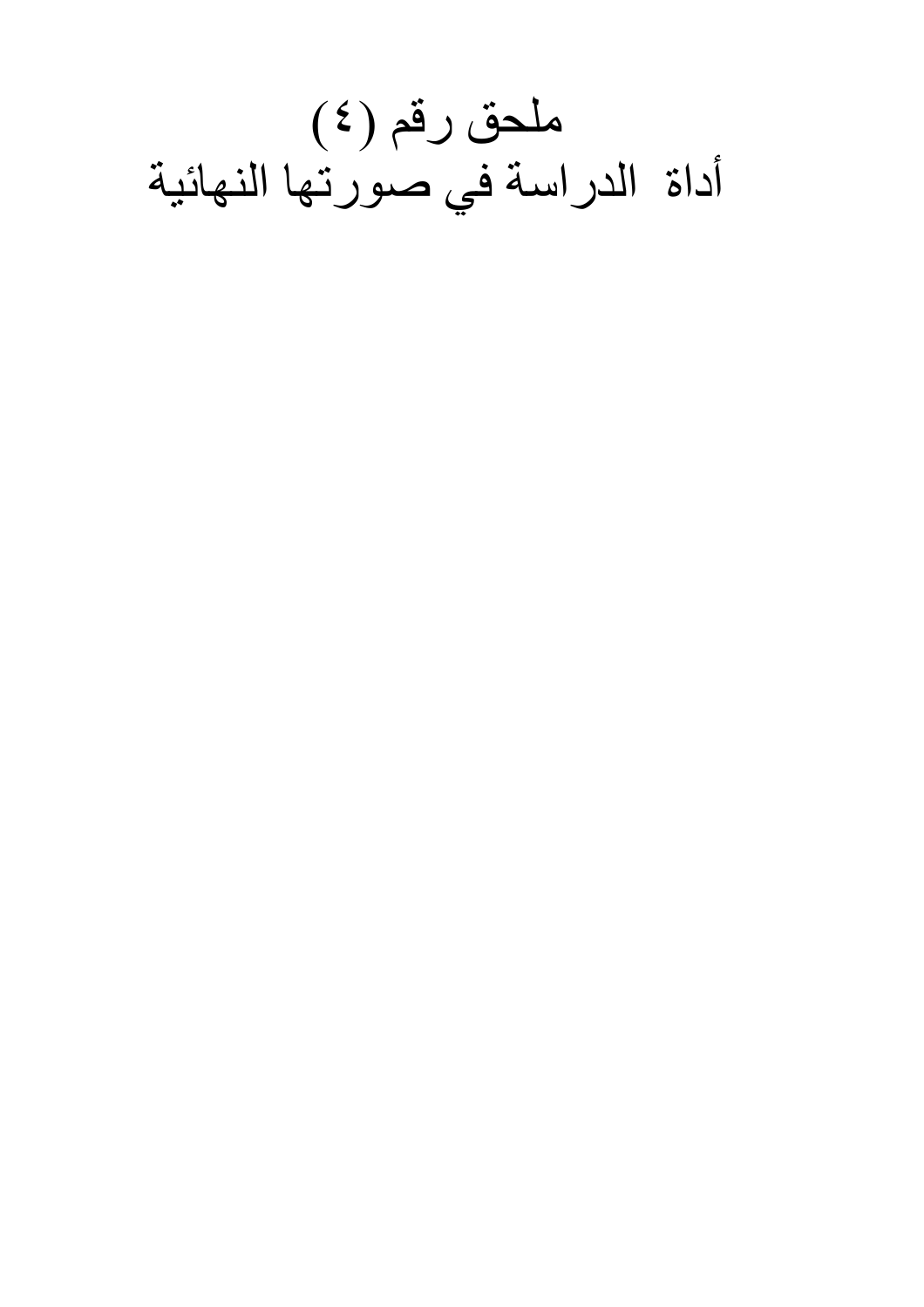# ملحق رقم (٤)
# أداة الدراسة في صورتها النهائية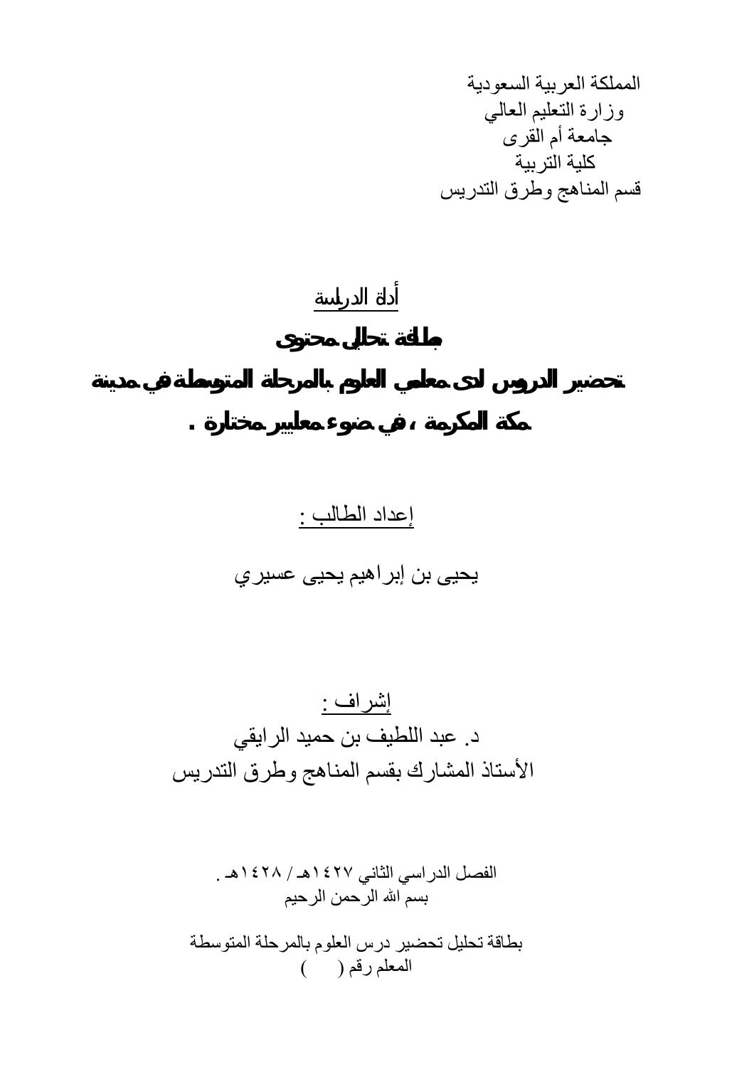المملكة العربية السعودية
وزارة التعليم العالي
جامعة أم القرى
كلية التربية
قسم المناهج وطرق التدريس

<u>أداة الدراسة</u>

# بطاقة تحليل محتوى

# تحضير الدروس لدى معلمي العلوم بالمرحلة المتوسطة في مدينة مكة المكرمة ، في ضوء معايير مختارة .

<u>إعداد الطالب :</u>

يحيى بن إبراهيم يحيى عسيري

<u>إشراف :</u>

د. عبد اللطيف بن حميد الرايقي
الأستاذ المشارك بقسم المناهج وطرق التدريس

الفصل الدراسي الثاني ١٤٢٧هـ / ١٤٢٨هـ .

بسم الله الرحمن الرحيم

بطاقة تحليل تحضير درس العلوم بالمرحلة المتوسطة
المعلم رقم (     )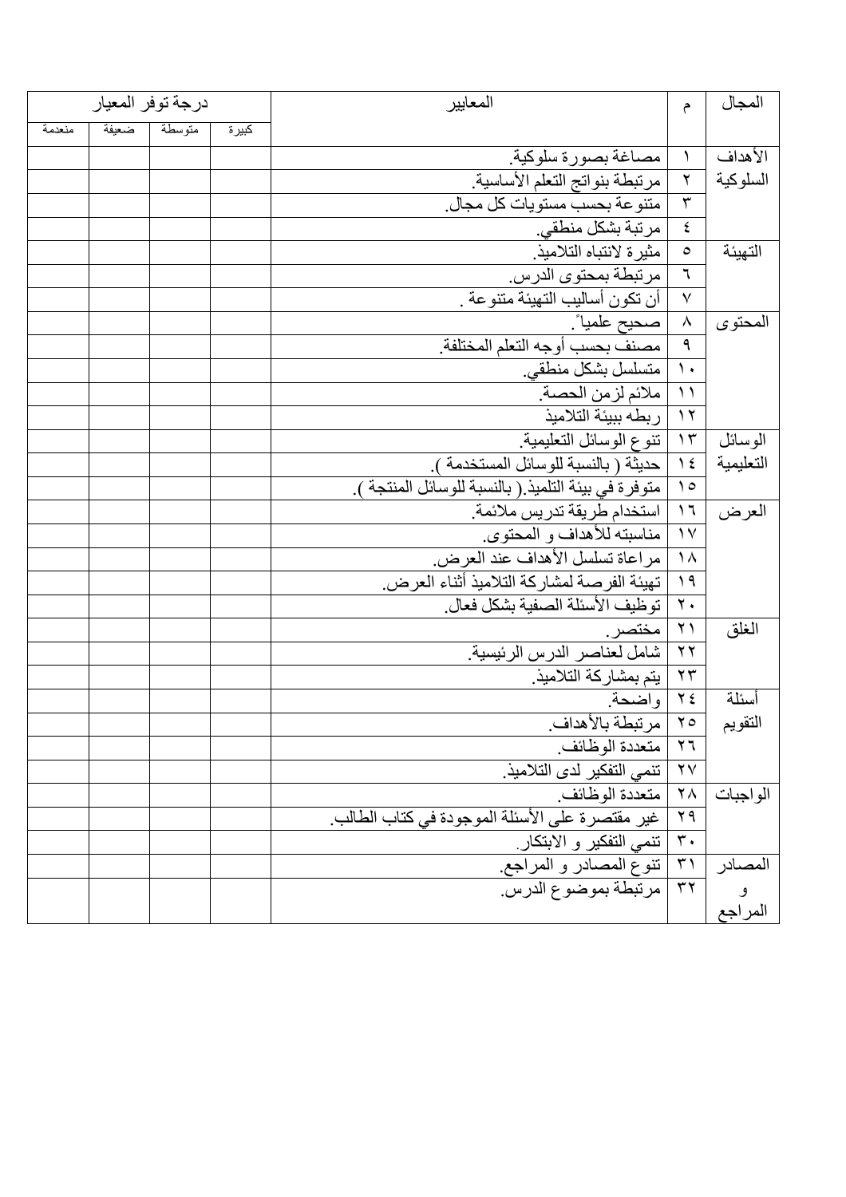| المجال | م | المعايير | درجة توفر المعيار | | | |
|---|---|---|---|---|---|---|
| | | | كبيرة | متوسطة | ضعيفة | منعدمة |
| الأهداف السلوكية | ١ | مصاغة بصورة سلوكية. | | | | |
| | ٢ | مرتبطة بنواتج التعلم الأساسية. | | | | |
| | ٣ | متنوعة بحسب مستويات كل مجال. | | | | |
| | ٤ | مرتبة بشكل منطقي. | | | | |
| التهيئة | ٥ | مثيرة لانتباه التلاميذ. | | | | |
| | ٦ | مرتبطة بمحتوى الدرس. | | | | |
| | ٧ | أن تكون أساليب التهيئة متنوعة . | | | | |
| المحتوى | ٨ | صحيح علمياً. | | | | |
| | ٩ | مصنف بحسب أوجه التعلم المختلفة. | | | | |
| | ١٠ | متسلسل بشكل منطقي. | | | | |
| | ١١ | ملائم لزمن الحصة. | | | | |
| | ١٢ | ربطه ببيئة التلاميذ | | | | |
| الوسائل التعليمية | ١٣ | تنوع الوسائل التعليمية. | | | | |
| | ١٤ | حديثة ( بالنسبة للوسائل المستخدمة ). | | | | |
| | ١٥ | متوفرة في بيئة التلميذ.( بالنسبة للوسائل المنتجة ). | | | | |
| العرض | ١٦ | استخدام طريقة تدريس ملائمة. | | | | |
| | ١٧ | مناسبته للأهداف و المحتوى. | | | | |
| | ١٨ | مراعاة تسلسل الأهداف عند العرض. | | | | |
| | ١٩ | تهيئة الفرصة لمشاركة التلاميذ أثناء العرض. | | | | |
| | ٢٠ | توظيف الأسئلة الصفية بشكل فعال. | | | | |
| الغلق | ٢١ | مختصر. | | | | |
| | ٢٢ | شامل لعناصر الدرس الرئيسية. | | | | |
| | ٢٣ | يتم بمشاركة التلاميذ. | | | | |
| أسئلة التقويم | ٢٤ | واضحة. | | | | |
| | ٢٥ | مرتبطة بالأهداف. | | | | |
| | ٢٦ | متعددة الوظائف. | | | | |
| | ٢٧ | تنمي التفكير لدى التلاميذ. | | | | |
| الواجبات | ٢٨ | متعددة الوظائف. | | | | |
| | ٢٩ | غير مقتصرة على الأسئلة الموجودة في كتاب الطالب. | | | | |
| | ٣٠ | تنمي التفكير و الابتكار. | | | | |
| المصادر و المراجع | ٣١ | تنوع المصادر و المراجع. | | | | |
| | ٣٢ | مرتبطة بموضوع الدرس. | | | | |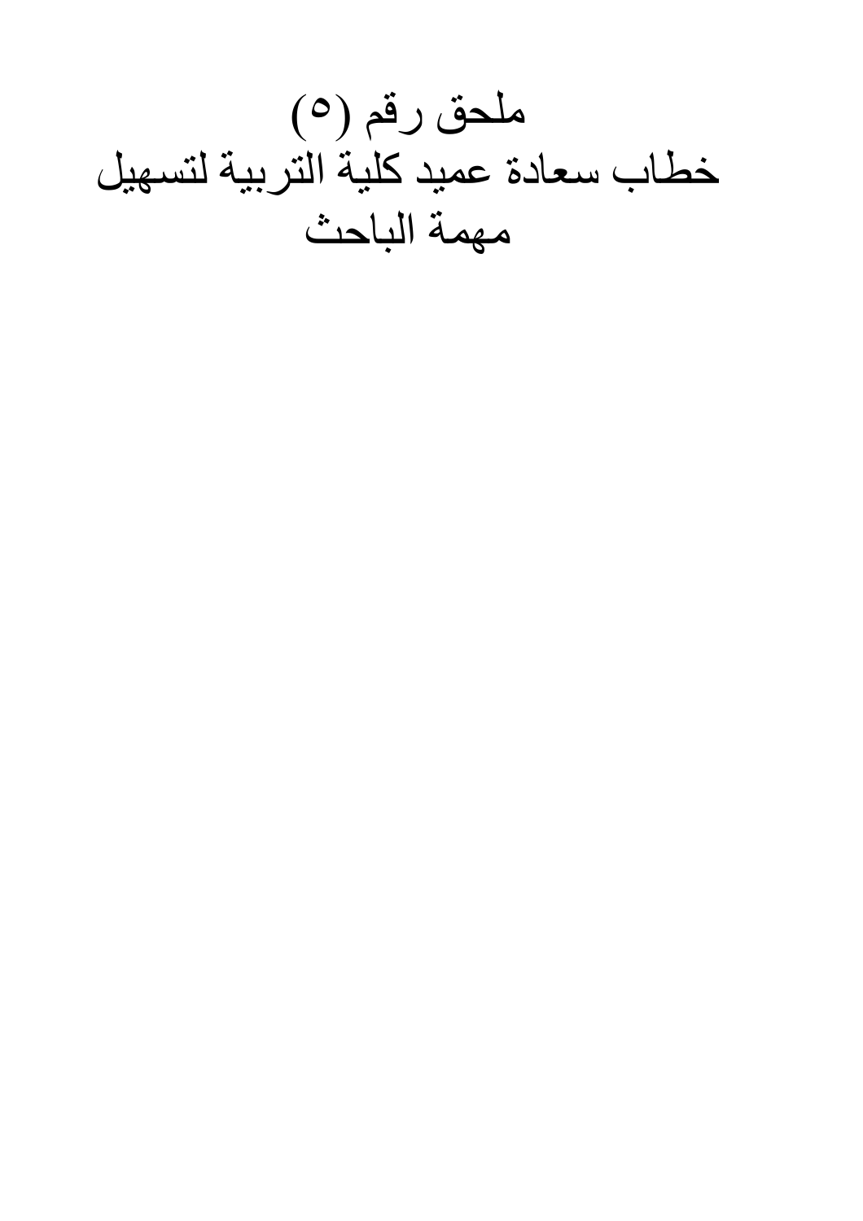# ملحق رقم (٥)
# خطاب سعادة عميد كلية التربية لتسهيل مهمة الباحث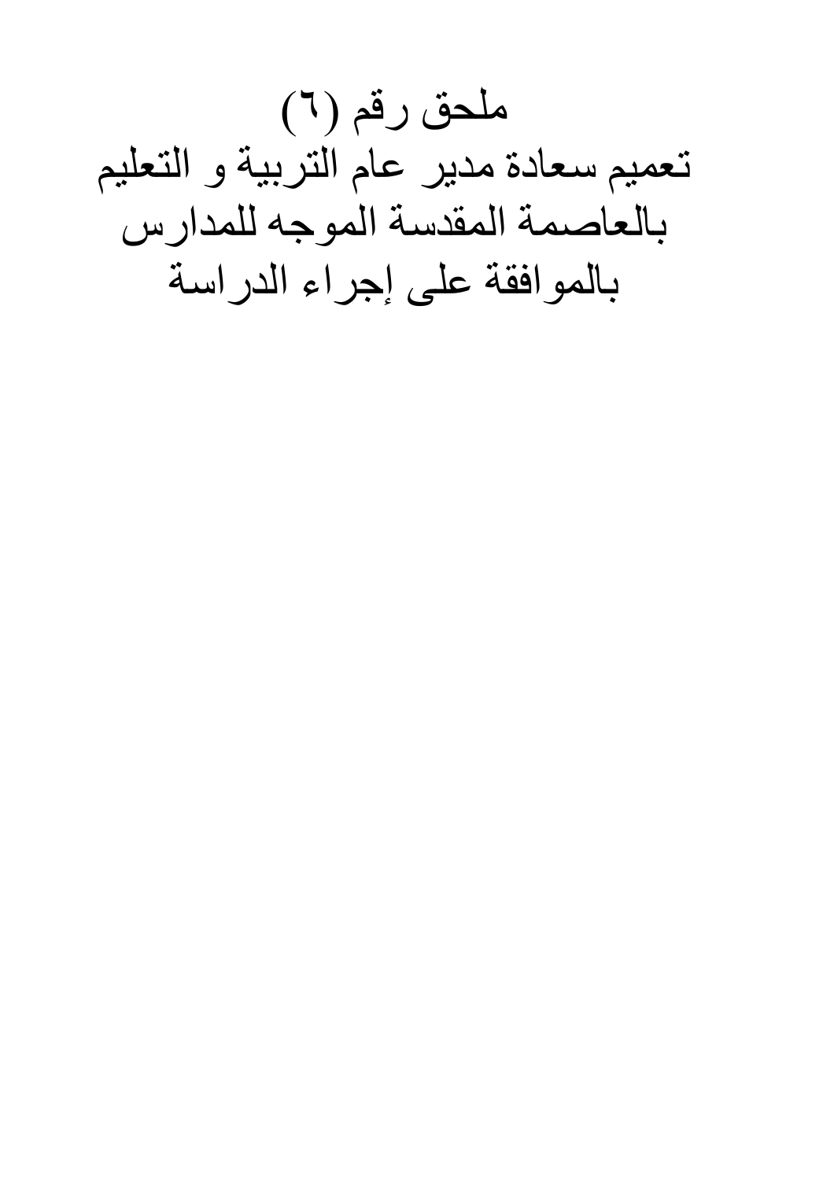# ملحق رقم (٦)

# تعميم سعادة مدير عام التربية و التعليم بالعاصمة المقدسة الموجه للمدارس بالموافقة على إجراء الدراسة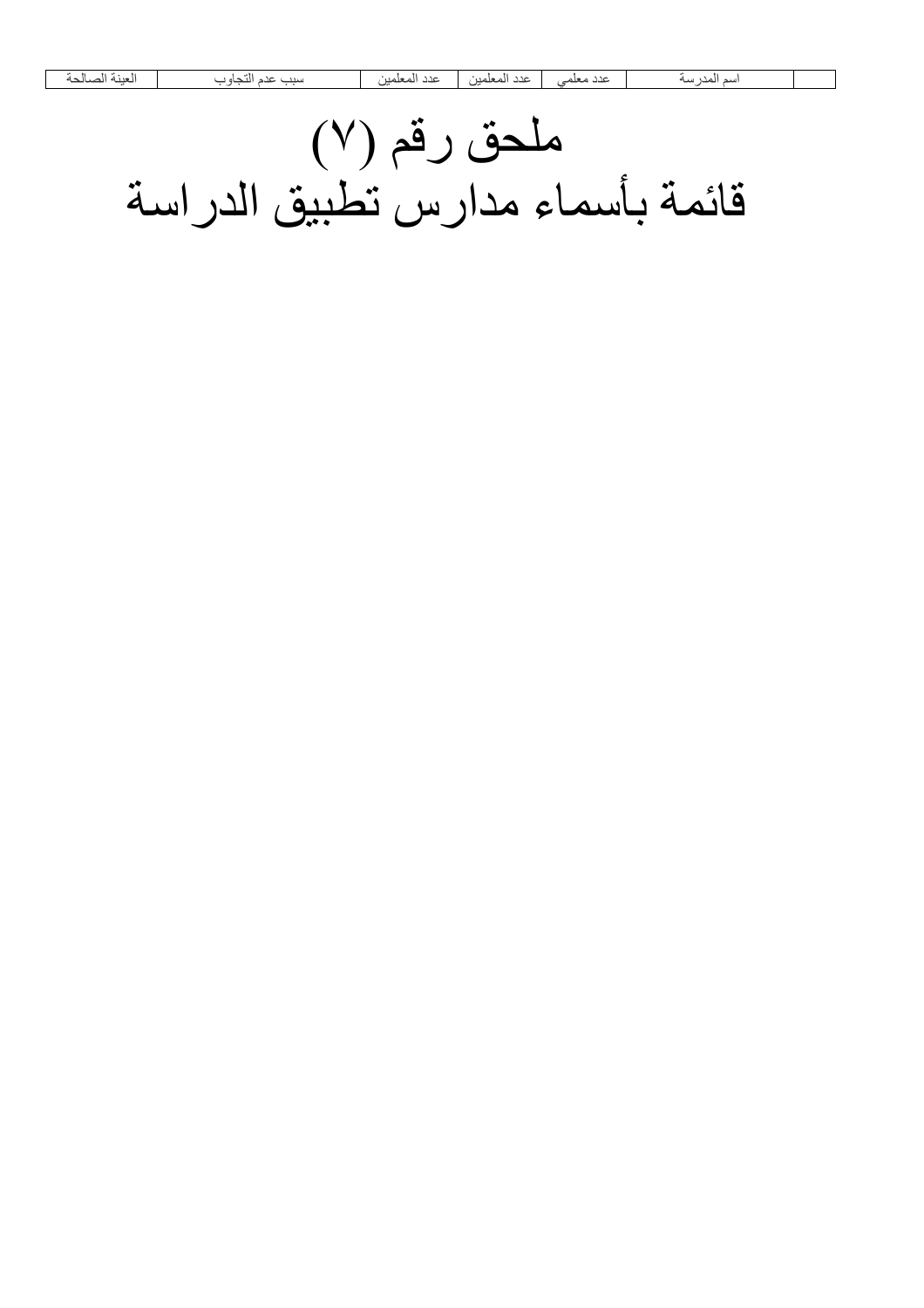| العينة الصالحة | سبب عدم التجاوب | عدد المعلمين | عدد المعلمين | عدد معلمي | اسم المدرسة | |
|---|---|---|---|---|---|---|

# ملحق رقم (٧)
# قائمة بأسماء مدارس تطبيق الدراسة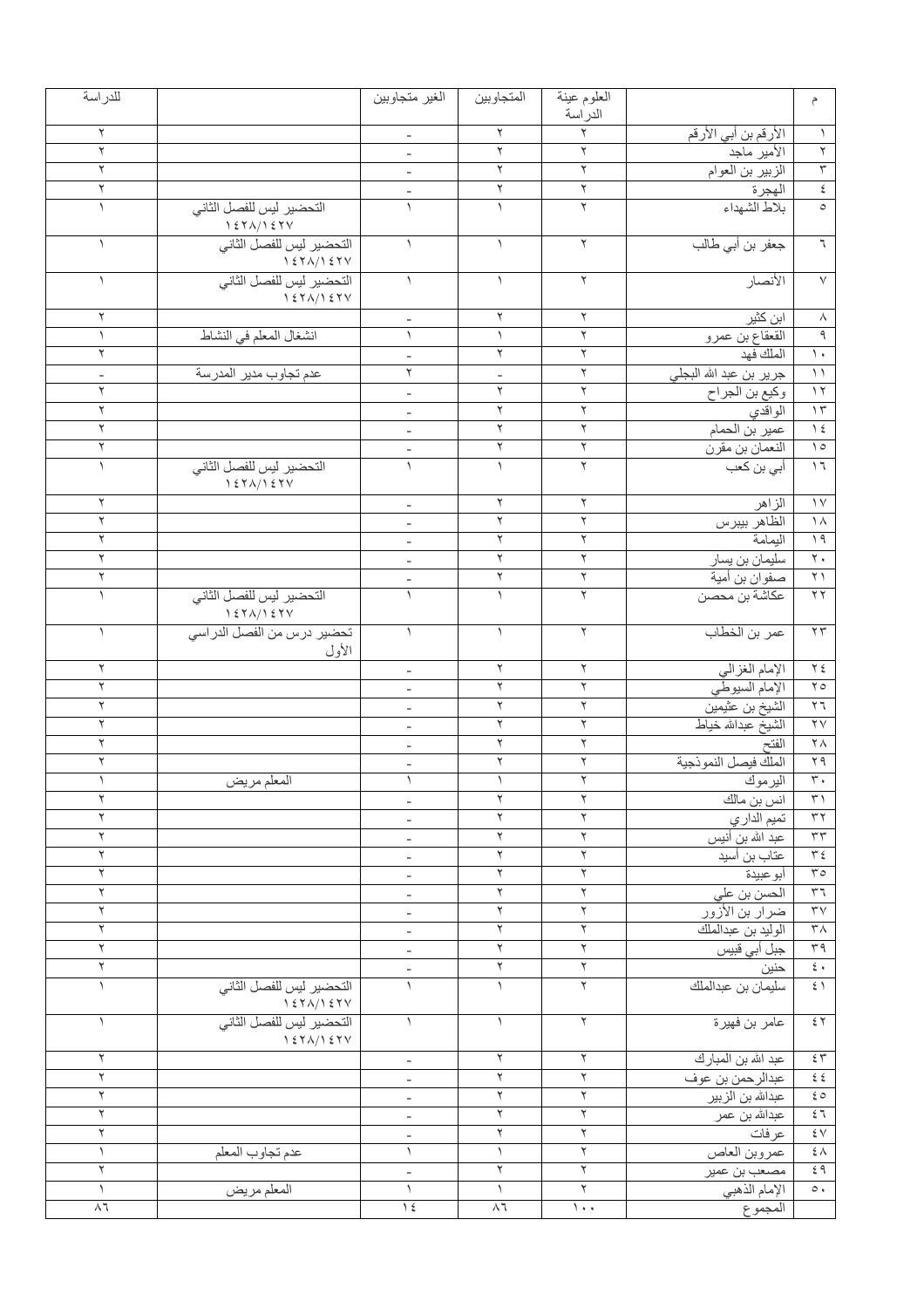| م | | العلوم عينة الدراسة | المتجاوبين | الغير متجاوبين | | للدراسة |
|---|---|---|---|---|---|---|
| ١ | الأرقم بن أبي الأرقم | ٢ | ٢ | - | | ٢ |
| ٢ | الأمير ماجد | ٢ | ٢ | - | | ٢ |
| ٣ | الزبير بن العوام | ٢ | ٢ | - | | ٢ |
| ٤ | الهجرة | ٢ | ٢ | - | | ٢ |
| ٥ | بلاط الشهداء | ٢ | ١ | ١ | التحضير ليس للفصل الثاني ١٤٢٨/١٤٢٧ | ١ |
| ٦ | جعفر بن أبي طالب | ٢ | ١ | ١ | التحضير ليس للفصل الثاني ١٤٢٨/١٤٢٧ | ١ |
| ٧ | الأنصار | ٢ | ١ | ١ | التحضير ليس للفصل الثاني ١٤٢٨/١٤٢٧ | ١ |
| ٨ | ابن كثير | ٢ | ٢ | - | | ٢ |
| ٩ | القعقاع بن عمرو | ٢ | ١ | ١ | انشغال المعلم في النشاط | ١ |
| ١٠ | الملك فهد | ٢ | ٢ | - | | ٢ |
| ١١ | جرير بن عبد الله البجلي | ٢ | - | ٢ | عدم تجاوب مدير المدرسة | - |
| ١٢ | وكيع بن الجراح | ٢ | ٢ | - | | ٢ |
| ١٣ | الواقدي | ٢ | ٢ | - | | ٢ |
| ١٤ | عمير بن الحمام | ٢ | ٢ | - | | ٢ |
| ١٥ | النعمان بن مقرن | ٢ | ٢ | - | | ٢ |
| ١٦ | أبي بن كعب | ٢ | ١ | ١ | التحضير ليس للفصل الثاني ١٤٢٨/١٤٢٧ | ١ |
| ١٧ | الزاهر | ٢ | ٢ | - | | ٢ |
| ١٨ | الظاهر بيبرس | ٢ | ٢ | - | | ٢ |
| ١٩ | اليمامة | ٢ | ٢ | - | | ٢ |
| ٢٠ | سليمان بن يسار | ٢ | ٢ | - | | ٢ |
| ٢١ | صفوان بن أمية | ٢ | ٢ | - | | ٢ |
| ٢٢ | عكاشة بن محصن | ٢ | ١ | ١ | التحضير ليس للفصل الثاني ١٤٢٨/١٤٢٧ | ١ |
| ٢٣ | عمر بن الخطاب | ٢ | ١ | ١ | تحضير درس من الفصل الدراسي الأول | ١ |
| ٢٤ | الإمام الغزالي | ٢ | ٢ | - | | ٢ |
| ٢٥ | الإمام السيوطي | ٢ | ٢ | - | | ٢ |
| ٢٦ | الشيخ بن عثيمين | ٢ | ٢ | - | | ٢ |
| ٢٧ | الشيخ عبدالله خياط | ٢ | ٢ | - | | ٢ |
| ٢٨ | الفتح | ٢ | ٢ | - | | ٢ |
| ٢٩ | الملك فيصل النموذجية | ٢ | ٢ | - | | ٢ |
| ٣٠ | اليرموك | ٢ | ١ | ١ | المعلم مريض | ١ |
| ٣١ | انس بن مالك | ٢ | ٢ | - | | ٢ |
| ٣٢ | تميم الداري | ٢ | ٢ | - | | ٢ |
| ٣٣ | عبد الله بن أنيس | ٢ | ٢ | - | | ٢ |
| ٣٤ | عتاب بن أسيد | ٢ | ٢ | - | | ٢ |
| ٣٥ | أبوعبيدة | ٢ | ٢ | - | | ٢ |
| ٣٦ | الحسن بن علي | ٢ | ٢ | - | | ٢ |
| ٣٧ | ضرار بن الأزور | ٢ | ٢ | - | | ٢ |
| ٣٨ | الوليد بن عبدالملك | ٢ | ٢ | - | | ٢ |
| ٣٩ | جبل أبي قبيس | ٢ | ٢ | - | | ٢ |
| ٤٠ | حنين | ٢ | ٢ | - | | ٢ |
| ٤١ | سليمان بن عبدالملك | ٢ | ١ | ١ | التحضير ليس للفصل الثاني ١٤٢٨/١٤٢٧ | ١ |
| ٤٢ | عامر بن فهيرة | ٢ | ١ | ١ | التحضير ليس للفصل الثاني ١٤٢٨/١٤٢٧ | ١ |
| ٤٣ | عبد الله بن المبارك | ٢ | ٢ | - | | ٢ |
| ٤٤ | عبدالرحمن بن عوف | ٢ | ٢ | - | | ٢ |
| ٤٥ | عبدالله بن الزبير | ٢ | ٢ | - | | ٢ |
| ٤٦ | عبدالله بن عمر | ٢ | ٢ | - | | ٢ |
| ٤٧ | عرفات | ٢ | ٢ | - | | ٢ |
| ٤٨ | عمروبن العاص | ٢ | ١ | ١ | عدم تجاوب المعلم | ١ |
| ٤٩ | مصعب بن عمير | ٢ | ٢ | - | | ٢ |
| ٥٠ | الإمام الذهبي | ٢ | ١ | ١ | المعلم مريض | ١ |
| | المجموع | ١٠٠ | ٨٦ | ١٤ | | ٨٦ |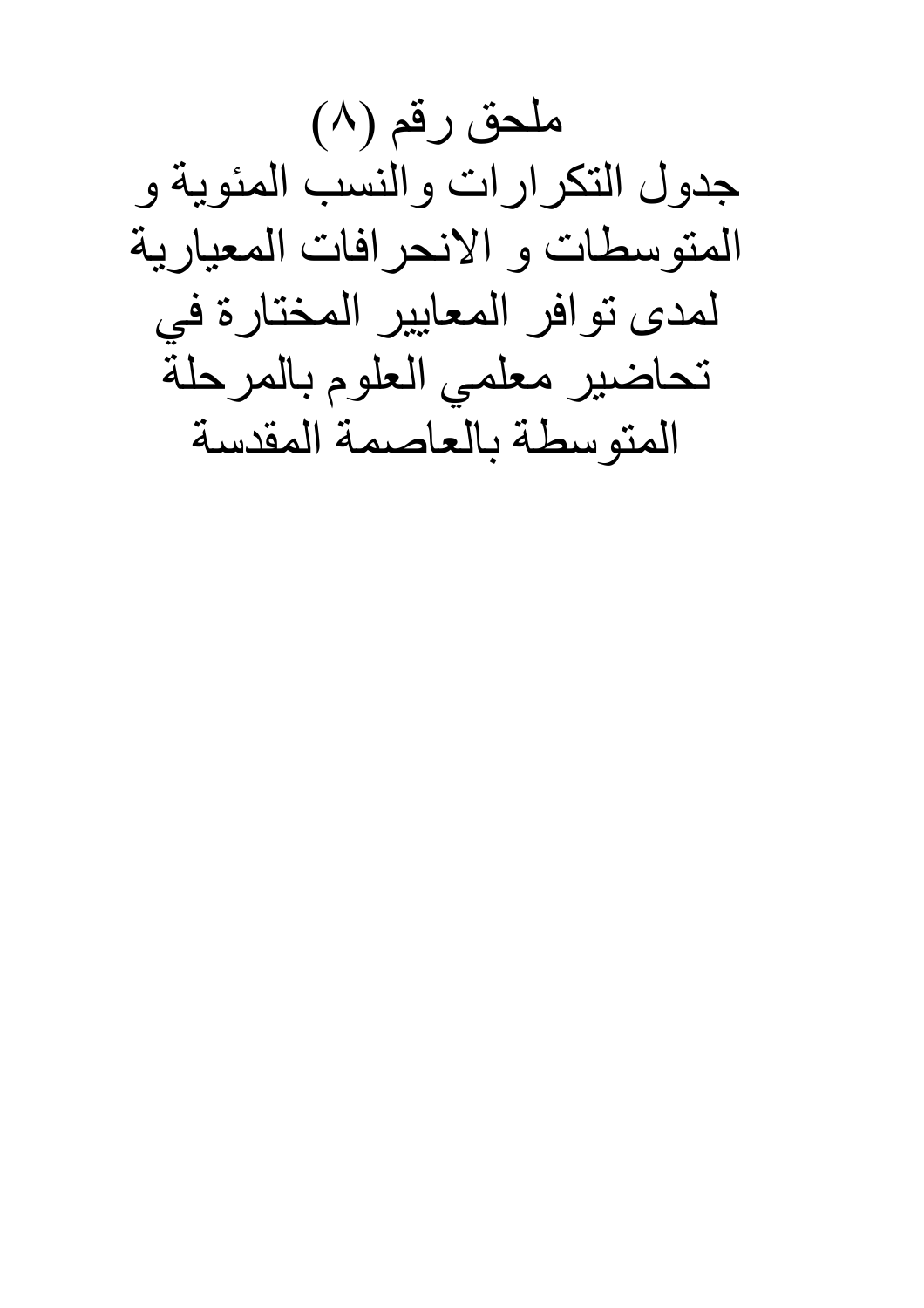# ملحق رقم (٨)

# جدول التكرارات والنسب المئوية و المتوسطات و الانحرافات المعيارية لمدى توافر المعايير المختارة في تحاضير معلمي العلوم بالمرحلة المتوسطة بالعاصمة المقدسة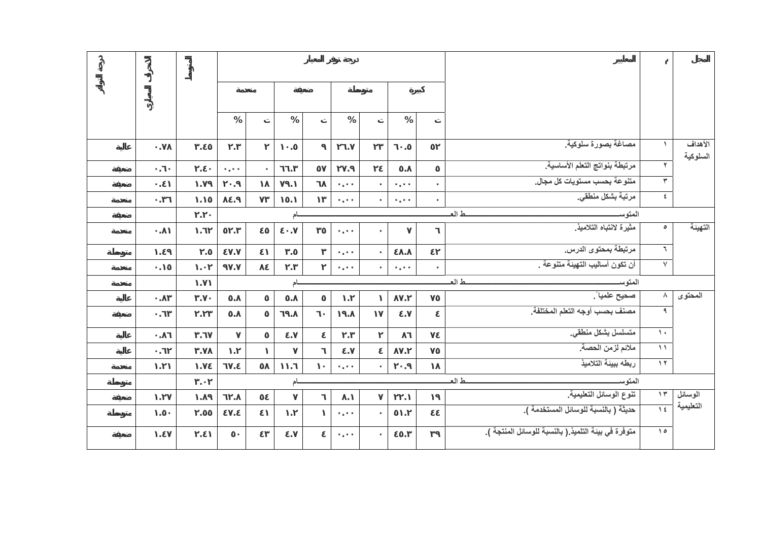| المجال | م | المعايير | درجة توفر المعيار | | | | | | | | المتوسط | الانحراف المعياري | درجة التوفر |
|---|---|---|---|---|---|---|---|---|---|---|---|---|---|
| | | | كبيرة | | متوسطة | | ضعيفة | | منعدمة | | | | |
| | | | ت | % | ت | % | ت | % | ت | % | | | |
| الأهداف السلوكية | ١ | مصاغة بصورة سلوكية. | ٥٢ | ٦٠.٥ | ٢٣ | ٢٦.٧ | ٩ | ١٠.٥ | ٢ | ٢.٣ | ٣.٤٥ | ٠.٧٨ | عالية |
| | ٢ | مرتبطة بنواتج التعلم الأساسية. | ٥ | ٥.٨ | ٢٤ | ٢٧.٩ | ٥٧ | ٦٦.٣ | ٠ | ٠.٠٠ | ٢.٤٠ | ٠.٦٠ | ضعيفة |
| | ٣ | متنوعة بحسب مستويات كل مجال. | ٠ | ٠.٠٠ | ٠ | ٠.٠٠ | ٦٨ | ٧٩.١ | ١٨ | ٢٠.٩ | ١.٧٩ | ٠.٤١ | ضعيفة |
| | ٤ | مرتبة بشكل منطقي. | ٠ | ٠.٠٠ | ٠ | ٠.٠٠ | ١٣ | ١٥.١ | ٧٣ | ٨٤.٩ | ١.١٥ | ٠.٣٦ | منعدمة |
| | | المتوسط العام | | | | | | | | | ٢.٢٠ | | ضعيفة |
| التهيئة | ٥ | مثيرة لانتباه التلاميذ. | ٦ | ٧ | ٠ | ٠.٠٠ | ٣٥ | ٤٠.٧ | ٤٥ | ٥٢.٣ | ١.٦٢ | ٠.٨١ | منعدمة |
| | ٦ | مرتبطة بمحتوى الدرس. | ٤٢ | ٤٨.٨ | ٠ | ٠.٠٠ | ٣ | ٣.٥ | ٤١ | ٤٧.٧ | ٢.٥ | ١.٤٩ | متوسطة |
| | ٧ | أن تكون أساليب التهيئة متنوعة . | ٠ | ٠.٠٠ | ٠ | ٠.٠٠ | ٢ | ٢.٣ | ٨٤ | ٩٧.٧ | ١.٠٢ | ٠.١٥ | منعدمة |
| | | المتوسط العام | | | | | | | | | ١.٧١ | | منعدمة |
| المحتوى | ٨ | صحيح علمياً. | ٧٥ | ٨٧.٢ | ١ | ١.٢ | ٥ | ٥.٨ | ٥ | ٥.٨ | ٣.٧٠ | ٠.٨٣ | عالية |
| | ٩ | مصنف بحسب أوجه التعلم المختلفة. | ٤ | ٤.٧ | ١٧ | ١٩.٨ | ٦٠ | ٦٩.٨ | ٥ | ٥.٨ | ٢.٢٣ | ٠.٦٣ | ضعيفة |
| | ١٠ | متسلسل بشكل منطقي. | ٧٤ | ٨٦ | ٢ | ٢.٣ | ٤ | ٤.٧ | ٥ | ٧ | ٣.٦٧ | ٠.٨٦ | عالية |
| | ١١ | ملائم لزمن الحصة. | ٧٥ | ٨٧.٢ | ٤ | ٤.٧ | ٦ | ٧ | ١ | ١.٢ | ٣.٧٨ | ٠.٦٢ | عالية |
| | ١٢ | ربطه ببيئة التلاميذ | ١٨ | ٢٠.٩ | ٠ | ٠.٠٠ | ١٠ | ١١.٦ | ٥٨ | ٦٧.٤ | ١.٧٤ | ١.٢١ | منعدمة |
| | | المتوسط العام | | | | | | | | | ٣.٠٢ | | متوسطة |
| الوسائل التعليمية | ١٣ | تنوع الوسائل التعليمية. | ١٩ | ٢٢.١ | ٧ | ٨.١ | ٦ | ٧ | ٥٤ | ٦٢.٨ | ١.٨٩ | ١.٢٧ | ضعيفة |
| | ١٤ | حديثة ( بالنسبة للوسائل المستخدمة ). | ٤٤ | ٥١.٢ | ٠ | ٠.٠٠ | ١ | ١.٢ | ٤١ | ٤٧.٤ | ٢.٥٥ | ١.٥٠ | متوسطة |
| | ١٥ | متوفرة في بيئة التلميذ.( بالنسبة للوسائل المنتجة ). | ٣٩ | ٤٥.٣ | ٠ | ٠.٠٠ | ٤ | ٤.٧ | ٤٣ | ٥٠ | ٢.٤١ | ١.٤٧ | ضعيفة |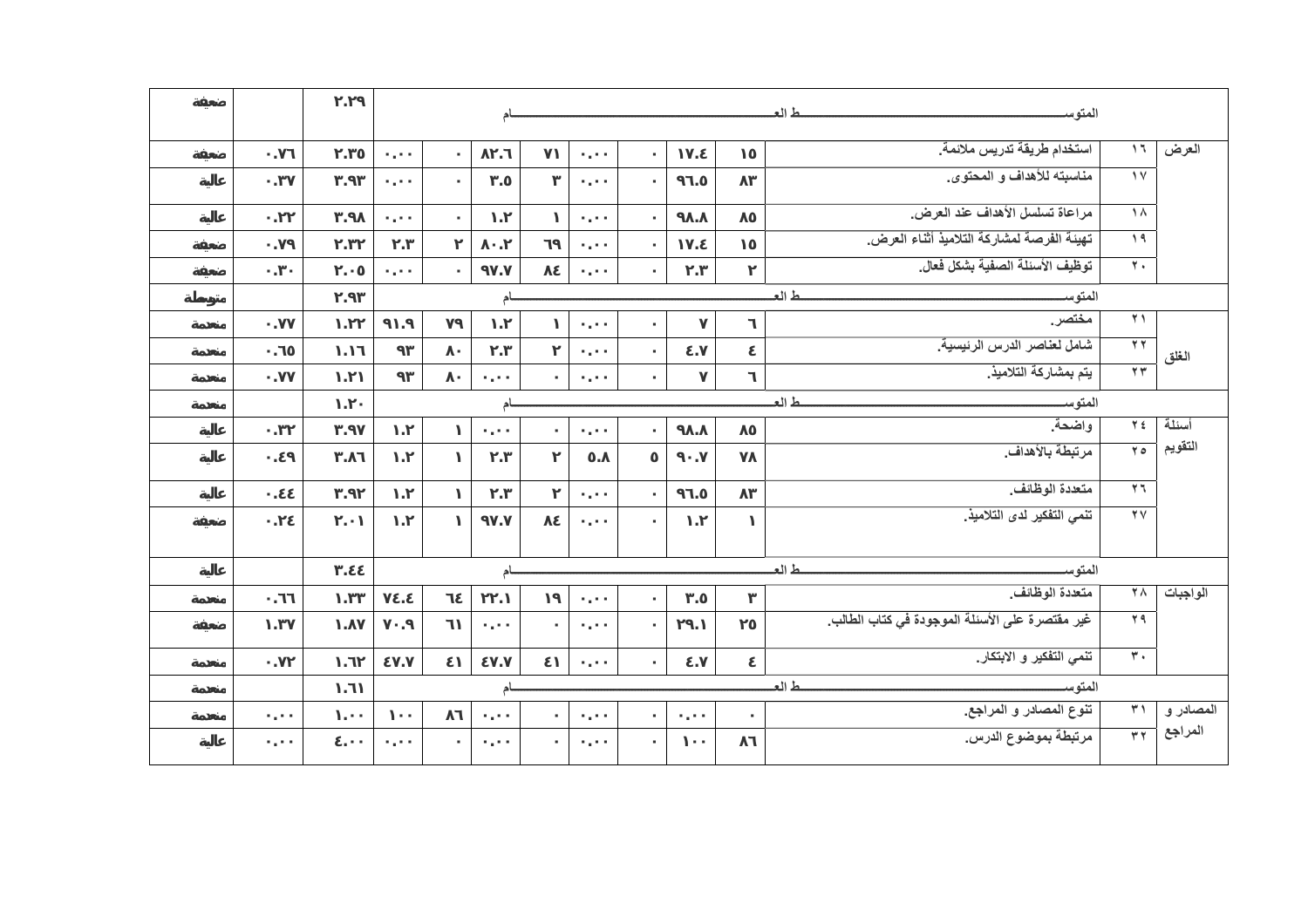| المحور | م | العبارة | ت | % | ت | % | ت | % | ت | % | المتوسط | الانحراف | الدرجة |
|---|---|---|---|---|---|---|---|---|---|---|---|---|---|
| | | المتوسط العام | | | | | | | | | ٢.٢٩ | | ضعيفة |
| العرض | ١٦ | استخدام طريقة تدريس ملائمة. | ١٥ | ١٧.٤ | ٠ | ٠.٠٠ | ٧١ | ٨٢.٦ | ٠ | ٠.٠٠ | ٢.٣٥ | ٠.٧٦ | ضعيفة |
| | ١٧ | مناسبته للأهداف و المحتوى. | ٨٣ | ٩٦.٥ | ٠ | ٠.٠٠ | ٣ | ٣.٥ | ٠ | ٠.٠٠ | ٣.٩٣ | ٠.٣٧ | عالية |
| | ١٨ | مراعاة تسلسل الأهداف عند العرض. | ٨٥ | ٩٨.٨ | ٠ | ٠.٠٠ | ١ | ١.٢ | ٠ | ٠.٠٠ | ٣.٩٨ | ٠.٢٢ | عالية |
| | ١٩ | تهيئة الفرصة لمشاركة التلاميذ أثناء العرض. | ١٥ | ١٧.٤ | ٠ | ٠.٠٠ | ٦٩ | ٨٠.٢ | ٢ | ٢.٣ | ٢.٣٢ | ٠.٧٩ | ضعيفة |
| | ٢٠ | توظيف الأسئلة الصفية بشكل فعال. | ٢ | ٢.٣ | ٠ | ٠.٠٠ | ٨٤ | ٩٧.٧ | ٠ | ٠.٠٠ | ٢.٠٥ | ٠.٣٠ | ضعيفة |
| | | المتوسط العام | | | | | | | | | ٢.٩٣ | | متوسطة |
| الغلق | ٢١ | مختصر. | ٦ | ٧ | ٠ | ٠.٠٠ | ١ | ١.٢ | ٧٩ | ٩١.٩ | ١.٢٢ | ٠.٧٧ | منعدمة |
| | ٢٢ | شامل لعناصر الدرس الرئيسية. | ٤ | ٤.٧ | ٠ | ٠.٠٠ | ٢ | ٢.٣ | ٨٠ | ٩٣ | ١.١٦ | ٠.٦٥ | منعدمة |
| | ٢٣ | يتم بمشاركة التلاميذ. | ٦ | ٧ | ٠ | ٠.٠٠ | ٠ | ٠.٠٠ | ٨٠ | ٩٣ | ١.٢١ | ٠.٧٧ | منعدمة |
| | | المتوسط العام | | | | | | | | | ١.٢٠ | | منعدمة |
| أسئلة التقويم | ٢٤ | واضحة. | ٨٥ | ٩٨.٨ | ٠ | ٠.٠٠ | ٠ | ٠.٠٠ | ١ | ١.٢ | ٣.٩٧ | ٠.٣٢ | عالية |
| | ٢٥ | مرتبطة بالأهداف. | ٧٨ | ٩٠.٧ | ٥ | ٥.٨ | ٢ | ٢.٣ | ١ | ١.٢ | ٣.٨٦ | ٠.٤٩ | عالية |
| | ٢٦ | متعددة الوظائف. | ٨٣ | ٩٦.٥ | ٠ | ٠.٠٠ | ٢ | ٢.٣ | ١ | ١.٢ | ٣.٩٢ | ٠.٤٤ | عالية |
| | ٢٧ | تنمي التفكير لدى التلاميذ. | ١ | ١.٢ | ٠ | ٠.٠٠ | ٨٤ | ٩٧.٧ | ١ | ١.٢ | ٢.٠١ | ٠.٢٤ | ضعيفة |
| | | المتوسط العام | | | | | | | | | ٣.٤٤ | | عالية |
| الواجبات | ٢٨ | متعددة الوظائف. | ٣ | ٣.٥ | ٠ | ٠.٠٠ | ١٩ | ٢٢.١ | ٦٤ | ٧٤.٤ | ١.٣٣ | ٠.٦٦ | منعدمة |
| | ٢٩ | غير مقتصرة على الأسئلة الموجودة في كتاب الطالب. | ٢٥ | ٢٩.١ | ٠ | ٠.٠٠ | ٠ | ٠.٠٠ | ٦١ | ٧٠.٩ | ١.٨٧ | ١.٣٧ | ضعيفة |
| | ٣٠ | تنمي التفكير و الابتكار. | ٤ | ٤.٧ | ٠ | ٠.٠٠ | ٤١ | ٤٧.٧ | ٤١ | ٤٧.٧ | ١.٦٢ | ٠.٧٢ | منعدمة |
| | | المتوسط العام | | | | | | | | | ١.٦١ | | منعدمة |
| المصادر و المراجع | ٣١ | تنوع المصادر و المراجع. | ٠ | ٠.٠٠ | ٠ | ٠.٠٠ | ٠ | ٠.٠٠ | ٨٦ | ١٠٠ | ١.٠٠ | ٠.٠٠ | منعدمة |
| | ٣٢ | مرتبطة بموضوع الدرس. | ٨٦ | ١٠٠ | ٠ | ٠.٠٠ | ٠ | ٠.٠٠ | ٠ | ٠.٠٠ | ٤.٠٠ | ٠.٠٠ | عالية |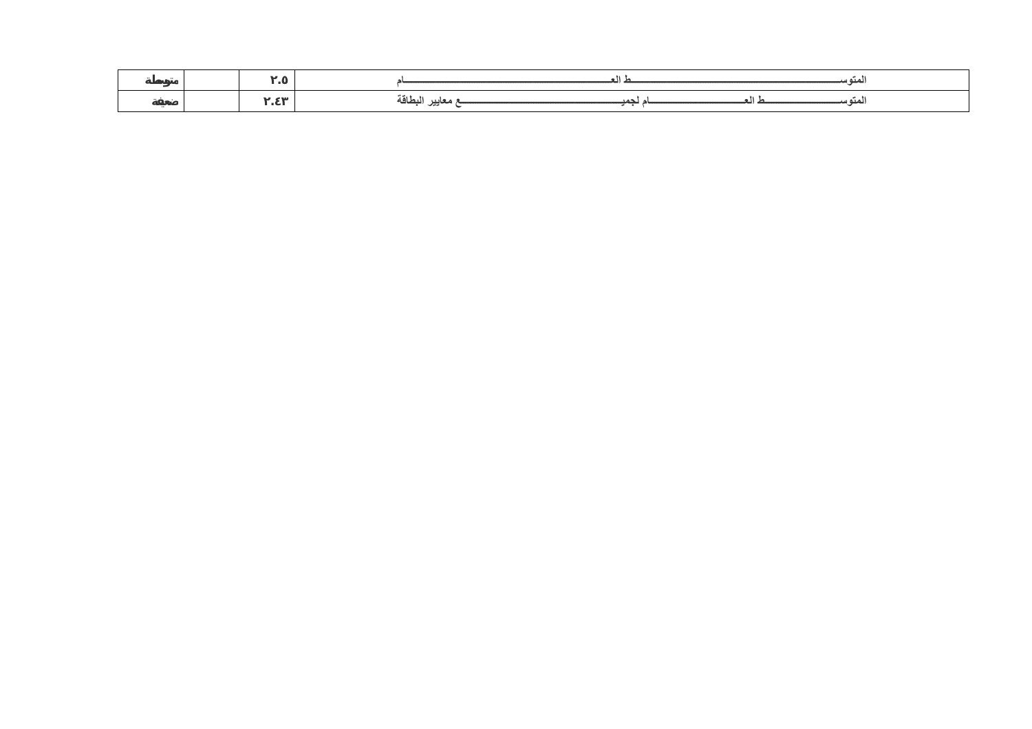| | | | |
|---|---|---|---|
| المتوسط العام | ٢.٥ | | متوسطة |
| المتوسط العام لجميع معايير البطاقة | ٢.٤٣ | | ضعيفة |